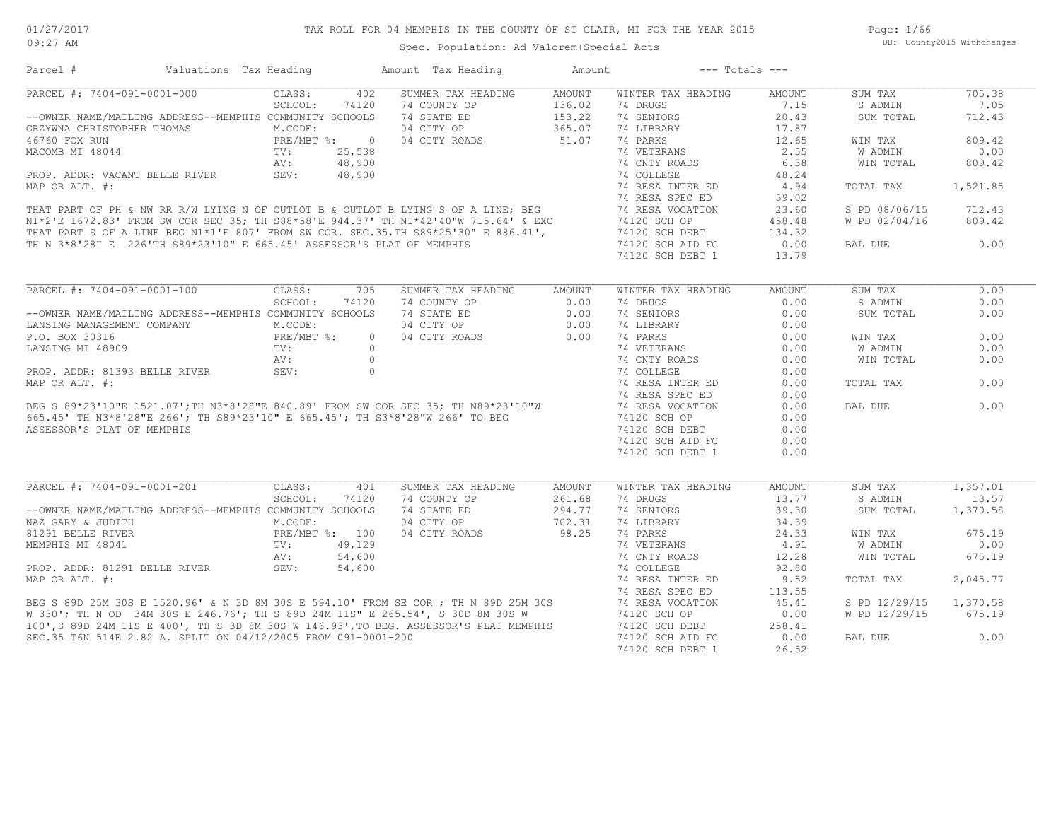# TAX ROLL FOR 04 MEMPHIS IN THE COUNTY OF ST CLAIR, MI FOR THE YEAR 2015

01/27/2017 09:27 AM

Spec. Population: Ad Valorem+Special Acts

DB: County2015 Withchanges

| Parcel # | Valuations | Tax Heading | Amount | Tax Heading | Amount | --- Totals --- |
|---|---|---|---|---|---|---|

---

**PARCEL #: 7404-091-0001-000** CLASS: 402 SCHOOL: 74120

--OWNER NAME/MAILING ADDRESS--MEMPHIS COMMUNITY SCHOOLS
GRZYWNA CHRISTOPHER THOMAS
46760 FOX RUN
MACOMB MI 48044

M.CODE:
PRE/MBT %: 0
TV: 25,538
AV: 48,900
SEV: 48,900

PROP. ADDR: VACANT BELLE RIVER
MAP OR ALT. #:

| SUMMER TAX HEADING | AMOUNT |
|---|---|
| 74 COUNTY OP | 136.02 |
| 74 STATE ED | 153.22 |
| 04 CITY OP | 365.07 |
| 04 CITY ROADS | 51.07 |

| WINTER TAX HEADING | AMOUNT |
|---|---|
| 74 DRUGS | 7.15 |
| 74 SENIORS | 20.43 |
| 74 LIBRARY | 17.87 |
| 74 PARKS | 12.65 |
| 74 VETERANS | 2.55 |
| 74 CNTY ROADS | 6.38 |
| 74 COLLEGE | 48.24 |
| 74 RESA INTER ED | 4.94 |
| 74 RESA SPEC ED | 59.02 |
| 74 RESA VOCATION | 23.60 |
| 74120 SCH OP | 458.48 |
| 74120 SCH DEBT | 134.32 |
| 74120 SCH AID FC | 0.00 |
| 74120 SCH DEBT 1 | 13.79 |

| Totals | |
|---|---|
| SUM TAX | 705.38 |
| S ADMIN | 7.05 |
| SUM TOTAL | 712.43 |
| WIN TAX | 809.42 |
| W ADMIN | 0.00 |
| WIN TOTAL | 809.42 |
| TOTAL TAX | 1,521.85 |
| S PD 08/06/15 | 712.43 |
| W PD 02/04/16 | 809.42 |
| BAL DUE | 0.00 |

THAT PART OF PH & NW RR R/W LYING N OF OUTLOT B & OUTLOT B LYING S OF A LINE; BEG N1*2'E 1672.83' FROM SW COR SEC 35; TH S88*58'E 944.37' TH N1*42'40"W 715.64' & EXC THAT PART S OF A LINE BEG N1*1'E 807' FROM SW COR. SEC.35,TH S89*25'30" E 886.41', TH N 3*8'28" E 226'TH S89*23'10" E 665.45' ASSESSOR'S PLAT OF MEMPHIS

---

**PARCEL #: 7404-091-0001-100** CLASS: 705 SCHOOL: 74120

--OWNER NAME/MAILING ADDRESS--MEMPHIS COMMUNITY SCHOOLS
LANSING MANAGEMENT COMPANY
P.O. BOX 30316
LANSING MI 48909

M.CODE:
PRE/MBT %: 0
TV: 0
AV: 0
SEV: 0

PROP. ADDR: 81393 BELLE RIVER
MAP OR ALT. #:

| SUMMER TAX HEADING | AMOUNT |
|---|---|
| 74 COUNTY OP | 0.00 |
| 74 STATE ED | 0.00 |
| 04 CITY OP | 0.00 |
| 04 CITY ROADS | 0.00 |

| WINTER TAX HEADING | AMOUNT |
|---|---|
| 74 DRUGS | 0.00 |
| 74 SENIORS | 0.00 |
| 74 LIBRARY | 0.00 |
| 74 PARKS | 0.00 |
| 74 VETERANS | 0.00 |
| 74 CNTY ROADS | 0.00 |
| 74 COLLEGE | 0.00 |
| 74 RESA INTER ED | 0.00 |
| 74 RESA SPEC ED | 0.00 |
| 74 RESA VOCATION | 0.00 |
| 74120 SCH OP | 0.00 |
| 74120 SCH DEBT | 0.00 |
| 74120 SCH AID FC | 0.00 |
| 74120 SCH DEBT 1 | 0.00 |

| Totals | |
|---|---|
| SUM TAX | 0.00 |
| S ADMIN | 0.00 |
| SUM TOTAL | 0.00 |
| WIN TAX | 0.00 |
| W ADMIN | 0.00 |
| WIN TOTAL | 0.00 |
| TOTAL TAX | 0.00 |
| BAL DUE | 0.00 |

BEG S 89*23'10"E 1521.07';TH N3*8'28"E 840.89' FROM SW COR SEC 35; TH N89*23'10"W 665.45' TH N3*8'28"E 266'; TH S89*23'10" E 665.45'; TH S3*8'28"W 266' TO BEG ASSESSOR'S PLAT OF MEMPHIS

---

**PARCEL #: 7404-091-0001-201** CLASS: 401 SCHOOL: 74120

--OWNER NAME/MAILING ADDRESS--MEMPHIS COMMUNITY SCHOOLS
NAZ GARY & JUDITH
81291 BELLE RIVER
MEMPHIS MI 48041

M.CODE:
PRE/MBT %: 100
TV: 49,129
AV: 54,600
SEV: 54,600

PROP. ADDR: 81291 BELLE RIVER
MAP OR ALT. #:

| SUMMER TAX HEADING | AMOUNT |
|---|---|
| 74 COUNTY OP | 261.68 |
| 74 STATE ED | 294.77 |
| 04 CITY OP | 702.31 |
| 04 CITY ROADS | 98.25 |

| WINTER TAX HEADING | AMOUNT |
|---|---|
| 74 DRUGS | 13.77 |
| 74 SENIORS | 39.30 |
| 74 LIBRARY | 34.39 |
| 74 PARKS | 24.33 |
| 74 VETERANS | 4.91 |
| 74 CNTY ROADS | 12.28 |
| 74 COLLEGE | 92.80 |
| 74 RESA INTER ED | 9.52 |
| 74 RESA SPEC ED | 113.55 |
| 74 RESA VOCATION | 45.41 |
| 74120 SCH OP | 0.00 |
| 74120 SCH DEBT | 258.41 |
| 74120 SCH AID FC | 0.00 |
| 74120 SCH DEBT 1 | 26.52 |

| Totals | |
|---|---|
| SUM TAX | 1,357.01 |
| S ADMIN | 13.57 |
| SUM TOTAL | 1,370.58 |
| WIN TAX | 675.19 |
| W ADMIN | 0.00 |
| WIN TOTAL | 675.19 |
| TOTAL TAX | 2,045.77 |
| S PD 12/29/15 | 1,370.58 |
| W PD 12/29/15 | 675.19 |
| BAL DUE | 0.00 |

BEG S 89D 25M 30S E 1520.96' & N 3D 8M 30S E 594.10' FROM SE COR ; TH N 89D 25M 30S W 330'; TH N OD 34M 30S E 246.76'; TH S 89D 24M 11S" E 265.54', S 30D 8M 30S W 100',S 89D 24M 11S E 400', TH S 3D 8M 30S W 146.93',TO BEG. ASSESSOR'S PLATT MEMPHIS SEC.35 T6N 514E 2.82 A. SPLIT ON 04/12/2005 FROM 091-0001-200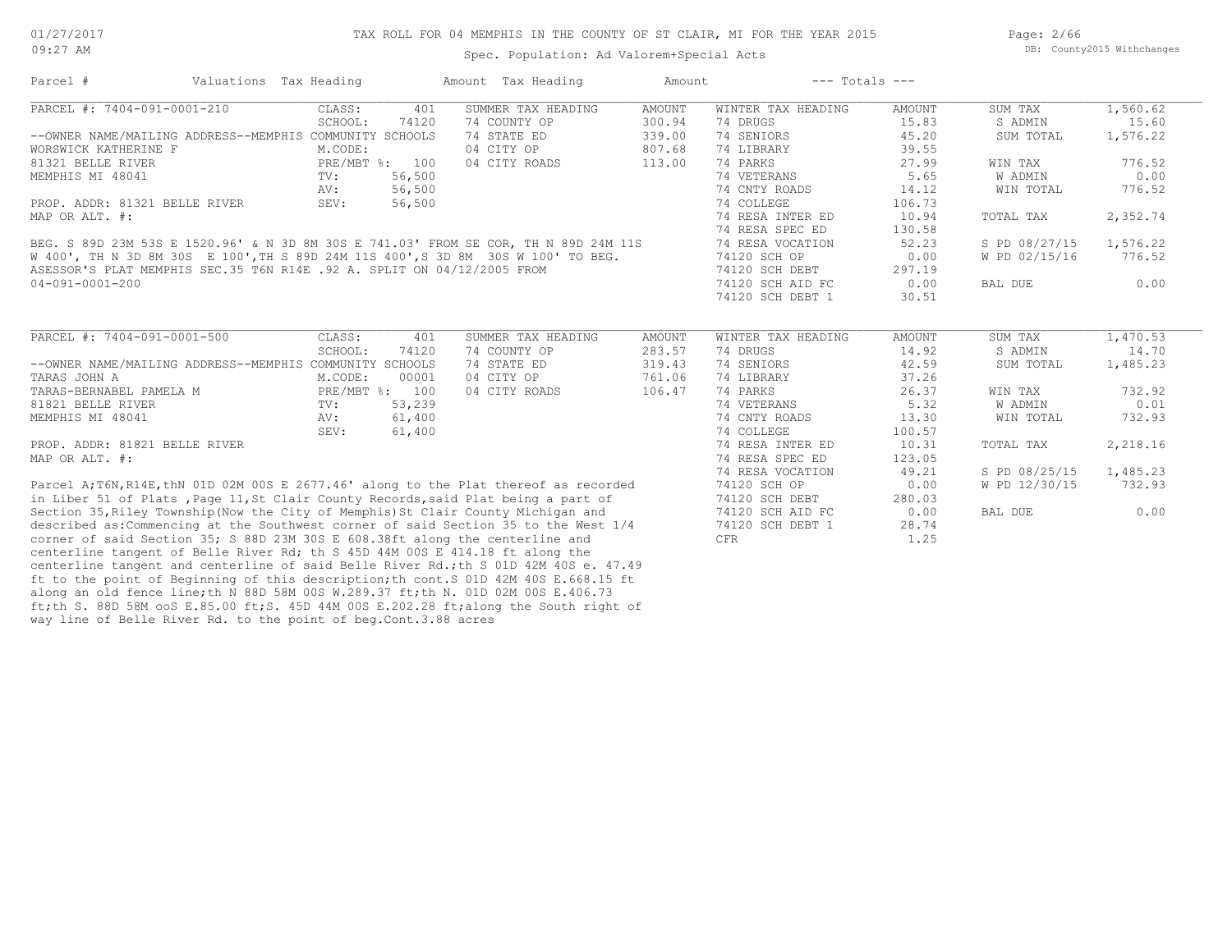# TAX ROLL FOR 04 MEMPHIS IN THE COUNTY OF ST CLAIR, MI FOR THE YEAR 2015

Spec. Population: Ad Valorem+Special Acts

01/27/2017
09:27 AM

DB: County2015 Withchanges

| Parcel # | Valuations | Tax Heading | Amount | Tax Heading | Amount | --- Totals --- |
|---|---|---|---|---|---|---|

## PARCEL #: 7404-091-0001-210

| | | | | | | | |
|---|---|---|---|---|---|---|---|
| CLASS: | 401 | SUMMER TAX HEADING | AMOUNT | WINTER TAX HEADING | AMOUNT | SUM TAX | 1,560.62 |
| SCHOOL: | 74120 | 74 COUNTY OP | 300.94 | 74 DRUGS | 15.83 | S ADMIN | 15.60 |
| | | 74 STATE ED | 339.00 | 74 SENIORS | 45.20 | SUM TOTAL | 1,576.22 |
| M.CODE: | | 04 CITY OP | 807.68 | 74 LIBRARY | 39.55 | | |
| PRE/MBT %: | 100 | 04 CITY ROADS | 113.00 | 74 PARKS | 27.99 | WIN TAX | 776.52 |
| TV: | 56,500 | | | 74 VETERANS | 5.65 | W ADMIN | 0.00 |
| AV: | 56,500 | | | 74 CNTY ROADS | 14.12 | WIN TOTAL | 776.52 |
| SEV: | 56,500 | | | 74 COLLEGE | 106.73 | | |
| | | | | 74 RESA INTER ED | 10.94 | TOTAL TAX | 2,352.74 |
| | | | | 74 RESA SPEC ED | 130.58 | | |
| | | | | 74 RESA VOCATION | 52.23 | S PD 08/27/15 | 1,576.22 |
| | | | | 74120 SCH OP | 0.00 | W PD 02/15/16 | 776.52 |
| | | | | 74120 SCH DEBT | 297.19 | | |
| | | | | 74120 SCH AID FC | 0.00 | BAL DUE | 0.00 |
| | | | | 74120 SCH DEBT 1 | 30.51 | | |

--OWNER NAME/MAILING ADDRESS--MEMPHIS COMMUNITY SCHOOLS
WORSWICK KATHERINE F
81321 BELLE RIVER
MEMPHIS MI 48041

PROP. ADDR: 81321 BELLE RIVER
MAP OR ALT. #:

BEG. S 89D 23M 53S E 1520.96' & N 3D 8M 30S E 741.03' FROM SE COR, TH N 89D 24M 11S W 400', TH N 3D 8M 30S E 100',TH S 89D 24M 11S 400',S 3D 8M 30S W 100' TO BEG. ASESSOR'S PLAT MEMPHIS SEC.35 T6N R14E .92 A. SPLIT ON 04/12/2005 FROM 04-091-0001-200

## PARCEL #: 7404-091-0001-500

| | | | | | | | |
|---|---|---|---|---|---|---|---|
| CLASS: | 401 | SUMMER TAX HEADING | AMOUNT | WINTER TAX HEADING | AMOUNT | SUM TAX | 1,470.53 |
| SCHOOL: | 74120 | 74 COUNTY OP | 283.57 | 74 DRUGS | 14.92 | S ADMIN | 14.70 |
| | | 74 STATE ED | 319.43 | 74 SENIORS | 42.59 | SUM TOTAL | 1,485.23 |
| M.CODE: | 00001 | 04 CITY OP | 761.06 | 74 LIBRARY | 37.26 | | |
| PRE/MBT %: | 100 | 04 CITY ROADS | 106.47 | 74 PARKS | 26.37 | WIN TAX | 732.92 |
| TV: | 53,239 | | | 74 VETERANS | 5.32 | W ADMIN | 0.01 |
| AV: | 61,400 | | | 74 CNTY ROADS | 13.30 | WIN TOTAL | 732.93 |
| SEV: | 61,400 | | | 74 COLLEGE | 100.57 | | |
| | | | | 74 RESA INTER ED | 10.31 | TOTAL TAX | 2,218.16 |
| | | | | 74 RESA SPEC ED | 123.05 | | |
| | | | | 74 RESA VOCATION | 49.21 | S PD 08/25/15 | 1,485.23 |
| | | | | 74120 SCH OP | 0.00 | W PD 12/30/15 | 732.93 |
| | | | | 74120 SCH DEBT | 280.03 | | |
| | | | | 74120 SCH AID FC | 0.00 | BAL DUE | 0.00 |
| | | | | 74120 SCH DEBT 1 | 28.74 | | |
| | | | | CFR | 1.25 | | |

--OWNER NAME/MAILING ADDRESS--MEMPHIS COMMUNITY SCHOOLS
TARAS JOHN A
TARAS-BERNABEL PAMELA M
81821 BELLE RIVER
MEMPHIS MI 48041

PROP. ADDR: 81821 BELLE RIVER
MAP OR ALT. #:

Parcel A;T6N,R14E,thN 01D 02M 00S E 2677.46' along to the Plat thereof as recorded in Liber 51 of Plats ,Page 11,St Clair County Records,said Plat being a part of Section 35,Riley Township(Now the City of Memphis)St Clair County Michigan and described as:Commencing at the Southwest corner of said Section 35 to the West 1/4 corner of said Section 35; S 88D 23M 30S E 608.38ft along the centerline and centerline tangent of Belle River Rd; th S 45D 44M 00S E 414.18 ft along the centerline tangent and centerline of said Belle River Rd.;th S 01D 42M 40S e. 47.49 ft to the point of Beginning of this description;th cont.S 01D 42M 40S E.668.15 ft along an old fence line;th N 88D 58M 00S W.289.37 ft;th N. 01D 02M 00S E.406.73 ft;th S. 88D 58M ooS E.85.00 ft;S. 45D 44M 00S E.202.28 ft;along the South right of way line of Belle River Rd. to the point of beg.Cont.3.88 acres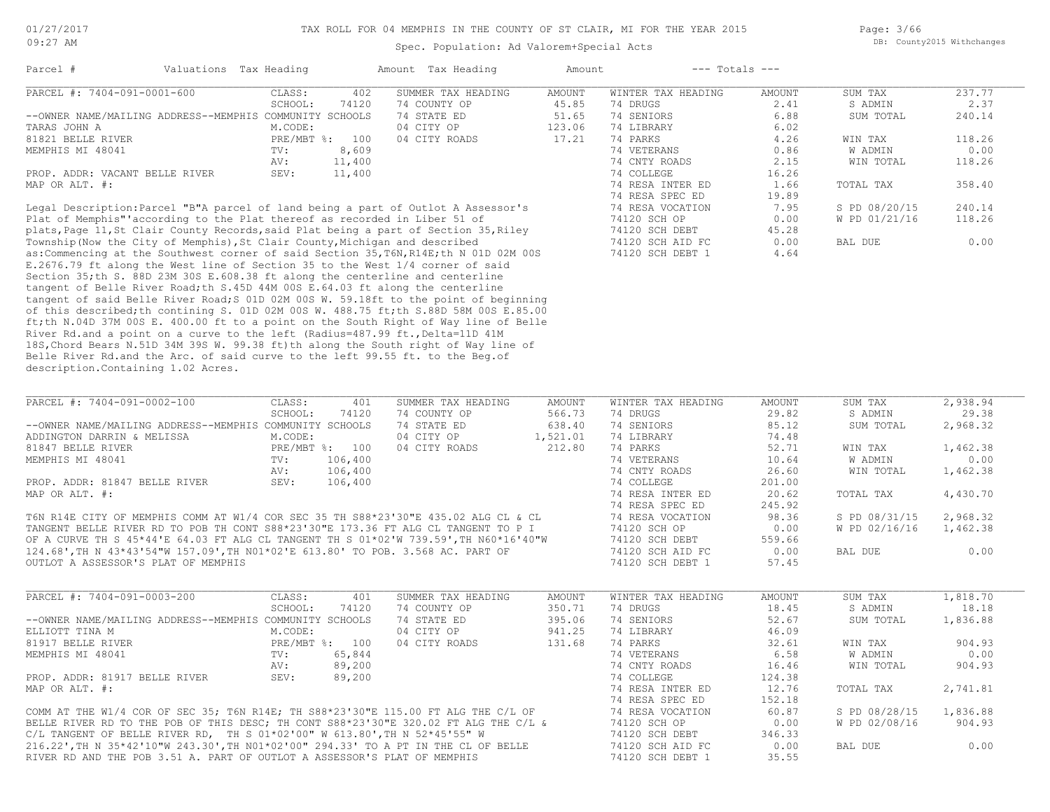TAX ROLL FOR 04 MEMPHIS IN THE COUNTY OF ST CLAIR, MI FOR THE YEAR 2015

Spec. Population: Ad Valorem+Special Acts

| Parcel # | Valuations | Tax Heading | Amount | Tax Heading | Amount | --- Totals --- | |
|---|---|---|---|---|---|---|---|

## PARCEL #: 7404-091-0001-600

| Field | Value | Summer Tax Heading | Amount | Winter Tax Heading | Amount | Totals | |
|---|---|---|---|---|---|---|---|
| CLASS: | 402 | 74 COUNTY OP | 45.85 | 74 DRUGS | 2.41 | SUM TAX | 237.77 |
| SCHOOL: | 74120 | 74 STATE ED | 51.65 | 74 SENIORS | 6.88 | S ADMIN | 2.37 |
| M.CODE: | | 04 CITY OP | 123.06 | 74 LIBRARY | 6.02 | SUM TOTAL | 240.14 |
| PRE/MBT %: | 100 | 04 CITY ROADS | 17.21 | 74 PARKS | 4.26 | | |
| TV: | 8,609 | | | 74 VETERANS | 0.86 | WIN TAX | 118.26 |
| AV: | 11,400 | | | 74 CNTY ROADS | 2.15 | W ADMIN | 0.00 |
| SEV: | 11,400 | | | 74 COLLEGE | 16.26 | WIN TOTAL | 118.26 |
| | | | | 74 RESA INTER ED | 1.66 | | |
| | | | | 74 RESA SPEC ED | 19.89 | TOTAL TAX | 358.40 |
| | | | | 74 RESA VOCATION | 7.95 | | |
| | | | | 74120 SCH OP | 0.00 | S PD 08/20/15 | 240.14 |
| | | | | 74120 SCH DEBT | 45.28 | W PD 01/21/16 | 118.26 |
| | | | | 74120 SCH AID FC | 0.00 | | |
| | | | | 74120 SCH DEBT 1 | 4.64 | BAL DUE | 0.00 |

--OWNER NAME/MAILING ADDRESS--MEMPHIS COMMUNITY SCHOOLS
TARAS JOHN A
81821 BELLE RIVER
MEMPHIS MI 48041

PROP. ADDR: VACANT BELLE RIVER
MAP OR ALT. #:

Legal Description:Parcel "B"A parcel of land being a part of Outlot A Assessor's Plat of Memphis"'according to the Plat thereof as recorded in Liber 51 of plats,Page 11,St Clair County Records,said Plat being a part of Section 35,Riley Township(Now the City of Memphis),St Clair County,Michigan and described as:Commencing at the Southwest corner of said Section 35,T6N,R14E;th N 01D 02M 00S E.2676.79 ft along the West line of Section 35 to the West 1/4 corner of said Section 35;th S. 88D 23M 30S E.608.38 ft along the centerline and centerline tangent of Belle River Road;th S.45D 44M 00S E.64.03 ft along the centerline tangent of said Belle River Road;S 01D 02M 00S W. 59.18ft to the point of beginning of this described;th contining S. 01D 02M 00S W. 488.75 ft;th S.88D 58M 00S E.85.00 ft;th N.04D 37M 00S E. 400.00 ft to a point on the South Right of Way line of Belle River Rd.and a point on a curve to the left (Radius=487.99 ft.,Delta=11D 41M 18S,Chord Bears N.51D 34M 39S W. 99.38 ft)th along the South right of Way line of Belle River Rd.and the Arc. of said curve to the left 99.55 ft. to the Beg.of description.Containing 1.02 Acres.

## PARCEL #: 7404-091-0002-100

| Field | Value | Summer Tax Heading | Amount | Winter Tax Heading | Amount | Totals | |
|---|---|---|---|---|---|---|---|
| CLASS: | 401 | 74 COUNTY OP | 566.73 | 74 DRUGS | 29.82 | SUM TAX | 2,938.94 |
| SCHOOL: | 74120 | 74 STATE ED | 638.40 | 74 SENIORS | 85.12 | S ADMIN | 29.38 |
| M.CODE: | | 04 CITY OP | 1,521.01 | 74 LIBRARY | 74.48 | SUM TOTAL | 2,968.32 |
| PRE/MBT %: | 100 | 04 CITY ROADS | 212.80 | 74 PARKS | 52.71 | | |
| TV: | 106,400 | | | 74 VETERANS | 10.64 | WIN TAX | 1,462.38 |
| AV: | 106,400 | | | 74 CNTY ROADS | 26.60 | W ADMIN | 0.00 |
| SEV: | 106,400 | | | 74 COLLEGE | 201.00 | WIN TOTAL | 1,462.38 |
| | | | | 74 RESA INTER ED | 20.62 | | |
| | | | | 74 RESA SPEC ED | 245.92 | TOTAL TAX | 4,430.70 |
| | | | | 74 RESA VOCATION | 98.36 | | |
| | | | | 74120 SCH OP | 0.00 | S PD 08/31/15 | 2,968.32 |
| | | | | 74120 SCH DEBT | 559.66 | W PD 02/16/16 | 1,462.38 |
| | | | | 74120 SCH AID FC | 0.00 | | |
| | | | | 74120 SCH DEBT 1 | 57.45 | BAL DUE | 0.00 |

--OWNER NAME/MAILING ADDRESS--MEMPHIS COMMUNITY SCHOOLS
ADDINGTON DARRIN & MELISSA
81847 BELLE RIVER
MEMPHIS MI 48041

PROP. ADDR: 81847 BELLE RIVER
MAP OR ALT. #:

T6N R14E CITY OF MEMPHIS COMM AT W1/4 COR SEC 35 TH S88*23'30"E 435.02 ALG CL & CL TANGENT BELLE RIVER RD TO POB TH CONT S88*23'30"E 173.36 FT ALG CL TANGENT TO P I OF A CURVE TH S 45*44'E 64.03 FT ALG CL TANGENT TH S 01*02'W 739.59',TH N60*16'40"W 124.68',TH N 43*43'54"W 157.09',TH N01*02'E 613.80' TO POB. 3.568 AC. PART OF OUTLOT A ASSESSOR'S PLAT OF MEMPHIS

## PARCEL #: 7404-091-0003-200

| Field | Value | Summer Tax Heading | Amount | Winter Tax Heading | Amount | Totals | |
|---|---|---|---|---|---|---|---|
| CLASS: | 401 | 74 COUNTY OP | 350.71 | 74 DRUGS | 18.45 | SUM TAX | 1,818.70 |
| SCHOOL: | 74120 | 74 STATE ED | 395.06 | 74 SENIORS | 52.67 | S ADMIN | 18.18 |
| M.CODE: | | 04 CITY OP | 941.25 | 74 LIBRARY | 46.09 | SUM TOTAL | 1,836.88 |
| PRE/MBT %: | 100 | 04 CITY ROADS | 131.68 | 74 PARKS | 32.61 | | |
| TV: | 65,844 | | | 74 VETERANS | 6.58 | WIN TAX | 904.93 |
| AV: | 89,200 | | | 74 CNTY ROADS | 16.46 | W ADMIN | 0.00 |
| SEV: | 89,200 | | | 74 COLLEGE | 124.38 | WIN TOTAL | 904.93 |
| | | | | 74 RESA INTER ED | 12.76 | | |
| | | | | 74 RESA SPEC ED | 152.18 | TOTAL TAX | 2,741.81 |
| | | | | 74 RESA VOCATION | 60.87 | | |
| | | | | 74120 SCH OP | 0.00 | S PD 08/28/15 | 1,836.88 |
| | | | | 74120 SCH DEBT | 346.33 | W PD 02/08/16 | 904.93 |
| | | | | 74120 SCH AID FC | 0.00 | | |
| | | | | 74120 SCH DEBT 1 | 35.55 | BAL DUE | 0.00 |

--OWNER NAME/MAILING ADDRESS--MEMPHIS COMMUNITY SCHOOLS
ELLIOTT TINA M
81917 BELLE RIVER
MEMPHIS MI 48041

PROP. ADDR: 81917 BELLE RIVER
MAP OR ALT. #:

COMM AT THE W1/4 COR OF SEC 35; T6N R14E; TH S88*23'30"E 115.00 FT ALG THE C/L OF BELLE RIVER RD TO THE POB OF THIS DESC; TH CONT S88*23'30"E 320.02 FT ALG THE C/L & C/L TANGENT OF BELLE RIVER RD, TH S 01*02'00" W 613.80',TH N 52*45'55" W 216.22',TH N 35*42'10"W 243.30',TH N01*02'00" 294.33' TO A PT IN THE CL OF BELLE RIVER RD AND THE POB 3.51 A. PART OF OUTLOT A ASSESSOR'S PLAT OF MEMPHIS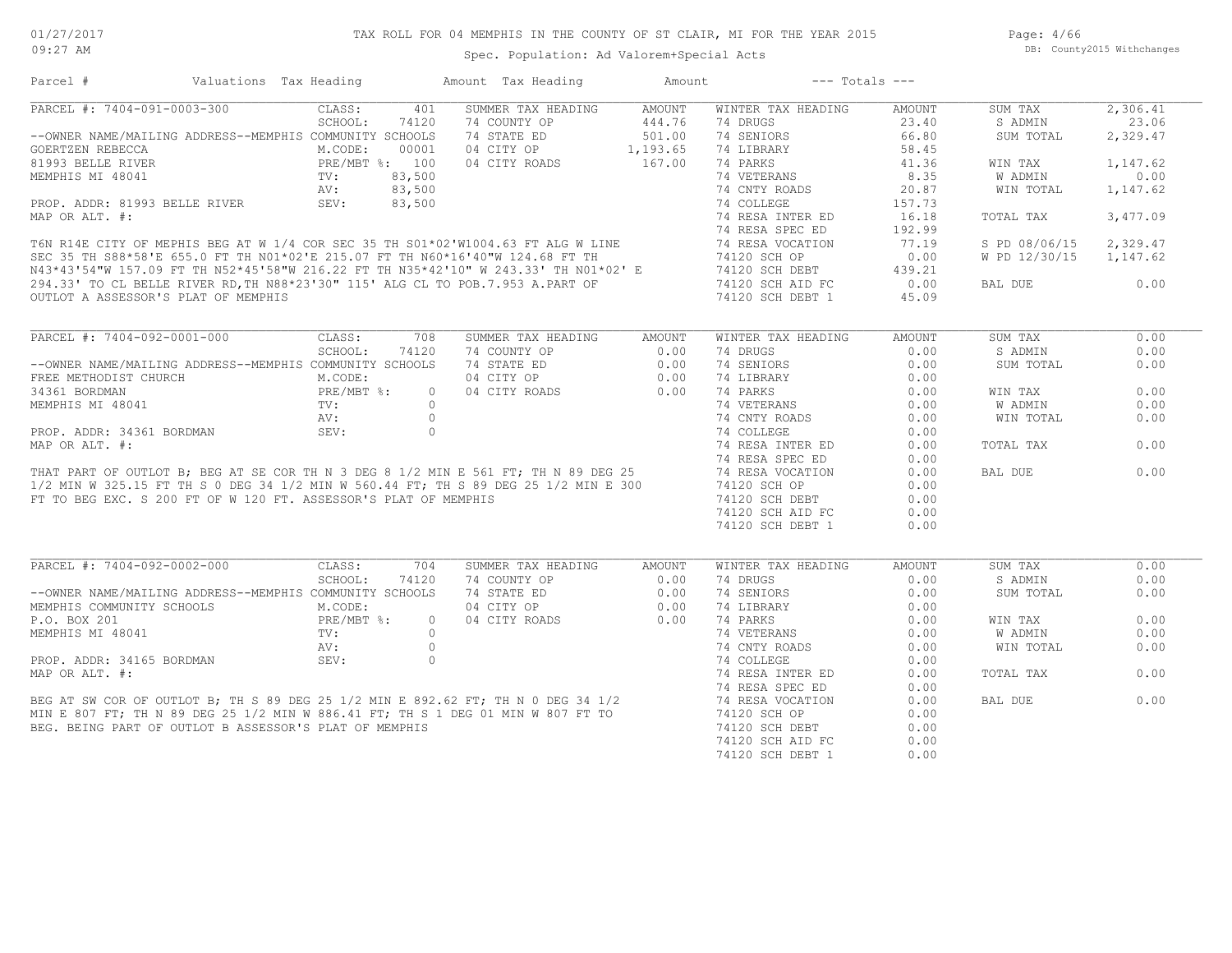01/27/2017
09:27 AM

# TAX ROLL FOR 04 MEMPHIS IN THE COUNTY OF ST CLAIR, MI FOR THE YEAR 2015

DB: County2015 Withchanges

Spec. Population: Ad Valorem+Special Acts

| Parcel # | Valuations | Tax Heading | Amount | Tax Heading | Amount | --- Totals --- | |
|---|---|---|---|---|---|---|---|

## PARCEL #: 7404-091-0003-300

CLASS: 401
SCHOOL: 74120

--OWNER NAME/MAILING ADDRESS--MEMPHIS COMMUNITY SCHOOLS
GOERTZEN REBECCA
81993 BELLE RIVER
MEMPHIS MI 48041

M.CODE: 00001
PRE/MBT %: 100
TV: 83,500
AV: 83,500
SEV: 83,500

PROP. ADDR: 81993 BELLE RIVER
MAP OR ALT. #:

T6N R14E CITY OF MEPHIS BEG AT W 1/4 COR SEC 35 TH S01*02'W1004.63 FT ALG W LINE SEC 35 TH S88*58'E 655.0 FT TH N01*02'E 215.07 FT TH N60*16'40"W 124.68 FT TH N43*43'54"W 157.09 FT TH N52*45'58"W 216.22 FT TH N35*42'10" W 243.33' TH N01*02' E 294.33' TO CL BELLE RIVER RD,TH N88*23'30" 115' ALG CL TO POB.7.953 A.PART OF OUTLOT A ASSESSOR'S PLAT OF MEMPHIS

| SUMMER TAX HEADING | AMOUNT |
|---|---|
| 74 COUNTY OP | 444.76 |
| 74 STATE ED | 501.00 |
| 04 CITY OP | 1,193.65 |
| 04 CITY ROADS | 167.00 |

| WINTER TAX HEADING | AMOUNT |
|---|---|
| 74 DRUGS | 23.40 |
| 74 SENIORS | 66.80 |
| 74 LIBRARY | 58.45 |
| 74 PARKS | 41.36 |
| 74 VETERANS | 8.35 |
| 74 CNTY ROADS | 20.87 |
| 74 COLLEGE | 157.73 |
| 74 RESA INTER ED | 16.18 |
| 74 RESA SPEC ED | 192.99 |
| 74 RESA VOCATION | 77.19 |
| 74120 SCH OP | 0.00 |
| 74120 SCH DEBT | 439.21 |
| 74120 SCH AID FC | 0.00 |
| 74120 SCH DEBT 1 | 45.09 |

| Totals | |
|---|---|
| SUM TAX | 2,306.41 |
| S ADMIN | 23.06 |
| SUM TOTAL | 2,329.47 |
| WIN TAX | 1,147.62 |
| W ADMIN | 0.00 |
| WIN TOTAL | 1,147.62 |
| TOTAL TAX | 3,477.09 |
| S PD 08/06/15 | 2,329.47 |
| W PD 12/30/15 | 1,147.62 |
| BAL DUE | 0.00 |

## PARCEL #: 7404-092-0001-000

CLASS: 708
SCHOOL: 74120

--OWNER NAME/MAILING ADDRESS--MEMPHIS COMMUNITY SCHOOLS
FREE METHODIST CHURCH
34361 BORDMAN
MEMPHIS MI 48041

M.CODE:
PRE/MBT %: 0
TV: 0
AV: 0
SEV: 0

PROP. ADDR: 34361 BORDMAN
MAP OR ALT. #:

THAT PART OF OUTLOT B; BEG AT SE COR TH N 3 DEG 8 1/2 MIN E 561 FT; TH N 89 DEG 25 1/2 MIN W 325.15 FT TH S 0 DEG 34 1/2 MIN W 560.44 FT; TH S 89 DEG 25 1/2 MIN E 300 FT TO BEG EXC. S 200 FT OF W 120 FT. ASSESSOR'S PLAT OF MEMPHIS

| SUMMER TAX HEADING | AMOUNT |
|---|---|
| 74 COUNTY OP | 0.00 |
| 74 STATE ED | 0.00 |
| 04 CITY OP | 0.00 |
| 04 CITY ROADS | 0.00 |

| WINTER TAX HEADING | AMOUNT |
|---|---|
| 74 DRUGS | 0.00 |
| 74 SENIORS | 0.00 |
| 74 LIBRARY | 0.00 |
| 74 PARKS | 0.00 |
| 74 VETERANS | 0.00 |
| 74 CNTY ROADS | 0.00 |
| 74 COLLEGE | 0.00 |
| 74 RESA INTER ED | 0.00 |
| 74 RESA SPEC ED | 0.00 |
| 74 RESA VOCATION | 0.00 |
| 74120 SCH OP | 0.00 |
| 74120 SCH DEBT | 0.00 |
| 74120 SCH AID FC | 0.00 |
| 74120 SCH DEBT 1 | 0.00 |

| Totals | |
|---|---|
| SUM TAX | 0.00 |
| S ADMIN | 0.00 |
| SUM TOTAL | 0.00 |
| WIN TAX | 0.00 |
| W ADMIN | 0.00 |
| WIN TOTAL | 0.00 |
| TOTAL TAX | 0.00 |
| BAL DUE | 0.00 |

## PARCEL #: 7404-092-0002-000

CLASS: 704
SCHOOL: 74120

--OWNER NAME/MAILING ADDRESS--MEMPHIS COMMUNITY SCHOOLS
MEMPHIS COMMUNITY SCHOOLS
P.O. BOX 201
MEMPHIS MI 48041

M.CODE:
PRE/MBT %: 0
TV: 0
AV: 0
SEV: 0

PROP. ADDR: 34165 BORDMAN
MAP OR ALT. #:

BEG AT SW COR OF OUTLOT B; TH S 89 DEG 25 1/2 MIN E 892.62 FT; TH N 0 DEG 34 1/2 MIN E 807 FT; TH N 89 DEG 25 1/2 MIN W 886.41 FT; TH S 1 DEG 01 MIN W 807 FT TO BEG. BEING PART OF OUTLOT B ASSESSOR'S PLAT OF MEMPHIS

| SUMMER TAX HEADING | AMOUNT |
|---|---|
| 74 COUNTY OP | 0.00 |
| 74 STATE ED | 0.00 |
| 04 CITY OP | 0.00 |
| 04 CITY ROADS | 0.00 |

| WINTER TAX HEADING | AMOUNT |
|---|---|
| 74 DRUGS | 0.00 |
| 74 SENIORS | 0.00 |
| 74 LIBRARY | 0.00 |
| 74 PARKS | 0.00 |
| 74 VETERANS | 0.00 |
| 74 CNTY ROADS | 0.00 |
| 74 COLLEGE | 0.00 |
| 74 RESA INTER ED | 0.00 |
| 74 RESA SPEC ED | 0.00 |
| 74 RESA VOCATION | 0.00 |
| 74120 SCH OP | 0.00 |
| 74120 SCH DEBT | 0.00 |
| 74120 SCH AID FC | 0.00 |
| 74120 SCH DEBT 1 | 0.00 |

| Totals | |
|---|---|
| SUM TAX | 0.00 |
| S ADMIN | 0.00 |
| SUM TOTAL | 0.00 |
| WIN TAX | 0.00 |
| W ADMIN | 0.00 |
| WIN TOTAL | 0.00 |
| TOTAL TAX | 0.00 |
| BAL DUE | 0.00 |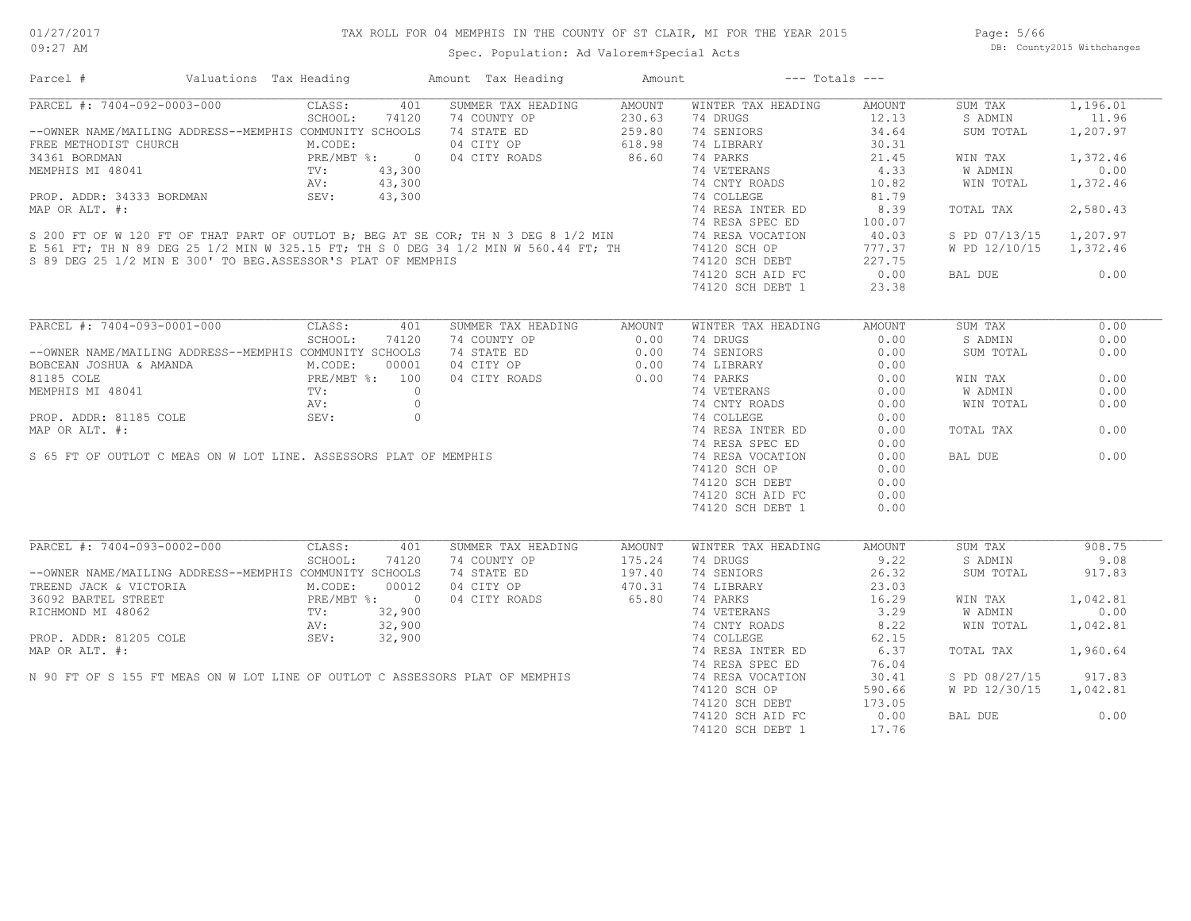# TAX ROLL FOR 04 MEMPHIS IN THE COUNTY OF ST CLAIR, MI FOR THE YEAR 2015

01/27/2017
09:27 AM

Spec. Population: Ad Valorem+Special Acts

DB: County2015 Withchanges

| Parcel # | Valuations | Tax Heading | Amount | Tax Heading | Amount | --- Totals --- | |
|---|---|---|---|---|---|---|---|

## PARCEL #: 7404-092-0003-000

| | | | | | | | |
|---|---|---|---|---|---|---|---|
| PARCEL #: 7404-092-0003-000 | CLASS: 401 | SUMMER TAX HEADING | AMOUNT | WINTER TAX HEADING | AMOUNT | SUM TAX | 1,196.01 |
| | SCHOOL: 74120 | 74 COUNTY OP | 230.63 | 74 DRUGS | 12.13 | S ADMIN | 11.96 |
| --OWNER NAME/MAILING ADDRESS--MEMPHIS COMMUNITY SCHOOLS | | 74 STATE ED | 259.80 | 74 SENIORS | 34.64 | SUM TOTAL | 1,207.97 |
| FREE METHODIST CHURCH | M.CODE: | 04 CITY OP | 618.98 | 74 LIBRARY | 30.31 | | |
| 34361 BORDMAN | PRE/MBT %: 0 | 04 CITY ROADS | 86.60 | 74 PARKS | 21.45 | WIN TAX | 1,372.46 |
| MEMPHIS MI 48041 | TV: 43,300 | | | 74 VETERANS | 4.33 | W ADMIN | 0.00 |
| | AV: 43,300 | | | 74 CNTY ROADS | 10.82 | WIN TOTAL | 1,372.46 |
| PROP. ADDR: 34333 BORDMAN | SEV: 43,300 | | | 74 COLLEGE | 81.79 | | |
| MAP OR ALT. #: | | | | 74 RESA INTER ED | 8.39 | TOTAL TAX | 2,580.43 |
| | | | | 74 RESA SPEC ED | 100.07 | | |
| | | | | 74 RESA VOCATION | 40.03 | S PD 07/13/15 | 1,207.97 |
| | | | | 74120 SCH OP | 777.37 | W PD 12/10/15 | 1,372.46 |
| | | | | 74120 SCH DEBT | 227.75 | | |
| | | | | 74120 SCH AID FC | 0.00 | BAL DUE | 0.00 |
| | | | | 74120 SCH DEBT 1 | 23.38 | | |

S 200 FT OF W 120 FT OF THAT PART OF OUTLOT B; BEG AT SE COR; TH N 3 DEG 8 1/2 MIN E 561 FT; TH N 89 DEG 25 1/2 MIN W 325.15 FT; TH S 0 DEG 34 1/2 MIN W 560.44 FT; TH S 89 DEG 25 1/2 MIN E 300' TO BEG.ASSESSOR'S PLAT OF MEMPHIS

## PARCEL #: 7404-093-0001-000

| | | | | | | | |
|---|---|---|---|---|---|---|---|
| PARCEL #: 7404-093-0001-000 | CLASS: 401 | SUMMER TAX HEADING | AMOUNT | WINTER TAX HEADING | AMOUNT | SUM TAX | 0.00 |
| | SCHOOL: 74120 | 74 COUNTY OP | 0.00 | 74 DRUGS | 0.00 | S ADMIN | 0.00 |
| --OWNER NAME/MAILING ADDRESS--MEMPHIS COMMUNITY SCHOOLS | | 74 STATE ED | 0.00 | 74 SENIORS | 0.00 | SUM TOTAL | 0.00 |
| BOBCEAN JOSHUA & AMANDA | M.CODE: 00001 | 04 CITY OP | 0.00 | 74 LIBRARY | 0.00 | | |
| 81185 COLE | PRE/MBT %: 100 | 04 CITY ROADS | 0.00 | 74 PARKS | 0.00 | WIN TAX | 0.00 |
| MEMPHIS MI 48041 | TV: 0 | | | 74 VETERANS | 0.00 | W ADMIN | 0.00 |
| | AV: 0 | | | 74 CNTY ROADS | 0.00 | WIN TOTAL | 0.00 |
| PROP. ADDR: 81185 COLE | SEV: 0 | | | 74 COLLEGE | 0.00 | | |
| MAP OR ALT. #: | | | | 74 RESA INTER ED | 0.00 | TOTAL TAX | 0.00 |
| | | | | 74 RESA SPEC ED | 0.00 | | |
| | | | | 74 RESA VOCATION | 0.00 | BAL DUE | 0.00 |
| | | | | 74120 SCH OP | 0.00 | | |
| | | | | 74120 SCH DEBT | 0.00 | | |
| | | | | 74120 SCH AID FC | 0.00 | | |
| | | | | 74120 SCH DEBT 1 | 0.00 | | |

S 65 FT OF OUTLOT C MEAS ON W LOT LINE. ASSESSORS PLAT OF MEMPHIS

## PARCEL #: 7404-093-0002-000

| | | | | | | | |
|---|---|---|---|---|---|---|---|
| PARCEL #: 7404-093-0002-000 | CLASS: 401 | SUMMER TAX HEADING | AMOUNT | WINTER TAX HEADING | AMOUNT | SUM TAX | 908.75 |
| | SCHOOL: 74120 | 74 COUNTY OP | 175.24 | 74 DRUGS | 9.22 | S ADMIN | 9.08 |
| --OWNER NAME/MAILING ADDRESS--MEMPHIS COMMUNITY SCHOOLS | | 74 STATE ED | 197.40 | 74 SENIORS | 26.32 | SUM TOTAL | 917.83 |
| TREEND JACK & VICTORIA | M.CODE: 00012 | 04 CITY OP | 470.31 | 74 LIBRARY | 23.03 | | |
| 36092 BARTEL STREET | PRE/MBT %: 0 | 04 CITY ROADS | 65.80 | 74 PARKS | 16.29 | WIN TAX | 1,042.81 |
| RICHMOND MI 48062 | TV: 32,900 | | | 74 VETERANS | 3.29 | W ADMIN | 0.00 |
| | AV: 32,900 | | | 74 CNTY ROADS | 8.22 | WIN TOTAL | 1,042.81 |
| PROP. ADDR: 81205 COLE | SEV: 32,900 | | | 74 COLLEGE | 62.15 | | |
| MAP OR ALT. #: | | | | 74 RESA INTER ED | 6.37 | TOTAL TAX | 1,960.64 |
| | | | | 74 RESA SPEC ED | 76.04 | | |
| | | | | 74 RESA VOCATION | 30.41 | S PD 08/27/15 | 917.83 |
| | | | | 74120 SCH OP | 590.66 | W PD 12/30/15 | 1,042.81 |
| | | | | 74120 SCH DEBT | 173.05 | | |
| | | | | 74120 SCH AID FC | 0.00 | BAL DUE | 0.00 |
| | | | | 74120 SCH DEBT 1 | 17.76 | | |

N 90 FT OF S 155 FT MEAS ON W LOT LINE OF OUTLOT C ASSESSORS PLAT OF MEMPHIS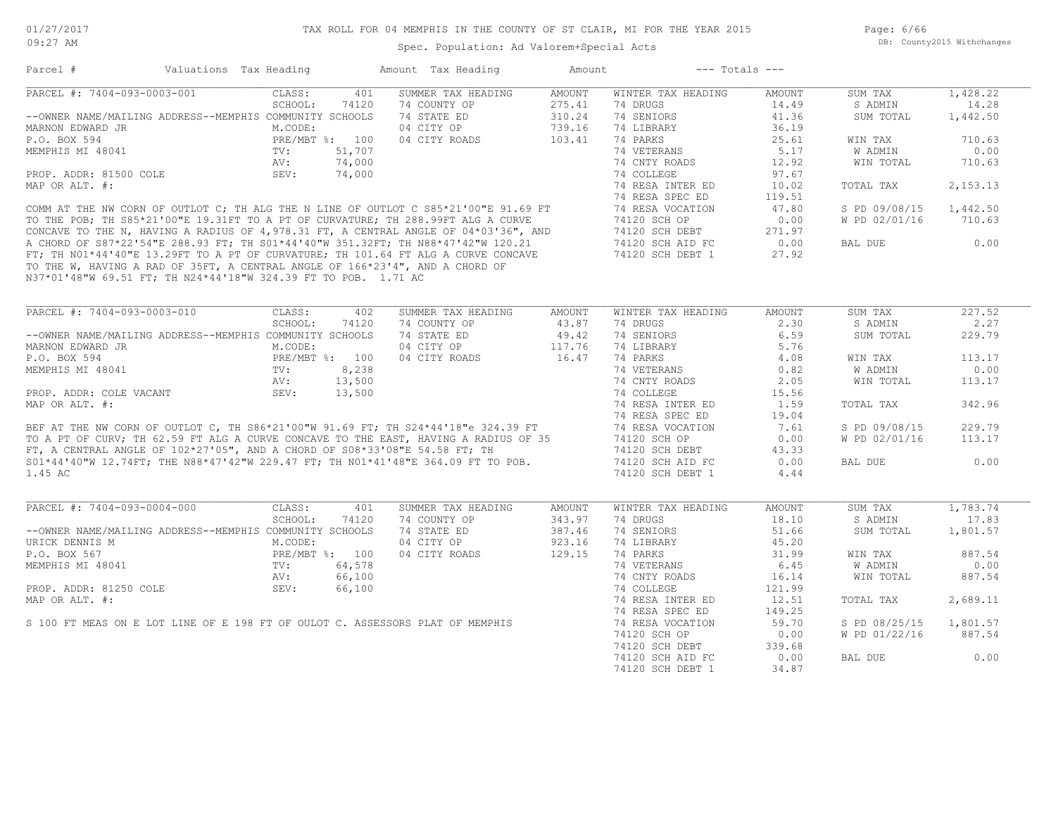# TAX ROLL FOR 04 MEMPHIS IN THE COUNTY OF ST CLAIR, MI FOR THE YEAR 2015

Spec. Population: Ad Valorem+Special Acts

DB: County2015 Withchanges

01/27/2017 09:27 AM

| Parcel # | Valuations | Tax Heading | Amount | Tax Heading | Amount | --- Totals --- | |
|---|---|---|---|---|---|---|---|

## PARCEL #: 7404-093-0003-001

| | | | | | | | |
|---|---|---|---|---|---|---|---|
| CLASS: | 401 | SUMMER TAX HEADING | AMOUNT | WINTER TAX HEADING | AMOUNT | SUM TAX | 1,428.22 |
| SCHOOL: | 74120 | 74 COUNTY OP | 275.41 | 74 DRUGS | 14.49 | S ADMIN | 14.28 |
| M.CODE: | | 74 STATE ED | 310.24 | 74 SENIORS | 41.36 | SUM TOTAL | 1,442.50 |
| PRE/MBT %: | 100 | 04 CITY OP | 739.16 | 74 LIBRARY | 36.19 | | |
| TV: | 51,707 | 04 CITY ROADS | 103.41 | 74 PARKS | 25.61 | WIN TAX | 710.63 |
| AV: | 74,000 | | | 74 VETERANS | 5.17 | W ADMIN | 0.00 |
| SEV: | 74,000 | | | 74 CNTY ROADS | 12.92 | WIN TOTAL | 710.63 |
| | | | | 74 COLLEGE | 97.67 | | |
| | | | | 74 RESA INTER ED | 10.02 | TOTAL TAX | 2,153.13 |
| | | | | 74 RESA SPEC ED | 119.51 | | |
| | | | | 74 RESA VOCATION | 47.80 | S PD 09/08/15 | 1,442.50 |
| | | | | 74120 SCH OP | 0.00 | W PD 02/01/16 | 710.63 |
| | | | | 74120 SCH DEBT | 271.97 | | |
| | | | | 74120 SCH AID FC | 0.00 | BAL DUE | 0.00 |
| | | | | 74120 SCH DEBT 1 | 27.92 | | |

--OWNER NAME/MAILING ADDRESS--MEMPHIS COMMUNITY SCHOOLS
MARNON EDWARD JR
P.O. BOX 594
MEMPHIS MI 48041

PROP. ADDR: 81500 COLE
MAP OR ALT. #:

COMM AT THE NW CORN OF OUTLOT C; TH ALG THE N LINE OF OUTLOT C S85*21'00"E 91.69 FT TO THE POB; TH S85*21'00"E 19.31FT TO A PT OF CURVATURE; TH 288.99FT ALG A CURVE CONCAVE TO THE N, HAVING A RADIUS OF 4,978.31 FT, A CENTRAL ANGLE OF 04*03'36", AND A CHORD OF S87*22'54"E 288.93 FT; TH S01*44'40"W 351.32FT; TH N88*47'42"W 120.21 FT; TH N01*44'40"E 13.29FT TO A PT OF CURVATURE; TH 101.64 FT ALG A CURVE CONCAVE TO THE W, HAVING A RAD OF 35FT, A CENTRAL ANGLE OF 166*23'4", AND A CHORD OF N37*01'48"W 69.51 FT; TH N24*44'18"W 324.39 FT TO POB. 1.71 AC

## PARCEL #: 7404-093-0003-010

| | | | | | | | |
|---|---|---|---|---|---|---|---|
| CLASS: | 402 | SUMMER TAX HEADING | AMOUNT | WINTER TAX HEADING | AMOUNT | SUM TAX | 227.52 |
| SCHOOL: | 74120 | 74 COUNTY OP | 43.87 | 74 DRUGS | 2.30 | S ADMIN | 2.27 |
| M.CODE: | | 74 STATE ED | 49.42 | 74 SENIORS | 6.59 | SUM TOTAL | 229.79 |
| PRE/MBT %: | 100 | 04 CITY OP | 117.76 | 74 LIBRARY | 5.76 | | |
| TV: | 8,238 | 04 CITY ROADS | 16.47 | 74 PARKS | 4.08 | WIN TAX | 113.17 |
| AV: | 13,500 | | | 74 VETERANS | 0.82 | W ADMIN | 0.00 |
| SEV: | 13,500 | | | 74 CNTY ROADS | 2.05 | WIN TOTAL | 113.17 |
| | | | | 74 COLLEGE | 15.56 | | |
| | | | | 74 RESA INTER ED | 1.59 | TOTAL TAX | 342.96 |
| | | | | 74 RESA SPEC ED | 19.04 | | |
| | | | | 74 RESA VOCATION | 7.61 | S PD 09/08/15 | 229.79 |
| | | | | 74120 SCH OP | 0.00 | W PD 02/01/16 | 113.17 |
| | | | | 74120 SCH DEBT | 43.33 | | |
| | | | | 74120 SCH AID FC | 0.00 | BAL DUE | 0.00 |
| | | | | 74120 SCH DEBT 1 | 4.44 | | |

--OWNER NAME/MAILING ADDRESS--MEMPHIS COMMUNITY SCHOOLS
MARNON EDWARD JR
P.O. BOX 594
MEMPHIS MI 48041

PROP. ADDR: COLE VACANT
MAP OR ALT. #:

BEF AT THE NW CORN OF OUTLOT C, TH S86*21'00"W 91.69 FT; TH S24*44'18"e 324.39 FT TO A PT OF CURV; TH 62.59 FT ALG A CURVE CONCAVE TO THE EAST, HAVING A RADIUS OF 35 FT, A CENTRAL ANGLE OF 102*27'05", AND A CHORD OF S08*33'08"E 54.58 FT; TH S01*44'40"W 12.74FT; THE N88*47'42"W 229.47 FT; TH N01*41'48"E 364.09 FT TO POB. 1.45 AC

## PARCEL #: 7404-093-0004-000

| | | | | | | | |
|---|---|---|---|---|---|---|---|
| CLASS: | 401 | SUMMER TAX HEADING | AMOUNT | WINTER TAX HEADING | AMOUNT | SUM TAX | 1,783.74 |
| SCHOOL: | 74120 | 74 COUNTY OP | 343.97 | 74 DRUGS | 18.10 | S ADMIN | 17.83 |
| M.CODE: | | 74 STATE ED | 387.46 | 74 SENIORS | 51.66 | SUM TOTAL | 1,801.57 |
| PRE/MBT %: | 100 | 04 CITY OP | 923.16 | 74 LIBRARY | 45.20 | | |
| TV: | 64,578 | 04 CITY ROADS | 129.15 | 74 PARKS | 31.99 | WIN TAX | 887.54 |
| AV: | 66,100 | | | 74 VETERANS | 6.45 | W ADMIN | 0.00 |
| SEV: | 66,100 | | | 74 CNTY ROADS | 16.14 | WIN TOTAL | 887.54 |
| | | | | 74 COLLEGE | 121.99 | | |
| | | | | 74 RESA INTER ED | 12.51 | TOTAL TAX | 2,689.11 |
| | | | | 74 RESA SPEC ED | 149.25 | | |
| | | | | 74 RESA VOCATION | 59.70 | S PD 08/25/15 | 1,801.57 |
| | | | | 74120 SCH OP | 0.00 | W PD 01/22/16 | 887.54 |
| | | | | 74120 SCH DEBT | 339.68 | | |
| | | | | 74120 SCH AID FC | 0.00 | BAL DUE | 0.00 |
| | | | | 74120 SCH DEBT 1 | 34.87 | | |

--OWNER NAME/MAILING ADDRESS--MEMPHIS COMMUNITY SCHOOLS
URICK DENNIS M
P.O. BOX 567
MEMPHIS MI 48041

PROP. ADDR: 81250 COLE
MAP OR ALT. #:

S 100 FT MEAS ON E LOT LINE OF E 198 FT OF OULOT C. ASSESSORS PLAT OF MEMPHIS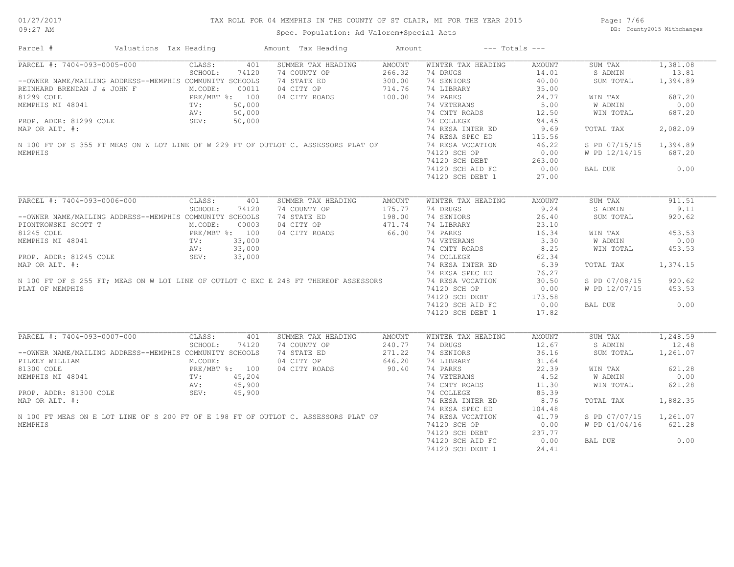# TAX ROLL FOR 04 MEMPHIS IN THE COUNTY OF ST CLAIR, MI FOR THE YEAR 2015

Spec. Population: Ad Valorem+Special Acts

01/27/2017 09:27 AM — DB: County2015 Withchanges

| Parcel # | Valuations | Tax Heading | Amount | Tax Heading | Amount | --- Totals --- | |
|---|---|---|---|---|---|---|---|
| PARCEL #: 7404-093-0005-000 | CLASS: 401 | SUMMER TAX HEADING | AMOUNT | WINTER TAX HEADING | AMOUNT | SUM TAX | 1,381.08 |
| | SCHOOL: 74120 | 74 COUNTY OP | 266.32 | 74 DRUGS | 14.01 | S ADMIN | 13.81 |
| --OWNER NAME/MAILING ADDRESS--MEMPHIS COMMUNITY SCHOOLS | | 74 STATE ED | 300.00 | 74 SENIORS | 40.00 | SUM TOTAL | 1,394.89 |
| REINHARD BRENDAN J & JOHN F | M.CODE: 00011 | 04 CITY OP | 714.76 | 74 LIBRARY | 35.00 | | |
| 81299 COLE | PRE/MBT %: 100 | 04 CITY ROADS | 100.00 | 74 PARKS | 24.77 | WIN TAX | 687.20 |
| MEMPHIS MI 48041 | TV: 50,000 | | | 74 VETERANS | 5.00 | W ADMIN | 0.00 |
| | AV: 50,000 | | | 74 CNTY ROADS | 12.50 | WIN TOTAL | 687.20 |
| PROP. ADDR: 81299 COLE | SEV: 50,000 | | | 74 COLLEGE | 94.45 | | |
| MAP OR ALT. #: | | | | 74 RESA INTER ED | 9.69 | TOTAL TAX | 2,082.09 |
| | | | | 74 RESA SPEC ED | 115.56 | | |
| N 100 FT OF S 355 FT MEAS ON W LOT LINE OF W 229 FT OF OUTLOT C. ASSESSORS PLAT OF MEMPHIS | | | | 74 RESA VOCATION | 46.22 | S PD 07/15/15 | 1,394.89 |
| | | | | 74120 SCH OP | 0.00 | W PD 12/14/15 | 687.20 |
| | | | | 74120 SCH DEBT | 263.00 | | |
| | | | | 74120 SCH AID FC | 0.00 | BAL DUE | 0.00 |
| | | | | 74120 SCH DEBT 1 | 27.00 | | |

| Parcel # | Valuations | Tax Heading | Amount | Tax Heading | Amount | --- Totals --- | |
|---|---|---|---|---|---|---|---|
| PARCEL #: 7404-093-0006-000 | CLASS: 401 | SUMMER TAX HEADING | AMOUNT | WINTER TAX HEADING | AMOUNT | SUM TAX | 911.51 |
| | SCHOOL: 74120 | 74 COUNTY OP | 175.77 | 74 DRUGS | 9.24 | S ADMIN | 9.11 |
| --OWNER NAME/MAILING ADDRESS--MEMPHIS COMMUNITY SCHOOLS | | 74 STATE ED | 198.00 | 74 SENIORS | 26.40 | SUM TOTAL | 920.62 |
| PIONTKOWSKI SCOTT T | M.CODE: 00003 | 04 CITY OP | 471.74 | 74 LIBRARY | 23.10 | | |
| 81245 COLE | PRE/MBT %: 100 | 04 CITY ROADS | 66.00 | 74 PARKS | 16.34 | WIN TAX | 453.53 |
| MEMPHIS MI 48041 | TV: 33,000 | | | 74 VETERANS | 3.30 | W ADMIN | 0.00 |
| | AV: 33,000 | | | 74 CNTY ROADS | 8.25 | WIN TOTAL | 453.53 |
| PROP. ADDR: 81245 COLE | SEV: 33,000 | | | 74 COLLEGE | 62.34 | | |
| MAP OR ALT. #: | | | | 74 RESA INTER ED | 6.39 | TOTAL TAX | 1,374.15 |
| | | | | 74 RESA SPEC ED | 76.27 | | |
| N 100 FT OF S 255 FT; MEAS ON W LOT LINE OF OUTLOT C EXC E 248 FT THEREOF ASSESSORS PLAT OF MEMPHIS | | | | 74 RESA VOCATION | 30.50 | S PD 07/08/15 | 920.62 |
| | | | | 74120 SCH OP | 0.00 | W PD 12/07/15 | 453.53 |
| | | | | 74120 SCH DEBT | 173.58 | | |
| | | | | 74120 SCH AID FC | 0.00 | BAL DUE | 0.00 |
| | | | | 74120 SCH DEBT 1 | 17.82 | | |

| Parcel # | Valuations | Tax Heading | Amount | Tax Heading | Amount | --- Totals --- | |
|---|---|---|---|---|---|---|---|
| PARCEL #: 7404-093-0007-000 | CLASS: 401 | SUMMER TAX HEADING | AMOUNT | WINTER TAX HEADING | AMOUNT | SUM TAX | 1,248.59 |
| | SCHOOL: 74120 | 74 COUNTY OP | 240.77 | 74 DRUGS | 12.67 | S ADMIN | 12.48 |
| --OWNER NAME/MAILING ADDRESS--MEMPHIS COMMUNITY SCHOOLS | | 74 STATE ED | 271.22 | 74 SENIORS | 36.16 | SUM TOTAL | 1,261.07 |
| PILKEY WILLIAM | M.CODE: | 04 CITY OP | 646.20 | 74 LIBRARY | 31.64 | | |
| 81300 COLE | PRE/MBT %: 100 | 04 CITY ROADS | 90.40 | 74 PARKS | 22.39 | WIN TAX | 621.28 |
| MEMPHIS MI 48041 | TV: 45,204 | | | 74 VETERANS | 4.52 | W ADMIN | 0.00 |
| | AV: 45,900 | | | 74 CNTY ROADS | 11.30 | WIN TOTAL | 621.28 |
| PROP. ADDR: 81300 COLE | SEV: 45,900 | | | 74 COLLEGE | 85.39 | | |
| MAP OR ALT. #: | | | | 74 RESA INTER ED | 8.76 | TOTAL TAX | 1,882.35 |
| | | | | 74 RESA SPEC ED | 104.48 | | |
| N 100 FT MEAS ON E LOT LINE OF S 200 FT OF E 198 FT OF OUTLOT C. ASSESSORS PLAT OF MEMPHIS | | | | 74 RESA VOCATION | 41.79 | S PD 07/07/15 | 1,261.07 |
| | | | | 74120 SCH OP | 0.00 | W PD 01/04/16 | 621.28 |
| | | | | 74120 SCH DEBT | 237.77 | | |
| | | | | 74120 SCH AID FC | 0.00 | BAL DUE | 0.00 |
| | | | | 74120 SCH DEBT 1 | 24.41 | | |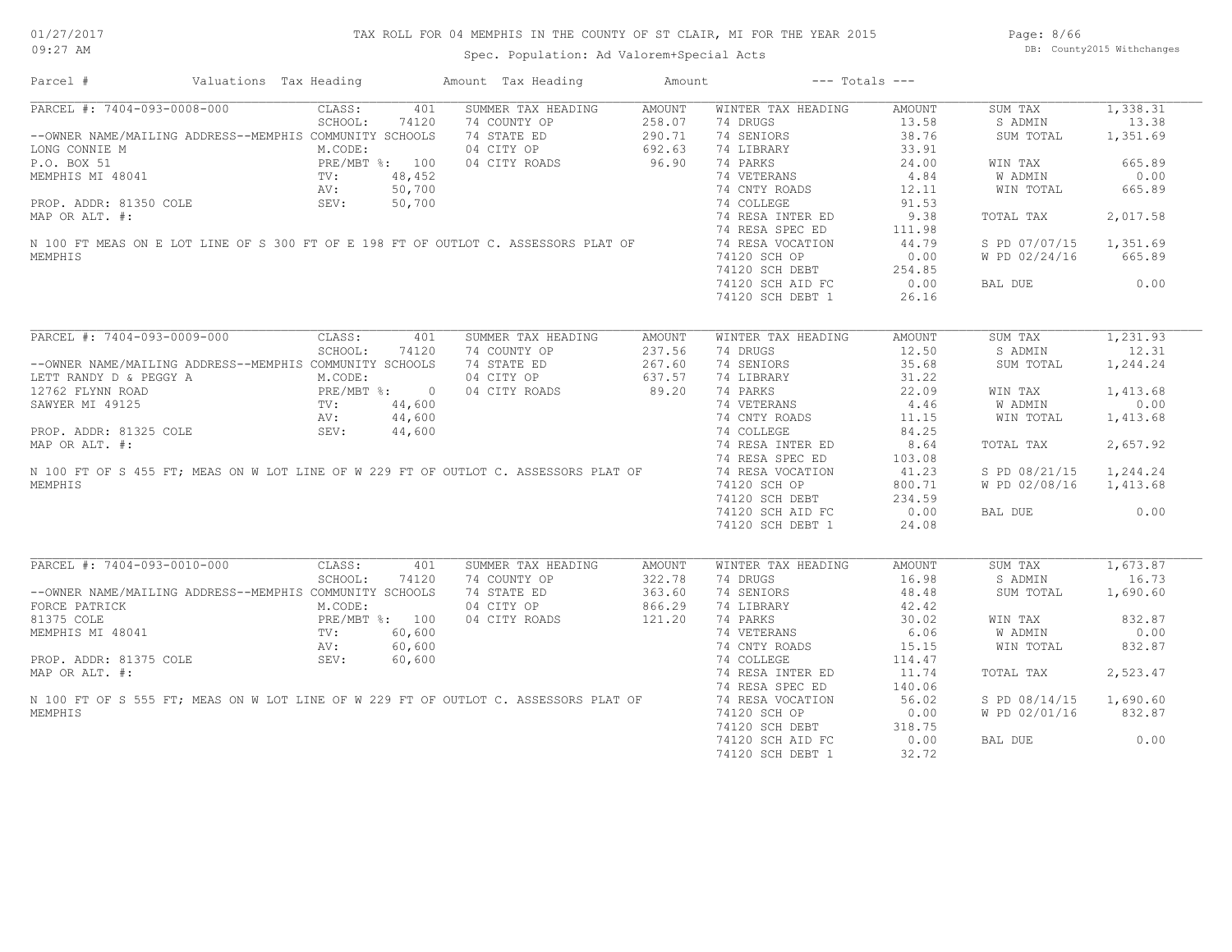# TAX ROLL FOR 04 MEMPHIS IN THE COUNTY OF ST CLAIR, MI FOR THE YEAR 2015

Spec. Population: Ad Valorem+Special Acts

01/27/2017
09:27 AM

DB: County2015 Withchanges

| Parcel # | Valuations | Tax Heading | Amount | Tax Heading | Amount | --- Totals --- | |
|---|---|---|---|---|---|---|---|

## PARCEL #: 7404-093-0008-000

--OWNER NAME/MAILING ADDRESS--MEMPHIS COMMUNITY SCHOOLS
LONG CONNIE M
P.O. BOX 51
MEMPHIS MI 48041

PROP. ADDR: 81350 COLE
MAP OR ALT. #:

N 100 FT MEAS ON E LOT LINE OF S 300 FT OF E 198 FT OF OUTLOT C. ASSESSORS PLAT OF MEMPHIS

| Valuations | | Summer Tax Heading | Amount | Winter Tax Heading | Amount | Totals | |
|---|---|---|---|---|---|---|---|
| CLASS: | 401 | 74 COUNTY OP | 258.07 | 74 DRUGS | 13.58 | SUM TAX | 1,338.31 |
| SCHOOL: | 74120 | 74 STATE ED | 290.71 | 74 SENIORS | 38.76 | S ADMIN | 13.38 |
| M.CODE: | | 04 CITY OP | 692.63 | 74 LIBRARY | 33.91 | SUM TOTAL | 1,351.69 |
| PRE/MBT %: | 100 | 04 CITY ROADS | 96.90 | 74 PARKS | 24.00 | WIN TAX | 665.89 |
| TV: | 48,452 | | | 74 VETERANS | 4.84 | W ADMIN | 0.00 |
| AV: | 50,700 | | | 74 CNTY ROADS | 12.11 | WIN TOTAL | 665.89 |
| SEV: | 50,700 | | | 74 COLLEGE | 91.53 | | |
| | | | | 74 RESA INTER ED | 9.38 | TOTAL TAX | 2,017.58 |
| | | | | 74 RESA SPEC ED | 111.98 | | |
| | | | | 74 RESA VOCATION | 44.79 | S PD 07/07/15 | 1,351.69 |
| | | | | 74120 SCH OP | 0.00 | W PD 02/24/16 | 665.89 |
| | | | | 74120 SCH DEBT | 254.85 | | |
| | | | | 74120 SCH AID FC | 0.00 | BAL DUE | 0.00 |
| | | | | 74120 SCH DEBT 1 | 26.16 | | |

## PARCEL #: 7404-093-0009-000

--OWNER NAME/MAILING ADDRESS--MEMPHIS COMMUNITY SCHOOLS
LETT RANDY D & PEGGY A
12762 FLYNN ROAD
SAWYER MI 49125

PROP. ADDR: 81325 COLE
MAP OR ALT. #:

N 100 FT OF S 455 FT; MEAS ON W LOT LINE OF W 229 FT OF OUTLOT C. ASSESSORS PLAT OF MEMPHIS

| Valuations | | Summer Tax Heading | Amount | Winter Tax Heading | Amount | Totals | |
|---|---|---|---|---|---|---|---|
| CLASS: | 401 | 74 COUNTY OP | 237.56 | 74 DRUGS | 12.50 | SUM TAX | 1,231.93 |
| SCHOOL: | 74120 | 74 STATE ED | 267.60 | 74 SENIORS | 35.68 | S ADMIN | 12.31 |
| M.CODE: | | 04 CITY OP | 637.57 | 74 LIBRARY | 31.22 | SUM TOTAL | 1,244.24 |
| PRE/MBT %: | 0 | 04 CITY ROADS | 89.20 | 74 PARKS | 22.09 | WIN TAX | 1,413.68 |
| TV: | 44,600 | | | 74 VETERANS | 4.46 | W ADMIN | 0.00 |
| AV: | 44,600 | | | 74 CNTY ROADS | 11.15 | WIN TOTAL | 1,413.68 |
| SEV: | 44,600 | | | 74 COLLEGE | 84.25 | | |
| | | | | 74 RESA INTER ED | 8.64 | TOTAL TAX | 2,657.92 |
| | | | | 74 RESA SPEC ED | 103.08 | | |
| | | | | 74 RESA VOCATION | 41.23 | S PD 08/21/15 | 1,244.24 |
| | | | | 74120 SCH OP | 800.71 | W PD 02/08/16 | 1,413.68 |
| | | | | 74120 SCH DEBT | 234.59 | | |
| | | | | 74120 SCH AID FC | 0.00 | BAL DUE | 0.00 |
| | | | | 74120 SCH DEBT 1 | 24.08 | | |

## PARCEL #: 7404-093-0010-000

--OWNER NAME/MAILING ADDRESS--MEMPHIS COMMUNITY SCHOOLS
FORCE PATRICK
81375 COLE
MEMPHIS MI 48041

PROP. ADDR: 81375 COLE
MAP OR ALT. #:

N 100 FT OF S 555 FT; MEAS ON W LOT LINE OF W 229 FT OF OUTLOT C. ASSESSORS PLAT OF MEMPHIS

| Valuations | | Summer Tax Heading | Amount | Winter Tax Heading | Amount | Totals | |
|---|---|---|---|---|---|---|---|
| CLASS: | 401 | 74 COUNTY OP | 322.78 | 74 DRUGS | 16.98 | SUM TAX | 1,673.87 |
| SCHOOL: | 74120 | 74 STATE ED | 363.60 | 74 SENIORS | 48.48 | S ADMIN | 16.73 |
| M.CODE: | | 04 CITY OP | 866.29 | 74 LIBRARY | 42.42 | SUM TOTAL | 1,690.60 |
| PRE/MBT %: | 100 | 04 CITY ROADS | 121.20 | 74 PARKS | 30.02 | WIN TAX | 832.87 |
| TV: | 60,600 | | | 74 VETERANS | 6.06 | W ADMIN | 0.00 |
| AV: | 60,600 | | | 74 CNTY ROADS | 15.15 | WIN TOTAL | 832.87 |
| SEV: | 60,600 | | | 74 COLLEGE | 114.47 | | |
| | | | | 74 RESA INTER ED | 11.74 | TOTAL TAX | 2,523.47 |
| | | | | 74 RESA SPEC ED | 140.06 | | |
| | | | | 74 RESA VOCATION | 56.02 | S PD 08/14/15 | 1,690.60 |
| | | | | 74120 SCH OP | 0.00 | W PD 02/01/16 | 832.87 |
| | | | | 74120 SCH DEBT | 318.75 | | |
| | | | | 74120 SCH AID FC | 0.00 | BAL DUE | 0.00 |
| | | | | 74120 SCH DEBT 1 | 32.72 | | |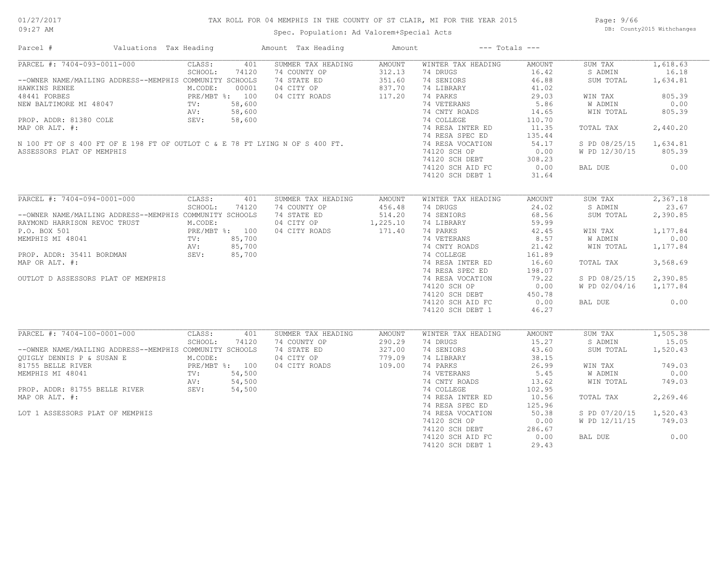TAX ROLL FOR 04 MEMPHIS IN THE COUNTY OF ST CLAIR, MI FOR THE YEAR 2015

Spec. Population: Ad Valorem+Special Acts

DB: County2015 Withchanges

| Parcel # | Valuations | Tax Heading | Amount | Tax Heading | Amount | --- Totals --- | |
|---|---|---|---|---|---|---|---|

## PARCEL #: 7404-093-0011-000

| | | | | | | | |
|---|---|---|---|---|---|---|---|
| PARCEL #: 7404-093-0011-000 | CLASS: 401 | SUMMER TAX HEADING | AMOUNT | WINTER TAX HEADING | AMOUNT | SUM TAX | 1,618.63 |
| | SCHOOL: 74120 | 74 COUNTY OP | 312.13 | 74 DRUGS | 16.42 | S ADMIN | 16.18 |
| --OWNER NAME/MAILING ADDRESS--MEMPHIS COMMUNITY SCHOOLS | | 74 STATE ED | 351.60 | 74 SENIORS | 46.88 | SUM TOTAL | 1,634.81 |
| HAWKINS RENEE | M.CODE: 00001 | 04 CITY OP | 837.70 | 74 LIBRARY | 41.02 | | |
| 48441 FORBES | PRE/MBT %: 100 | 04 CITY ROADS | 117.20 | 74 PARKS | 29.03 | WIN TAX | 805.39 |
| NEW BALTIMORE MI 48047 | TV: 58,600 | | | 74 VETERANS | 5.86 | W ADMIN | 0.00 |
| | AV: 58,600 | | | 74 CNTY ROADS | 14.65 | WIN TOTAL | 805.39 |
| PROP. ADDR: 81380 COLE | SEV: 58,600 | | | 74 COLLEGE | 110.70 | | |
| MAP OR ALT. #: | | | | 74 RESA INTER ED | 11.35 | TOTAL TAX | 2,440.20 |
| | | | | 74 RESA SPEC ED | 135.44 | | |
| N 100 FT OF S 400 FT OF E 198 FT OF OUTLOT C & E 78 FT LYING N OF S 400 FT. | | | | 74 RESA VOCATION | 54.17 | S PD 08/25/15 | 1,634.81 |
| ASSESSORS PLAT OF MEMPHIS | | | | 74120 SCH OP | 0.00 | W PD 12/30/15 | 805.39 |
| | | | | 74120 SCH DEBT | 308.23 | | |
| | | | | 74120 SCH AID FC | 0.00 | BAL DUE | 0.00 |
| | | | | 74120 SCH DEBT 1 | 31.64 | | |

## PARCEL #: 7404-094-0001-000

| | | | | | | | |
|---|---|---|---|---|---|---|---|
| PARCEL #: 7404-094-0001-000 | CLASS: 401 | SUMMER TAX HEADING | AMOUNT | WINTER TAX HEADING | AMOUNT | SUM TAX | 2,367.18 |
| | SCHOOL: 74120 | 74 COUNTY OP | 456.48 | 74 DRUGS | 24.02 | S ADMIN | 23.67 |
| --OWNER NAME/MAILING ADDRESS--MEMPHIS COMMUNITY SCHOOLS | | 74 STATE ED | 514.20 | 74 SENIORS | 68.56 | SUM TOTAL | 2,390.85 |
| RAYMOND HARRISON REVOC TRUST | M.CODE: | 04 CITY OP | 1,225.10 | 74 LIBRARY | 59.99 | | |
| P.O. BOX 501 | PRE/MBT %: 100 | 04 CITY ROADS | 171.40 | 74 PARKS | 42.45 | WIN TAX | 1,177.84 |
| MEMPHIS MI 48041 | TV: 85,700 | | | 74 VETERANS | 8.57 | W ADMIN | 0.00 |
| | AV: 85,700 | | | 74 CNTY ROADS | 21.42 | WIN TOTAL | 1,177.84 |
| PROP. ADDR: 35411 BORDMAN | SEV: 85,700 | | | 74 COLLEGE | 161.89 | | |
| MAP OR ALT. #: | | | | 74 RESA INTER ED | 16.60 | TOTAL TAX | 3,568.69 |
| | | | | 74 RESA SPEC ED | 198.07 | | |
| OUTLOT D ASSESSORS PLAT OF MEMPHIS | | | | 74 RESA VOCATION | 79.22 | S PD 08/25/15 | 2,390.85 |
| | | | | 74120 SCH OP | 0.00 | W PD 02/04/16 | 1,177.84 |
| | | | | 74120 SCH DEBT | 450.78 | | |
| | | | | 74120 SCH AID FC | 0.00 | BAL DUE | 0.00 |
| | | | | 74120 SCH DEBT 1 | 46.27 | | |

## PARCEL #: 7404-100-0001-000

| | | | | | | | |
|---|---|---|---|---|---|---|---|
| PARCEL #: 7404-100-0001-000 | CLASS: 401 | SUMMER TAX HEADING | AMOUNT | WINTER TAX HEADING | AMOUNT | SUM TAX | 1,505.38 |
| | SCHOOL: 74120 | 74 COUNTY OP | 290.29 | 74 DRUGS | 15.27 | S ADMIN | 15.05 |
| --OWNER NAME/MAILING ADDRESS--MEMPHIS COMMUNITY SCHOOLS | | 74 STATE ED | 327.00 | 74 SENIORS | 43.60 | SUM TOTAL | 1,520.43 |
| QUIGLY DENNIS P & SUSAN E | M.CODE: | 04 CITY OP | 779.09 | 74 LIBRARY | 38.15 | | |
| 81755 BELLE RIVER | PRE/MBT %: 100 | 04 CITY ROADS | 109.00 | 74 PARKS | 26.99 | WIN TAX | 749.03 |
| MEMPHIS MI 48041 | TV: 54,500 | | | 74 VETERANS | 5.45 | W ADMIN | 0.00 |
| | AV: 54,500 | | | 74 CNTY ROADS | 13.62 | WIN TOTAL | 749.03 |
| PROP. ADDR: 81755 BELLE RIVER | SEV: 54,500 | | | 74 COLLEGE | 102.95 | | |
| MAP OR ALT. #: | | | | 74 RESA INTER ED | 10.56 | TOTAL TAX | 2,269.46 |
| | | | | 74 RESA SPEC ED | 125.96 | | |
| LOT 1 ASSESSORS PLAT OF MEMPHIS | | | | 74 RESA VOCATION | 50.38 | S PD 07/20/15 | 1,520.43 |
| | | | | 74120 SCH OP | 0.00 | W PD 12/11/15 | 749.03 |
| | | | | 74120 SCH DEBT | 286.67 | | |
| | | | | 74120 SCH AID FC | 0.00 | BAL DUE | 0.00 |
| | | | | 74120 SCH DEBT 1 | 29.43 | | |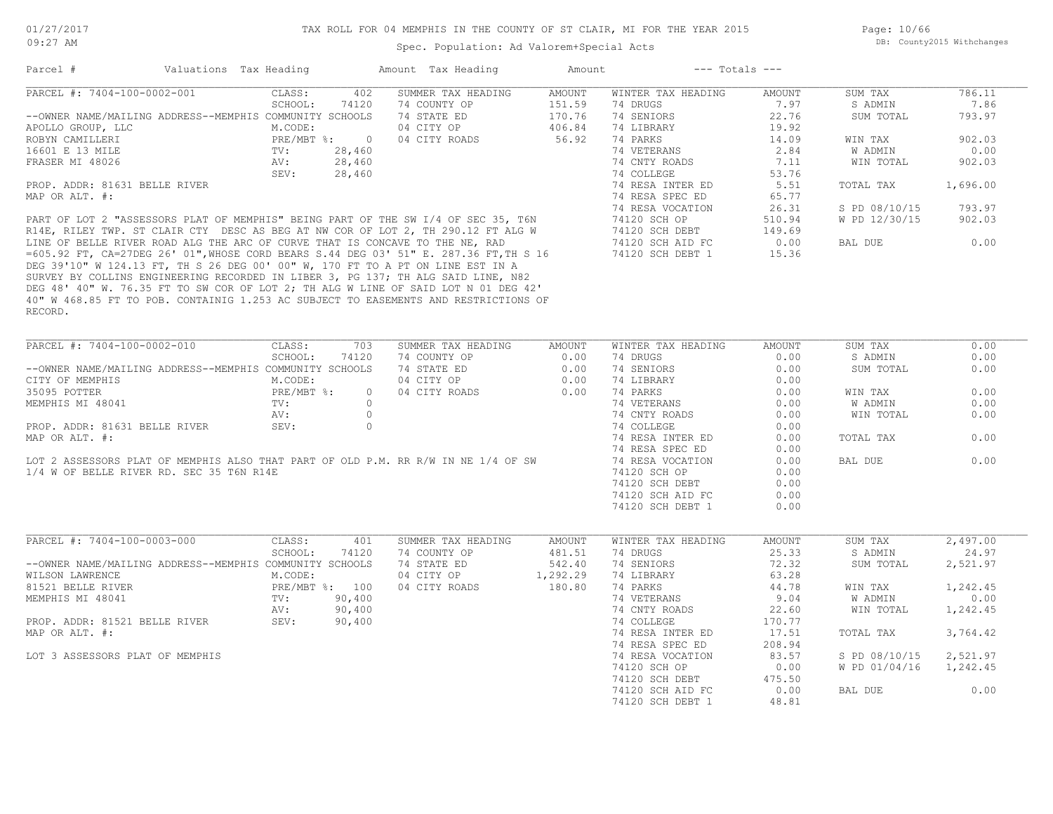# TAX ROLL FOR 04 MEMPHIS IN THE COUNTY OF ST CLAIR, MI FOR THE YEAR 2015

Spec. Population: Ad Valorem+Special Acts

| Parcel # | Valuations | Tax Heading | Amount | Tax Heading | Amount | --- Totals --- |
|---|---|---|---|---|---|---|

---

**PARCEL #: 7404-100-0002-001**

--OWNER NAME/MAILING ADDRESS--MEMPHIS COMMUNITY SCHOOLS
APOLLO GROUP, LLC
ROBYN CAMILLERI
16601 E 13 MILE
FRASER MI 48026

PROP. ADDR: 81631 BELLE RIVER
MAP OR ALT. #:

| Valuations | | Summer Tax Heading | Amount | Winter Tax Heading | Amount | Totals | |
|---|---|---|---|---|---|---|---|
| CLASS: | 402 | SUMMER TAX HEADING | AMOUNT | WINTER TAX HEADING | AMOUNT | SUM TAX | 786.11 |
| SCHOOL: | 74120 | 74 COUNTY OP | 151.59 | 74 DRUGS | 7.97 | S ADMIN | 7.86 |
| M.CODE: | | 74 STATE ED | 170.76 | 74 SENIORS | 22.76 | SUM TOTAL | 793.97 |
| PRE/MBT %: | 0 | 04 CITY OP | 406.84 | 74 LIBRARY | 19.92 | | |
| TV: | 28,460 | 04 CITY ROADS | 56.92 | 74 PARKS | 14.09 | WIN TAX | 902.03 |
| AV: | 28,460 | | | 74 VETERANS | 2.84 | W ADMIN | 0.00 |
| SEV: | 28,460 | | | 74 CNTY ROADS | 7.11 | WIN TOTAL | 902.03 |
| | | | | 74 COLLEGE | 53.76 | | |
| | | | | 74 RESA INTER ED | 5.51 | TOTAL TAX | 1,696.00 |
| | | | | 74 RESA SPEC ED | 65.77 | | |
| | | | | 74 RESA VOCATION | 26.31 | S PD 08/10/15 | 793.97 |
| | | | | 74120 SCH OP | 510.94 | W PD 12/30/15 | 902.03 |
| | | | | 74120 SCH DEBT | 149.69 | | |
| | | | | 74120 SCH AID FC | 0.00 | BAL DUE | 0.00 |
| | | | | 74120 SCH DEBT 1 | 15.36 | | |

PART OF LOT 2 "ASSESSORS PLAT OF MEMPHIS" BEING PART OF THE SW I/4 OF SEC 35, T6N R14E, RILEY TWP. ST CLAIR CTY DESC AS BEG AT NW COR OF LOT 2, TH 290.12 FT ALG W LINE OF BELLE RIVER ROAD ALG THE ARC OF CURVE THAT IS CONCAVE TO THE NE, RAD =605.92 FT, CA=27DEG 26' 01",WHOSE CORD BEARS S.44 DEG 03' 51" E. 287.36 FT,TH S 16 DEG 39'10" W 124.13 FT, TH S 26 DEG 00' 00" W, 170 FT TO A PT ON LINE EST IN A SURVEY BY COLLINS ENGINEERING RECORDED IN LIBER 3, PG 137; TH ALG SAID LINE, N82 DEG 48' 40" W. 76.35 FT TO SW COR OF LOT 2; TH ALG W LINE OF SAID LOT N 01 DEG 42' 40" W 468.85 FT TO POB. CONTAINIG 1.253 AC SUBJECT TO EASEMENTS AND RESTRICTIONS OF RECORD.

---

**PARCEL #: 7404-100-0002-010**

--OWNER NAME/MAILING ADDRESS--MEMPHIS COMMUNITY SCHOOLS
CITY OF MEMPHIS
35095 POTTER
MEMPHIS MI 48041

PROP. ADDR: 81631 BELLE RIVER
MAP OR ALT. #:

| Valuations | | Summer Tax Heading | Amount | Winter Tax Heading | Amount | Totals | |
|---|---|---|---|---|---|---|---|
| CLASS: | 703 | SUMMER TAX HEADING | AMOUNT | WINTER TAX HEADING | AMOUNT | SUM TAX | 0.00 |
| SCHOOL: | 74120 | 74 COUNTY OP | 0.00 | 74 DRUGS | 0.00 | S ADMIN | 0.00 |
| M.CODE: | | 74 STATE ED | 0.00 | 74 SENIORS | 0.00 | SUM TOTAL | 0.00 |
| PRE/MBT %: | 0 | 04 CITY OP | 0.00 | 74 LIBRARY | 0.00 | | |
| TV: | 0 | 04 CITY ROADS | 0.00 | 74 PARKS | 0.00 | WIN TAX | 0.00 |
| AV: | 0 | | | 74 VETERANS | 0.00 | W ADMIN | 0.00 |
| SEV: | 0 | | | 74 CNTY ROADS | 0.00 | WIN TOTAL | 0.00 |
| | | | | 74 COLLEGE | 0.00 | | |
| | | | | 74 RESA INTER ED | 0.00 | TOTAL TAX | 0.00 |
| | | | | 74 RESA SPEC ED | 0.00 | | |
| | | | | 74 RESA VOCATION | 0.00 | BAL DUE | 0.00 |
| | | | | 74120 SCH OP | 0.00 | | |
| | | | | 74120 SCH DEBT | 0.00 | | |
| | | | | 74120 SCH AID FC | 0.00 | | |
| | | | | 74120 SCH DEBT 1 | 0.00 | | |

LOT 2 ASSESSORS PLAT OF MEMPHIS ALSO THAT PART OF OLD P.M. RR R/W IN NE 1/4 OF SW 1/4 W OF BELLE RIVER RD. SEC 35 T6N R14E

---

**PARCEL #: 7404-100-0003-000**

--OWNER NAME/MAILING ADDRESS--MEMPHIS COMMUNITY SCHOOLS
WILSON LAWRENCE
81521 BELLE RIVER
MEMPHIS MI 48041

PROP. ADDR: 81521 BELLE RIVER
MAP OR ALT. #:

| Valuations | | Summer Tax Heading | Amount | Winter Tax Heading | Amount | Totals | |
|---|---|---|---|---|---|---|---|
| CLASS: | 401 | SUMMER TAX HEADING | AMOUNT | WINTER TAX HEADING | AMOUNT | SUM TAX | 2,497.00 |
| SCHOOL: | 74120 | 74 COUNTY OP | 481.51 | 74 DRUGS | 25.33 | S ADMIN | 24.97 |
| M.CODE: | | 74 STATE ED | 542.40 | 74 SENIORS | 72.32 | SUM TOTAL | 2,521.97 |
| PRE/MBT %: | 100 | 04 CITY OP | 1,292.29 | 74 LIBRARY | 63.28 | | |
| TV: | 90,400 | 04 CITY ROADS | 180.80 | 74 PARKS | 44.78 | WIN TAX | 1,242.45 |
| AV: | 90,400 | | | 74 VETERANS | 9.04 | W ADMIN | 0.00 |
| SEV: | 90,400 | | | 74 CNTY ROADS | 22.60 | WIN TOTAL | 1,242.45 |
| | | | | 74 COLLEGE | 170.77 | | |
| | | | | 74 RESA INTER ED | 17.51 | TOTAL TAX | 3,764.42 |
| | | | | 74 RESA SPEC ED | 208.94 | | |
| | | | | 74 RESA VOCATION | 83.57 | S PD 08/10/15 | 2,521.97 |
| | | | | 74120 SCH OP | 0.00 | W PD 01/04/16 | 1,242.45 |
| | | | | 74120 SCH DEBT | 475.50 | | |
| | | | | 74120 SCH AID FC | 0.00 | BAL DUE | 0.00 |
| | | | | 74120 SCH DEBT 1 | 48.81 | | |

LOT 3 ASSESSORS PLAT OF MEMPHIS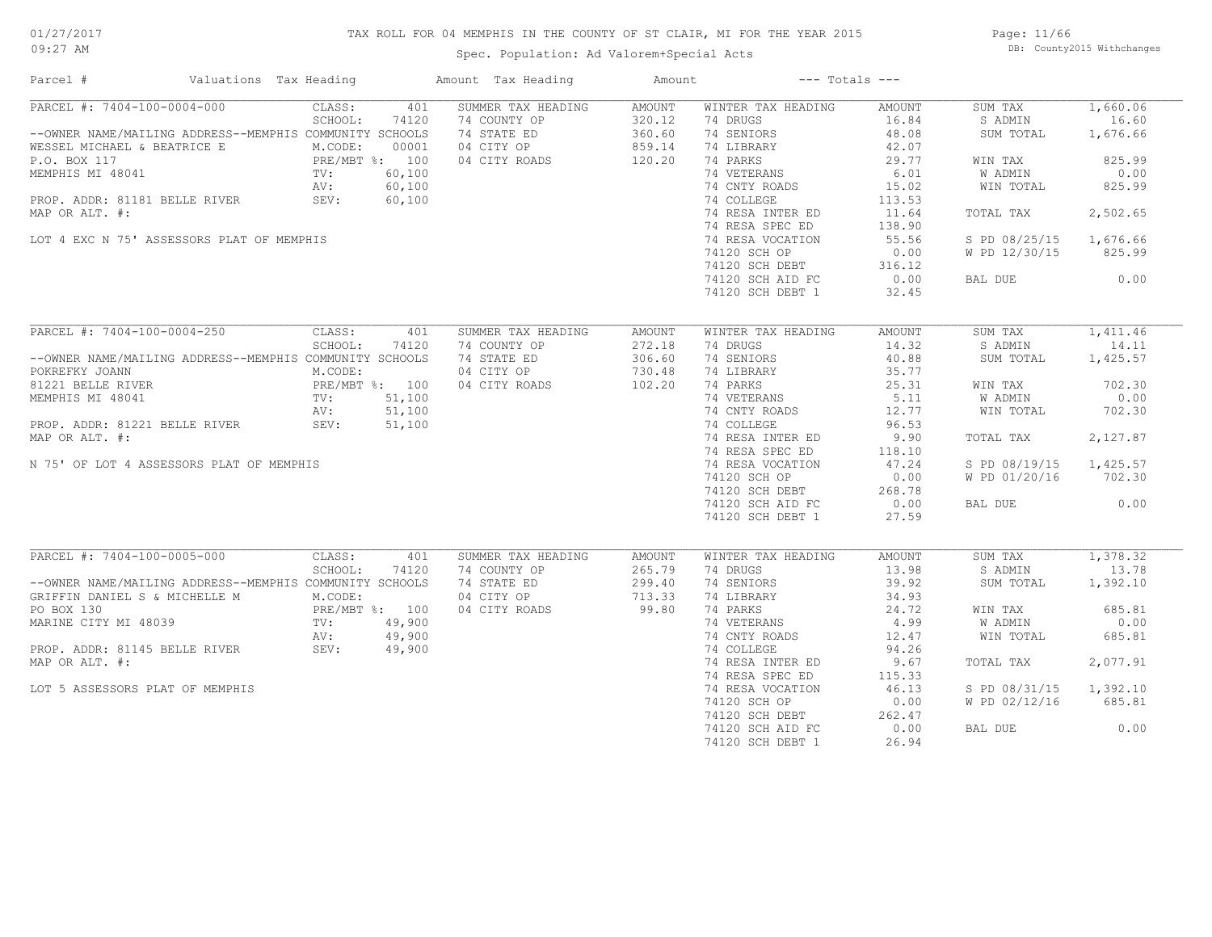TAX ROLL FOR 04 MEMPHIS IN THE COUNTY OF ST CLAIR, MI FOR THE YEAR 2015

Spec. Population: Ad Valorem+Special Acts

DB: County2015 Withchanges

01/27/2017 09:27 AM

| Parcel # | Valuations | Tax Heading | Amount | Tax Heading | Amount | --- Totals --- | |
|---|---|---|---|---|---|---|---|

## PARCEL #: 7404-100-0004-000

CLASS: 401 | SCHOOL: 74120 | M.CODE: 00001 | PRE/MBT %: 100 | TV: 60,100 | AV: 60,100 | SEV: 60,100

--OWNER NAME/MAILING ADDRESS--MEMPHIS COMMUNITY SCHOOLS
WESSEL MICHAEL & BEATRICE E
P.O. BOX 117
MEMPHIS MI 48041

PROP. ADDR: 81181 BELLE RIVER
MAP OR ALT. #:

LOT 4 EXC N 75' ASSESSORS PLAT OF MEMPHIS

| SUMMER TAX HEADING | AMOUNT | WINTER TAX HEADING | AMOUNT | TOTALS | |
|---|---|---|---|---|---|
| 74 COUNTY OP | 320.12 | 74 DRUGS | 16.84 | SUM TAX | 1,660.06 |
| 74 STATE ED | 360.60 | 74 SENIORS | 48.08 | S ADMIN | 16.60 |
| 04 CITY OP | 859.14 | 74 LIBRARY | 42.07 | SUM TOTAL | 1,676.66 |
| 04 CITY ROADS | 120.20 | 74 PARKS | 29.77 | WIN TAX | 825.99 |
| | | 74 VETERANS | 6.01 | W ADMIN | 0.00 |
| | | 74 CNTY ROADS | 15.02 | WIN TOTAL | 825.99 |
| | | 74 COLLEGE | 113.53 | | |
| | | 74 RESA INTER ED | 11.64 | TOTAL TAX | 2,502.65 |
| | | 74 RESA SPEC ED | 138.90 | | |
| | | 74 RESA VOCATION | 55.56 | S PD 08/25/15 | 1,676.66 |
| | | 74120 SCH OP | 0.00 | W PD 12/30/15 | 825.99 |
| | | 74120 SCH DEBT | 316.12 | | |
| | | 74120 SCH AID FC | 0.00 | BAL DUE | 0.00 |
| | | 74120 SCH DEBT 1 | 32.45 | | |

## PARCEL #: 7404-100-0004-250

CLASS: 401 | SCHOOL: 74120 | M.CODE: | PRE/MBT %: 100 | TV: 51,100 | AV: 51,100 | SEV: 51,100

--OWNER NAME/MAILING ADDRESS--MEMPHIS COMMUNITY SCHOOLS
POKREFKY JOANN
81221 BELLE RIVER
MEMPHIS MI 48041

PROP. ADDR: 81221 BELLE RIVER
MAP OR ALT. #:

N 75' OF LOT 4 ASSESSORS PLAT OF MEMPHIS

| SUMMER TAX HEADING | AMOUNT | WINTER TAX HEADING | AMOUNT | TOTALS | |
|---|---|---|---|---|---|
| 74 COUNTY OP | 272.18 | 74 DRUGS | 14.32 | SUM TAX | 1,411.46 |
| 74 STATE ED | 306.60 | 74 SENIORS | 40.88 | S ADMIN | 14.11 |
| 04 CITY OP | 730.48 | 74 LIBRARY | 35.77 | SUM TOTAL | 1,425.57 |
| 04 CITY ROADS | 102.20 | 74 PARKS | 25.31 | WIN TAX | 702.30 |
| | | 74 VETERANS | 5.11 | W ADMIN | 0.00 |
| | | 74 CNTY ROADS | 12.77 | WIN TOTAL | 702.30 |
| | | 74 COLLEGE | 96.53 | | |
| | | 74 RESA INTER ED | 9.90 | TOTAL TAX | 2,127.87 |
| | | 74 RESA SPEC ED | 118.10 | | |
| | | 74 RESA VOCATION | 47.24 | S PD 08/19/15 | 1,425.57 |
| | | 74120 SCH OP | 0.00 | W PD 01/20/16 | 702.30 |
| | | 74120 SCH DEBT | 268.78 | | |
| | | 74120 SCH AID FC | 0.00 | BAL DUE | 0.00 |
| | | 74120 SCH DEBT 1 | 27.59 | | |

## PARCEL #: 7404-100-0005-000

CLASS: 401 | SCHOOL: 74120 | M.CODE: | PRE/MBT %: 100 | TV: 49,900 | AV: 49,900 | SEV: 49,900

--OWNER NAME/MAILING ADDRESS--MEMPHIS COMMUNITY SCHOOLS
GRIFFIN DANIEL S & MICHELLE M
PO BOX 130
MARINE CITY MI 48039

PROP. ADDR: 81145 BELLE RIVER
MAP OR ALT. #:

LOT 5 ASSESSORS PLAT OF MEMPHIS

| SUMMER TAX HEADING | AMOUNT | WINTER TAX HEADING | AMOUNT | TOTALS | |
|---|---|---|---|---|---|
| 74 COUNTY OP | 265.79 | 74 DRUGS | 13.98 | SUM TAX | 1,378.32 |
| 74 STATE ED | 299.40 | 74 SENIORS | 39.92 | S ADMIN | 13.78 |
| 04 CITY OP | 713.33 | 74 LIBRARY | 34.93 | SUM TOTAL | 1,392.10 |
| 04 CITY ROADS | 99.80 | 74 PARKS | 24.72 | WIN TAX | 685.81 |
| | | 74 VETERANS | 4.99 | W ADMIN | 0.00 |
| | | 74 CNTY ROADS | 12.47 | WIN TOTAL | 685.81 |
| | | 74 COLLEGE | 94.26 | | |
| | | 74 RESA INTER ED | 9.67 | TOTAL TAX | 2,077.91 |
| | | 74 RESA SPEC ED | 115.33 | | |
| | | 74 RESA VOCATION | 46.13 | S PD 08/31/15 | 1,392.10 |
| | | 74120 SCH OP | 0.00 | W PD 02/12/16 | 685.81 |
| | | 74120 SCH DEBT | 262.47 | | |
| | | 74120 SCH AID FC | 0.00 | BAL DUE | 0.00 |
| | | 74120 SCH DEBT 1 | 26.94 | | |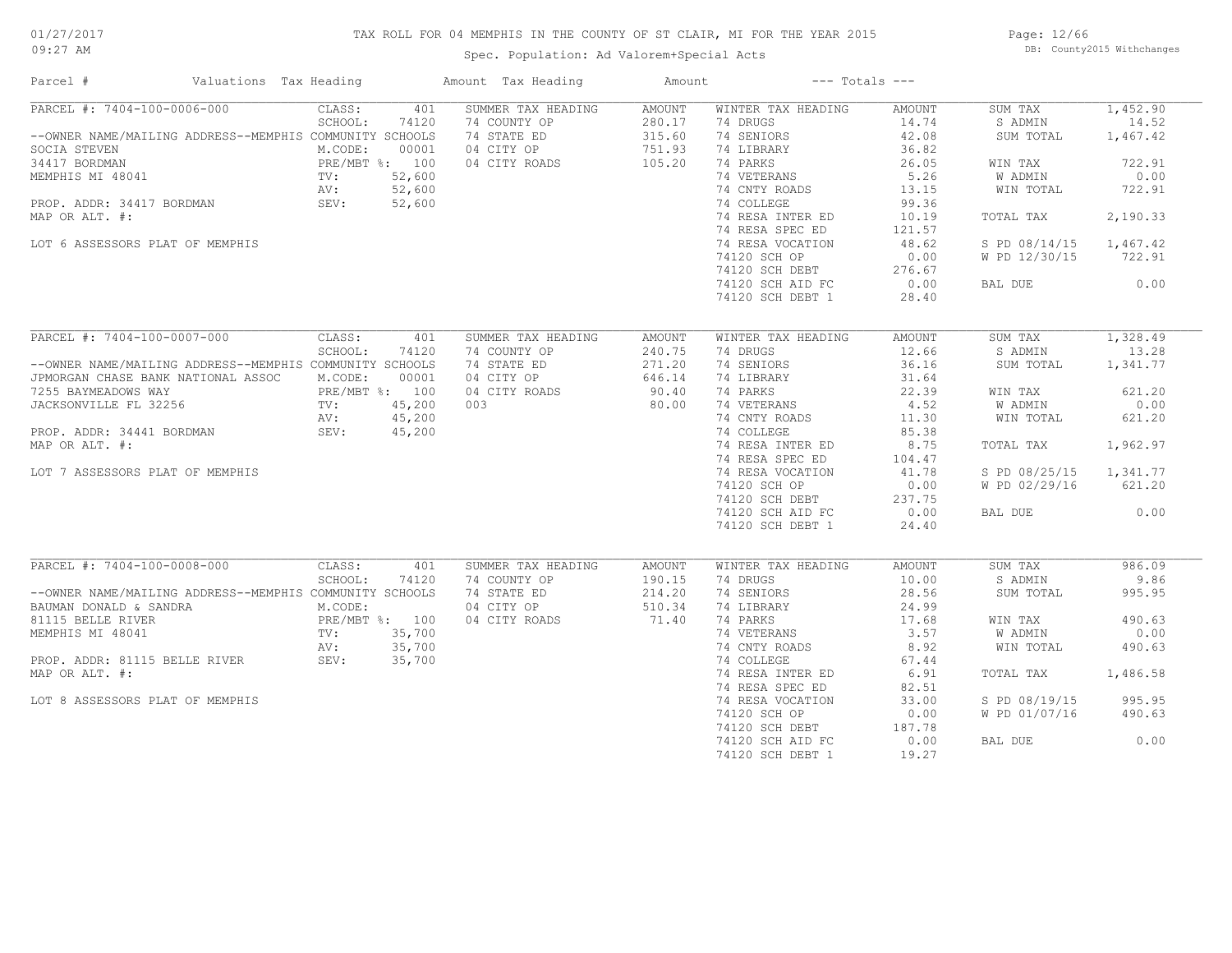# TAX ROLL FOR 04 MEMPHIS IN THE COUNTY OF ST CLAIR, MI FOR THE YEAR 2015

Spec. Population: Ad Valorem+Special Acts

01/27/2017 09:27 AM

DB: County2015 Withchanges

| Parcel # | Valuations | Tax Heading | Amount | Tax Heading | Amount | --- Totals --- | |
|---|---|---|---|---|---|---|---|
| PARCEL #: 7404-100-0006-000 | CLASS: 401 | SUMMER TAX HEADING | AMOUNT | WINTER TAX HEADING | AMOUNT | SUM TAX | 1,452.90 |
| --OWNER NAME/MAILING ADDRESS--MEMPHIS COMMUNITY SCHOOLS | SCHOOL: 74120 | 74 COUNTY OP | 280.17 | 74 DRUGS | 14.74 | S ADMIN | 14.52 |
| SOCIA STEVEN | M.CODE: 00001 | 74 STATE ED | 315.60 | 74 SENIORS | 42.08 | SUM TOTAL | 1,467.42 |
| 34417 BORDMAN | PRE/MBT %: 100 | 04 CITY OP | 751.93 | 74 LIBRARY | 36.82 | | |
| MEMPHIS MI 48041 | TV: 52,600 | 04 CITY ROADS | 105.20 | 74 PARKS | 26.05 | WIN TAX | 722.91 |
| | AV: 52,600 | | | 74 VETERANS | 5.26 | W ADMIN | 0.00 |
| PROP. ADDR: 34417 BORDMAN | SEV: 52,600 | | | 74 CNTY ROADS | 13.15 | WIN TOTAL | 722.91 |
| MAP OR ALT. #: | | | | 74 COLLEGE | 99.36 | | |
| | | | | 74 RESA INTER ED | 10.19 | TOTAL TAX | 2,190.33 |
| LOT 6 ASSESSORS PLAT OF MEMPHIS | | | | 74 RESA SPEC ED | 121.57 | | |
| | | | | 74 RESA VOCATION | 48.62 | S PD 08/14/15 | 1,467.42 |
| | | | | 74120 SCH OP | 0.00 | W PD 12/30/15 | 722.91 |
| | | | | 74120 SCH DEBT | 276.67 | | |
| | | | | 74120 SCH AID FC | 0.00 | BAL DUE | 0.00 |
| | | | | 74120 SCH DEBT 1 | 28.40 | | |
| PARCEL #: 7404-100-0007-000 | CLASS: 401 | SUMMER TAX HEADING | AMOUNT | WINTER TAX HEADING | AMOUNT | SUM TAX | 1,328.49 |
| --OWNER NAME/MAILING ADDRESS--MEMPHIS COMMUNITY SCHOOLS | SCHOOL: 74120 | 74 COUNTY OP | 240.75 | 74 DRUGS | 12.66 | S ADMIN | 13.28 |
| JPMORGAN CHASE BANK NATIONAL ASSOC | M.CODE: 00001 | 74 STATE ED | 271.20 | 74 SENIORS | 36.16 | SUM TOTAL | 1,341.77 |
| 7255 BAYMEADOWS WAY | PRE/MBT %: 100 | 04 CITY OP | 646.14 | 74 LIBRARY | 31.64 | | |
| JACKSONVILLE FL 32256 | TV: 45,200 | 04 CITY ROADS | 90.40 | 74 PARKS | 22.39 | WIN TAX | 621.20 |
| | AV: 45,200 | 003 | 80.00 | 74 VETERANS | 4.52 | W ADMIN | 0.00 |
| PROP. ADDR: 34441 BORDMAN | SEV: 45,200 | | | 74 CNTY ROADS | 11.30 | WIN TOTAL | 621.20 |
| MAP OR ALT. #: | | | | 74 COLLEGE | 85.38 | | |
| | | | | 74 RESA INTER ED | 8.75 | TOTAL TAX | 1,962.97 |
| LOT 7 ASSESSORS PLAT OF MEMPHIS | | | | 74 RESA SPEC ED | 104.47 | | |
| | | | | 74 RESA VOCATION | 41.78 | S PD 08/25/15 | 1,341.77 |
| | | | | 74120 SCH OP | 0.00 | W PD 02/29/16 | 621.20 |
| | | | | 74120 SCH DEBT | 237.75 | | |
| | | | | 74120 SCH AID FC | 0.00 | BAL DUE | 0.00 |
| | | | | 74120 SCH DEBT 1 | 24.40 | | |
| PARCEL #: 7404-100-0008-000 | CLASS: 401 | SUMMER TAX HEADING | AMOUNT | WINTER TAX HEADING | AMOUNT | SUM TAX | 986.09 |
| --OWNER NAME/MAILING ADDRESS--MEMPHIS COMMUNITY SCHOOLS | SCHOOL: 74120 | 74 COUNTY OP | 190.15 | 74 DRUGS | 10.00 | S ADMIN | 9.86 |
| BAUMAN DONALD & SANDRA | M.CODE: | 74 STATE ED | 214.20 | 74 SENIORS | 28.56 | SUM TOTAL | 995.95 |
| 81115 BELLE RIVER | PRE/MBT %: 100 | 04 CITY OP | 510.34 | 74 LIBRARY | 24.99 | | |
| MEMPHIS MI 48041 | TV: 35,700 | 04 CITY ROADS | 71.40 | 74 PARKS | 17.68 | WIN TAX | 490.63 |
| | AV: 35,700 | | | 74 VETERANS | 3.57 | W ADMIN | 0.00 |
| PROP. ADDR: 81115 BELLE RIVER | SEV: 35,700 | | | 74 CNTY ROADS | 8.92 | WIN TOTAL | 490.63 |
| MAP OR ALT. #: | | | | 74 COLLEGE | 67.44 | | |
| | | | | 74 RESA INTER ED | 6.91 | TOTAL TAX | 1,486.58 |
| LOT 8 ASSESSORS PLAT OF MEMPHIS | | | | 74 RESA SPEC ED | 82.51 | | |
| | | | | 74 RESA VOCATION | 33.00 | S PD 08/19/15 | 995.95 |
| | | | | 74120 SCH OP | 0.00 | W PD 01/07/16 | 490.63 |
| | | | | 74120 SCH DEBT | 187.78 | | |
| | | | | 74120 SCH AID FC | 0.00 | BAL DUE | 0.00 |
| | | | | 74120 SCH DEBT 1 | 19.27 | | |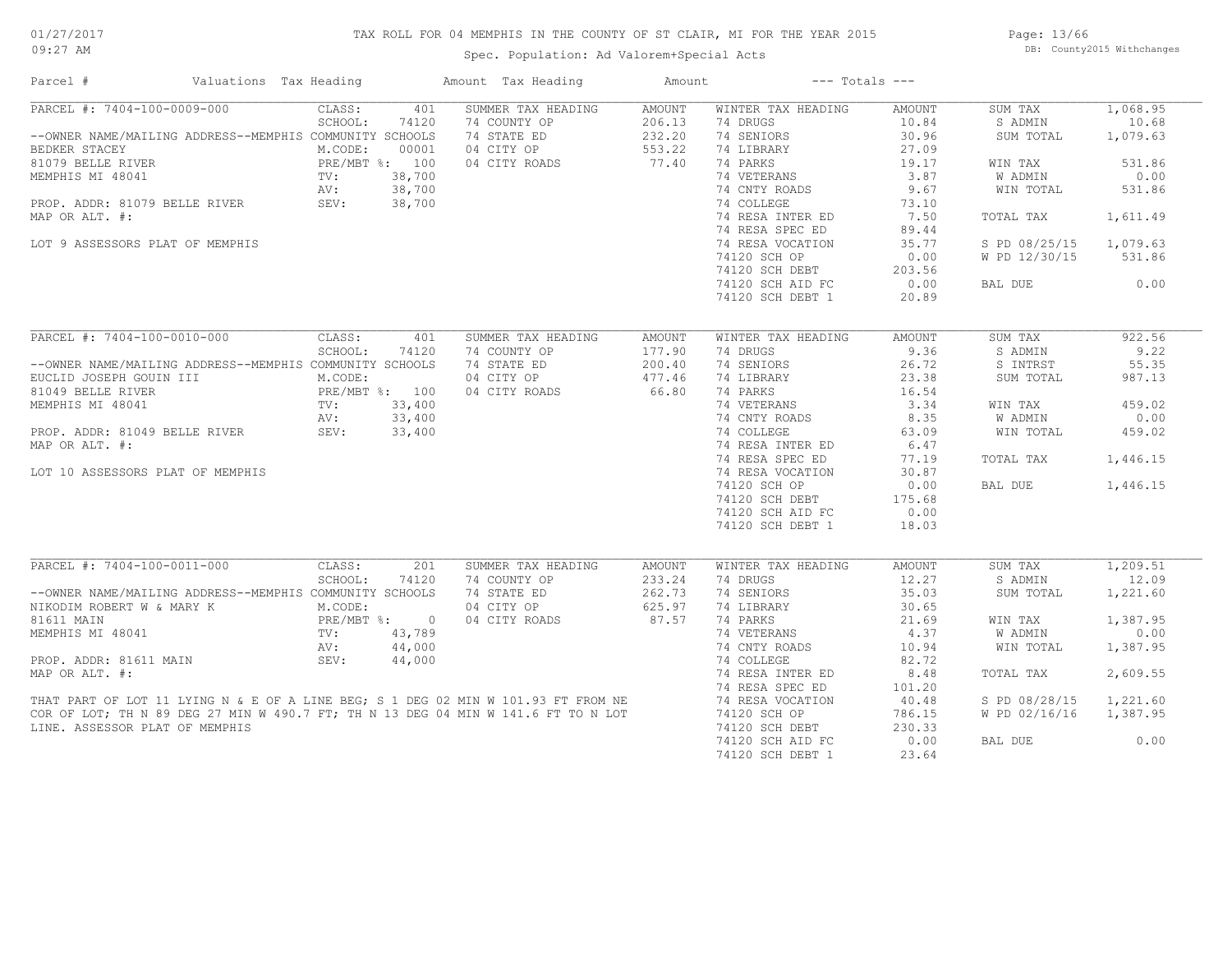# TAX ROLL FOR 04 MEMPHIS IN THE COUNTY OF ST CLAIR, MI FOR THE YEAR 2015

Spec. Population: Ad Valorem+Special Acts

01/27/2017 09:27 AM — DB: County2015 Withchanges

| Parcel # | Valuations | Tax Heading | Amount | Tax Heading | Amount | --- Totals --- | |
|---|---|---|---|---|---|---|---|

## PARCEL #: 7404-100-0009-000

| Field | Value | Summer Tax Heading | Amount | Winter Tax Heading | Amount | Totals | |
|---|---|---|---|---|---|---|---|
| CLASS: | 401 | SUMMER TAX HEADING | AMOUNT | WINTER TAX HEADING | AMOUNT | SUM TAX | 1,068.95 |
| SCHOOL: | 74120 | 74 COUNTY OP | 206.13 | 74 DRUGS | 10.84 | S ADMIN | 10.68 |
| --OWNER NAME/MAILING ADDRESS--MEMPHIS COMMUNITY SCHOOLS | | 74 STATE ED | 232.20 | 74 SENIORS | 30.96 | SUM TOTAL | 1,079.63 |
| BEDKER STACEY — M.CODE: | 00001 | 04 CITY OP | 553.22 | 74 LIBRARY | 27.09 | | |
| 81079 BELLE RIVER — PRE/MBT %: | 100 | 04 CITY ROADS | 77.40 | 74 PARKS | 19.17 | WIN TAX | 531.86 |
| MEMPHIS MI 48041 — TV: | 38,700 | | | 74 VETERANS | 3.87 | W ADMIN | 0.00 |
| AV: | 38,700 | | | 74 CNTY ROADS | 9.67 | WIN TOTAL | 531.86 |
| PROP. ADDR: 81079 BELLE RIVER — SEV: | 38,700 | | | 74 COLLEGE | 73.10 | | |
| MAP OR ALT. #: | | | | 74 RESA INTER ED | 7.50 | TOTAL TAX | 1,611.49 |
| | | | | 74 RESA SPEC ED | 89.44 | | |
| LOT 9 ASSESSORS PLAT OF MEMPHIS | | | | 74 RESA VOCATION | 35.77 | S PD 08/25/15 | 1,079.63 |
| | | | | 74120 SCH OP | 0.00 | W PD 12/30/15 | 531.86 |
| | | | | 74120 SCH DEBT | 203.56 | | |
| | | | | 74120 SCH AID FC | 0.00 | BAL DUE | 0.00 |
| | | | | 74120 SCH DEBT 1 | 20.89 | | |

## PARCEL #: 7404-100-0010-000

| Field | Value | Summer Tax Heading | Amount | Winter Tax Heading | Amount | Totals | |
|---|---|---|---|---|---|---|---|
| CLASS: | 401 | SUMMER TAX HEADING | AMOUNT | WINTER TAX HEADING | AMOUNT | SUM TAX | 922.56 |
| SCHOOL: | 74120 | 74 COUNTY OP | 177.90 | 74 DRUGS | 9.36 | S ADMIN | 9.22 |
| --OWNER NAME/MAILING ADDRESS--MEMPHIS COMMUNITY SCHOOLS | | 74 STATE ED | 200.40 | 74 SENIORS | 26.72 | S INTRST | 55.35 |
| EUCLID JOSEPH GOUIN III — M.CODE: | | 04 CITY OP | 477.46 | 74 LIBRARY | 23.38 | SUM TOTAL | 987.13 |
| 81049 BELLE RIVER — PRE/MBT %: | 100 | 04 CITY ROADS | 66.80 | 74 PARKS | 16.54 | | |
| MEMPHIS MI 48041 — TV: | 33,400 | | | 74 VETERANS | 3.34 | WIN TAX | 459.02 |
| AV: | 33,400 | | | 74 CNTY ROADS | 8.35 | W ADMIN | 0.00 |
| PROP. ADDR: 81049 BELLE RIVER — SEV: | 33,400 | | | 74 COLLEGE | 63.09 | WIN TOTAL | 459.02 |
| MAP OR ALT. #: | | | | 74 RESA INTER ED | 6.47 | | |
| | | | | 74 RESA SPEC ED | 77.19 | TOTAL TAX | 1,446.15 |
| LOT 10 ASSESSORS PLAT OF MEMPHIS | | | | 74 RESA VOCATION | 30.87 | | |
| | | | | 74120 SCH OP | 0.00 | BAL DUE | 1,446.15 |
| | | | | 74120 SCH DEBT | 175.68 | | |
| | | | | 74120 SCH AID FC | 0.00 | | |
| | | | | 74120 SCH DEBT 1 | 18.03 | | |

## PARCEL #: 7404-100-0011-000

| Field | Value | Summer Tax Heading | Amount | Winter Tax Heading | Amount | Totals | |
|---|---|---|---|---|---|---|---|
| CLASS: | 201 | SUMMER TAX HEADING | AMOUNT | WINTER TAX HEADING | AMOUNT | SUM TAX | 1,209.51 |
| SCHOOL: | 74120 | 74 COUNTY OP | 233.24 | 74 DRUGS | 12.27 | S ADMIN | 12.09 |
| --OWNER NAME/MAILING ADDRESS--MEMPHIS COMMUNITY SCHOOLS | | 74 STATE ED | 262.73 | 74 SENIORS | 35.03 | SUM TOTAL | 1,221.60 |
| NIKODIM ROBERT W & MARY K — M.CODE: | | 04 CITY OP | 625.97 | 74 LIBRARY | 30.65 | | |
| 81611 MAIN — PRE/MBT %: | 0 | 04 CITY ROADS | 87.57 | 74 PARKS | 21.69 | WIN TAX | 1,387.95 |
| MEMPHIS MI 48041 — TV: | 43,789 | | | 74 VETERANS | 4.37 | W ADMIN | 0.00 |
| AV: | 44,000 | | | 74 CNTY ROADS | 10.94 | WIN TOTAL | 1,387.95 |
| PROP. ADDR: 81611 MAIN — SEV: | 44,000 | | | 74 COLLEGE | 82.72 | | |
| MAP OR ALT. #: | | | | 74 RESA INTER ED | 8.48 | TOTAL TAX | 2,609.55 |
| | | | | 74 RESA SPEC ED | 101.20 | | |
| | | | | 74 RESA VOCATION | 40.48 | S PD 08/28/15 | 1,221.60 |
| | | | | 74120 SCH OP | 786.15 | W PD 02/16/16 | 1,387.95 |
| | | | | 74120 SCH DEBT | 230.33 | | |
| | | | | 74120 SCH AID FC | 0.00 | BAL DUE | 0.00 |
| | | | | 74120 SCH DEBT 1 | 23.64 | | |

THAT PART OF LOT 11 LYING N & E OF A LINE BEG; S 1 DEG 02 MIN W 101.93 FT FROM NE COR OF LOT; TH N 89 DEG 27 MIN W 490.7 FT; TH N 13 DEG 04 MIN W 141.6 FT TO N LOT LINE. ASSESSOR PLAT OF MEMPHIS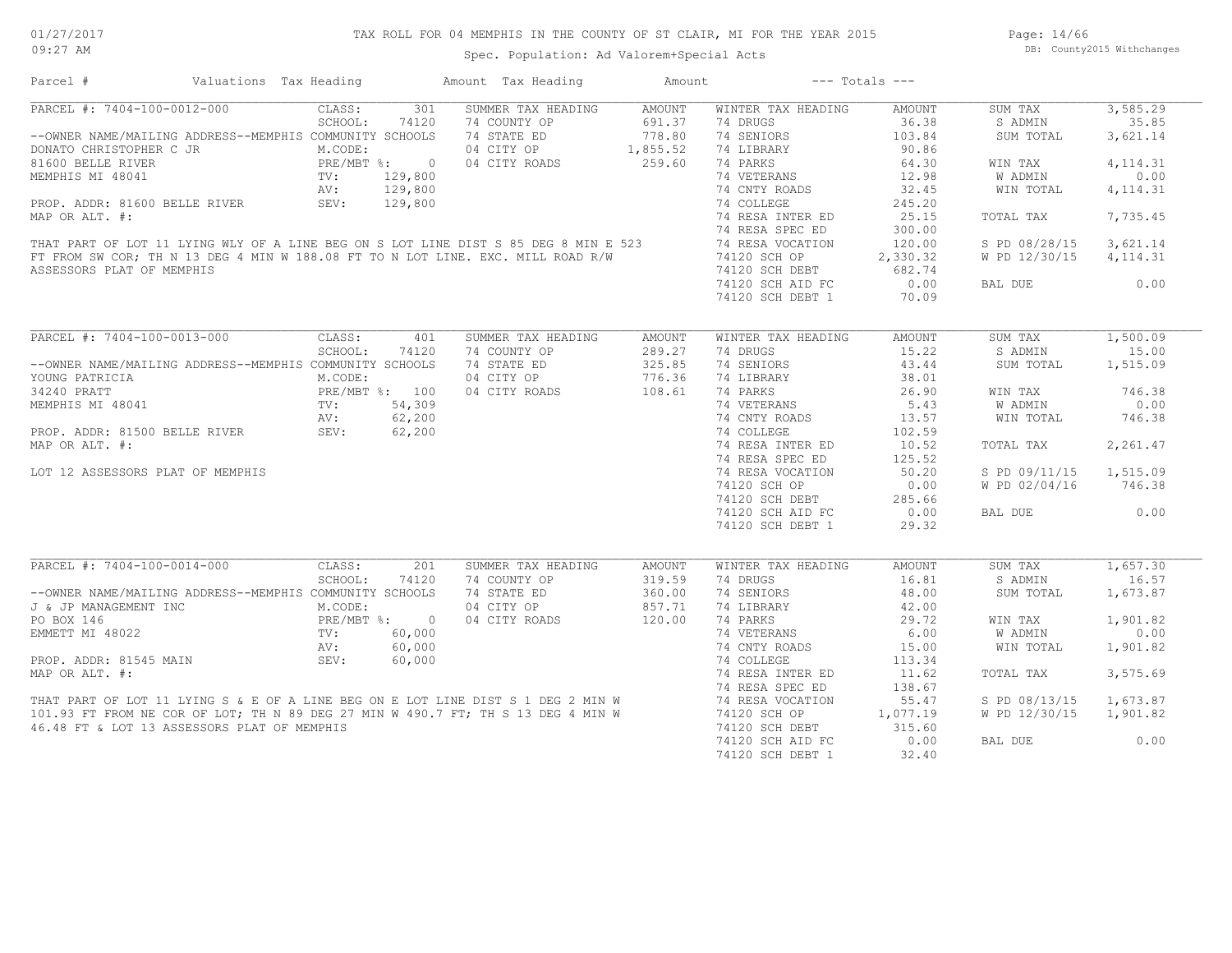# TAX ROLL FOR 04 MEMPHIS IN THE COUNTY OF ST CLAIR, MI FOR THE YEAR 2015

Spec. Population: Ad Valorem+Special Acts

01/27/2017 09:27 AM

DB: County2015 Withchanges

| Parcel # | Valuations | Tax Heading | Amount | Tax Heading | Amount | --- Totals --- | |
|---|---|---|---|---|---|---|---|

## PARCEL #: 7404-100-0012-000

| Field | Value | SUMMER TAX HEADING | AMOUNT | WINTER TAX HEADING | AMOUNT | Totals | |
|---|---|---|---|---|---|---|---|
| CLASS: | 301 | 74 COUNTY OP | 691.37 | 74 DRUGS | 36.38 | SUM TAX | 3,585.29 |
| SCHOOL: | 74120 | 74 STATE ED | 778.80 | 74 SENIORS | 103.84 | S ADMIN | 35.85 |
| M.CODE: | | 04 CITY OP | 1,855.52 | 74 LIBRARY | 90.86 | SUM TOTAL | 3,621.14 |
| PRE/MBT %: | 0 | 04 CITY ROADS | 259.60 | 74 PARKS | 64.30 | WIN TAX | 4,114.31 |
| TV: | 129,800 | | | 74 VETERANS | 12.98 | W ADMIN | 0.00 |
| AV: | 129,800 | | | 74 CNTY ROADS | 32.45 | WIN TOTAL | 4,114.31 |
| SEV: | 129,800 | | | 74 COLLEGE | 245.20 | | |
| | | | | 74 RESA INTER ED | 25.15 | TOTAL TAX | 7,735.45 |
| | | | | 74 RESA SPEC ED | 300.00 | | |
| | | | | 74 RESA VOCATION | 120.00 | S PD 08/28/15 | 3,621.14 |
| | | | | 74120 SCH OP | 2,330.32 | W PD 12/30/15 | 4,114.31 |
| | | | | 74120 SCH DEBT | 682.74 | | |
| | | | | 74120 SCH AID FC | 0.00 | BAL DUE | 0.00 |
| | | | | 74120 SCH DEBT 1 | 70.09 | | |

--OWNER NAME/MAILING ADDRESS--MEMPHIS COMMUNITY SCHOOLS
DONATO CHRISTOPHER C JR
81600 BELLE RIVER
MEMPHIS MI 48041

PROP. ADDR: 81600 BELLE RIVER
MAP OR ALT. #:

THAT PART OF LOT 11 LYING WLY OF A LINE BEG ON S LOT LINE DIST S 85 DEG 8 MIN E 523 FT FROM SW COR; TH N 13 DEG 4 MIN W 188.08 FT TO N LOT LINE. EXC. MILL ROAD R/W ASSESSORS PLAT OF MEMPHIS

## PARCEL #: 7404-100-0013-000

| Field | Value | SUMMER TAX HEADING | AMOUNT | WINTER TAX HEADING | AMOUNT | Totals | |
|---|---|---|---|---|---|---|---|
| CLASS: | 401 | 74 COUNTY OP | 289.27 | 74 DRUGS | 15.22 | SUM TAX | 1,500.09 |
| SCHOOL: | 74120 | 74 STATE ED | 325.85 | 74 SENIORS | 43.44 | S ADMIN | 15.00 |
| M.CODE: | | 04 CITY OP | 776.36 | 74 LIBRARY | 38.01 | SUM TOTAL | 1,515.09 |
| PRE/MBT %: | 100 | 04 CITY ROADS | 108.61 | 74 PARKS | 26.90 | WIN TAX | 746.38 |
| TV: | 54,309 | | | 74 VETERANS | 5.43 | W ADMIN | 0.00 |
| AV: | 62,200 | | | 74 CNTY ROADS | 13.57 | WIN TOTAL | 746.38 |
| SEV: | 62,200 | | | 74 COLLEGE | 102.59 | | |
| | | | | 74 RESA INTER ED | 10.52 | TOTAL TAX | 2,261.47 |
| | | | | 74 RESA SPEC ED | 125.52 | | |
| | | | | 74 RESA VOCATION | 50.20 | S PD 09/11/15 | 1,515.09 |
| | | | | 74120 SCH OP | 0.00 | W PD 02/04/16 | 746.38 |
| | | | | 74120 SCH DEBT | 285.66 | | |
| | | | | 74120 SCH AID FC | 0.00 | BAL DUE | 0.00 |
| | | | | 74120 SCH DEBT 1 | 29.32 | | |

--OWNER NAME/MAILING ADDRESS--MEMPHIS COMMUNITY SCHOOLS
YOUNG PATRICIA
34240 PRATT
MEMPHIS MI 48041

PROP. ADDR: 81500 BELLE RIVER
MAP OR ALT. #:

LOT 12 ASSESSORS PLAT OF MEMPHIS

## PARCEL #: 7404-100-0014-000

| Field | Value | SUMMER TAX HEADING | AMOUNT | WINTER TAX HEADING | AMOUNT | Totals | |
|---|---|---|---|---|---|---|---|
| CLASS: | 201 | 74 COUNTY OP | 319.59 | 74 DRUGS | 16.81 | SUM TAX | 1,657.30 |
| SCHOOL: | 74120 | 74 STATE ED | 360.00 | 74 SENIORS | 48.00 | S ADMIN | 16.57 |
| M.CODE: | | 04 CITY OP | 857.71 | 74 LIBRARY | 42.00 | SUM TOTAL | 1,673.87 |
| PRE/MBT %: | 0 | 04 CITY ROADS | 120.00 | 74 PARKS | 29.72 | WIN TAX | 1,901.82 |
| TV: | 60,000 | | | 74 VETERANS | 6.00 | W ADMIN | 0.00 |
| AV: | 60,000 | | | 74 CNTY ROADS | 15.00 | WIN TOTAL | 1,901.82 |
| SEV: | 60,000 | | | 74 COLLEGE | 113.34 | | |
| | | | | 74 RESA INTER ED | 11.62 | TOTAL TAX | 3,575.69 |
| | | | | 74 RESA SPEC ED | 138.67 | | |
| | | | | 74 RESA VOCATION | 55.47 | S PD 08/13/15 | 1,673.87 |
| | | | | 74120 SCH OP | 1,077.19 | W PD 12/30/15 | 1,901.82 |
| | | | | 74120 SCH DEBT | 315.60 | | |
| | | | | 74120 SCH AID FC | 0.00 | BAL DUE | 0.00 |
| | | | | 74120 SCH DEBT 1 | 32.40 | | |

--OWNER NAME/MAILING ADDRESS--MEMPHIS COMMUNITY SCHOOLS
J & JP MANAGEMENT INC
PO BOX 146
EMMETT MI 48022

PROP. ADDR: 81545 MAIN
MAP OR ALT. #:

THAT PART OF LOT 11 LYING S & E OF A LINE BEG ON E LOT LINE DIST S 1 DEG 2 MIN W 101.93 FT FROM NE COR OF LOT; TH N 89 DEG 27 MIN W 490.7 FT; TH S 13 DEG 4 MIN W 46.48 FT & LOT 13 ASSESSORS PLAT OF MEMPHIS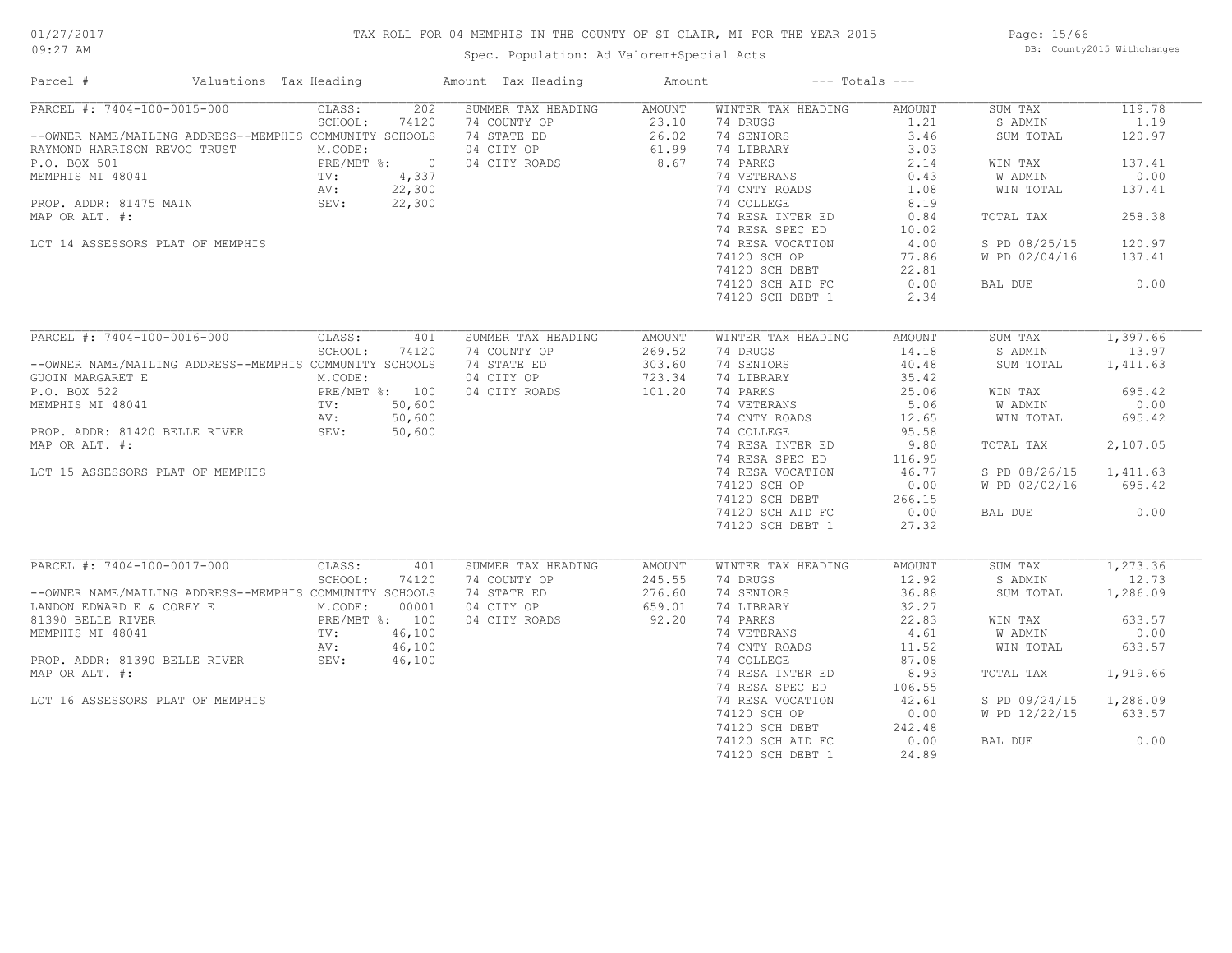# TAX ROLL FOR 04 MEMPHIS IN THE COUNTY OF ST CLAIR, MI FOR THE YEAR 2015

Spec. Population: Ad Valorem+Special Acts

01/27/2017 09:27 AM — DB: County2015 Withchanges

| Parcel # | Valuations | Tax Heading | Amount | Tax Heading | Amount | --- Totals --- | |
|---|---|---|---|---|---|---|---|

## PARCEL #: 7404-100-0015-000

| Owner / Property | Valuations | Summer Tax Heading | Amount | Winter Tax Heading | Amount | Totals | |
|---|---|---|---|---|---|---|---|
| --OWNER NAME/MAILING ADDRESS--MEMPHIS COMMUNITY SCHOOLS | CLASS: 202 | 74 COUNTY OP | 23.10 | 74 DRUGS | 1.21 | SUM TAX | 119.78 |
| RAYMOND HARRISON REVOC TRUST | SCHOOL: 74120 | 74 STATE ED | 26.02 | 74 SENIORS | 3.46 | S ADMIN | 1.19 |
| P.O. BOX 501 | M.CODE: | 04 CITY OP | 61.99 | 74 LIBRARY | 3.03 | SUM TOTAL | 120.97 |
| MEMPHIS MI 48041 | PRE/MBT %: 0 | 04 CITY ROADS | 8.67 | 74 PARKS | 2.14 | | |
| | TV: 4,337 | | | 74 VETERANS | 0.43 | WIN TAX | 137.41 |
| PROP. ADDR: 81475 MAIN | AV: 22,300 | | | 74 CNTY ROADS | 1.08 | W ADMIN | 0.00 |
| MAP OR ALT. #: | SEV: 22,300 | | | 74 COLLEGE | 8.19 | WIN TOTAL | 137.41 |
| | | | | 74 RESA INTER ED | 0.84 | | |
| LOT 14 ASSESSORS PLAT OF MEMPHIS | | | | 74 RESA SPEC ED | 10.02 | TOTAL TAX | 258.38 |
| | | | | 74 RESA VOCATION | 4.00 | | |
| | | | | 74120 SCH OP | 77.86 | S PD 08/25/15 | 120.97 |
| | | | | 74120 SCH DEBT | 22.81 | W PD 02/04/16 | 137.41 |
| | | | | 74120 SCH AID FC | 0.00 | | |
| | | | | 74120 SCH DEBT 1 | 2.34 | BAL DUE | 0.00 |

## PARCEL #: 7404-100-0016-000

| Owner / Property | Valuations | Summer Tax Heading | Amount | Winter Tax Heading | Amount | Totals | |
|---|---|---|---|---|---|---|---|
| --OWNER NAME/MAILING ADDRESS--MEMPHIS COMMUNITY SCHOOLS | CLASS: 401 | 74 COUNTY OP | 269.52 | 74 DRUGS | 14.18 | SUM TAX | 1,397.66 |
| GUOIN MARGARET E | SCHOOL: 74120 | 74 STATE ED | 303.60 | 74 SENIORS | 40.48 | S ADMIN | 13.97 |
| P.O. BOX 522 | M.CODE: | 04 CITY OP | 723.34 | 74 LIBRARY | 35.42 | SUM TOTAL | 1,411.63 |
| MEMPHIS MI 48041 | PRE/MBT %: 100 | 04 CITY ROADS | 101.20 | 74 PARKS | 25.06 | | |
| | TV: 50,600 | | | 74 VETERANS | 5.06 | WIN TAX | 695.42 |
| PROP. ADDR: 81420 BELLE RIVER | AV: 50,600 | | | 74 CNTY ROADS | 12.65 | W ADMIN | 0.00 |
| MAP OR ALT. #: | SEV: 50,600 | | | 74 COLLEGE | 95.58 | WIN TOTAL | 695.42 |
| | | | | 74 RESA INTER ED | 9.80 | | |
| LOT 15 ASSESSORS PLAT OF MEMPHIS | | | | 74 RESA SPEC ED | 116.95 | TOTAL TAX | 2,107.05 |
| | | | | 74 RESA VOCATION | 46.77 | | |
| | | | | 74120 SCH OP | 0.00 | S PD 08/26/15 | 1,411.63 |
| | | | | 74120 SCH DEBT | 266.15 | W PD 02/02/16 | 695.42 |
| | | | | 74120 SCH AID FC | 0.00 | | |
| | | | | 74120 SCH DEBT 1 | 27.32 | BAL DUE | 0.00 |

## PARCEL #: 7404-100-0017-000

| Owner / Property | Valuations | Summer Tax Heading | Amount | Winter Tax Heading | Amount | Totals | |
|---|---|---|---|---|---|---|---|
| --OWNER NAME/MAILING ADDRESS--MEMPHIS COMMUNITY SCHOOLS | CLASS: 401 | 74 COUNTY OP | 245.55 | 74 DRUGS | 12.92 | SUM TAX | 1,273.36 |
| LANDON EDWARD E & COREY E | SCHOOL: 74120 | 74 STATE ED | 276.60 | 74 SENIORS | 36.88 | S ADMIN | 12.73 |
| 81390 BELLE RIVER | M.CODE: 00001 | 04 CITY OP | 659.01 | 74 LIBRARY | 32.27 | SUM TOTAL | 1,286.09 |
| MEMPHIS MI 48041 | PRE/MBT %: 100 | 04 CITY ROADS | 92.20 | 74 PARKS | 22.83 | | |
| | TV: 46,100 | | | 74 VETERANS | 4.61 | WIN TAX | 633.57 |
| PROP. ADDR: 81390 BELLE RIVER | AV: 46,100 | | | 74 CNTY ROADS | 11.52 | W ADMIN | 0.00 |
| MAP OR ALT. #: | SEV: 46,100 | | | 74 COLLEGE | 87.08 | WIN TOTAL | 633.57 |
| | | | | 74 RESA INTER ED | 8.93 | | |
| LOT 16 ASSESSORS PLAT OF MEMPHIS | | | | 74 RESA SPEC ED | 106.55 | TOTAL TAX | 1,919.66 |
| | | | | 74 RESA VOCATION | 42.61 | | |
| | | | | 74120 SCH OP | 0.00 | S PD 09/24/15 | 1,286.09 |
| | | | | 74120 SCH DEBT | 242.48 | W PD 12/22/15 | 633.57 |
| | | | | 74120 SCH AID FC | 0.00 | | |
| | | | | 74120 SCH DEBT 1 | 24.89 | BAL DUE | 0.00 |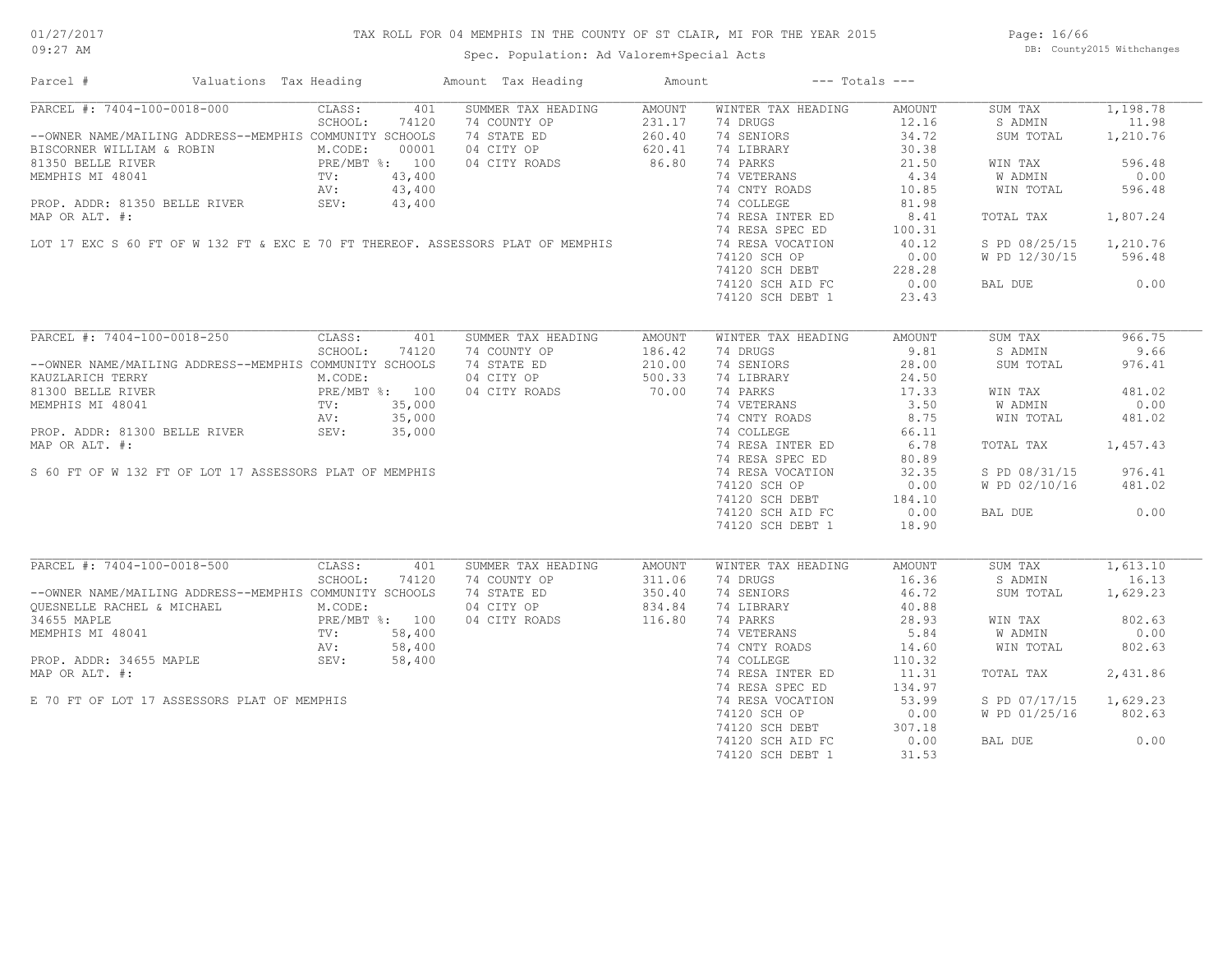# TAX ROLL FOR 04 MEMPHIS IN THE COUNTY OF ST CLAIR, MI FOR THE YEAR 2015

Spec. Population: Ad Valorem+Special Acts

01/27/2017
09:27 AM

DB: County2015 Withchanges

| Parcel # | Valuations | Tax Heading | Amount | Tax Heading | Amount | --- Totals --- | |
|---|---|---|---|---|---|---|---|

## PARCEL #: 7404-100-0018-000

| | | | | | | | |
|---|---|---|---|---|---|---|---|
| PARCEL #: 7404-100-0018-000 | CLASS: 401 | SUMMER TAX HEADING | AMOUNT | WINTER TAX HEADING | AMOUNT | SUM TAX | 1,198.78 |
| | SCHOOL: 74120 | 74 COUNTY OP | 231.17 | 74 DRUGS | 12.16 | S ADMIN | 11.98 |
| --OWNER NAME/MAILING ADDRESS--MEMPHIS COMMUNITY SCHOOLS | | 74 STATE ED | 260.40 | 74 SENIORS | 34.72 | SUM TOTAL | 1,210.76 |
| BISCORNER WILLIAM & ROBIN | M.CODE: 00001 | 04 CITY OP | 620.41 | 74 LIBRARY | 30.38 | | |
| 81350 BELLE RIVER | PRE/MBT %: 100 | 04 CITY ROADS | 86.80 | 74 PARKS | 21.50 | WIN TAX | 596.48 |
| MEMPHIS MI 48041 | TV: 43,400 | | | 74 VETERANS | 4.34 | W ADMIN | 0.00 |
| | AV: 43,400 | | | 74 CNTY ROADS | 10.85 | WIN TOTAL | 596.48 |
| PROP. ADDR: 81350 BELLE RIVER | SEV: 43,400 | | | 74 COLLEGE | 81.98 | | |
| MAP OR ALT. #: | | | | 74 RESA INTER ED | 8.41 | TOTAL TAX | 1,807.24 |
| | | | | 74 RESA SPEC ED | 100.31 | | |
| LOT 17 EXC S 60 FT OF W 132 FT & EXC E 70 FT THEREOF. ASSESSORS PLAT OF MEMPHIS | | | | 74 RESA VOCATION | 40.12 | S PD 08/25/15 | 1,210.76 |
| | | | | 74120 SCH OP | 0.00 | W PD 12/30/15 | 596.48 |
| | | | | 74120 SCH DEBT | 228.28 | | |
| | | | | 74120 SCH AID FC | 0.00 | BAL DUE | 0.00 |
| | | | | 74120 SCH DEBT 1 | 23.43 | | |

## PARCEL #: 7404-100-0018-250

| | | | | | | | |
|---|---|---|---|---|---|---|---|
| PARCEL #: 7404-100-0018-250 | CLASS: 401 | SUMMER TAX HEADING | AMOUNT | WINTER TAX HEADING | AMOUNT | SUM TAX | 966.75 |
| | SCHOOL: 74120 | 74 COUNTY OP | 186.42 | 74 DRUGS | 9.81 | S ADMIN | 9.66 |
| --OWNER NAME/MAILING ADDRESS--MEMPHIS COMMUNITY SCHOOLS | | 74 STATE ED | 210.00 | 74 SENIORS | 28.00 | SUM TOTAL | 976.41 |
| KAUZLARICH TERRY | M.CODE: | 04 CITY OP | 500.33 | 74 LIBRARY | 24.50 | | |
| 81300 BELLE RIVER | PRE/MBT %: 100 | 04 CITY ROADS | 70.00 | 74 PARKS | 17.33 | WIN TAX | 481.02 |
| MEMPHIS MI 48041 | TV: 35,000 | | | 74 VETERANS | 3.50 | W ADMIN | 0.00 |
| | AV: 35,000 | | | 74 CNTY ROADS | 8.75 | WIN TOTAL | 481.02 |
| PROP. ADDR: 81300 BELLE RIVER | SEV: 35,000 | | | 74 COLLEGE | 66.11 | | |
| MAP OR ALT. #: | | | | 74 RESA INTER ED | 6.78 | TOTAL TAX | 1,457.43 |
| | | | | 74 RESA SPEC ED | 80.89 | | |
| S 60 FT OF W 132 FT OF LOT 17 ASSESSORS PLAT OF MEMPHIS | | | | 74 RESA VOCATION | 32.35 | S PD 08/31/15 | 976.41 |
| | | | | 74120 SCH OP | 0.00 | W PD 02/10/16 | 481.02 |
| | | | | 74120 SCH DEBT | 184.10 | | |
| | | | | 74120 SCH AID FC | 0.00 | BAL DUE | 0.00 |
| | | | | 74120 SCH DEBT 1 | 18.90 | | |

## PARCEL #: 7404-100-0018-500

| | | | | | | | |
|---|---|---|---|---|---|---|---|
| PARCEL #: 7404-100-0018-500 | CLASS: 401 | SUMMER TAX HEADING | AMOUNT | WINTER TAX HEADING | AMOUNT | SUM TAX | 1,613.10 |
| | SCHOOL: 74120 | 74 COUNTY OP | 311.06 | 74 DRUGS | 16.36 | S ADMIN | 16.13 |
| --OWNER NAME/MAILING ADDRESS--MEMPHIS COMMUNITY SCHOOLS | | 74 STATE ED | 350.40 | 74 SENIORS | 46.72 | SUM TOTAL | 1,629.23 |
| QUESNELLE RACHEL & MICHAEL | M.CODE: | 04 CITY OP | 834.84 | 74 LIBRARY | 40.88 | | |
| 34655 MAPLE | PRE/MBT %: 100 | 04 CITY ROADS | 116.80 | 74 PARKS | 28.93 | WIN TAX | 802.63 |
| MEMPHIS MI 48041 | TV: 58,400 | | | 74 VETERANS | 5.84 | W ADMIN | 0.00 |
| | AV: 58,400 | | | 74 CNTY ROADS | 14.60 | WIN TOTAL | 802.63 |
| PROP. ADDR: 34655 MAPLE | SEV: 58,400 | | | 74 COLLEGE | 110.32 | | |
| MAP OR ALT. #: | | | | 74 RESA INTER ED | 11.31 | TOTAL TAX | 2,431.86 |
| | | | | 74 RESA SPEC ED | 134.97 | | |
| E 70 FT OF LOT 17 ASSESSORS PLAT OF MEMPHIS | | | | 74 RESA VOCATION | 53.99 | S PD 07/17/15 | 1,629.23 |
| | | | | 74120 SCH OP | 0.00 | W PD 01/25/16 | 802.63 |
| | | | | 74120 SCH DEBT | 307.18 | | |
| | | | | 74120 SCH AID FC | 0.00 | BAL DUE | 0.00 |
| | | | | 74120 SCH DEBT 1 | 31.53 | | |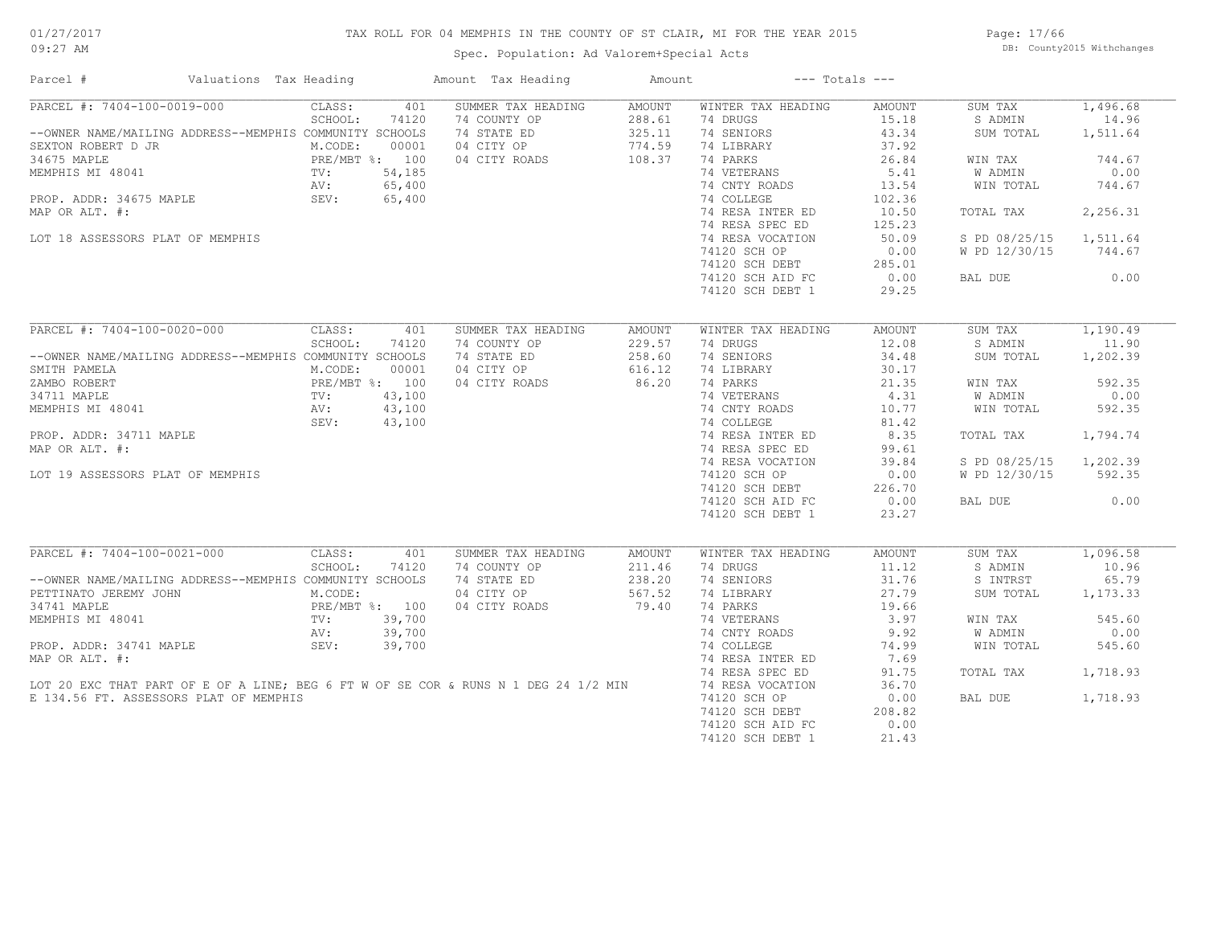# TAX ROLL FOR 04 MEMPHIS IN THE COUNTY OF ST CLAIR, MI FOR THE YEAR 2015

Spec. Population: Ad Valorem+Special Acts

| Parcel # | Valuations | Tax Heading | Amount | Tax Heading | Amount | --- Totals --- | |
|---|---|---|---|---|---|---|---|
| PARCEL #: 7404-100-0019-000 | CLASS: 401 | SUMMER TAX HEADING | AMOUNT | WINTER TAX HEADING | AMOUNT | SUM TAX | 1,496.68 |
| | SCHOOL: 74120 | 74 COUNTY OP | 288.61 | 74 DRUGS | 15.18 | S ADMIN | 14.96 |
| --OWNER NAME/MAILING ADDRESS--MEMPHIS COMMUNITY SCHOOLS | | 74 STATE ED | 325.11 | 74 SENIORS | 43.34 | SUM TOTAL | 1,511.64 |
| SEXTON ROBERT D JR | M.CODE: 00001 | 04 CITY OP | 774.59 | 74 LIBRARY | 37.92 | | |
| 34675 MAPLE | PRE/MBT %: 100 | 04 CITY ROADS | 108.37 | 74 PARKS | 26.84 | WIN TAX | 744.67 |
| MEMPHIS MI 48041 | TV: 54,185 | | | 74 VETERANS | 5.41 | W ADMIN | 0.00 |
| | AV: 65,400 | | | 74 CNTY ROADS | 13.54 | WIN TOTAL | 744.67 |
| PROP. ADDR: 34675 MAPLE | SEV: 65,400 | | | 74 COLLEGE | 102.36 | | |
| MAP OR ALT. #: | | | | 74 RESA INTER ED | 10.50 | TOTAL TAX | 2,256.31 |
| | | | | 74 RESA SPEC ED | 125.23 | | |
| LOT 18 ASSESSORS PLAT OF MEMPHIS | | | | 74 RESA VOCATION | 50.09 | S PD 08/25/15 | 1,511.64 |
| | | | | 74120 SCH OP | 0.00 | W PD 12/30/15 | 744.67 |
| | | | | 74120 SCH DEBT | 285.01 | | |
| | | | | 74120 SCH AID FC | 0.00 | BAL DUE | 0.00 |
| | | | | 74120 SCH DEBT 1 | 29.25 | | |

| Parcel # | Valuations | Tax Heading | Amount | Tax Heading | Amount | --- Totals --- | |
|---|---|---|---|---|---|---|---|
| PARCEL #: 7404-100-0020-000 | CLASS: 401 | SUMMER TAX HEADING | AMOUNT | WINTER TAX HEADING | AMOUNT | SUM TAX | 1,190.49 |
| | SCHOOL: 74120 | 74 COUNTY OP | 229.57 | 74 DRUGS | 12.08 | S ADMIN | 11.90 |
| --OWNER NAME/MAILING ADDRESS--MEMPHIS COMMUNITY SCHOOLS | | 74 STATE ED | 258.60 | 74 SENIORS | 34.48 | SUM TOTAL | 1,202.39 |
| SMITH PAMELA | M.CODE: 00001 | 04 CITY OP | 616.12 | 74 LIBRARY | 30.17 | | |
| ZAMBO ROBERT | PRE/MBT %: 100 | 04 CITY ROADS | 86.20 | 74 PARKS | 21.35 | WIN TAX | 592.35 |
| 34711 MAPLE | TV: 43,100 | | | 74 VETERANS | 4.31 | W ADMIN | 0.00 |
| MEMPHIS MI 48041 | AV: 43,100 | | | 74 CNTY ROADS | 10.77 | WIN TOTAL | 592.35 |
| | SEV: 43,100 | | | 74 COLLEGE | 81.42 | | |
| PROP. ADDR: 34711 MAPLE | | | | 74 RESA INTER ED | 8.35 | TOTAL TAX | 1,794.74 |
| MAP OR ALT. #: | | | | 74 RESA SPEC ED | 99.61 | | |
| | | | | 74 RESA VOCATION | 39.84 | S PD 08/25/15 | 1,202.39 |
| LOT 19 ASSESSORS PLAT OF MEMPHIS | | | | 74120 SCH OP | 0.00 | W PD 12/30/15 | 592.35 |
| | | | | 74120 SCH DEBT | 226.70 | | |
| | | | | 74120 SCH AID FC | 0.00 | BAL DUE | 0.00 |
| | | | | 74120 SCH DEBT 1 | 23.27 | | |

| Parcel # | Valuations | Tax Heading | Amount | Tax Heading | Amount | --- Totals --- | |
|---|---|---|---|---|---|---|---|
| PARCEL #: 7404-100-0021-000 | CLASS: 401 | SUMMER TAX HEADING | AMOUNT | WINTER TAX HEADING | AMOUNT | SUM TAX | 1,096.58 |
| | SCHOOL: 74120 | 74 COUNTY OP | 211.46 | 74 DRUGS | 11.12 | S ADMIN | 10.96 |
| --OWNER NAME/MAILING ADDRESS--MEMPHIS COMMUNITY SCHOOLS | | 74 STATE ED | 238.20 | 74 SENIORS | 31.76 | S INTRST | 65.79 |
| PETTINATO JEREMY JOHN | M.CODE: | 04 CITY OP | 567.52 | 74 LIBRARY | 27.79 | SUM TOTAL | 1,173.33 |
| 34741 MAPLE | PRE/MBT %: 100 | 04 CITY ROADS | 79.40 | 74 PARKS | 19.66 | | |
| MEMPHIS MI 48041 | TV: 39,700 | | | 74 VETERANS | 3.97 | WIN TAX | 545.60 |
| | AV: 39,700 | | | 74 CNTY ROADS | 9.92 | W ADMIN | 0.00 |
| PROP. ADDR: 34741 MAPLE | SEV: 39,700 | | | 74 COLLEGE | 74.99 | WIN TOTAL | 545.60 |
| MAP OR ALT. #: | | | | 74 RESA INTER ED | 7.69 | | |
| | | | | 74 RESA SPEC ED | 91.75 | TOTAL TAX | 1,718.93 |
| LOT 20 EXC THAT PART OF E OF A LINE; BEG 6 FT W OF SE COR & RUNS N 1 DEG 24 1/2 MIN | | | | 74 RESA VOCATION | 36.70 | | |
| E 134.56 FT. ASSESSORS PLAT OF MEMPHIS | | | | 74120 SCH OP | 0.00 | BAL DUE | 1,718.93 |
| | | | | 74120 SCH DEBT | 208.82 | | |
| | | | | 74120 SCH AID FC | 0.00 | | |
| | | | | 74120 SCH DEBT 1 | 21.43 | | |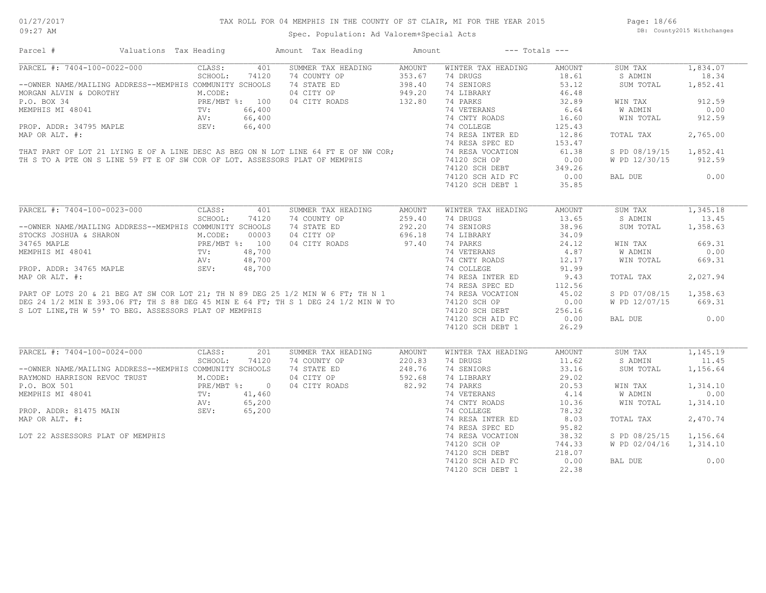# TAX ROLL FOR 04 MEMPHIS IN THE COUNTY OF ST CLAIR, MI FOR THE YEAR 2015

Spec. Population: Ad Valorem+Special Acts

| Parcel # | Valuations | Tax Heading | Amount | Tax Heading | Amount | --- Totals --- | |
|---|---|---|---|---|---|---|---|

## PARCEL #: 7404-100-0022-000

--OWNER NAME/MAILING ADDRESS--
MORGAN ALVIN & DOROTHY
P.O. BOX 34
MEMPHIS MI 48041

PROP. ADDR: 34795 MAPLE
MAP OR ALT. #:

| CLASS: 401 | SCHOOL: 74120 MEMPHIS COMMUNITY SCHOOLS | M.CODE: | PRE/MBT %: 100 | TV: 66,400 | AV: 66,400 | SEV: 66,400 |
|---|---|---|---|---|---|---|

| SUMMER TAX HEADING | AMOUNT | WINTER TAX HEADING | AMOUNT | | |
|---|---|---|---|---|---|
| 74 COUNTY OP | 353.67 | 74 DRUGS | 18.61 | SUM TAX | 1,834.07 |
| 74 STATE ED | 398.40 | 74 SENIORS | 53.12 | S ADMIN | 18.34 |
| 04 CITY OP | 949.20 | 74 LIBRARY | 46.48 | SUM TOTAL | 1,852.41 |
| 04 CITY ROADS | 132.80 | 74 PARKS | 32.89 | | |
| | | 74 VETERANS | 6.64 | WIN TAX | 912.59 |
| | | 74 CNTY ROADS | 16.60 | W ADMIN | 0.00 |
| | | 74 COLLEGE | 125.43 | WIN TOTAL | 912.59 |
| | | 74 RESA INTER ED | 12.86 | | |
| | | 74 RESA SPEC ED | 153.47 | TOTAL TAX | 2,765.00 |
| | | 74 RESA VOCATION | 61.38 | | |
| | | 74120 SCH OP | 0.00 | S PD 08/19/15 | 1,852.41 |
| | | 74120 SCH DEBT | 349.26 | W PD 12/30/15 | 912.59 |
| | | 74120 SCH AID FC | 0.00 | | |
| | | 74120 SCH DEBT 1 | 35.85 | BAL DUE | 0.00 |

THAT PART OF LOT 21 LYING E OF A LINE DESC AS BEG ON N LOT LINE 64 FT E OF NW COR; TH S TO A PTE ON S LINE 59 FT E OF SW COR OF LOT. ASSESSORS PLAT OF MEMPHIS

## PARCEL #: 7404-100-0023-000

--OWNER NAME/MAILING ADDRESS--
STOCKS JOSHUA & SHARON
34765 MAPLE
MEMPHIS MI 48041

PROP. ADDR: 34765 MAPLE
MAP OR ALT. #:

| CLASS: 401 | SCHOOL: 74120 MEMPHIS COMMUNITY SCHOOLS | M.CODE: 00003 | PRE/MBT %: 100 | TV: 48,700 | AV: 48,700 | SEV: 48,700 |
|---|---|---|---|---|---|---|

| SUMMER TAX HEADING | AMOUNT | WINTER TAX HEADING | AMOUNT | | |
|---|---|---|---|---|---|
| 74 COUNTY OP | 259.40 | 74 DRUGS | 13.65 | SUM TAX | 1,345.18 |
| 74 STATE ED | 292.20 | 74 SENIORS | 38.96 | S ADMIN | 13.45 |
| 04 CITY OP | 696.18 | 74 LIBRARY | 34.09 | SUM TOTAL | 1,358.63 |
| 04 CITY ROADS | 97.40 | 74 PARKS | 24.12 | | |
| | | 74 VETERANS | 4.87 | WIN TAX | 669.31 |
| | | 74 CNTY ROADS | 12.17 | W ADMIN | 0.00 |
| | | 74 COLLEGE | 91.99 | WIN TOTAL | 669.31 |
| | | 74 RESA INTER ED | 9.43 | | |
| | | 74 RESA SPEC ED | 112.56 | TOTAL TAX | 2,027.94 |
| | | 74 RESA VOCATION | 45.02 | | |
| | | 74120 SCH OP | 0.00 | S PD 07/08/15 | 1,358.63 |
| | | 74120 SCH DEBT | 256.16 | W PD 12/07/15 | 669.31 |
| | | 74120 SCH AID FC | 0.00 | | |
| | | 74120 SCH DEBT 1 | 26.29 | BAL DUE | 0.00 |

PART OF LOTS 20 & 21 BEG AT SW COR LOT 21; TH N 89 DEG 25 1/2 MIN W 6 FT; TH N 1 DEG 24 1/2 MIN E 393.06 FT; TH S 88 DEG 45 MIN E 64 FT; TH S 1 DEG 24 1/2 MIN W TO S LOT LINE,TH W 59' TO BEG. ASSESSORS PLAT OF MEMPHIS

## PARCEL #: 7404-100-0024-000

--OWNER NAME/MAILING ADDRESS--
RAYMOND HARRISON REVOC TRUST
P.O. BOX 501
MEMPHIS MI 48041

PROP. ADDR: 81475 MAIN
MAP OR ALT. #:

| CLASS: 201 | SCHOOL: 74120 MEMPHIS COMMUNITY SCHOOLS | M.CODE: | PRE/MBT %: 0 | TV: 41,460 | AV: 65,200 | SEV: 65,200 |
|---|---|---|---|---|---|---|

| SUMMER TAX HEADING | AMOUNT | WINTER TAX HEADING | AMOUNT | | |
|---|---|---|---|---|---|
| 74 COUNTY OP | 220.83 | 74 DRUGS | 11.62 | SUM TAX | 1,145.19 |
| 74 STATE ED | 248.76 | 74 SENIORS | 33.16 | S ADMIN | 11.45 |
| 04 CITY OP | 592.68 | 74 LIBRARY | 29.02 | SUM TOTAL | 1,156.64 |
| 04 CITY ROADS | 82.92 | 74 PARKS | 20.53 | | |
| | | 74 VETERANS | 4.14 | WIN TAX | 1,314.10 |
| | | 74 CNTY ROADS | 10.36 | W ADMIN | 0.00 |
| | | 74 COLLEGE | 78.32 | WIN TOTAL | 1,314.10 |
| | | 74 RESA INTER ED | 8.03 | | |
| | | 74 RESA SPEC ED | 95.82 | TOTAL TAX | 2,470.74 |
| | | 74 RESA VOCATION | 38.32 | | |
| | | 74120 SCH OP | 744.33 | S PD 08/25/15 | 1,156.64 |
| | | 74120 SCH DEBT | 218.07 | W PD 02/04/16 | 1,314.10 |
| | | 74120 SCH AID FC | 0.00 | | |
| | | 74120 SCH DEBT 1 | 22.38 | BAL DUE | 0.00 |

LOT 22 ASSESSORS PLAT OF MEMPHIS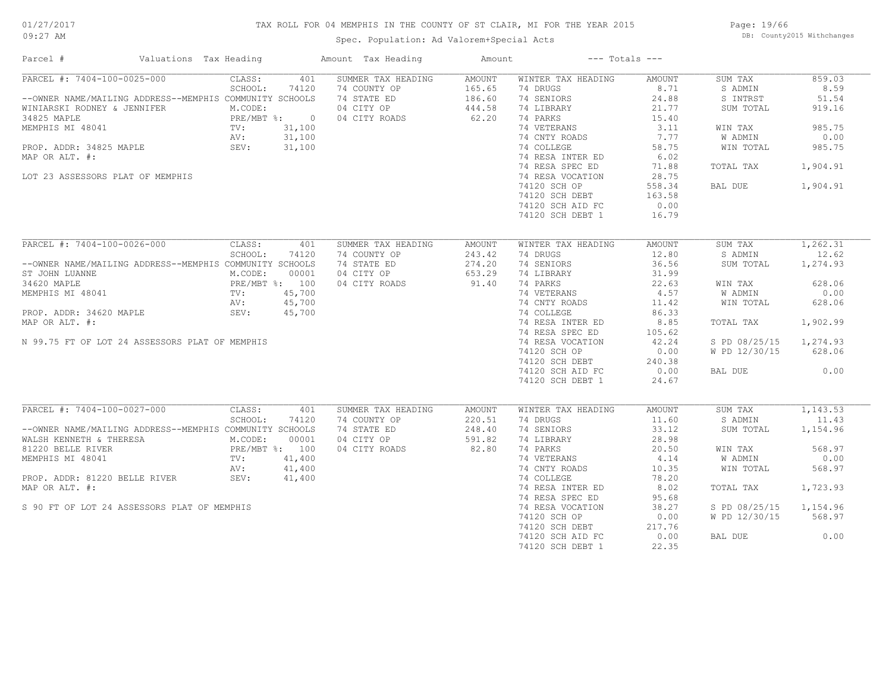# TAX ROLL FOR 04 MEMPHIS IN THE COUNTY OF ST CLAIR, MI FOR THE YEAR 2015

Spec. Population: Ad Valorem+Special Acts

01/27/2017 09:27 AM — DB: County2015 Withchanges

| Parcel # | Valuations | Tax Heading | Amount | Tax Heading | Amount | --- Totals --- | |
|---|---|---|---|---|---|---|---|

## PARCEL #: 7404-100-0025-000

--OWNER NAME/MAILING ADDRESS--
WINIARSKI RODNEY & JENNIFER
34825 MAPLE
MEMPHIS MI 48041

PROP. ADDR: 34825 MAPLE
MAP OR ALT. #:

LOT 23 ASSESSORS PLAT OF MEMPHIS

| Valuations | | Summer Tax Heading | Amount | Winter Tax Heading | Amount | Totals | |
|---|---|---|---|---|---|---|---|
| CLASS: | 401 | 74 COUNTY OP | 165.65 | 74 DRUGS | 8.71 | SUM TAX | 859.03 |
| SCHOOL: | 74120 | 74 STATE ED | 186.60 | 74 SENIORS | 24.88 | S ADMIN | 8.59 |
| MEMPHIS COMMUNITY SCHOOLS | | 04 CITY OP | 444.58 | 74 LIBRARY | 21.77 | S INTRST | 51.54 |
| M.CODE: | | 04 CITY ROADS | 62.20 | 74 PARKS | 15.40 | SUM TOTAL | 919.16 |
| PRE/MBT %: | 0 | | | 74 VETERANS | 3.11 | WIN TAX | 985.75 |
| TV: | 31,100 | | | 74 CNTY ROADS | 7.77 | W ADMIN | 0.00 |
| AV: | 31,100 | | | 74 COLLEGE | 58.75 | WIN TOTAL | 985.75 |
| SEV: | 31,100 | | | 74 RESA INTER ED | 6.02 | TOTAL TAX | 1,904.91 |
| | | | | 74 RESA SPEC ED | 71.88 | BAL DUE | 1,904.91 |
| | | | | 74 RESA VOCATION | 28.75 | | |
| | | | | 74120 SCH OP | 558.34 | | |
| | | | | 74120 SCH DEBT | 163.58 | | |
| | | | | 74120 SCH AID FC | 0.00 | | |
| | | | | 74120 SCH DEBT 1 | 16.79 | | |

## PARCEL #: 7404-100-0026-000

--OWNER NAME/MAILING ADDRESS--
ST JOHN LUANNE
34620 MAPLE
MEMPHIS MI 48041

PROP. ADDR: 34620 MAPLE
MAP OR ALT. #:

N 99.75 FT OF LOT 24 ASSESSORS PLAT OF MEMPHIS

| Valuations | | Summer Tax Heading | Amount | Winter Tax Heading | Amount | Totals | |
|---|---|---|---|---|---|---|---|
| CLASS: | 401 | 74 COUNTY OP | 243.42 | 74 DRUGS | 12.80 | SUM TAX | 1,262.31 |
| SCHOOL: | 74120 | 74 STATE ED | 274.20 | 74 SENIORS | 36.56 | S ADMIN | 12.62 |
| MEMPHIS COMMUNITY SCHOOLS | | 04 CITY OP | 653.29 | 74 LIBRARY | 31.99 | SUM TOTAL | 1,274.93 |
| M.CODE: | 00001 | 04 CITY ROADS | 91.40 | 74 PARKS | 22.63 | WIN TAX | 628.06 |
| PRE/MBT %: | 100 | | | 74 VETERANS | 4.57 | W ADMIN | 0.00 |
| TV: | 45,700 | | | 74 CNTY ROADS | 11.42 | WIN TOTAL | 628.06 |
| AV: | 45,700 | | | 74 COLLEGE | 86.33 | TOTAL TAX | 1,902.99 |
| SEV: | 45,700 | | | 74 RESA INTER ED | 8.85 | S PD 08/25/15 | 1,274.93 |
| | | | | 74 RESA SPEC ED | 105.62 | W PD 12/30/15 | 628.06 |
| | | | | 74 RESA VOCATION | 42.24 | BAL DUE | 0.00 |
| | | | | 74120 SCH OP | 0.00 | | |
| | | | | 74120 SCH DEBT | 240.38 | | |
| | | | | 74120 SCH AID FC | 0.00 | | |
| | | | | 74120 SCH DEBT 1 | 24.67 | | |

## PARCEL #: 7404-100-0027-000

--OWNER NAME/MAILING ADDRESS--
WALSH KENNETH & THERESA
81220 BELLE RIVER
MEMPHIS MI 48041

PROP. ADDR: 81220 BELLE RIVER
MAP OR ALT. #:

S 90 FT OF LOT 24 ASSESSORS PLAT OF MEMPHIS

| Valuations | | Summer Tax Heading | Amount | Winter Tax Heading | Amount | Totals | |
|---|---|---|---|---|---|---|---|
| CLASS: | 401 | 74 COUNTY OP | 220.51 | 74 DRUGS | 11.60 | SUM TAX | 1,143.53 |
| SCHOOL: | 74120 | 74 STATE ED | 248.40 | 74 SENIORS | 33.12 | S ADMIN | 11.43 |
| MEMPHIS COMMUNITY SCHOOLS | | 04 CITY OP | 591.82 | 74 LIBRARY | 28.98 | SUM TOTAL | 1,154.96 |
| M.CODE: | 00001 | 04 CITY ROADS | 82.80 | 74 PARKS | 20.50 | WIN TAX | 568.97 |
| PRE/MBT %: | 100 | | | 74 VETERANS | 4.14 | W ADMIN | 0.00 |
| TV: | 41,400 | | | 74 CNTY ROADS | 10.35 | WIN TOTAL | 568.97 |
| AV: | 41,400 | | | 74 COLLEGE | 78.20 | TOTAL TAX | 1,723.93 |
| SEV: | 41,400 | | | 74 RESA INTER ED | 8.02 | S PD 08/25/15 | 1,154.96 |
| | | | | 74 RESA SPEC ED | 95.68 | W PD 12/30/15 | 568.97 |
| | | | | 74 RESA VOCATION | 38.27 | BAL DUE | 0.00 |
| | | | | 74120 SCH OP | 0.00 | | |
| | | | | 74120 SCH DEBT | 217.76 | | |
| | | | | 74120 SCH AID FC | 0.00 | | |
| | | | | 74120 SCH DEBT 1 | 22.35 | | |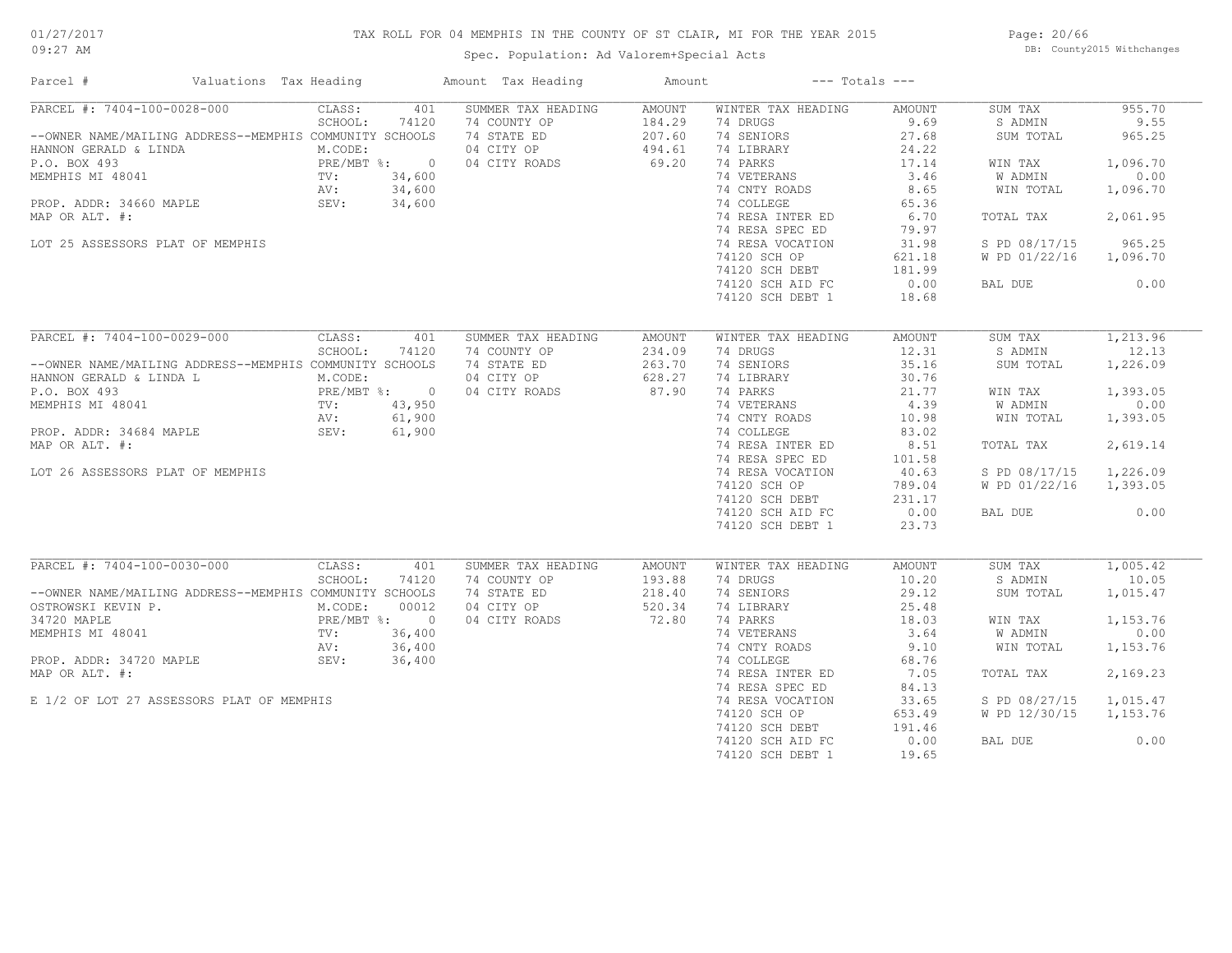# TAX ROLL FOR 04 MEMPHIS IN THE COUNTY OF ST CLAIR, MI FOR THE YEAR 2015

Spec. Population: Ad Valorem+Special Acts

| Parcel # | Valuations | Tax Heading | Amount | Tax Heading | Amount | --- Totals --- | |
|---|---|---|---|---|---|---|---|
| PARCEL #: 7404-100-0028-000 | CLASS: 401 | SUMMER TAX HEADING | AMOUNT | WINTER TAX HEADING | AMOUNT | SUM TAX | 955.70 |
| | SCHOOL: 74120 | 74 COUNTY OP | 184.29 | 74 DRUGS | 9.69 | S ADMIN | 9.55 |
| --OWNER NAME/MAILING ADDRESS--MEMPHIS COMMUNITY SCHOOLS | | 74 STATE ED | 207.60 | 74 SENIORS | 27.68 | SUM TOTAL | 965.25 |
| HANNON GERALD & LINDA | M.CODE: | 04 CITY OP | 494.61 | 74 LIBRARY | 24.22 | | |
| P.O. BOX 493 | PRE/MBT %: 0 | 04 CITY ROADS | 69.20 | 74 PARKS | 17.14 | WIN TAX | 1,096.70 |
| MEMPHIS MI 48041 | TV: 34,600 | | | 74 VETERANS | 3.46 | W ADMIN | 0.00 |
| | AV: 34,600 | | | 74 CNTY ROADS | 8.65 | WIN TOTAL | 1,096.70 |
| PROP. ADDR: 34660 MAPLE | SEV: 34,600 | | | 74 COLLEGE | 65.36 | | |
| MAP OR ALT. #: | | | | 74 RESA INTER ED | 6.70 | TOTAL TAX | 2,061.95 |
| | | | | 74 RESA SPEC ED | 79.97 | | |
| LOT 25 ASSESSORS PLAT OF MEMPHIS | | | | 74 RESA VOCATION | 31.98 | S PD 08/17/15 | 965.25 |
| | | | | 74120 SCH OP | 621.18 | W PD 01/22/16 | 1,096.70 |
| | | | | 74120 SCH DEBT | 181.99 | | |
| | | | | 74120 SCH AID FC | 0.00 | BAL DUE | 0.00 |
| | | | | 74120 SCH DEBT 1 | 18.68 | | |
| PARCEL #: 7404-100-0029-000 | CLASS: 401 | SUMMER TAX HEADING | AMOUNT | WINTER TAX HEADING | AMOUNT | SUM TAX | 1,213.96 |
| | SCHOOL: 74120 | 74 COUNTY OP | 234.09 | 74 DRUGS | 12.31 | S ADMIN | 12.13 |
| --OWNER NAME/MAILING ADDRESS--MEMPHIS COMMUNITY SCHOOLS | | 74 STATE ED | 263.70 | 74 SENIORS | 35.16 | SUM TOTAL | 1,226.09 |
| HANNON GERALD & LINDA L | M.CODE: | 04 CITY OP | 628.27 | 74 LIBRARY | 30.76 | | |
| P.O. BOX 493 | PRE/MBT %: 0 | 04 CITY ROADS | 87.90 | 74 PARKS | 21.77 | WIN TAX | 1,393.05 |
| MEMPHIS MI 48041 | TV: 43,950 | | | 74 VETERANS | 4.39 | W ADMIN | 0.00 |
| | AV: 61,900 | | | 74 CNTY ROADS | 10.98 | WIN TOTAL | 1,393.05 |
| PROP. ADDR: 34684 MAPLE | SEV: 61,900 | | | 74 COLLEGE | 83.02 | | |
| MAP OR ALT. #: | | | | 74 RESA INTER ED | 8.51 | TOTAL TAX | 2,619.14 |
| | | | | 74 RESA SPEC ED | 101.58 | | |
| LOT 26 ASSESSORS PLAT OF MEMPHIS | | | | 74 RESA VOCATION | 40.63 | S PD 08/17/15 | 1,226.09 |
| | | | | 74120 SCH OP | 789.04 | W PD 01/22/16 | 1,393.05 |
| | | | | 74120 SCH DEBT | 231.17 | | |
| | | | | 74120 SCH AID FC | 0.00 | BAL DUE | 0.00 |
| | | | | 74120 SCH DEBT 1 | 23.73 | | |
| PARCEL #: 7404-100-0030-000 | CLASS: 401 | SUMMER TAX HEADING | AMOUNT | WINTER TAX HEADING | AMOUNT | SUM TAX | 1,005.42 |
| | SCHOOL: 74120 | 74 COUNTY OP | 193.88 | 74 DRUGS | 10.20 | S ADMIN | 10.05 |
| --OWNER NAME/MAILING ADDRESS--MEMPHIS COMMUNITY SCHOOLS | | 74 STATE ED | 218.40 | 74 SENIORS | 29.12 | SUM TOTAL | 1,015.47 |
| OSTROWSKI KEVIN P. | M.CODE: 00012 | 04 CITY OP | 520.34 | 74 LIBRARY | 25.48 | | |
| 34720 MAPLE | PRE/MBT %: 0 | 04 CITY ROADS | 72.80 | 74 PARKS | 18.03 | WIN TAX | 1,153.76 |
| MEMPHIS MI 48041 | TV: 36,400 | | | 74 VETERANS | 3.64 | W ADMIN | 0.00 |
| | AV: 36,400 | | | 74 CNTY ROADS | 9.10 | WIN TOTAL | 1,153.76 |
| PROP. ADDR: 34720 MAPLE | SEV: 36,400 | | | 74 COLLEGE | 68.76 | | |
| MAP OR ALT. #: | | | | 74 RESA INTER ED | 7.05 | TOTAL TAX | 2,169.23 |
| | | | | 74 RESA SPEC ED | 84.13 | | |
| E 1/2 OF LOT 27 ASSESSORS PLAT OF MEMPHIS | | | | 74 RESA VOCATION | 33.65 | S PD 08/27/15 | 1,015.47 |
| | | | | 74120 SCH OP | 653.49 | W PD 12/30/15 | 1,153.76 |
| | | | | 74120 SCH DEBT | 191.46 | | |
| | | | | 74120 SCH AID FC | 0.00 | BAL DUE | 0.00 |
| | | | | 74120 SCH DEBT 1 | 19.65 | | |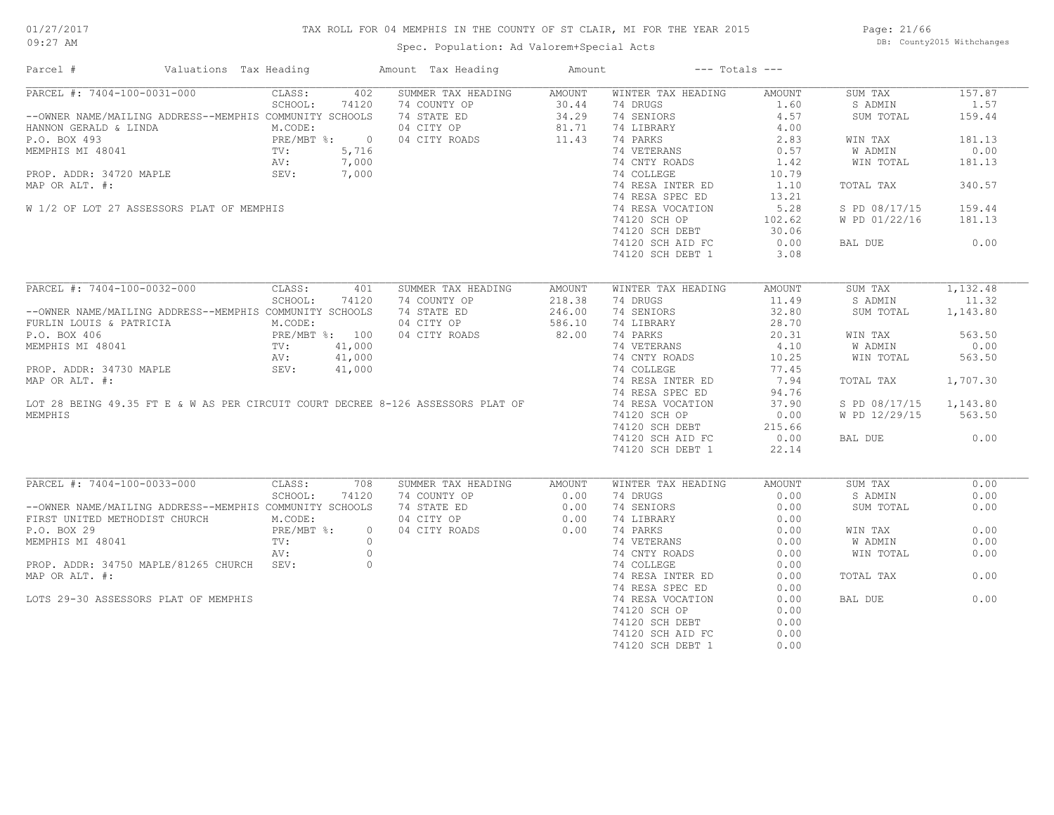# TAX ROLL FOR 04 MEMPHIS IN THE COUNTY OF ST CLAIR, MI FOR THE YEAR 2015

Spec. Population: Ad Valorem+Special Acts

| Parcel # | Valuations | Tax Heading | Amount | Tax Heading | Amount | --- Totals --- | |
|---|---|---|---|---|---|---|---|

**PARCEL #: 7404-100-0031-000**

--OWNER NAME/MAILING ADDRESS--MEMPHIS COMMUNITY SCHOOLS
HANNON GERALD & LINDA
P.O. BOX 493
MEMPHIS MI 48041

PROP. ADDR: 34720 MAPLE
MAP OR ALT. #:

W 1/2 OF LOT 27 ASSESSORS PLAT OF MEMPHIS

| Valuations | | Summer Tax Heading | Amount | Winter Tax Heading | Amount | Totals | |
|---|---|---|---|---|---|---|---|
| CLASS: | 402 | 74 COUNTY OP | 30.44 | 74 DRUGS | 1.60 | SUM TAX | 157.87 |
| SCHOOL: | 74120 | 74 STATE ED | 34.29 | 74 SENIORS | 4.57 | S ADMIN | 1.57 |
| M.CODE: | | 04 CITY OP | 81.71 | 74 LIBRARY | 4.00 | SUM TOTAL | 159.44 |
| PRE/MBT %: | 0 | 04 CITY ROADS | 11.43 | 74 PARKS | 2.83 | | |
| TV: | 5,716 | | | 74 VETERANS | 0.57 | WIN TAX | 181.13 |
| AV: | 7,000 | | | 74 CNTY ROADS | 1.42 | W ADMIN | 0.00 |
| SEV: | 7,000 | | | 74 COLLEGE | 10.79 | WIN TOTAL | 181.13 |
| | | | | 74 RESA INTER ED | 1.10 | | |
| | | | | 74 RESA SPEC ED | 13.21 | TOTAL TAX | 340.57 |
| | | | | 74 RESA VOCATION | 5.28 | | |
| | | | | 74120 SCH OP | 102.62 | S PD 08/17/15 | 159.44 |
| | | | | 74120 SCH DEBT | 30.06 | W PD 01/22/16 | 181.13 |
| | | | | 74120 SCH AID FC | 0.00 | | |
| | | | | 74120 SCH DEBT 1 | 3.08 | BAL DUE | 0.00 |

**PARCEL #: 7404-100-0032-000**

--OWNER NAME/MAILING ADDRESS--MEMPHIS COMMUNITY SCHOOLS
FURLIN LOUIS & PATRICIA
P.O. BOX 406
MEMPHIS MI 48041

PROP. ADDR: 34730 MAPLE
MAP OR ALT. #:

LOT 28 BEING 49.35 FT E & W AS PER CIRCUIT COURT DECREE 8-126 ASSESSORS PLAT OF MEMPHIS

| Valuations | | Summer Tax Heading | Amount | Winter Tax Heading | Amount | Totals | |
|---|---|---|---|---|---|---|---|
| CLASS: | 401 | 74 COUNTY OP | 218.38 | 74 DRUGS | 11.49 | SUM TAX | 1,132.48 |
| SCHOOL: | 74120 | 74 STATE ED | 246.00 | 74 SENIORS | 32.80 | S ADMIN | 11.32 |
| M.CODE: | | 04 CITY OP | 586.10 | 74 LIBRARY | 28.70 | SUM TOTAL | 1,143.80 |
| PRE/MBT %: | 100 | 04 CITY ROADS | 82.00 | 74 PARKS | 20.31 | | |
| TV: | 41,000 | | | 74 VETERANS | 4.10 | WIN TAX | 563.50 |
| AV: | 41,000 | | | 74 CNTY ROADS | 10.25 | W ADMIN | 0.00 |
| SEV: | 41,000 | | | 74 COLLEGE | 77.45 | WIN TOTAL | 563.50 |
| | | | | 74 RESA INTER ED | 7.94 | | |
| | | | | 74 RESA SPEC ED | 94.76 | TOTAL TAX | 1,707.30 |
| | | | | 74 RESA VOCATION | 37.90 | | |
| | | | | 74120 SCH OP | 0.00 | S PD 08/17/15 | 1,143.80 |
| | | | | 74120 SCH DEBT | 215.66 | W PD 12/29/15 | 563.50 |
| | | | | 74120 SCH AID FC | 0.00 | | |
| | | | | 74120 SCH DEBT 1 | 22.14 | BAL DUE | 0.00 |

**PARCEL #: 7404-100-0033-000**

--OWNER NAME/MAILING ADDRESS--MEMPHIS COMMUNITY SCHOOLS
FIRST UNITED METHODIST CHURCH
P.O. BOX 29
MEMPHIS MI 48041

PROP. ADDR: 34750 MAPLE/81265 CHURCH
MAP OR ALT. #:

LOTS 29-30 ASSESSORS PLAT OF MEMPHIS

| Valuations | | Summer Tax Heading | Amount | Winter Tax Heading | Amount | Totals | |
|---|---|---|---|---|---|---|---|
| CLASS: | 708 | 74 COUNTY OP | 0.00 | 74 DRUGS | 0.00 | SUM TAX | 0.00 |
| SCHOOL: | 74120 | 74 STATE ED | 0.00 | 74 SENIORS | 0.00 | S ADMIN | 0.00 |
| M.CODE: | | 04 CITY OP | 0.00 | 74 LIBRARY | 0.00 | SUM TOTAL | 0.00 |
| PRE/MBT %: | 0 | 04 CITY ROADS | 0.00 | 74 PARKS | 0.00 | | |
| TV: | 0 | | | 74 VETERANS | 0.00 | WIN TAX | 0.00 |
| AV: | 0 | | | 74 CNTY ROADS | 0.00 | W ADMIN | 0.00 |
| SEV: | 0 | | | 74 COLLEGE | 0.00 | WIN TOTAL | 0.00 |
| | | | | 74 RESA INTER ED | 0.00 | | |
| | | | | 74 RESA SPEC ED | 0.00 | TOTAL TAX | 0.00 |
| | | | | 74 RESA VOCATION | 0.00 | | |
| | | | | 74120 SCH OP | 0.00 | BAL DUE | 0.00 |
| | | | | 74120 SCH DEBT | 0.00 | | |
| | | | | 74120 SCH AID FC | 0.00 | | |
| | | | | 74120 SCH DEBT 1 | 0.00 | | |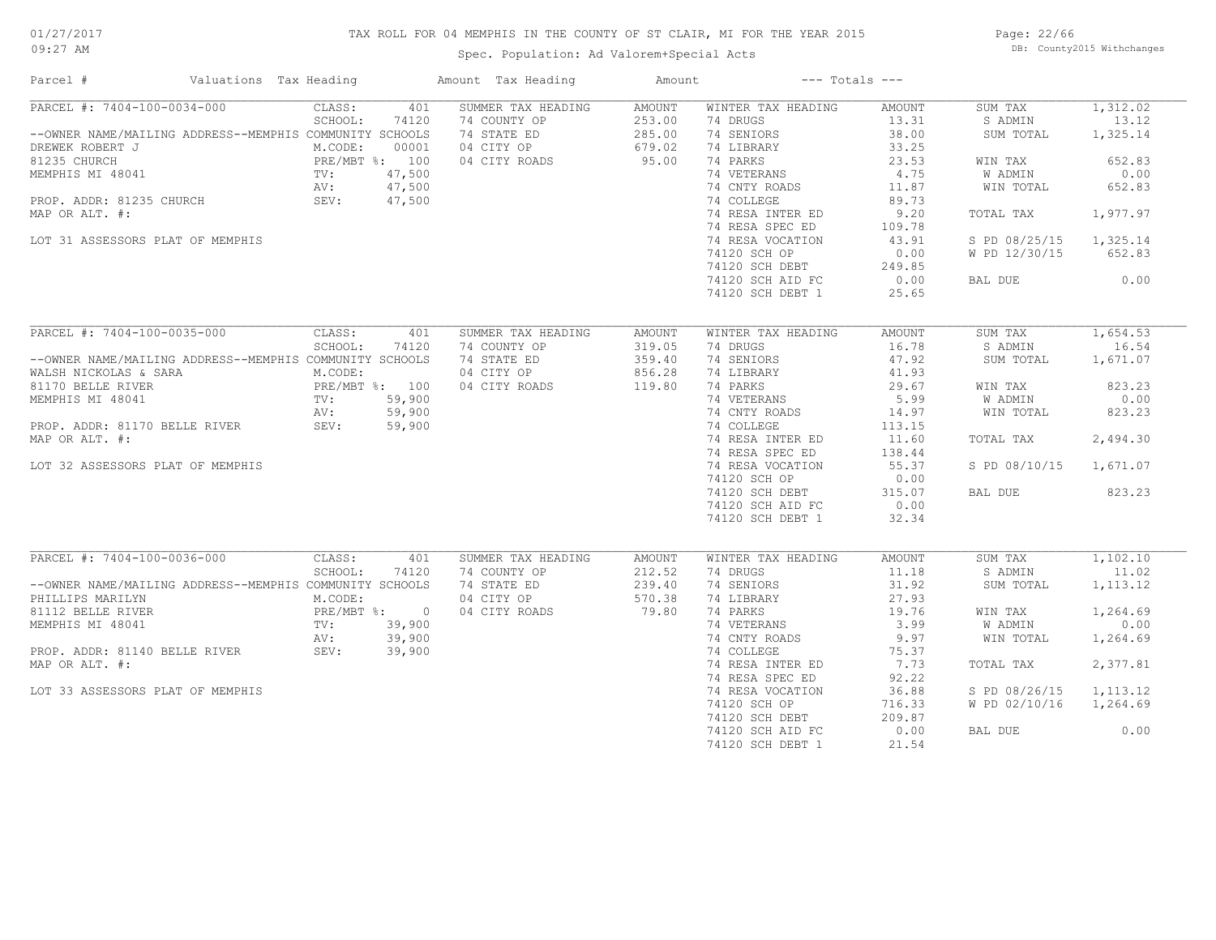# TAX ROLL FOR 04 MEMPHIS IN THE COUNTY OF ST CLAIR, MI FOR THE YEAR 2015

Spec. Population: Ad Valorem+Special Acts

| Parcel # | Valuations | Tax Heading | Amount | Tax Heading | Amount | --- Totals --- | |
|---|---|---|---|---|---|---|---|
| **PARCEL #: 7404-100-0034-000** | CLASS: 401 | SUMMER TAX HEADING | AMOUNT | WINTER TAX HEADING | AMOUNT | SUM TAX | 1,312.02 |
| | SCHOOL: 74120 | 74 COUNTY OP | 253.00 | 74 DRUGS | 13.31 | S ADMIN | 13.12 |
| --OWNER NAME/MAILING ADDRESS--MEMPHIS COMMUNITY SCHOOLS | | 74 STATE ED | 285.00 | 74 SENIORS | 38.00 | SUM TOTAL | 1,325.14 |
| DREWEK ROBERT J | M.CODE: 00001 | 04 CITY OP | 679.02 | 74 LIBRARY | 33.25 | | |
| 81235 CHURCH | PRE/MBT %: 100 | 04 CITY ROADS | 95.00 | 74 PARKS | 23.53 | WIN TAX | 652.83 |
| MEMPHIS MI 48041 | TV: 47,500 | | | 74 VETERANS | 4.75 | W ADMIN | 0.00 |
| | AV: 47,500 | | | 74 CNTY ROADS | 11.87 | WIN TOTAL | 652.83 |
| PROP. ADDR: 81235 CHURCH | SEV: 47,500 | | | 74 COLLEGE | 89.73 | | |
| MAP OR ALT. #: | | | | 74 RESA INTER ED | 9.20 | TOTAL TAX | 1,977.97 |
| | | | | 74 RESA SPEC ED | 109.78 | | |
| LOT 31 ASSESSORS PLAT OF MEMPHIS | | | | 74 RESA VOCATION | 43.91 | S PD 08/25/15 | 1,325.14 |
| | | | | 74120 SCH OP | 0.00 | W PD 12/30/15 | 652.83 |
| | | | | 74120 SCH DEBT | 249.85 | | |
| | | | | 74120 SCH AID FC | 0.00 | BAL DUE | 0.00 |
| | | | | 74120 SCH DEBT 1 | 25.65 | | |
| **PARCEL #: 7404-100-0035-000** | CLASS: 401 | SUMMER TAX HEADING | AMOUNT | WINTER TAX HEADING | AMOUNT | SUM TAX | 1,654.53 |
| | SCHOOL: 74120 | 74 COUNTY OP | 319.05 | 74 DRUGS | 16.78 | S ADMIN | 16.54 |
| --OWNER NAME/MAILING ADDRESS--MEMPHIS COMMUNITY SCHOOLS | | 74 STATE ED | 359.40 | 74 SENIORS | 47.92 | SUM TOTAL | 1,671.07 |
| WALSH NICKOLAS & SARA | M.CODE: | 04 CITY OP | 856.28 | 74 LIBRARY | 41.93 | | |
| 81170 BELLE RIVER | PRE/MBT %: 100 | 04 CITY ROADS | 119.80 | 74 PARKS | 29.67 | WIN TAX | 823.23 |
| MEMPHIS MI 48041 | TV: 59,900 | | | 74 VETERANS | 5.99 | W ADMIN | 0.00 |
| | AV: 59,900 | | | 74 CNTY ROADS | 14.97 | WIN TOTAL | 823.23 |
| PROP. ADDR: 81170 BELLE RIVER | SEV: 59,900 | | | 74 COLLEGE | 113.15 | | |
| MAP OR ALT. #: | | | | 74 RESA INTER ED | 11.60 | TOTAL TAX | 2,494.30 |
| | | | | 74 RESA SPEC ED | 138.44 | | |
| LOT 32 ASSESSORS PLAT OF MEMPHIS | | | | 74 RESA VOCATION | 55.37 | S PD 08/10/15 | 1,671.07 |
| | | | | 74120 SCH OP | 0.00 | | |
| | | | | 74120 SCH DEBT | 315.07 | BAL DUE | 823.23 |
| | | | | 74120 SCH AID FC | 0.00 | | |
| | | | | 74120 SCH DEBT 1 | 32.34 | | |
| **PARCEL #: 7404-100-0036-000** | CLASS: 401 | SUMMER TAX HEADING | AMOUNT | WINTER TAX HEADING | AMOUNT | SUM TAX | 1,102.10 |
| | SCHOOL: 74120 | 74 COUNTY OP | 212.52 | 74 DRUGS | 11.18 | S ADMIN | 11.02 |
| --OWNER NAME/MAILING ADDRESS--MEMPHIS COMMUNITY SCHOOLS | | 74 STATE ED | 239.40 | 74 SENIORS | 31.92 | SUM TOTAL | 1,113.12 |
| PHILLIPS MARILYN | M.CODE: | 04 CITY OP | 570.38 | 74 LIBRARY | 27.93 | | |
| 81112 BELLE RIVER | PRE/MBT %: 0 | 04 CITY ROADS | 79.80 | 74 PARKS | 19.76 | WIN TAX | 1,264.69 |
| MEMPHIS MI 48041 | TV: 39,900 | | | 74 VETERANS | 3.99 | W ADMIN | 0.00 |
| | AV: 39,900 | | | 74 CNTY ROADS | 9.97 | WIN TOTAL | 1,264.69 |
| PROP. ADDR: 81140 BELLE RIVER | SEV: 39,900 | | | 74 COLLEGE | 75.37 | | |
| MAP OR ALT. #: | | | | 74 RESA INTER ED | 7.73 | TOTAL TAX | 2,377.81 |
| | | | | 74 RESA SPEC ED | 92.22 | | |
| LOT 33 ASSESSORS PLAT OF MEMPHIS | | | | 74 RESA VOCATION | 36.88 | S PD 08/26/15 | 1,113.12 |
| | | | | 74120 SCH OP | 716.33 | W PD 02/10/16 | 1,264.69 |
| | | | | 74120 SCH DEBT | 209.87 | | |
| | | | | 74120 SCH AID FC | 0.00 | BAL DUE | 0.00 |
| | | | | 74120 SCH DEBT 1 | 21.54 | | |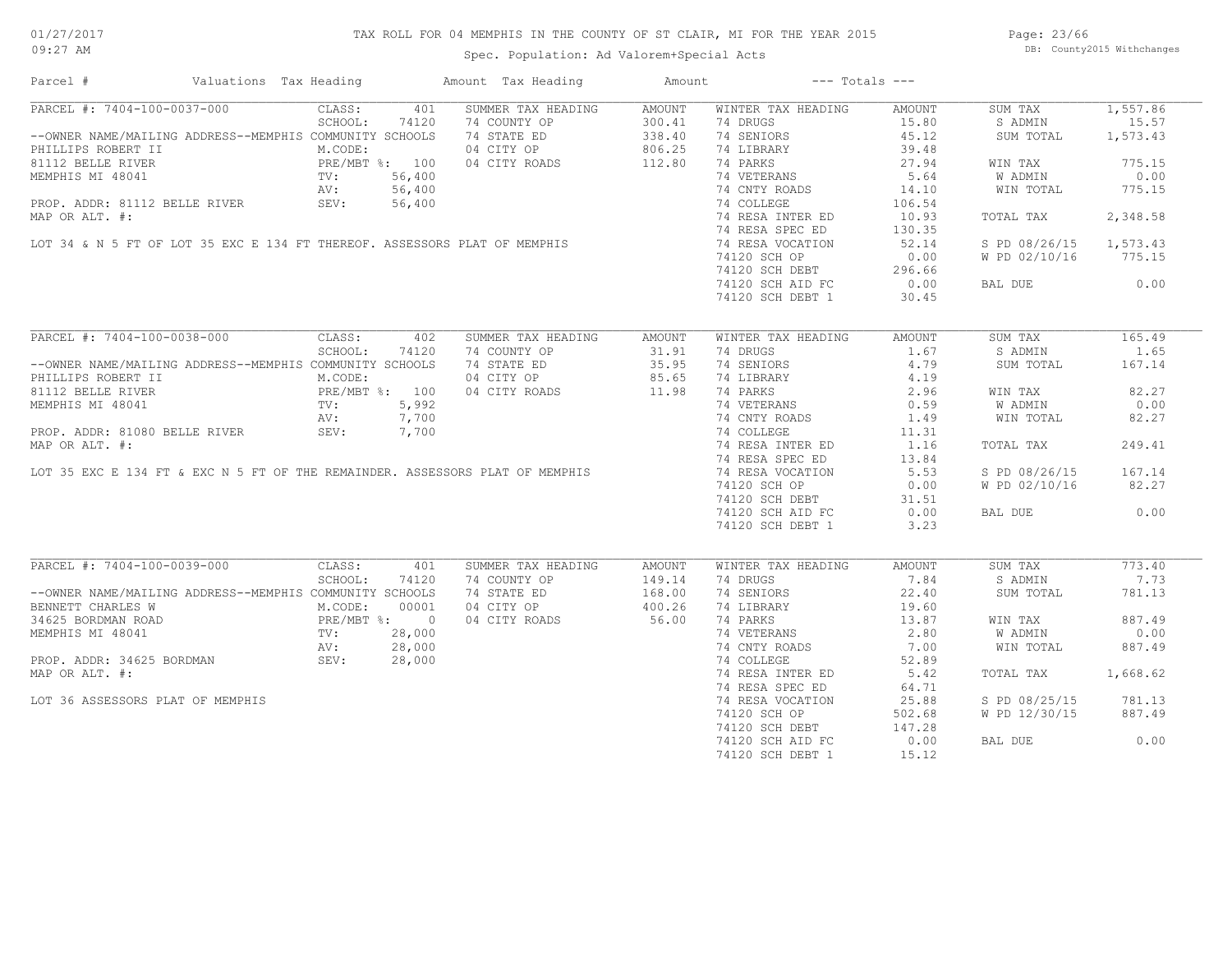# TAX ROLL FOR 04 MEMPHIS IN THE COUNTY OF ST CLAIR, MI FOR THE YEAR 2015

Spec. Population: Ad Valorem+Special Acts

01/27/2017 09:27 AM

DB: County2015 Withchanges

| Parcel # | Valuations | Tax Heading | Amount | Tax Heading | Amount | --- Totals --- | |
|---|---|---|---|---|---|---|---|

## PARCEL #: 7404-100-0037-000

--OWNER NAME/MAILING ADDRESS--
PHILLIPS ROBERT II
81112 BELLE RIVER
MEMPHIS MI 48041

PROP. ADDR: 81112 BELLE RIVER
MAP OR ALT. #:

LOT 34 & N 5 FT OF LOT 35 EXC E 134 FT THEREOF. ASSESSORS PLAT OF MEMPHIS

| Valuations | | Summer Tax Heading | Amount | Winter Tax Heading | Amount | Totals | |
|---|---|---|---|---|---|---|---|
| CLASS: | 401 | 74 COUNTY OP | 300.41 | 74 DRUGS | 15.80 | SUM TAX | 1,557.86 |
| SCHOOL: | 74120 | 74 STATE ED | 338.40 | 74 SENIORS | 45.12 | S ADMIN | 15.57 |
| MEMPHIS COMMUNITY SCHOOLS | | 04 CITY OP | 806.25 | 74 LIBRARY | 39.48 | SUM TOTAL | 1,573.43 |
| M.CODE: | | 04 CITY ROADS | 112.80 | 74 PARKS | 27.94 | WIN TAX | 775.15 |
| PRE/MBT %: | 100 | | | 74 VETERANS | 5.64 | W ADMIN | 0.00 |
| TV: | 56,400 | | | 74 CNTY ROADS | 14.10 | WIN TOTAL | 775.15 |
| AV: | 56,400 | | | 74 COLLEGE | 106.54 | | |
| SEV: | 56,400 | | | 74 RESA INTER ED | 10.93 | TOTAL TAX | 2,348.58 |
| | | | | 74 RESA SPEC ED | 130.35 | | |
| | | | | 74 RESA VOCATION | 52.14 | S PD 08/26/15 | 1,573.43 |
| | | | | 74120 SCH OP | 0.00 | W PD 02/10/16 | 775.15 |
| | | | | 74120 SCH DEBT | 296.66 | | |
| | | | | 74120 SCH AID FC | 0.00 | BAL DUE | 0.00 |
| | | | | 74120 SCH DEBT 1 | 30.45 | | |

## PARCEL #: 7404-100-0038-000

--OWNER NAME/MAILING ADDRESS--
PHILLIPS ROBERT II
81112 BELLE RIVER
MEMPHIS MI 48041

PROP. ADDR: 81080 BELLE RIVER
MAP OR ALT. #:

LOT 35 EXC E 134 FT & EXC N 5 FT OF THE REMAINDER. ASSESSORS PLAT OF MEMPHIS

| Valuations | | Summer Tax Heading | Amount | Winter Tax Heading | Amount | Totals | |
|---|---|---|---|---|---|---|---|
| CLASS: | 402 | 74 COUNTY OP | 31.91 | 74 DRUGS | 1.67 | SUM TAX | 165.49 |
| SCHOOL: | 74120 | 74 STATE ED | 35.95 | 74 SENIORS | 4.79 | S ADMIN | 1.65 |
| MEMPHIS COMMUNITY SCHOOLS | | 04 CITY OP | 85.65 | 74 LIBRARY | 4.19 | SUM TOTAL | 167.14 |
| M.CODE: | | 04 CITY ROADS | 11.98 | 74 PARKS | 2.96 | WIN TAX | 82.27 |
| PRE/MBT %: | 100 | | | 74 VETERANS | 0.59 | W ADMIN | 0.00 |
| TV: | 5,992 | | | 74 CNTY ROADS | 1.49 | WIN TOTAL | 82.27 |
| AV: | 7,700 | | | 74 COLLEGE | 11.31 | | |
| SEV: | 7,700 | | | 74 RESA INTER ED | 1.16 | TOTAL TAX | 249.41 |
| | | | | 74 RESA SPEC ED | 13.84 | | |
| | | | | 74 RESA VOCATION | 5.53 | S PD 08/26/15 | 167.14 |
| | | | | 74120 SCH OP | 0.00 | W PD 02/10/16 | 82.27 |
| | | | | 74120 SCH DEBT | 31.51 | | |
| | | | | 74120 SCH AID FC | 0.00 | BAL DUE | 0.00 |
| | | | | 74120 SCH DEBT 1 | 3.23 | | |

## PARCEL #: 7404-100-0039-000

--OWNER NAME/MAILING ADDRESS--
BENNETT CHARLES W
34625 BORDMAN ROAD
MEMPHIS MI 48041

PROP. ADDR: 34625 BORDMAN
MAP OR ALT. #:

LOT 36 ASSESSORS PLAT OF MEMPHIS

| Valuations | | Summer Tax Heading | Amount | Winter Tax Heading | Amount | Totals | |
|---|---|---|---|---|---|---|---|
| CLASS: | 401 | 74 COUNTY OP | 149.14 | 74 DRUGS | 7.84 | SUM TAX | 773.40 |
| SCHOOL: | 74120 | 74 STATE ED | 168.00 | 74 SENIORS | 22.40 | S ADMIN | 7.73 |
| MEMPHIS COMMUNITY SCHOOLS | | 04 CITY OP | 400.26 | 74 LIBRARY | 19.60 | SUM TOTAL | 781.13 |
| M.CODE: | 00001 | 04 CITY ROADS | 56.00 | 74 PARKS | 13.87 | WIN TAX | 887.49 |
| PRE/MBT %: | 0 | | | 74 VETERANS | 2.80 | W ADMIN | 0.00 |
| TV: | 28,000 | | | 74 CNTY ROADS | 7.00 | WIN TOTAL | 887.49 |
| AV: | 28,000 | | | 74 COLLEGE | 52.89 | | |
| SEV: | 28,000 | | | 74 RESA INTER ED | 5.42 | TOTAL TAX | 1,668.62 |
| | | | | 74 RESA SPEC ED | 64.71 | | |
| | | | | 74 RESA VOCATION | 25.88 | S PD 08/25/15 | 781.13 |
| | | | | 74120 SCH OP | 502.68 | W PD 12/30/15 | 887.49 |
| | | | | 74120 SCH DEBT | 147.28 | | |
| | | | | 74120 SCH AID FC | 0.00 | BAL DUE | 0.00 |
| | | | | 74120 SCH DEBT 1 | 15.12 | | |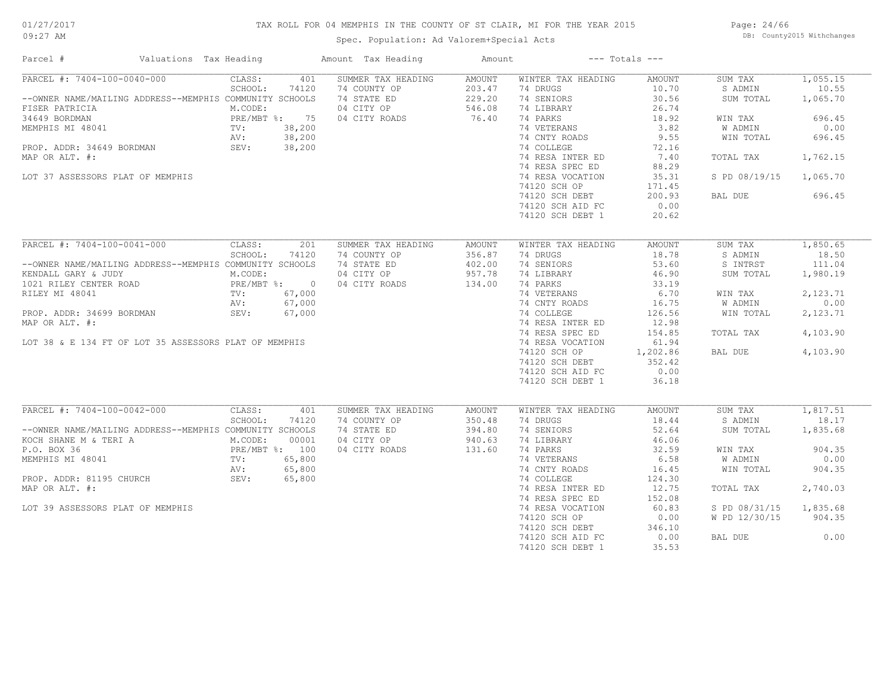# TAX ROLL FOR 04 MEMPHIS IN THE COUNTY OF ST CLAIR, MI FOR THE YEAR 2015

Spec. Population: Ad Valorem+Special Acts

DB: County2015 Withchanges

| Parcel # | Valuations | Tax Heading | Amount | Tax Heading | Amount | --- Totals --- | |
|---|---|---|---|---|---|---|---|
| PARCEL #: 7404-100-0040-000 | CLASS: 401 | SUMMER TAX HEADING | AMOUNT | WINTER TAX HEADING | AMOUNT | SUM TAX | 1,055.15 |
| | SCHOOL: 74120 | 74 COUNTY OP | 203.47 | 74 DRUGS | 10.70 | S ADMIN | 10.55 |
| --OWNER NAME/MAILING ADDRESS--MEMPHIS COMMUNITY SCHOOLS | | 74 STATE ED | 229.20 | 74 SENIORS | 30.56 | SUM TOTAL | 1,065.70 |
| FISER PATRICIA | M.CODE: | 04 CITY OP | 546.08 | 74 LIBRARY | 26.74 | | |
| 34649 BORDMAN | PRE/MBT %: 75 | 04 CITY ROADS | 76.40 | 74 PARKS | 18.92 | WIN TAX | 696.45 |
| MEMPHIS MI 48041 | TV: 38,200 | | | 74 VETERANS | 3.82 | W ADMIN | 0.00 |
| | AV: 38,200 | | | 74 CNTY ROADS | 9.55 | WIN TOTAL | 696.45 |
| PROP. ADDR: 34649 BORDMAN | SEV: 38,200 | | | 74 COLLEGE | 72.16 | | |
| MAP OR ALT. #: | | | | 74 RESA INTER ED | 7.40 | TOTAL TAX | 1,762.15 |
| | | | | 74 RESA SPEC ED | 88.29 | | |
| LOT 37 ASSESSORS PLAT OF MEMPHIS | | | | 74 RESA VOCATION | 35.31 | S PD 08/19/15 | 1,065.70 |
| | | | | 74120 SCH OP | 171.45 | | |
| | | | | 74120 SCH DEBT | 200.93 | BAL DUE | 696.45 |
| | | | | 74120 SCH AID FC | 0.00 | | |
| | | | | 74120 SCH DEBT 1 | 20.62 | | |
| PARCEL #: 7404-100-0041-000 | CLASS: 201 | SUMMER TAX HEADING | AMOUNT | WINTER TAX HEADING | AMOUNT | SUM TAX | 1,850.65 |
| | SCHOOL: 74120 | 74 COUNTY OP | 356.87 | 74 DRUGS | 18.78 | S ADMIN | 18.50 |
| --OWNER NAME/MAILING ADDRESS--MEMPHIS COMMUNITY SCHOOLS | | 74 STATE ED | 402.00 | 74 SENIORS | 53.60 | S INTRST | 111.04 |
| KENDALL GARY & JUDY | M.CODE: | 04 CITY OP | 957.78 | 74 LIBRARY | 46.90 | SUM TOTAL | 1,980.19 |
| 1021 RILEY CENTER ROAD | PRE/MBT %: 0 | 04 CITY ROADS | 134.00 | 74 PARKS | 33.19 | | |
| RILEY MI 48041 | TV: 67,000 | | | 74 VETERANS | 6.70 | WIN TAX | 2,123.71 |
| | AV: 67,000 | | | 74 CNTY ROADS | 16.75 | W ADMIN | 0.00 |
| PROP. ADDR: 34699 BORDMAN | SEV: 67,000 | | | 74 COLLEGE | 126.56 | WIN TOTAL | 2,123.71 |
| MAP OR ALT. #: | | | | 74 RESA INTER ED | 12.98 | | |
| | | | | 74 RESA SPEC ED | 154.85 | TOTAL TAX | 4,103.90 |
| LOT 38 & E 134 FT OF LOT 35 ASSESSORS PLAT OF MEMPHIS | | | | 74 RESA VOCATION | 61.94 | | |
| | | | | 74120 SCH OP | 1,202.86 | BAL DUE | 4,103.90 |
| | | | | 74120 SCH DEBT | 352.42 | | |
| | | | | 74120 SCH AID FC | 0.00 | | |
| | | | | 74120 SCH DEBT 1 | 36.18 | | |
| PARCEL #: 7404-100-0042-000 | CLASS: 401 | SUMMER TAX HEADING | AMOUNT | WINTER TAX HEADING | AMOUNT | SUM TAX | 1,817.51 |
| | SCHOOL: 74120 | 74 COUNTY OP | 350.48 | 74 DRUGS | 18.44 | S ADMIN | 18.17 |
| --OWNER NAME/MAILING ADDRESS--MEMPHIS COMMUNITY SCHOOLS | | 74 STATE ED | 394.80 | 74 SENIORS | 52.64 | SUM TOTAL | 1,835.68 |
| KOCH SHANE M & TERI A | M.CODE: 00001 | 04 CITY OP | 940.63 | 74 LIBRARY | 46.06 | | |
| P.O. BOX 36 | PRE/MBT %: 100 | 04 CITY ROADS | 131.60 | 74 PARKS | 32.59 | WIN TAX | 904.35 |
| MEMPHIS MI 48041 | TV: 65,800 | | | 74 VETERANS | 6.58 | W ADMIN | 0.00 |
| | AV: 65,800 | | | 74 CNTY ROADS | 16.45 | WIN TOTAL | 904.35 |
| PROP. ADDR: 81195 CHURCH | SEV: 65,800 | | | 74 COLLEGE | 124.30 | | |
| MAP OR ALT. #: | | | | 74 RESA INTER ED | 12.75 | TOTAL TAX | 2,740.03 |
| | | | | 74 RESA SPEC ED | 152.08 | | |
| LOT 39 ASSESSORS PLAT OF MEMPHIS | | | | 74 RESA VOCATION | 60.83 | S PD 08/31/15 | 1,835.68 |
| | | | | 74120 SCH OP | 0.00 | W PD 12/30/15 | 904.35 |
| | | | | 74120 SCH DEBT | 346.10 | | |
| | | | | 74120 SCH AID FC | 0.00 | BAL DUE | 0.00 |
| | | | | 74120 SCH DEBT 1 | 35.53 | | |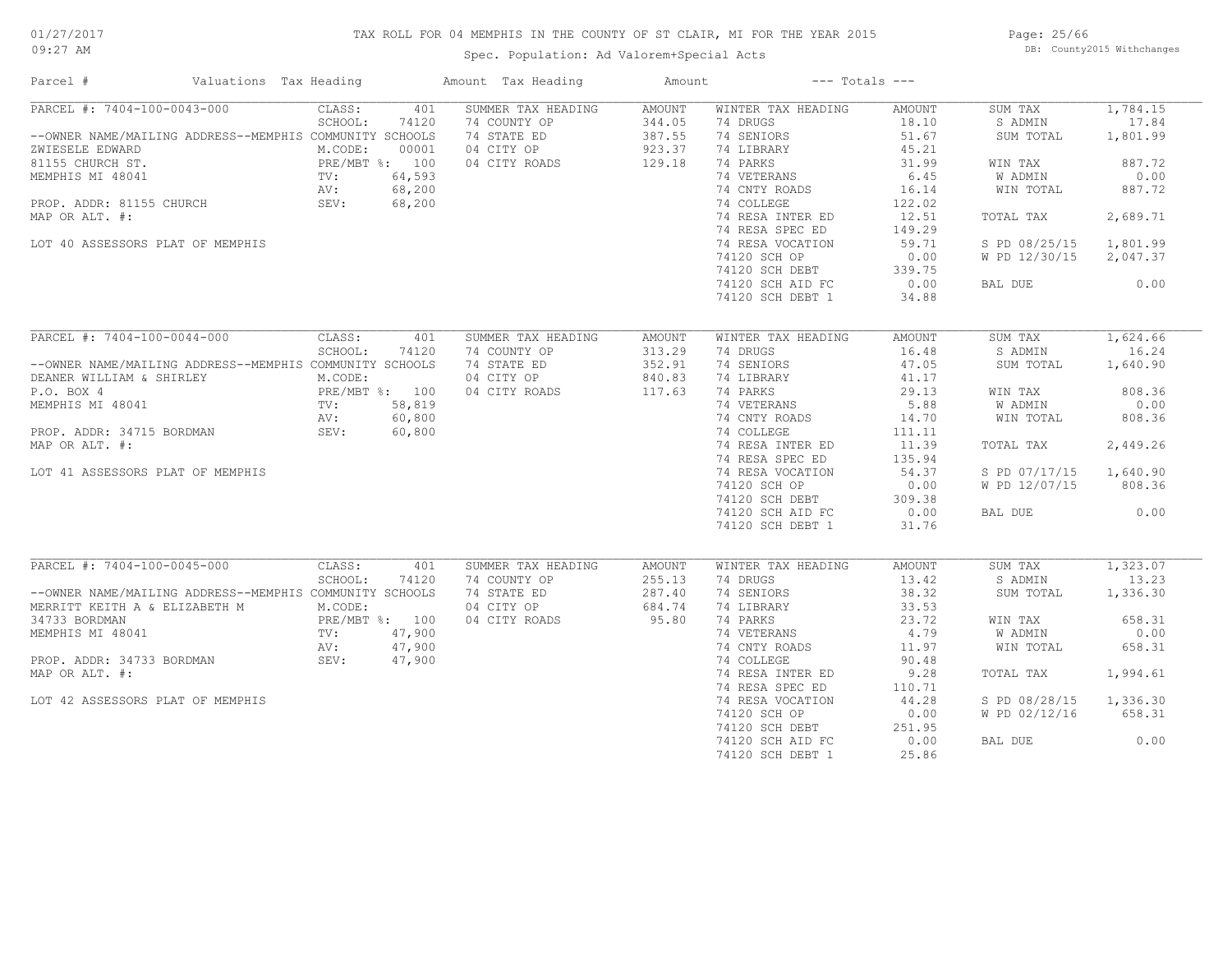# TAX ROLL FOR 04 MEMPHIS IN THE COUNTY OF ST CLAIR, MI FOR THE YEAR 2015

Spec. Population: Ad Valorem+Special Acts

DB: County2015 Withchanges

| Parcel # | Valuations | Tax Heading | Amount | Tax Heading | Amount | --- Totals --- | |
|---|---|---|---|---|---|---|---|

## PARCEL #: 7404-100-0043-000

| Parcel Info | Valuations | Summer Tax Heading | Amount | Winter Tax Heading | Amount | Totals | |
|---|---|---|---|---|---|---|---|
| --OWNER NAME/MAILING ADDRESS--MEMPHIS COMMUNITY SCHOOLS | CLASS: 401 | SUMMER TAX HEADING | AMOUNT | WINTER TAX HEADING | AMOUNT | SUM TAX | 1,784.15 |
| ZWIESELE EDWARD | SCHOOL: 74120 | 74 COUNTY OP | 344.05 | 74 DRUGS | 18.10 | S ADMIN | 17.84 |
| 81155 CHURCH ST. | M.CODE: 00001 | 74 STATE ED | 387.55 | 74 SENIORS | 51.67 | SUM TOTAL | 1,801.99 |
| MEMPHIS MI 48041 | PRE/MBT %: 100 | 04 CITY OP | 923.37 | 74 LIBRARY | 45.21 | | |
| PROP. ADDR: 81155 CHURCH | TV: 64,593 | 04 CITY ROADS | 129.18 | 74 PARKS | 31.99 | WIN TAX | 887.72 |
| MAP OR ALT. #: | AV: 68,200 | | | 74 VETERANS | 6.45 | W ADMIN | 0.00 |
| LOT 40 ASSESSORS PLAT OF MEMPHIS | SEV: 68,200 | | | 74 CNTY ROADS | 16.14 | WIN TOTAL | 887.72 |
| | | | | 74 COLLEGE | 122.02 | | |
| | | | | 74 RESA INTER ED | 12.51 | TOTAL TAX | 2,689.71 |
| | | | | 74 RESA SPEC ED | 149.29 | | |
| | | | | 74 RESA VOCATION | 59.71 | S PD 08/25/15 | 1,801.99 |
| | | | | 74120 SCH OP | 0.00 | W PD 12/30/15 | 2,047.37 |
| | | | | 74120 SCH DEBT | 339.75 | | |
| | | | | 74120 SCH AID FC | 0.00 | BAL DUE | 0.00 |
| | | | | 74120 SCH DEBT 1 | 34.88 | | |

## PARCEL #: 7404-100-0044-000

| Parcel Info | Valuations | Summer Tax Heading | Amount | Winter Tax Heading | Amount | Totals | |
|---|---|---|---|---|---|---|---|
| --OWNER NAME/MAILING ADDRESS--MEMPHIS COMMUNITY SCHOOLS | CLASS: 401 | SUMMER TAX HEADING | AMOUNT | WINTER TAX HEADING | AMOUNT | SUM TAX | 1,624.66 |
| DEANER WILLIAM & SHIRLEY | SCHOOL: 74120 | 74 COUNTY OP | 313.29 | 74 DRUGS | 16.48 | S ADMIN | 16.24 |
| P.O. BOX 4 | M.CODE: | 74 STATE ED | 352.91 | 74 SENIORS | 47.05 | SUM TOTAL | 1,640.90 |
| MEMPHIS MI 48041 | PRE/MBT %: 100 | 04 CITY OP | 840.83 | 74 LIBRARY | 41.17 | | |
| PROP. ADDR: 34715 BORDMAN | TV: 58,819 | 04 CITY ROADS | 117.63 | 74 PARKS | 29.13 | WIN TAX | 808.36 |
| MAP OR ALT. #: | AV: 60,800 | | | 74 VETERANS | 5.88 | W ADMIN | 0.00 |
| LOT 41 ASSESSORS PLAT OF MEMPHIS | SEV: 60,800 | | | 74 CNTY ROADS | 14.70 | WIN TOTAL | 808.36 |
| | | | | 74 COLLEGE | 111.11 | | |
| | | | | 74 RESA INTER ED | 11.39 | TOTAL TAX | 2,449.26 |
| | | | | 74 RESA SPEC ED | 135.94 | | |
| | | | | 74 RESA VOCATION | 54.37 | S PD 07/17/15 | 1,640.90 |
| | | | | 74120 SCH OP | 0.00 | W PD 12/07/15 | 808.36 |
| | | | | 74120 SCH DEBT | 309.38 | | |
| | | | | 74120 SCH AID FC | 0.00 | BAL DUE | 0.00 |
| | | | | 74120 SCH DEBT 1 | 31.76 | | |

## PARCEL #: 7404-100-0045-000

| Parcel Info | Valuations | Summer Tax Heading | Amount | Winter Tax Heading | Amount | Totals | |
|---|---|---|---|---|---|---|---|
| --OWNER NAME/MAILING ADDRESS--MEMPHIS COMMUNITY SCHOOLS | CLASS: 401 | SUMMER TAX HEADING | AMOUNT | WINTER TAX HEADING | AMOUNT | SUM TAX | 1,323.07 |
| MERRITT KEITH A & ELIZABETH M | SCHOOL: 74120 | 74 COUNTY OP | 255.13 | 74 DRUGS | 13.42 | S ADMIN | 13.23 |
| 34733 BORDMAN | M.CODE: | 74 STATE ED | 287.40 | 74 SENIORS | 38.32 | SUM TOTAL | 1,336.30 |
| MEMPHIS MI 48041 | PRE/MBT %: 100 | 04 CITY OP | 684.74 | 74 LIBRARY | 33.53 | | |
| PROP. ADDR: 34733 BORDMAN | TV: 47,900 | 04 CITY ROADS | 95.80 | 74 PARKS | 23.72 | WIN TAX | 658.31 |
| MAP OR ALT. #: | AV: 47,900 | | | 74 VETERANS | 4.79 | W ADMIN | 0.00 |
| LOT 42 ASSESSORS PLAT OF MEMPHIS | SEV: 47,900 | | | 74 CNTY ROADS | 11.97 | WIN TOTAL | 658.31 |
| | | | | 74 COLLEGE | 90.48 | | |
| | | | | 74 RESA INTER ED | 9.28 | TOTAL TAX | 1,994.61 |
| | | | | 74 RESA SPEC ED | 110.71 | | |
| | | | | 74 RESA VOCATION | 44.28 | S PD 08/28/15 | 1,336.30 |
| | | | | 74120 SCH OP | 0.00 | W PD 02/12/16 | 658.31 |
| | | | | 74120 SCH DEBT | 251.95 | | |
| | | | | 74120 SCH AID FC | 0.00 | BAL DUE | 0.00 |
| | | | | 74120 SCH DEBT 1 | 25.86 | | |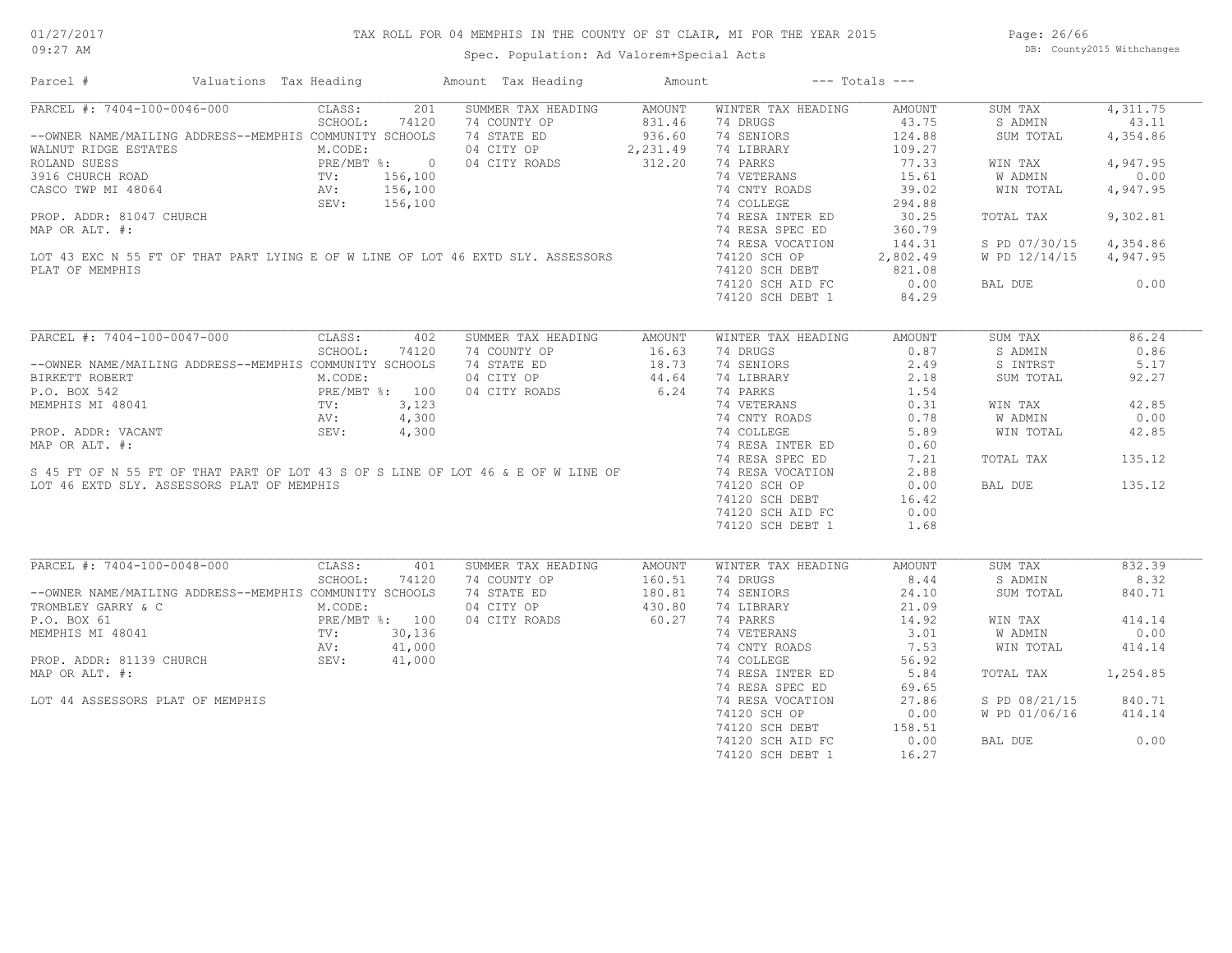# TAX ROLL FOR 04 MEMPHIS IN THE COUNTY OF ST CLAIR, MI FOR THE YEAR 2015

Spec. Population: Ad Valorem+Special Acts

01/27/2017
09:27 AM

DB: County2015 Withchanges

| Parcel # | Valuations | Tax Heading | Amount | Tax Heading | Amount | --- Totals --- | |
|---|---|---|---|---|---|---|---|

## PARCEL #: 7404-100-0046-000

| Field | Value | Summer Tax Heading | Amount | Winter Tax Heading | Amount | Totals | |
|---|---|---|---|---|---|---|---|
| CLASS: | 201 | SUMMER TAX HEADING | AMOUNT | WINTER TAX HEADING | AMOUNT | SUM TAX | 4,311.75 |
| SCHOOL: | 74120 | 74 COUNTY OP | 831.46 | 74 DRUGS | 43.75 | S ADMIN | 43.11 |
| M.CODE: | | 74 STATE ED | 936.60 | 74 SENIORS | 124.88 | SUM TOTAL | 4,354.86 |
| PRE/MBT %: | 0 | 04 CITY OP | 2,231.49 | 74 LIBRARY | 109.27 | | |
| TV: | 156,100 | 04 CITY ROADS | 312.20 | 74 PARKS | 77.33 | WIN TAX | 4,947.95 |
| AV: | 156,100 | | | 74 VETERANS | 15.61 | W ADMIN | 0.00 |
| SEV: | 156,100 | | | 74 CNTY ROADS | 39.02 | WIN TOTAL | 4,947.95 |
| | | | | 74 COLLEGE | 294.88 | | |
| | | | | 74 RESA INTER ED | 30.25 | TOTAL TAX | 9,302.81 |
| | | | | 74 RESA SPEC ED | 360.79 | | |
| | | | | 74 RESA VOCATION | 144.31 | S PD 07/30/15 | 4,354.86 |
| | | | | 74120 SCH OP | 2,802.49 | W PD 12/14/15 | 4,947.95 |
| | | | | 74120 SCH DEBT | 821.08 | | |
| | | | | 74120 SCH AID FC | 0.00 | BAL DUE | 0.00 |
| | | | | 74120 SCH DEBT 1 | 84.29 | | |

--OWNER NAME/MAILING ADDRESS--MEMPHIS COMMUNITY SCHOOLS
WALNUT RIDGE ESTATES
ROLAND SUESS
3916 CHURCH ROAD
CASCO TWP MI 48064

PROP. ADDR: 81047 CHURCH
MAP OR ALT. #:

LOT 43 EXC N 55 FT OF THAT PART LYING E OF W LINE OF LOT 46 EXTD SLY. ASSESSORS PLAT OF MEMPHIS

## PARCEL #: 7404-100-0047-000

| Field | Value | Summer Tax Heading | Amount | Winter Tax Heading | Amount | Totals | |
|---|---|---|---|---|---|---|---|
| CLASS: | 402 | SUMMER TAX HEADING | AMOUNT | WINTER TAX HEADING | AMOUNT | SUM TAX | 86.24 |
| SCHOOL: | 74120 | 74 COUNTY OP | 16.63 | 74 DRUGS | 0.87 | S ADMIN | 0.86 |
| M.CODE: | | 74 STATE ED | 18.73 | 74 SENIORS | 2.49 | S INTRST | 5.17 |
| PRE/MBT %: | 100 | 04 CITY OP | 44.64 | 74 LIBRARY | 2.18 | SUM TOTAL | 92.27 |
| TV: | 3,123 | 04 CITY ROADS | 6.24 | 74 PARKS | 1.54 | | |
| AV: | 4,300 | | | 74 VETERANS | 0.31 | WIN TAX | 42.85 |
| SEV: | 4,300 | | | 74 CNTY ROADS | 0.78 | W ADMIN | 0.00 |
| | | | | 74 COLLEGE | 5.89 | WIN TOTAL | 42.85 |
| | | | | 74 RESA INTER ED | 0.60 | | |
| | | | | 74 RESA SPEC ED | 7.21 | TOTAL TAX | 135.12 |
| | | | | 74 RESA VOCATION | 2.88 | | |
| | | | | 74120 SCH OP | 0.00 | BAL DUE | 135.12 |
| | | | | 74120 SCH DEBT | 16.42 | | |
| | | | | 74120 SCH AID FC | 0.00 | | |
| | | | | 74120 SCH DEBT 1 | 1.68 | | |

--OWNER NAME/MAILING ADDRESS--MEMPHIS COMMUNITY SCHOOLS
BIRKETT ROBERT
P.O. BOX 542
MEMPHIS MI 48041

PROP. ADDR: VACANT
MAP OR ALT. #:

S 45 FT OF N 55 FT OF THAT PART OF LOT 43 S OF S LINE OF LOT 46 & E OF W LINE OF LOT 46 EXTD SLY. ASSESSORS PLAT OF MEMPHIS

## PARCEL #: 7404-100-0048-000

| Field | Value | Summer Tax Heading | Amount | Winter Tax Heading | Amount | Totals | |
|---|---|---|---|---|---|---|---|
| CLASS: | 401 | SUMMER TAX HEADING | AMOUNT | WINTER TAX HEADING | AMOUNT | SUM TAX | 832.39 |
| SCHOOL: | 74120 | 74 COUNTY OP | 160.51 | 74 DRUGS | 8.44 | S ADMIN | 8.32 |
| M.CODE: | | 74 STATE ED | 180.81 | 74 SENIORS | 24.10 | SUM TOTAL | 840.71 |
| PRE/MBT %: | 100 | 04 CITY OP | 430.80 | 74 LIBRARY | 21.09 | | |
| TV: | 30,136 | 04 CITY ROADS | 60.27 | 74 PARKS | 14.92 | WIN TAX | 414.14 |
| AV: | 41,000 | | | 74 VETERANS | 3.01 | W ADMIN | 0.00 |
| SEV: | 41,000 | | | 74 CNTY ROADS | 7.53 | WIN TOTAL | 414.14 |
| | | | | 74 COLLEGE | 56.92 | | |
| | | | | 74 RESA INTER ED | 5.84 | TOTAL TAX | 1,254.85 |
| | | | | 74 RESA SPEC ED | 69.65 | | |
| | | | | 74 RESA VOCATION | 27.86 | S PD 08/21/15 | 840.71 |
| | | | | 74120 SCH OP | 0.00 | W PD 01/06/16 | 414.14 |
| | | | | 74120 SCH DEBT | 158.51 | | |
| | | | | 74120 SCH AID FC | 0.00 | BAL DUE | 0.00 |
| | | | | 74120 SCH DEBT 1 | 16.27 | | |

--OWNER NAME/MAILING ADDRESS--MEMPHIS COMMUNITY SCHOOLS
TROMBLEY GARRY & C
P.O. BOX 61
MEMPHIS MI 48041

PROP. ADDR: 81139 CHURCH
MAP OR ALT. #:

LOT 44 ASSESSORS PLAT OF MEMPHIS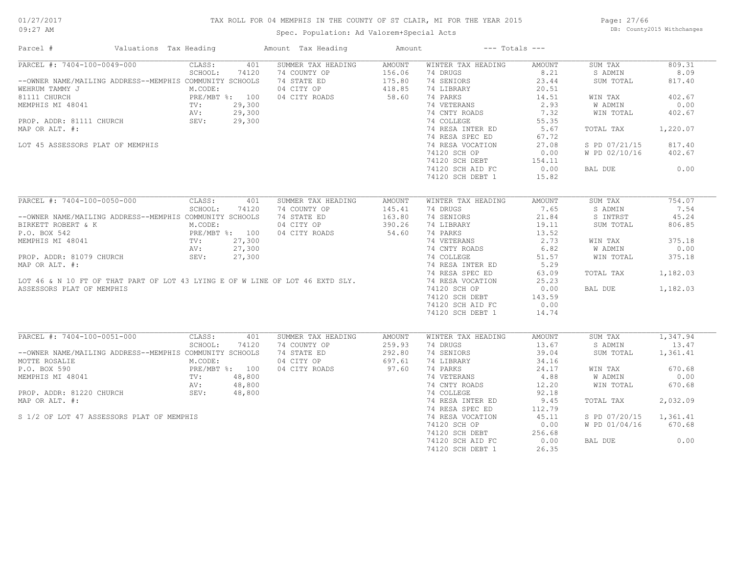# TAX ROLL FOR 04 MEMPHIS IN THE COUNTY OF ST CLAIR, MI FOR THE YEAR 2015

Spec. Population: Ad Valorem+Special Acts

DB: County2015 Withchanges

01/27/2017 09:27 AM

| Parcel # | Valuations | Tax Heading | Amount | Tax Heading | Amount | --- Totals --- | |
|---|---|---|---|---|---|---|---|

## PARCEL #: 7404-100-0049-000

--OWNER NAME/MAILING ADDRESS--MEMPHIS COMMUNITY SCHOOLS
WEHRUM TAMMY J
81111 CHURCH
MEMPHIS MI 48041

PROP. ADDR: 81111 CHURCH
MAP OR ALT. #:

LOT 45 ASSESSORS PLAT OF MEMPHIS

| Valuations | | Summer Tax Heading | Amount | Winter Tax Heading | Amount | Totals | |
|---|---|---|---|---|---|---|---|
| CLASS: | 401 | 74 COUNTY OP | 156.06 | 74 DRUGS | 8.21 | SUM TAX | 809.31 |
| SCHOOL: | 74120 | 74 STATE ED | 175.80 | 74 SENIORS | 23.44 | S ADMIN | 8.09 |
| M.CODE: | | 04 CITY OP | 418.85 | 74 LIBRARY | 20.51 | SUM TOTAL | 817.40 |
| PRE/MBT %: | 100 | 04 CITY ROADS | 58.60 | 74 PARKS | 14.51 | | |
| TV: | 29,300 | | | 74 VETERANS | 2.93 | WIN TAX | 402.67 |
| AV: | 29,300 | | | 74 CNTY ROADS | 7.32 | W ADMIN | 0.00 |
| SEV: | 29,300 | | | 74 COLLEGE | 55.35 | WIN TOTAL | 402.67 |
| | | | | 74 RESA INTER ED | 5.67 | | |
| | | | | 74 RESA SPEC ED | 67.72 | TOTAL TAX | 1,220.07 |
| | | | | 74 RESA VOCATION | 27.08 | | |
| | | | | 74120 SCH OP | 0.00 | S PD 07/21/15 | 817.40 |
| | | | | 74120 SCH DEBT | 154.11 | W PD 02/10/16 | 402.67 |
| | | | | 74120 SCH AID FC | 0.00 | | |
| | | | | 74120 SCH DEBT 1 | 15.82 | BAL DUE | 0.00 |

## PARCEL #: 7404-100-0050-000

--OWNER NAME/MAILING ADDRESS--MEMPHIS COMMUNITY SCHOOLS
BIRKETT ROBERT & K
P.O. BOX 542
MEMPHIS MI 48041

PROP. ADDR: 81079 CHURCH
MAP OR ALT. #:

LOT 46 & N 10 FT OF THAT PART OF LOT 43 LYING E OF W LINE OF LOT 46 EXTD SLY. ASSESSORS PLAT OF MEMPHIS

| Valuations | | Summer Tax Heading | Amount | Winter Tax Heading | Amount | Totals | |
|---|---|---|---|---|---|---|---|
| CLASS: | 401 | 74 COUNTY OP | 145.41 | 74 DRUGS | 7.65 | SUM TAX | 754.07 |
| SCHOOL: | 74120 | 74 STATE ED | 163.80 | 74 SENIORS | 21.84 | S ADMIN | 7.54 |
| M.CODE: | | 04 CITY OP | 390.26 | 74 LIBRARY | 19.11 | S INTRST | 45.24 |
| PRE/MBT %: | 100 | 04 CITY ROADS | 54.60 | 74 PARKS | 13.52 | SUM TOTAL | 806.85 |
| TV: | 27,300 | | | 74 VETERANS | 2.73 | | |
| AV: | 27,300 | | | 74 CNTY ROADS | 6.82 | WIN TAX | 375.18 |
| SEV: | 27,300 | | | 74 COLLEGE | 51.57 | W ADMIN | 0.00 |
| | | | | 74 RESA INTER ED | 5.29 | WIN TOTAL | 375.18 |
| | | | | 74 RESA SPEC ED | 63.09 | | |
| | | | | 74 RESA VOCATION | 25.23 | TOTAL TAX | 1,182.03 |
| | | | | 74120 SCH OP | 0.00 | | |
| | | | | 74120 SCH DEBT | 143.59 | BAL DUE | 1,182.03 |
| | | | | 74120 SCH AID FC | 0.00 | | |
| | | | | 74120 SCH DEBT 1 | 14.74 | | |

## PARCEL #: 7404-100-0051-000

--OWNER NAME/MAILING ADDRESS--MEMPHIS COMMUNITY SCHOOLS
MOTTE ROSALIE
P.O. BOX 590
MEMPHIS MI 48041

PROP. ADDR: 81220 CHURCH
MAP OR ALT. #:

S 1/2 OF LOT 47 ASSESSORS PLAT OF MEMPHIS

| Valuations | | Summer Tax Heading | Amount | Winter Tax Heading | Amount | Totals | |
|---|---|---|---|---|---|---|---|
| CLASS: | 401 | 74 COUNTY OP | 259.93 | 74 DRUGS | 13.67 | SUM TAX | 1,347.94 |
| SCHOOL: | 74120 | 74 STATE ED | 292.80 | 74 SENIORS | 39.04 | S ADMIN | 13.47 |
| M.CODE: | | 04 CITY OP | 697.61 | 74 LIBRARY | 34.16 | SUM TOTAL | 1,361.41 |
| PRE/MBT %: | 100 | 04 CITY ROADS | 97.60 | 74 PARKS | 24.17 | | |
| TV: | 48,800 | | | 74 VETERANS | 4.88 | WIN TAX | 670.68 |
| AV: | 48,800 | | | 74 CNTY ROADS | 12.20 | W ADMIN | 0.00 |
| SEV: | 48,800 | | | 74 COLLEGE | 92.18 | WIN TOTAL | 670.68 |
| | | | | 74 RESA INTER ED | 9.45 | | |
| | | | | 74 RESA SPEC ED | 112.79 | TOTAL TAX | 2,032.09 |
| | | | | 74 RESA VOCATION | 45.11 | | |
| | | | | 74120 SCH OP | 0.00 | S PD 07/20/15 | 1,361.41 |
| | | | | 74120 SCH DEBT | 256.68 | W PD 01/04/16 | 670.68 |
| | | | | 74120 SCH AID FC | 0.00 | | |
| | | | | 74120 SCH DEBT 1 | 26.35 | BAL DUE | 0.00 |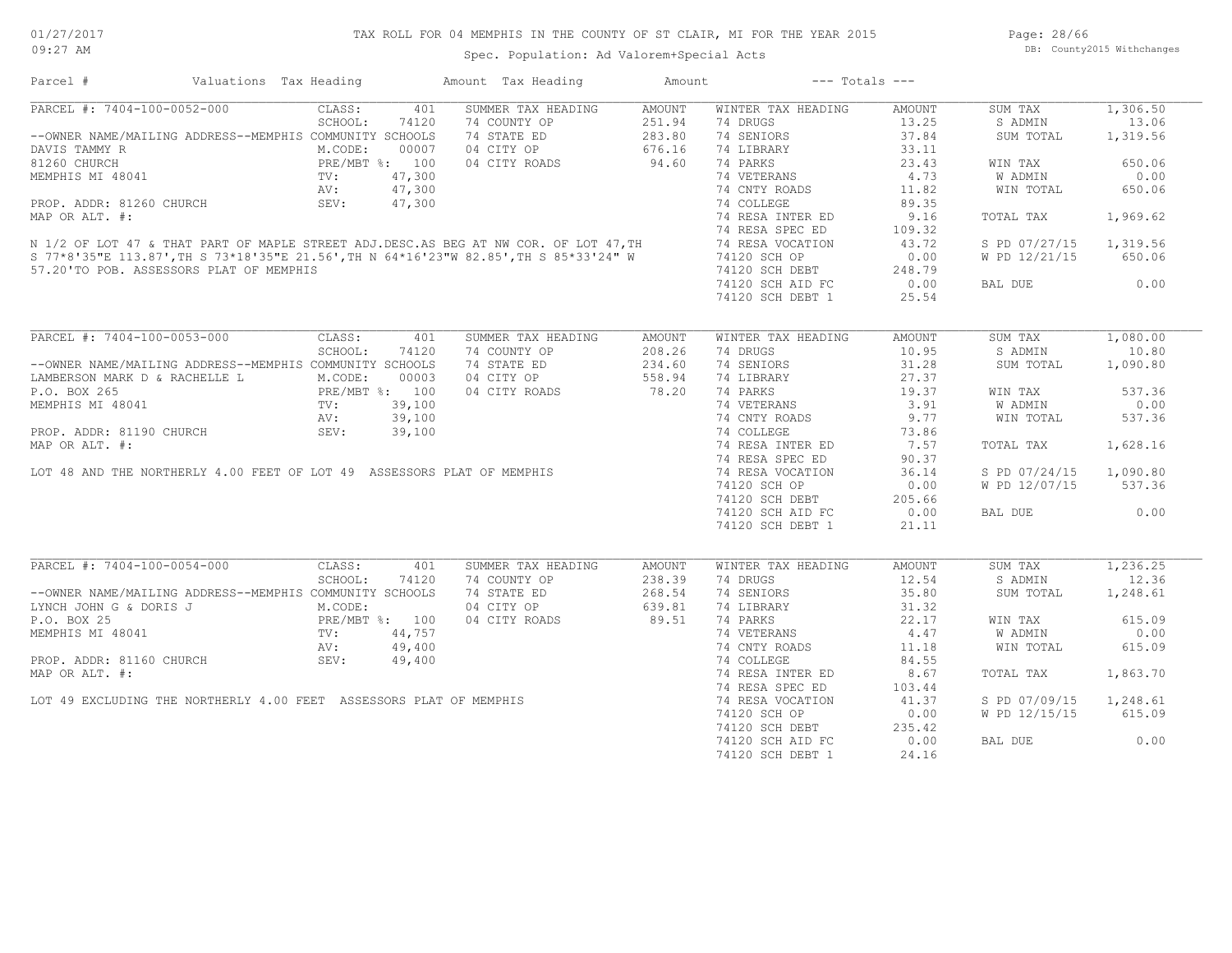# TAX ROLL FOR 04 MEMPHIS IN THE COUNTY OF ST CLAIR, MI FOR THE YEAR 2015

Spec. Population: Ad Valorem+Special Acts

| Parcel # | Valuations | Tax Heading | Amount | Tax Heading | Amount | --- Totals --- | | | |
|---|---|---|---|---|---|---|---|---|---|

## PARCEL #: 7404-100-0052-000

| Field | Value | Summer Tax Heading | Amount | Winter Tax Heading | Amount | Totals | Amount |
|---|---|---|---|---|---|---|---|
| CLASS: | 401 | 74 COUNTY OP | 251.94 | 74 DRUGS | 13.25 | SUM TAX | 1,306.50 |
| SCHOOL: | 74120 | 74 STATE ED | 283.80 | 74 SENIORS | 37.84 | S ADMIN | 13.06 |
| M.CODE: | 00007 | 04 CITY OP | 676.16 | 74 LIBRARY | 33.11 | SUM TOTAL | 1,319.56 |
| PRE/MBT %: | 100 | 04 CITY ROADS | 94.60 | 74 PARKS | 23.43 | WIN TAX | 650.06 |
| TV: | 47,300 | | | 74 VETERANS | 4.73 | W ADMIN | 0.00 |
| AV: | 47,300 | | | 74 CNTY ROADS | 11.82 | WIN TOTAL | 650.06 |
| SEV: | 47,300 | | | 74 COLLEGE | 89.35 | | |
| | | | | 74 RESA INTER ED | 9.16 | TOTAL TAX | 1,969.62 |
| | | | | 74 RESA SPEC ED | 109.32 | | |
| | | | | 74 RESA VOCATION | 43.72 | S PD 07/27/15 | 1,319.56 |
| | | | | 74120 SCH OP | 0.00 | W PD 12/21/15 | 650.06 |
| | | | | 74120 SCH DEBT | 248.79 | | |
| | | | | 74120 SCH AID FC | 0.00 | BAL DUE | 0.00 |
| | | | | 74120 SCH DEBT 1 | 25.54 | | |

--OWNER NAME/MAILING ADDRESS--MEMPHIS COMMUNITY SCHOOLS
DAVIS TAMMY R
81260 CHURCH
MEMPHIS MI 48041

PROP. ADDR: 81260 CHURCH
MAP OR ALT. #:

N 1/2 OF LOT 47 & THAT PART OF MAPLE STREET ADJ.DESC.AS BEG AT NW COR. OF LOT 47,TH S 77*8'35"E 113.87',TH S 73*18'35"E 21.56',TH N 64*16'23"W 82.85',TH S 85*33'24" W 57.20'TO POB. ASSESSORS PLAT OF MEMPHIS

## PARCEL #: 7404-100-0053-000

| Field | Value | Summer Tax Heading | Amount | Winter Tax Heading | Amount | Totals | Amount |
|---|---|---|---|---|---|---|---|
| CLASS: | 401 | 74 COUNTY OP | 208.26 | 74 DRUGS | 10.95 | SUM TAX | 1,080.00 |
| SCHOOL: | 74120 | 74 STATE ED | 234.60 | 74 SENIORS | 31.28 | S ADMIN | 10.80 |
| M.CODE: | 00003 | 04 CITY OP | 558.94 | 74 LIBRARY | 27.37 | SUM TOTAL | 1,090.80 |
| PRE/MBT %: | 100 | 04 CITY ROADS | 78.20 | 74 PARKS | 19.37 | WIN TAX | 537.36 |
| TV: | 39,100 | | | 74 VETERANS | 3.91 | W ADMIN | 0.00 |
| AV: | 39,100 | | | 74 CNTY ROADS | 9.77 | WIN TOTAL | 537.36 |
| SEV: | 39,100 | | | 74 COLLEGE | 73.86 | | |
| | | | | 74 RESA INTER ED | 7.57 | TOTAL TAX | 1,628.16 |
| | | | | 74 RESA SPEC ED | 90.37 | | |
| | | | | 74 RESA VOCATION | 36.14 | S PD 07/24/15 | 1,090.80 |
| | | | | 74120 SCH OP | 0.00 | W PD 12/07/15 | 537.36 |
| | | | | 74120 SCH DEBT | 205.66 | | |
| | | | | 74120 SCH AID FC | 0.00 | BAL DUE | 0.00 |
| | | | | 74120 SCH DEBT 1 | 21.11 | | |

--OWNER NAME/MAILING ADDRESS--MEMPHIS COMMUNITY SCHOOLS
LAMBERSON MARK D & RACHELLE L
P.O. BOX 265
MEMPHIS MI 48041

PROP. ADDR: 81190 CHURCH
MAP OR ALT. #:

LOT 48 AND THE NORTHERLY 4.00 FEET OF LOT 49 ASSESSORS PLAT OF MEMPHIS

## PARCEL #: 7404-100-0054-000

| Field | Value | Summer Tax Heading | Amount | Winter Tax Heading | Amount | Totals | Amount |
|---|---|---|---|---|---|---|---|
| CLASS: | 401 | 74 COUNTY OP | 238.39 | 74 DRUGS | 12.54 | SUM TAX | 1,236.25 |
| SCHOOL: | 74120 | 74 STATE ED | 268.54 | 74 SENIORS | 35.80 | S ADMIN | 12.36 |
| M.CODE: | | 04 CITY OP | 639.81 | 74 LIBRARY | 31.32 | SUM TOTAL | 1,248.61 |
| PRE/MBT %: | 100 | 04 CITY ROADS | 89.51 | 74 PARKS | 22.17 | WIN TAX | 615.09 |
| TV: | 44,757 | | | 74 VETERANS | 4.47 | W ADMIN | 0.00 |
| AV: | 49,400 | | | 74 CNTY ROADS | 11.18 | WIN TOTAL | 615.09 |
| SEV: | 49,400 | | | 74 COLLEGE | 84.55 | | |
| | | | | 74 RESA INTER ED | 8.67 | TOTAL TAX | 1,863.70 |
| | | | | 74 RESA SPEC ED | 103.44 | | |
| | | | | 74 RESA VOCATION | 41.37 | S PD 07/09/15 | 1,248.61 |
| | | | | 74120 SCH OP | 0.00 | W PD 12/15/15 | 615.09 |
| | | | | 74120 SCH DEBT | 235.42 | | |
| | | | | 74120 SCH AID FC | 0.00 | BAL DUE | 0.00 |
| | | | | 74120 SCH DEBT 1 | 24.16 | | |

--OWNER NAME/MAILING ADDRESS--MEMPHIS COMMUNITY SCHOOLS
LYNCH JOHN G & DORIS J
P.O. BOX 25
MEMPHIS MI 48041

PROP. ADDR: 81160 CHURCH
MAP OR ALT. #:

LOT 49 EXCLUDING THE NORTHERLY 4.00 FEET ASSESSORS PLAT OF MEMPHIS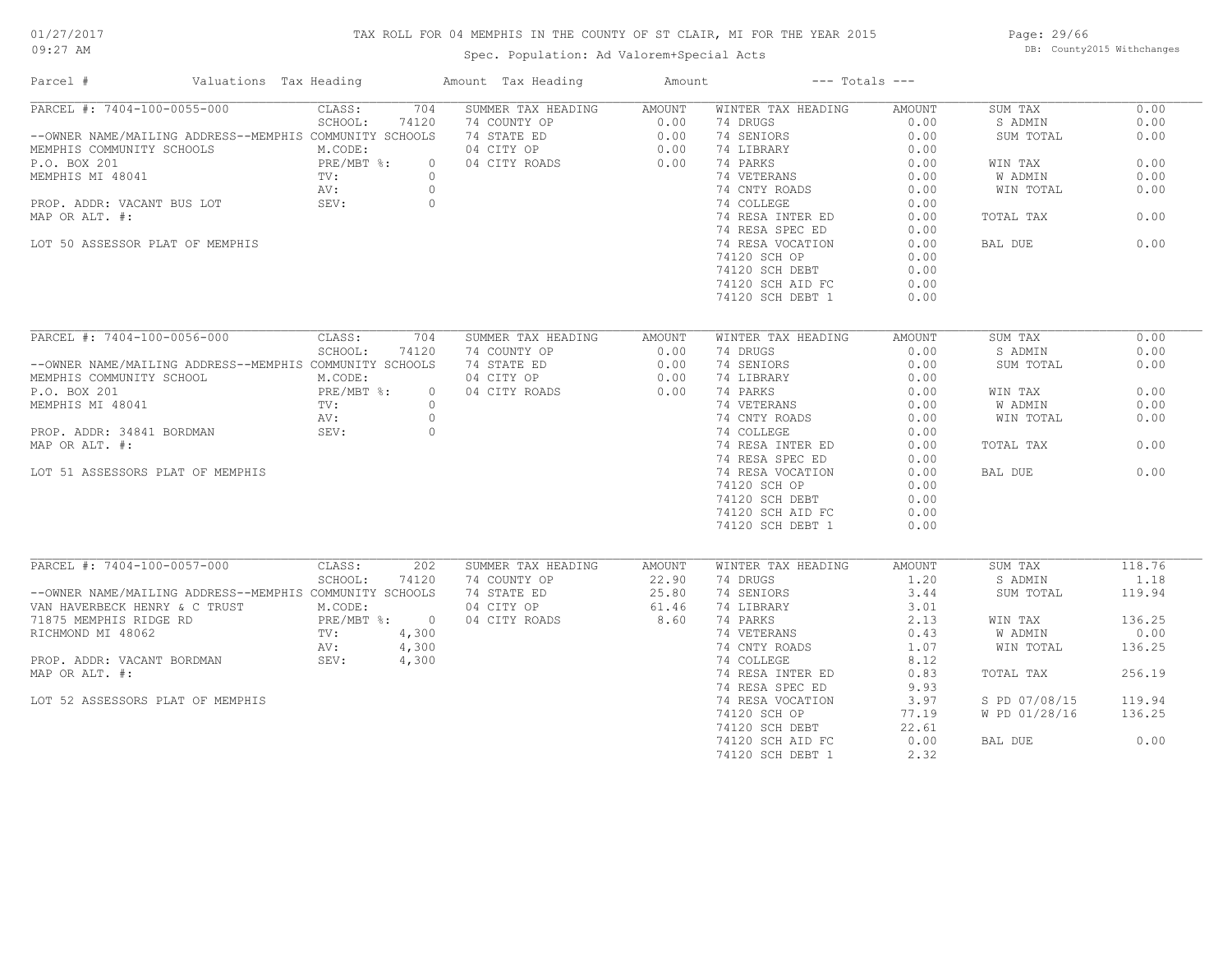# TAX ROLL FOR 04 MEMPHIS IN THE COUNTY OF ST CLAIR, MI FOR THE YEAR 2015

Spec. Population: Ad Valorem+Special Acts

01/27/2017 09:27 AM

DB: County2015 Withchanges

| Parcel # | Valuations | Tax Heading | Amount | Tax Heading | Amount | --- Totals --- | |
|---|---|---|---|---|---|---|---|
| PARCEL #: 7404-100-0055-000 | CLASS: 704 | SUMMER TAX HEADING | AMOUNT | WINTER TAX HEADING | AMOUNT | SUM TAX | 0.00 |
| | SCHOOL: 74120 | 74 COUNTY OP | 0.00 | 74 DRUGS | 0.00 | S ADMIN | 0.00 |
| --OWNER NAME/MAILING ADDRESS--MEMPHIS COMMUNITY SCHOOLS | | 74 STATE ED | 0.00 | 74 SENIORS | 0.00 | SUM TOTAL | 0.00 |
| MEMPHIS COMMUNITY SCHOOLS | M.CODE: | 04 CITY OP | 0.00 | 74 LIBRARY | 0.00 | | |
| P.O. BOX 201 | PRE/MBT %: 0 | 04 CITY ROADS | 0.00 | 74 PARKS | 0.00 | WIN TAX | 0.00 |
| MEMPHIS MI 48041 | TV: 0 | | | 74 VETERANS | 0.00 | W ADMIN | 0.00 |
| | AV: 0 | | | 74 CNTY ROADS | 0.00 | WIN TOTAL | 0.00 |
| PROP. ADDR: VACANT BUS LOT | SEV: 0 | | | 74 COLLEGE | 0.00 | | |
| MAP OR ALT. #: | | | | 74 RESA INTER ED | 0.00 | TOTAL TAX | 0.00 |
| | | | | 74 RESA SPEC ED | 0.00 | | |
| LOT 50 ASSESSOR PLAT OF MEMPHIS | | | | 74 RESA VOCATION | 0.00 | BAL DUE | 0.00 |
| | | | | 74120 SCH OP | 0.00 | | |
| | | | | 74120 SCH DEBT | 0.00 | | |
| | | | | 74120 SCH AID FC | 0.00 | | |
| | | | | 74120 SCH DEBT 1 | 0.00 | | |
| PARCEL #: 7404-100-0056-000 | CLASS: 704 | SUMMER TAX HEADING | AMOUNT | WINTER TAX HEADING | AMOUNT | SUM TAX | 0.00 |
| | SCHOOL: 74120 | 74 COUNTY OP | 0.00 | 74 DRUGS | 0.00 | S ADMIN | 0.00 |
| --OWNER NAME/MAILING ADDRESS--MEMPHIS COMMUNITY SCHOOLS | | 74 STATE ED | 0.00 | 74 SENIORS | 0.00 | SUM TOTAL | 0.00 |
| MEMPHIS COMMUNITY SCHOOL | M.CODE: | 04 CITY OP | 0.00 | 74 LIBRARY | 0.00 | | |
| P.O. BOX 201 | PRE/MBT %: 0 | 04 CITY ROADS | 0.00 | 74 PARKS | 0.00 | WIN TAX | 0.00 |
| MEMPHIS MI 48041 | TV: 0 | | | 74 VETERANS | 0.00 | W ADMIN | 0.00 |
| | AV: 0 | | | 74 CNTY ROADS | 0.00 | WIN TOTAL | 0.00 |
| PROP. ADDR: 34841 BORDMAN | SEV: 0 | | | 74 COLLEGE | 0.00 | | |
| MAP OR ALT. #: | | | | 74 RESA INTER ED | 0.00 | TOTAL TAX | 0.00 |
| | | | | 74 RESA SPEC ED | 0.00 | | |
| LOT 51 ASSESSORS PLAT OF MEMPHIS | | | | 74 RESA VOCATION | 0.00 | BAL DUE | 0.00 |
| | | | | 74120 SCH OP | 0.00 | | |
| | | | | 74120 SCH DEBT | 0.00 | | |
| | | | | 74120 SCH AID FC | 0.00 | | |
| | | | | 74120 SCH DEBT 1 | 0.00 | | |
| PARCEL #: 7404-100-0057-000 | CLASS: 202 | SUMMER TAX HEADING | AMOUNT | WINTER TAX HEADING | AMOUNT | SUM TAX | 118.76 |
| | SCHOOL: 74120 | 74 COUNTY OP | 22.90 | 74 DRUGS | 1.20 | S ADMIN | 1.18 |
| --OWNER NAME/MAILING ADDRESS--MEMPHIS COMMUNITY SCHOOLS | | 74 STATE ED | 25.80 | 74 SENIORS | 3.44 | SUM TOTAL | 119.94 |
| VAN HAVERBECK HENRY & C TRUST | M.CODE: | 04 CITY OP | 61.46 | 74 LIBRARY | 3.01 | | |
| 71875 MEMPHIS RIDGE RD | PRE/MBT %: 0 | 04 CITY ROADS | 8.60 | 74 PARKS | 2.13 | WIN TAX | 136.25 |
| RICHMOND MI 48062 | TV: 4,300 | | | 74 VETERANS | 0.43 | W ADMIN | 0.00 |
| | AV: 4,300 | | | 74 CNTY ROADS | 1.07 | WIN TOTAL | 136.25 |
| PROP. ADDR: VACANT BORDMAN | SEV: 4,300 | | | 74 COLLEGE | 8.12 | | |
| MAP OR ALT. #: | | | | 74 RESA INTER ED | 0.83 | TOTAL TAX | 256.19 |
| | | | | 74 RESA SPEC ED | 9.93 | | |
| LOT 52 ASSESSORS PLAT OF MEMPHIS | | | | 74 RESA VOCATION | 3.97 | S PD 07/08/15 | 119.94 |
| | | | | 74120 SCH OP | 77.19 | W PD 01/28/16 | 136.25 |
| | | | | 74120 SCH DEBT | 22.61 | | |
| | | | | 74120 SCH AID FC | 0.00 | BAL DUE | 0.00 |
| | | | | 74120 SCH DEBT 1 | 2.32 | | |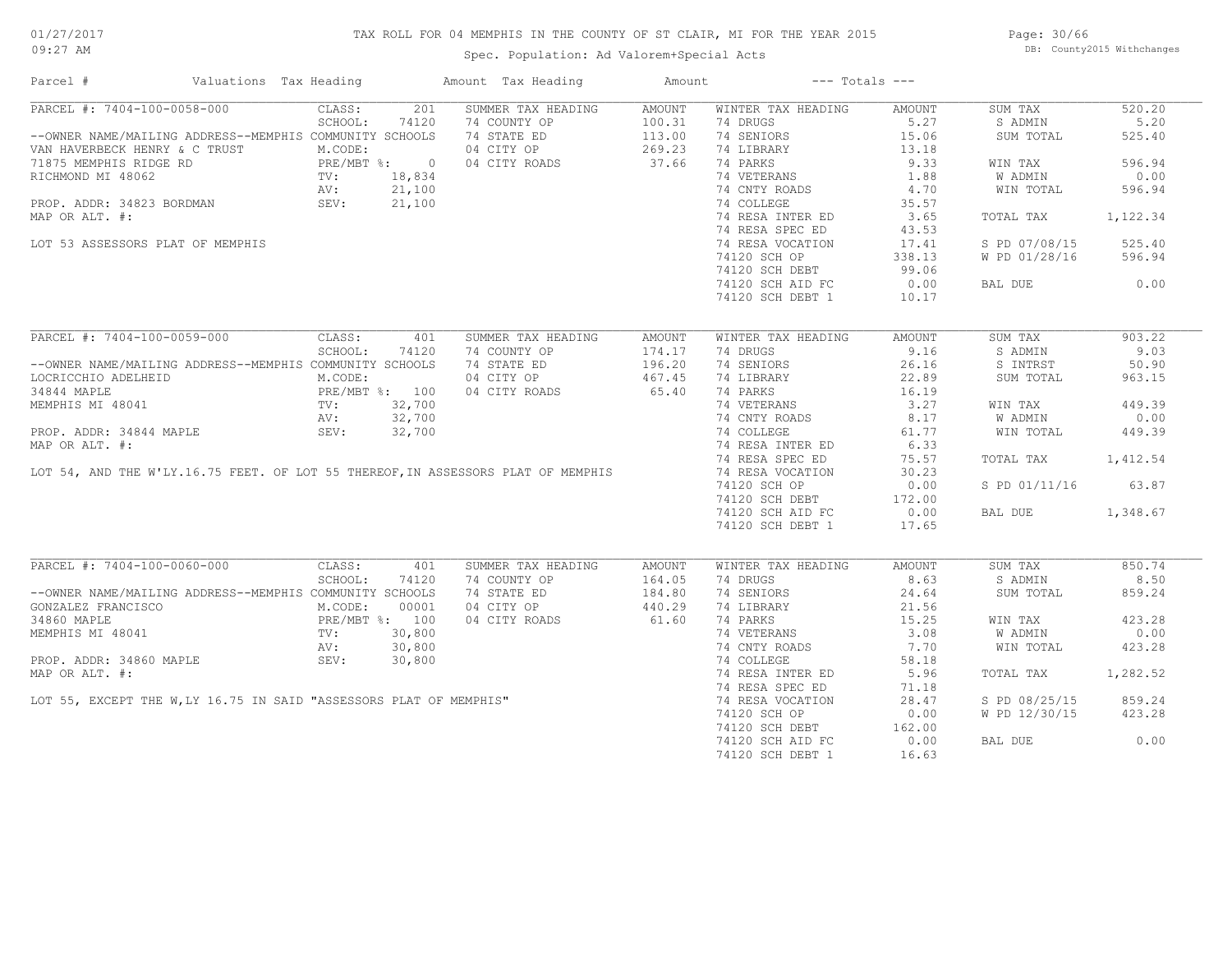# TAX ROLL FOR 04 MEMPHIS IN THE COUNTY OF ST CLAIR, MI FOR THE YEAR 2015

01/27/2017
09:27 AM

Spec. Population: Ad Valorem+Special Acts

DB: County2015 Withchanges

| Parcel # | Valuations | Tax Heading | Amount | Tax Heading | Amount | --- Totals --- | |
|---|---|---|---|---|---|---|---|

## PARCEL #: 7404-100-0058-000

| | | | | | | | |
|---|---|---|---|---|---|---|---|
| PARCEL #: 7404-100-0058-000 | CLASS: 201 | SUMMER TAX HEADING | AMOUNT | WINTER TAX HEADING | AMOUNT | SUM TAX | 520.20 |
| | SCHOOL: 74120 | 74 COUNTY OP | 100.31 | 74 DRUGS | 5.27 | S ADMIN | 5.20 |
| --OWNER NAME/MAILING ADDRESS--MEMPHIS COMMUNITY SCHOOLS | | 74 STATE ED | 113.00 | 74 SENIORS | 15.06 | SUM TOTAL | 525.40 |
| VAN HAVERBECK HENRY & C TRUST | M.CODE: | 04 CITY OP | 269.23 | 74 LIBRARY | 13.18 | | |
| 71875 MEMPHIS RIDGE RD | PRE/MBT %: 0 | 04 CITY ROADS | 37.66 | 74 PARKS | 9.33 | WIN TAX | 596.94 |
| RICHMOND MI 48062 | TV: 18,834 | | | 74 VETERANS | 1.88 | W ADMIN | 0.00 |
| | AV: 21,100 | | | 74 CNTY ROADS | 4.70 | WIN TOTAL | 596.94 |
| PROP. ADDR: 34823 BORDMAN | SEV: 21,100 | | | 74 COLLEGE | 35.57 | | |
| MAP OR ALT. #: | | | | 74 RESA INTER ED | 3.65 | TOTAL TAX | 1,122.34 |
| | | | | 74 RESA SPEC ED | 43.53 | | |
| LOT 53 ASSESSORS PLAT OF MEMPHIS | | | | 74 RESA VOCATION | 17.41 | S PD 07/08/15 | 525.40 |
| | | | | 74120 SCH OP | 338.13 | W PD 01/28/16 | 596.94 |
| | | | | 74120 SCH DEBT | 99.06 | | |
| | | | | 74120 SCH AID FC | 0.00 | BAL DUE | 0.00 |
| | | | | 74120 SCH DEBT 1 | 10.17 | | |

## PARCEL #: 7404-100-0059-000

| | | | | | | | |
|---|---|---|---|---|---|---|---|
| PARCEL #: 7404-100-0059-000 | CLASS: 401 | SUMMER TAX HEADING | AMOUNT | WINTER TAX HEADING | AMOUNT | SUM TAX | 903.22 |
| | SCHOOL: 74120 | 74 COUNTY OP | 174.17 | 74 DRUGS | 9.16 | S ADMIN | 9.03 |
| --OWNER NAME/MAILING ADDRESS--MEMPHIS COMMUNITY SCHOOLS | | 74 STATE ED | 196.20 | 74 SENIORS | 26.16 | S INTRST | 50.90 |
| LOCRICCHIO ADELHEID | M.CODE: | 04 CITY OP | 467.45 | 74 LIBRARY | 22.89 | SUM TOTAL | 963.15 |
| 34844 MAPLE | PRE/MBT %: 100 | 04 CITY ROADS | 65.40 | 74 PARKS | 16.19 | | |
| MEMPHIS MI 48041 | TV: 32,700 | | | 74 VETERANS | 3.27 | WIN TAX | 449.39 |
| | AV: 32,700 | | | 74 CNTY ROADS | 8.17 | W ADMIN | 0.00 |
| PROP. ADDR: 34844 MAPLE | SEV: 32,700 | | | 74 COLLEGE | 61.77 | WIN TOTAL | 449.39 |
| MAP OR ALT. #: | | | | 74 RESA INTER ED | 6.33 | | |
| | | | | 74 RESA SPEC ED | 75.57 | TOTAL TAX | 1,412.54 |
| LOT 54, AND THE W'LY.16.75 FEET. OF LOT 55 THEREOF,IN ASSESSORS PLAT OF MEMPHIS | | | | 74 RESA VOCATION | 30.23 | | |
| | | | | 74120 SCH OP | 0.00 | S PD 01/11/16 | 63.87 |
| | | | | 74120 SCH DEBT | 172.00 | | |
| | | | | 74120 SCH AID FC | 0.00 | BAL DUE | 1,348.67 |
| | | | | 74120 SCH DEBT 1 | 17.65 | | |

## PARCEL #: 7404-100-0060-000

| | | | | | | | |
|---|---|---|---|---|---|---|---|
| PARCEL #: 7404-100-0060-000 | CLASS: 401 | SUMMER TAX HEADING | AMOUNT | WINTER TAX HEADING | AMOUNT | SUM TAX | 850.74 |
| | SCHOOL: 74120 | 74 COUNTY OP | 164.05 | 74 DRUGS | 8.63 | S ADMIN | 8.50 |
| --OWNER NAME/MAILING ADDRESS--MEMPHIS COMMUNITY SCHOOLS | | 74 STATE ED | 184.80 | 74 SENIORS | 24.64 | SUM TOTAL | 859.24 |
| GONZALEZ FRANCISCO | M.CODE: 00001 | 04 CITY OP | 440.29 | 74 LIBRARY | 21.56 | | |
| 34860 MAPLE | PRE/MBT %: 100 | 04 CITY ROADS | 61.60 | 74 PARKS | 15.25 | WIN TAX | 423.28 |
| MEMPHIS MI 48041 | TV: 30,800 | | | 74 VETERANS | 3.08 | W ADMIN | 0.00 |
| | AV: 30,800 | | | 74 CNTY ROADS | 7.70 | WIN TOTAL | 423.28 |
| PROP. ADDR: 34860 MAPLE | SEV: 30,800 | | | 74 COLLEGE | 58.18 | | |
| MAP OR ALT. #: | | | | 74 RESA INTER ED | 5.96 | TOTAL TAX | 1,282.52 |
| | | | | 74 RESA SPEC ED | 71.18 | | |
| LOT 55, EXCEPT THE W,LY 16.75 IN SAID "ASSESSORS PLAT OF MEMPHIS" | | | | 74 RESA VOCATION | 28.47 | S PD 08/25/15 | 859.24 |
| | | | | 74120 SCH OP | 0.00 | W PD 12/30/15 | 423.28 |
| | | | | 74120 SCH DEBT | 162.00 | | |
| | | | | 74120 SCH AID FC | 0.00 | BAL DUE | 0.00 |
| | | | | 74120 SCH DEBT 1 | 16.63 | | |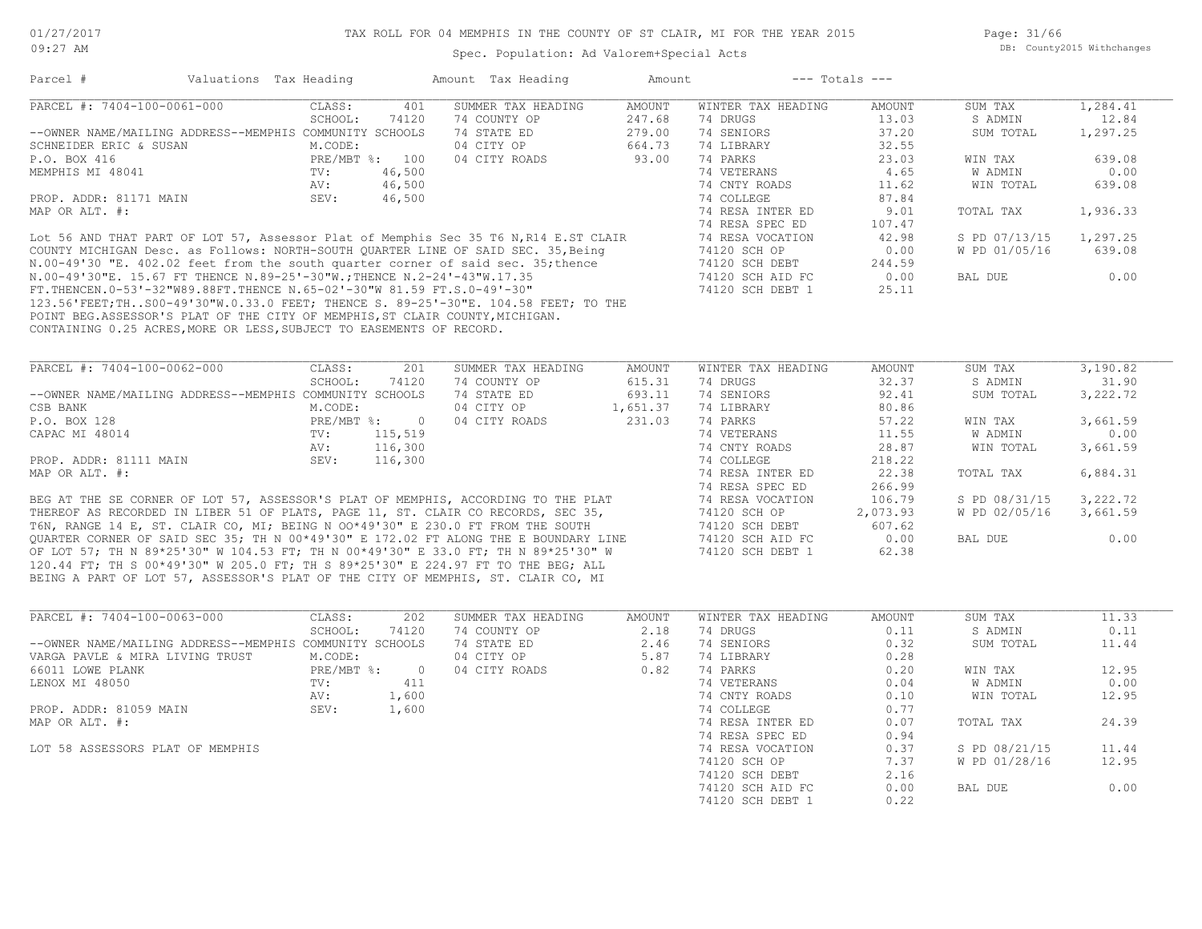# TAX ROLL FOR 04 MEMPHIS IN THE COUNTY OF ST CLAIR, MI FOR THE YEAR 2015

Spec. Population: Ad Valorem+Special Acts

01/27/2017 09:27 AM — DB: County2015 Withchanges

| Parcel # | Valuations | Tax Heading | Amount | Tax Heading | Amount | --- Totals --- | |
|---|---|---|---|---|---|---|---|

## PARCEL #: 7404-100-0061-000

--OWNER NAME/MAILING ADDRESS--
SCHNEIDER ERIC & SUSAN
P.O. BOX 416
MEMPHIS MI 48041

PROP. ADDR: 81171 MAIN
MAP OR ALT. #:

| Valuations | | Summer Tax Heading | Amount | Winter Tax Heading | Amount | Totals | |
|---|---|---|---|---|---|---|---|
| CLASS: | 401 | 74 COUNTY OP | 247.68 | 74 DRUGS | 13.03 | SUM TAX | 1,284.41 |
| SCHOOL: | 74120 | 74 STATE ED | 279.00 | 74 SENIORS | 37.20 | S ADMIN | 12.84 |
| MEMPHIS COMMUNITY SCHOOLS | | 04 CITY OP | 664.73 | 74 LIBRARY | 32.55 | SUM TOTAL | 1,297.25 |
| M.CODE: | | 04 CITY ROADS | 93.00 | 74 PARKS | 23.03 | WIN TAX | 639.08 |
| PRE/MBT %: | 100 | | | 74 VETERANS | 4.65 | W ADMIN | 0.00 |
| TV: | 46,500 | | | 74 CNTY ROADS | 11.62 | WIN TOTAL | 639.08 |
| AV: | 46,500 | | | 74 COLLEGE | 87.84 | TOTAL TAX | 1,936.33 |
| SEV: | 46,500 | | | 74 RESA INTER ED | 9.01 | S PD 07/13/15 | 1,297.25 |
| | | | | 74 RESA SPEC ED | 107.47 | W PD 01/05/16 | 639.08 |
| | | | | 74 RESA VOCATION | 42.98 | BAL DUE | 0.00 |
| | | | | 74120 SCH OP | 0.00 | | |
| | | | | 74120 SCH DEBT | 244.59 | | |
| | | | | 74120 SCH AID FC | 0.00 | | |
| | | | | 74120 SCH DEBT 1 | 25.11 | | |

Lot 56 AND THAT PART OF LOT 57, Assessor Plat of Memphis Sec 35 T6 N,R14 E.ST CLAIR COUNTY MICHIGAN Desc. as Follows: NORTH-SOUTH QUARTER LINE OF SAID SEC. 35,Being N.00-49'30 "E. 402.02 feet from the south quarter corner of said sec. 35;thence N.00-49'30"E. 15.67 FT THENCE N.89-25'-30"W.;THENCE N.2-24'-43"W.17.35 FT.THENCEN.0-53'-32"W89.88FT.THENCE N.65-02'-30"W 81.59 FT.S.0-49'-30" 123.56'FEET;TH..S00-49'30"W.0.33.0 FEET; THENCE S. 89-25'-30"E. 104.58 FEET; TO THE POINT BEG.ASSESSOR'S PLAT OF THE CITY OF MEMPHIS,ST CLAIR COUNTY,MICHIGAN. CONTAINING 0.25 ACRES,MORE OR LESS,SUBJECT TO EASEMENTS OF RECORD.

## PARCEL #: 7404-100-0062-000

--OWNER NAME/MAILING ADDRESS--
CSB BANK
P.O. BOX 128
CAPAC MI 48014

PROP. ADDR: 81111 MAIN
MAP OR ALT. #:

| Valuations | | Summer Tax Heading | Amount | Winter Tax Heading | Amount | Totals | |
|---|---|---|---|---|---|---|---|
| CLASS: | 201 | 74 COUNTY OP | 615.31 | 74 DRUGS | 32.37 | SUM TAX | 3,190.82 |
| SCHOOL: | 74120 | 74 STATE ED | 693.11 | 74 SENIORS | 92.41 | S ADMIN | 31.90 |
| MEMPHIS COMMUNITY SCHOOLS | | 04 CITY OP | 1,651.37 | 74 LIBRARY | 80.86 | SUM TOTAL | 3,222.72 |
| M.CODE: | | 04 CITY ROADS | 231.03 | 74 PARKS | 57.22 | WIN TAX | 3,661.59 |
| PRE/MBT %: | 0 | | | 74 VETERANS | 11.55 | W ADMIN | 0.00 |
| TV: | 115,519 | | | 74 CNTY ROADS | 28.87 | WIN TOTAL | 3,661.59 |
| AV: | 116,300 | | | 74 COLLEGE | 218.22 | TOTAL TAX | 6,884.31 |
| SEV: | 116,300 | | | 74 RESA INTER ED | 22.38 | S PD 08/31/15 | 3,222.72 |
| | | | | 74 RESA SPEC ED | 266.99 | W PD 02/05/16 | 3,661.59 |
| | | | | 74 RESA VOCATION | 106.79 | BAL DUE | 0.00 |
| | | | | 74120 SCH OP | 2,073.93 | | |
| | | | | 74120 SCH DEBT | 607.62 | | |
| | | | | 74120 SCH AID FC | 0.00 | | |
| | | | | 74120 SCH DEBT 1 | 62.38 | | |

BEG AT THE SE CORNER OF LOT 57, ASSESSOR'S PLAT OF MEMPHIS, ACCORDING TO THE PLAT THEREOF AS RECORDED IN LIBER 51 OF PLATS, PAGE 11, ST. CLAIR CO RECORDS, SEC 35, T6N, RANGE 14 E, ST. CLAIR CO, MI; BEING N OO*49'30" E 230.0 FT FROM THE SOUTH QUARTER CORNER OF SAID SEC 35; TH N 00*49'30" E 172.02 FT ALONG THE E BOUNDARY LINE OF LOT 57; TH N 89*25'30" W 104.53 FT; TH N 00*49'30" E 33.0 FT; TH N 89*25'30" W 120.44 FT; TH S 00*49'30" W 205.0 FT; TH S 89*25'30" E 224.97 FT TO THE BEG; ALL BEING A PART OF LOT 57, ASSESSOR'S PLAT OF THE CITY OF MEMPHIS, ST. CLAIR CO, MI

## PARCEL #: 7404-100-0063-000

--OWNER NAME/MAILING ADDRESS--
VARGA PAVLE & MIRA LIVING TRUST
66011 LOWE PLANK
LENOX MI 48050

PROP. ADDR: 81059 MAIN
MAP OR ALT. #:

| Valuations | | Summer Tax Heading | Amount | Winter Tax Heading | Amount | Totals | |
|---|---|---|---|---|---|---|---|
| CLASS: | 202 | 74 COUNTY OP | 2.18 | 74 DRUGS | 0.11 | SUM TAX | 11.33 |
| SCHOOL: | 74120 | 74 STATE ED | 2.46 | 74 SENIORS | 0.32 | S ADMIN | 0.11 |
| MEMPHIS COMMUNITY SCHOOLS | | 04 CITY OP | 5.87 | 74 LIBRARY | 0.28 | SUM TOTAL | 11.44 |
| M.CODE: | | 04 CITY ROADS | 0.82 | 74 PARKS | 0.20 | WIN TAX | 12.95 |
| PRE/MBT %: | 0 | | | 74 VETERANS | 0.04 | W ADMIN | 0.00 |
| TV: | 411 | | | 74 CNTY ROADS | 0.10 | WIN TOTAL | 12.95 |
| AV: | 1,600 | | | 74 COLLEGE | 0.77 | TOTAL TAX | 24.39 |
| SEV: | 1,600 | | | 74 RESA INTER ED | 0.07 | S PD 08/21/15 | 11.44 |
| | | | | 74 RESA SPEC ED | 0.94 | W PD 01/28/16 | 12.95 |
| | | | | 74 RESA VOCATION | 0.37 | BAL DUE | 0.00 |
| | | | | 74120 SCH OP | 7.37 | | |
| | | | | 74120 SCH DEBT | 2.16 | | |
| | | | | 74120 SCH AID FC | 0.00 | | |
| | | | | 74120 SCH DEBT 1 | 0.22 | | |

LOT 58 ASSESSORS PLAT OF MEMPHIS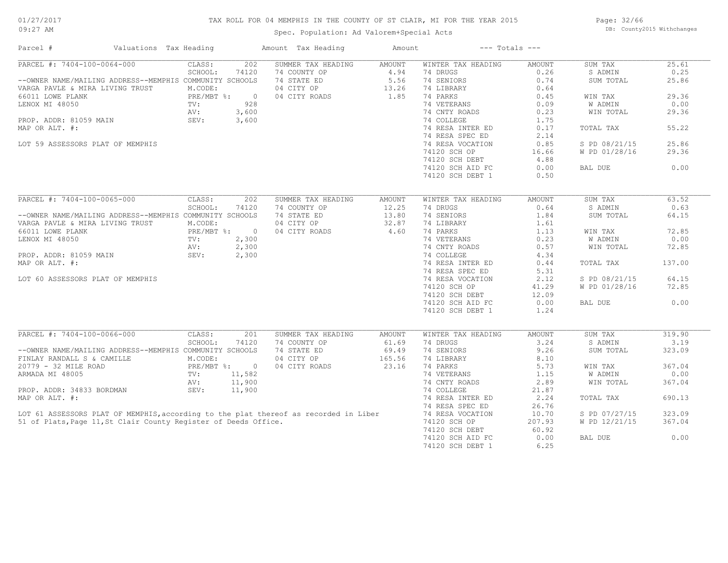# TAX ROLL FOR 04 MEMPHIS IN THE COUNTY OF ST CLAIR, MI FOR THE YEAR 2015

Spec. Population: Ad Valorem+Special Acts

DB: County2015 Withchanges

01/27/2017
09:27 AM

| Parcel # | Valuations | Tax Heading | Amount | Tax Heading | Amount | --- Totals --- | |
|---|---|---|---|---|---|---|---|
| PARCEL #: 7404-100-0064-000 | CLASS: 202 | SUMMER TAX HEADING | AMOUNT | WINTER TAX HEADING | AMOUNT | SUM TAX | 25.61 |
| | SCHOOL: 74120 | 74 COUNTY OP | 4.94 | 74 DRUGS | 0.26 | S ADMIN | 0.25 |
| --OWNER NAME/MAILING ADDRESS--MEMPHIS COMMUNITY SCHOOLS | | 74 STATE ED | 5.56 | 74 SENIORS | 0.74 | SUM TOTAL | 25.86 |
| VARGA PAVLE & MIRA LIVING TRUST | M.CODE: | 04 CITY OP | 13.26 | 74 LIBRARY | 0.64 | | |
| 66011 LOWE PLANK | PRE/MBT %: 0 | 04 CITY ROADS | 1.85 | 74 PARKS | 0.45 | WIN TAX | 29.36 |
| LENOX MI 48050 | TV: 928 | | | 74 VETERANS | 0.09 | W ADMIN | 0.00 |
| | AV: 3,600 | | | 74 CNTY ROADS | 0.23 | WIN TOTAL | 29.36 |
| PROP. ADDR: 81059 MAIN | SEV: 3,600 | | | 74 COLLEGE | 1.75 | | |
| MAP OR ALT. #: | | | | 74 RESA INTER ED | 0.17 | TOTAL TAX | 55.22 |
| | | | | 74 RESA SPEC ED | 2.14 | | |
| LOT 59 ASSESSORS PLAT OF MEMPHIS | | | | 74 RESA VOCATION | 0.85 | S PD 08/21/15 | 25.86 |
| | | | | 74120 SCH OP | 16.66 | W PD 01/28/16 | 29.36 |
| | | | | 74120 SCH DEBT | 4.88 | | |
| | | | | 74120 SCH AID FC | 0.00 | BAL DUE | 0.00 |
| | | | | 74120 SCH DEBT 1 | 0.50 | | |
| PARCEL #: 7404-100-0065-000 | CLASS: 202 | SUMMER TAX HEADING | AMOUNT | WINTER TAX HEADING | AMOUNT | SUM TAX | 63.52 |
| | SCHOOL: 74120 | 74 COUNTY OP | 12.25 | 74 DRUGS | 0.64 | S ADMIN | 0.63 |
| --OWNER NAME/MAILING ADDRESS--MEMPHIS COMMUNITY SCHOOLS | | 74 STATE ED | 13.80 | 74 SENIORS | 1.84 | SUM TOTAL | 64.15 |
| VARGA PAVLE & MIRA LIVING TRUST | M.CODE: | 04 CITY OP | 32.87 | 74 LIBRARY | 1.61 | | |
| 66011 LOWE PLANK | PRE/MBT %: 0 | 04 CITY ROADS | 4.60 | 74 PARKS | 1.13 | WIN TAX | 72.85 |
| LENOX MI 48050 | TV: 2,300 | | | 74 VETERANS | 0.23 | W ADMIN | 0.00 |
| | AV: 2,300 | | | 74 CNTY ROADS | 0.57 | WIN TOTAL | 72.85 |
| PROP. ADDR: 81059 MAIN | SEV: 2,300 | | | 74 COLLEGE | 4.34 | | |
| MAP OR ALT. #: | | | | 74 RESA INTER ED | 0.44 | TOTAL TAX | 137.00 |
| | | | | 74 RESA SPEC ED | 5.31 | | |
| LOT 60 ASSESSORS PLAT OF MEMPHIS | | | | 74 RESA VOCATION | 2.12 | S PD 08/21/15 | 64.15 |
| | | | | 74120 SCH OP | 41.29 | W PD 01/28/16 | 72.85 |
| | | | | 74120 SCH DEBT | 12.09 | | |
| | | | | 74120 SCH AID FC | 0.00 | BAL DUE | 0.00 |
| | | | | 74120 SCH DEBT 1 | 1.24 | | |
| PARCEL #: 7404-100-0066-000 | CLASS: 201 | SUMMER TAX HEADING | AMOUNT | WINTER TAX HEADING | AMOUNT | SUM TAX | 319.90 |
| | SCHOOL: 74120 | 74 COUNTY OP | 61.69 | 74 DRUGS | 3.24 | S ADMIN | 3.19 |
| --OWNER NAME/MAILING ADDRESS--MEMPHIS COMMUNITY SCHOOLS | | 74 STATE ED | 69.49 | 74 SENIORS | 9.26 | SUM TOTAL | 323.09 |
| FINLAY RANDALL S & CAMILLE | M.CODE: | 04 CITY OP | 165.56 | 74 LIBRARY | 8.10 | | |
| 20779 - 32 MILE ROAD | PRE/MBT %: 0 | 04 CITY ROADS | 23.16 | 74 PARKS | 5.73 | WIN TAX | 367.04 |
| ARMADA MI 48005 | TV: 11,582 | | | 74 VETERANS | 1.15 | W ADMIN | 0.00 |
| | AV: 11,900 | | | 74 CNTY ROADS | 2.89 | WIN TOTAL | 367.04 |
| PROP. ADDR: 34833 BORDMAN | SEV: 11,900 | | | 74 COLLEGE | 21.87 | | |
| MAP OR ALT. #: | | | | 74 RESA INTER ED | 2.24 | TOTAL TAX | 690.13 |
| | | | | 74 RESA SPEC ED | 26.76 | | |
| LOT 61 ASSESSORS PLAT OF MEMPHIS,according to the plat thereof as recorded in Liber 51 of Plats,Page 11,St Clair County Register of Deeds Office. | | | | 74 RESA VOCATION | 10.70 | S PD 07/27/15 | 323.09 |
| | | | | 74120 SCH OP | 207.93 | W PD 12/21/15 | 367.04 |
| | | | | 74120 SCH DEBT | 60.92 | | |
| | | | | 74120 SCH AID FC | 0.00 | BAL DUE | 0.00 |
| | | | | 74120 SCH DEBT 1 | 6.25 | | |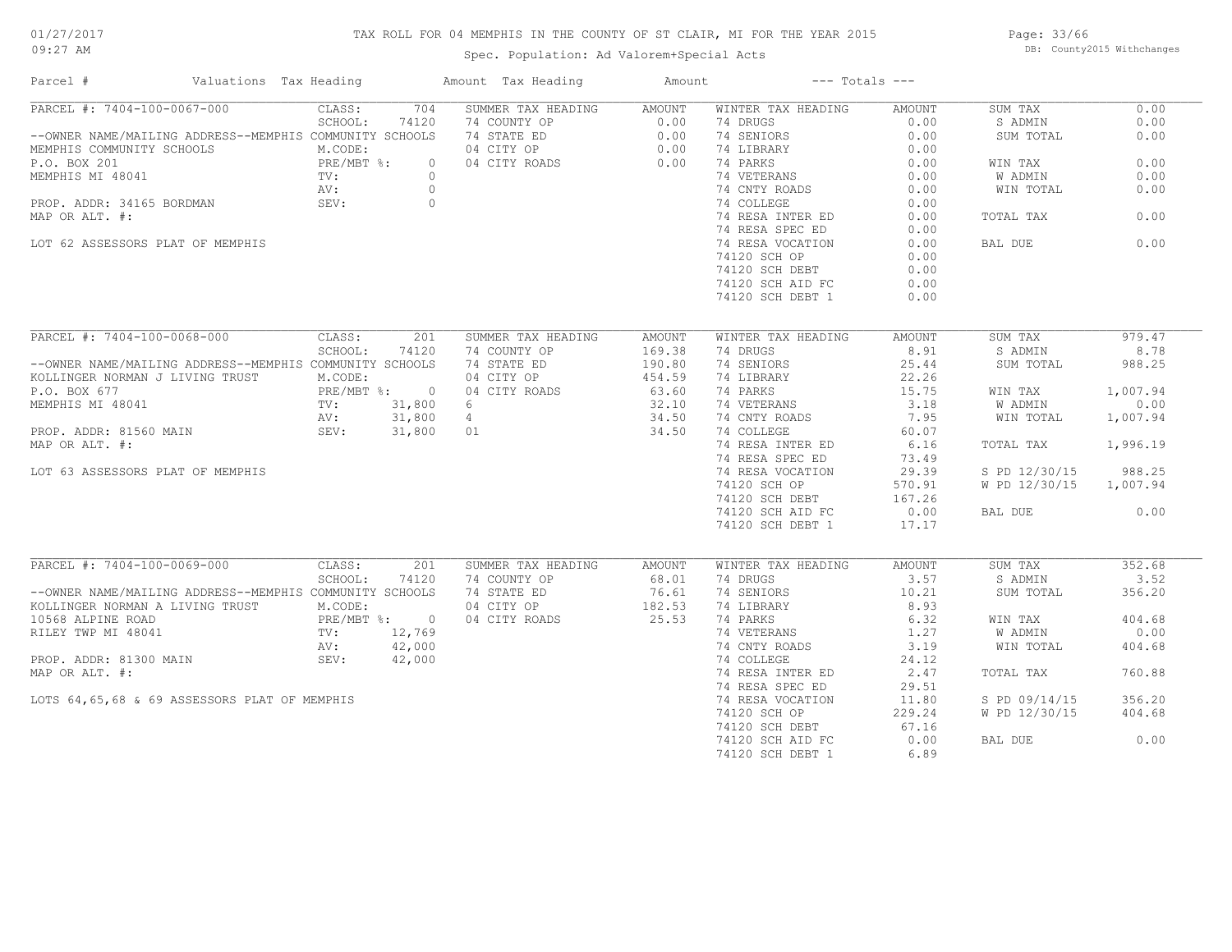# TAX ROLL FOR 04 MEMPHIS IN THE COUNTY OF ST CLAIR, MI FOR THE YEAR 2015

Spec. Population: Ad Valorem+Special Acts

| Parcel # | Valuations | Tax Heading | Amount | Tax Heading | Amount | --- Totals --- | |
|---|---|---|---|---|---|---|---|

## PARCEL #: 7404-100-0067-000

--OWNER NAME/MAILING ADDRESS--MEMPHIS COMMUNITY SCHOOLS
MEMPHIS COMMUNITY SCHOOLS
P.O. BOX 201
MEMPHIS MI 48041

PROP. ADDR: 34165 BORDMAN
MAP OR ALT. #:

LOT 62 ASSESSORS PLAT OF MEMPHIS

| Valuations | | Summer Tax Heading | Amount | Winter Tax Heading | Amount | Totals | |
|---|---|---|---|---|---|---|---|
| CLASS: | 704 | 74 COUNTY OP | 0.00 | 74 DRUGS | 0.00 | SUM TAX | 0.00 |
| SCHOOL: | 74120 | 74 STATE ED | 0.00 | 74 SENIORS | 0.00 | S ADMIN | 0.00 |
| M.CODE: | | 04 CITY OP | 0.00 | 74 LIBRARY | 0.00 | SUM TOTAL | 0.00 |
| PRE/MBT %: | 0 | 04 CITY ROADS | 0.00 | 74 PARKS | 0.00 | WIN TAX | 0.00 |
| TV: | 0 | | | 74 VETERANS | 0.00 | W ADMIN | 0.00 |
| AV: | 0 | | | 74 CNTY ROADS | 0.00 | WIN TOTAL | 0.00 |
| SEV: | 0 | | | 74 COLLEGE | 0.00 | | |
| | | | | 74 RESA INTER ED | 0.00 | TOTAL TAX | 0.00 |
| | | | | 74 RESA SPEC ED | 0.00 | | |
| | | | | 74 RESA VOCATION | 0.00 | BAL DUE | 0.00 |
| | | | | 74120 SCH OP | 0.00 | | |
| | | | | 74120 SCH DEBT | 0.00 | | |
| | | | | 74120 SCH AID FC | 0.00 | | |
| | | | | 74120 SCH DEBT 1 | 0.00 | | |

## PARCEL #: 7404-100-0068-000

--OWNER NAME/MAILING ADDRESS--MEMPHIS COMMUNITY SCHOOLS
KOLLINGER NORMAN J LIVING TRUST
P.O. BOX 677
MEMPHIS MI 48041

PROP. ADDR: 81560 MAIN
MAP OR ALT. #:

LOT 63 ASSESSORS PLAT OF MEMPHIS

| Valuations | | Summer Tax Heading | Amount | Winter Tax Heading | Amount | Totals | |
|---|---|---|---|---|---|---|---|
| CLASS: | 201 | 74 COUNTY OP | 169.38 | 74 DRUGS | 8.91 | SUM TAX | 979.47 |
| SCHOOL: | 74120 | 74 STATE ED | 190.80 | 74 SENIORS | 25.44 | S ADMIN | 8.78 |
| M.CODE: | | 04 CITY OP | 454.59 | 74 LIBRARY | 22.26 | SUM TOTAL | 988.25 |
| PRE/MBT %: | 0 | 04 CITY ROADS | 63.60 | 74 PARKS | 15.75 | WIN TAX | 1,007.94 |
| TV: | 31,800 | 6 | 32.10 | 74 VETERANS | 3.18 | W ADMIN | 0.00 |
| AV: | 31,800 | 4 | 34.50 | 74 CNTY ROADS | 7.95 | WIN TOTAL | 1,007.94 |
| SEV: | 31,800 | 01 | 34.50 | 74 COLLEGE | 60.07 | | |
| | | | | 74 RESA INTER ED | 6.16 | TOTAL TAX | 1,996.19 |
| | | | | 74 RESA SPEC ED | 73.49 | | |
| | | | | 74 RESA VOCATION | 29.39 | S PD 12/30/15 | 988.25 |
| | | | | 74120 SCH OP | 570.91 | W PD 12/30/15 | 1,007.94 |
| | | | | 74120 SCH DEBT | 167.26 | | |
| | | | | 74120 SCH AID FC | 0.00 | BAL DUE | 0.00 |
| | | | | 74120 SCH DEBT 1 | 17.17 | | |

## PARCEL #: 7404-100-0069-000

--OWNER NAME/MAILING ADDRESS--MEMPHIS COMMUNITY SCHOOLS
KOLLINGER NORMAN A LIVING TRUST
10568 ALPINE ROAD
RILEY TWP MI 48041

PROP. ADDR: 81300 MAIN
MAP OR ALT. #:

LOTS 64,65,68 & 69 ASSESSORS PLAT OF MEMPHIS

| Valuations | | Summer Tax Heading | Amount | Winter Tax Heading | Amount | Totals | |
|---|---|---|---|---|---|---|---|
| CLASS: | 201 | 74 COUNTY OP | 68.01 | 74 DRUGS | 3.57 | SUM TAX | 352.68 |
| SCHOOL: | 74120 | 74 STATE ED | 76.61 | 74 SENIORS | 10.21 | S ADMIN | 3.52 |
| M.CODE: | | 04 CITY OP | 182.53 | 74 LIBRARY | 8.93 | SUM TOTAL | 356.20 |
| PRE/MBT %: | 0 | 04 CITY ROADS | 25.53 | 74 PARKS | 6.32 | WIN TAX | 404.68 |
| TV: | 12,769 | | | 74 VETERANS | 1.27 | W ADMIN | 0.00 |
| AV: | 42,000 | | | 74 CNTY ROADS | 3.19 | WIN TOTAL | 404.68 |
| SEV: | 42,000 | | | 74 COLLEGE | 24.12 | | |
| | | | | 74 RESA INTER ED | 2.47 | TOTAL TAX | 760.88 |
| | | | | 74 RESA SPEC ED | 29.51 | | |
| | | | | 74 RESA VOCATION | 11.80 | S PD 09/14/15 | 356.20 |
| | | | | 74120 SCH OP | 229.24 | W PD 12/30/15 | 404.68 |
| | | | | 74120 SCH DEBT | 67.16 | | |
| | | | | 74120 SCH AID FC | 0.00 | BAL DUE | 0.00 |
| | | | | 74120 SCH DEBT 1 | 6.89 | | |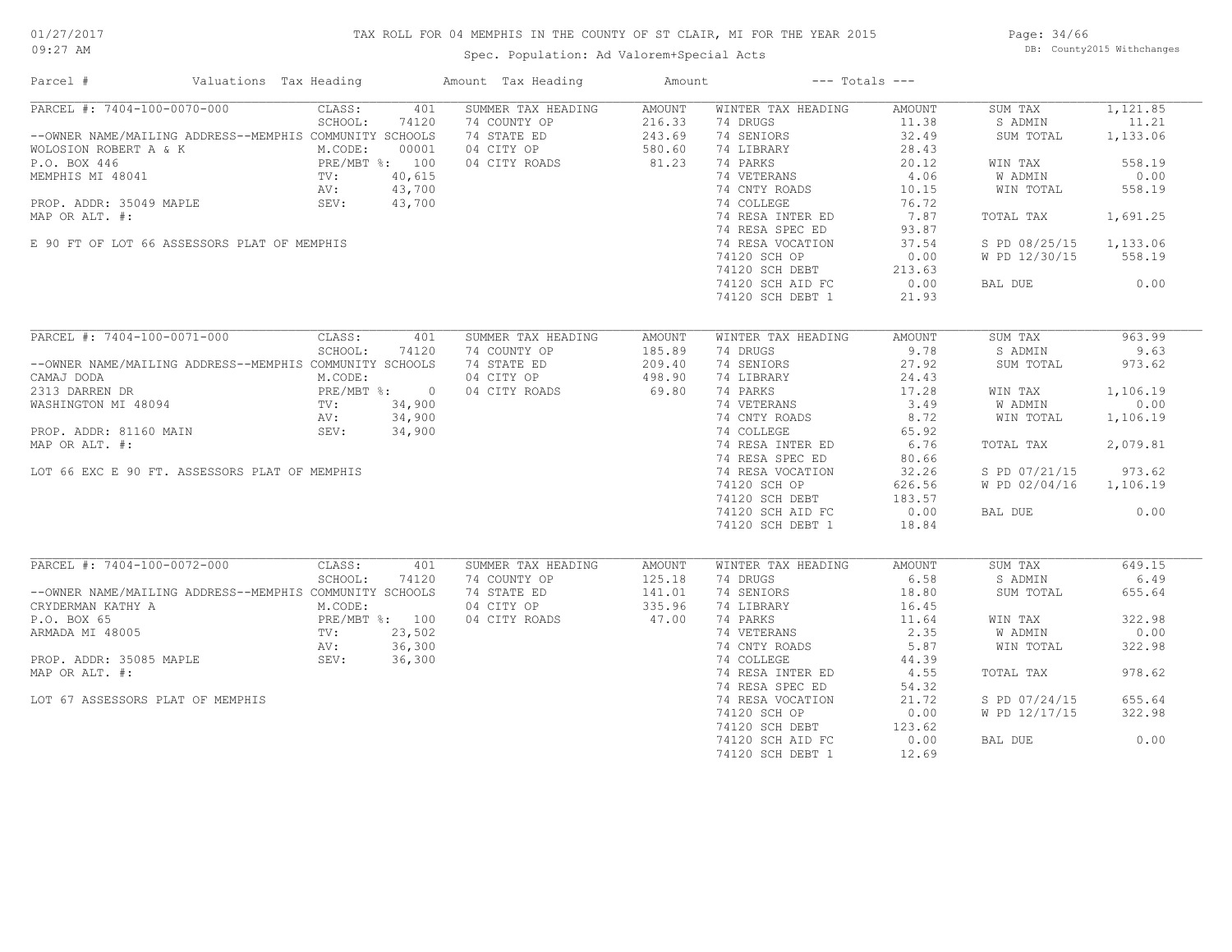# TAX ROLL FOR 04 MEMPHIS IN THE COUNTY OF ST CLAIR, MI FOR THE YEAR 2015

Spec. Population: Ad Valorem+Special Acts

01/27/2017 09:27 AM — DB: County2015 Withchanges

| Parcel # | Valuations | Tax Heading | Amount | Tax Heading | Amount | --- Totals --- | |
|---|---|---|---|---|---|---|---|
| PARCEL #: 7404-100-0070-000 | CLASS: 401 | SUMMER TAX HEADING | AMOUNT | WINTER TAX HEADING | AMOUNT | SUM TAX | 1,121.85 |
| | SCHOOL: 74120 | 74 COUNTY OP | 216.33 | 74 DRUGS | 11.38 | S ADMIN | 11.21 |
| --OWNER NAME/MAILING ADDRESS--MEMPHIS COMMUNITY SCHOOLS | | 74 STATE ED | 243.69 | 74 SENIORS | 32.49 | SUM TOTAL | 1,133.06 |
| WOLOSION ROBERT A & K | M.CODE: 00001 | 04 CITY OP | 580.60 | 74 LIBRARY | 28.43 | | |
| P.O. BOX 446 | PRE/MBT %: 100 | 04 CITY ROADS | 81.23 | 74 PARKS | 20.12 | WIN TAX | 558.19 |
| MEMPHIS MI 48041 | TV: 40,615 | | | 74 VETERANS | 4.06 | W ADMIN | 0.00 |
| | AV: 43,700 | | | 74 CNTY ROADS | 10.15 | WIN TOTAL | 558.19 |
| PROP. ADDR: 35049 MAPLE | SEV: 43,700 | | | 74 COLLEGE | 76.72 | | |
| MAP OR ALT. #: | | | | 74 RESA INTER ED | 7.87 | TOTAL TAX | 1,691.25 |
| | | | | 74 RESA SPEC ED | 93.87 | | |
| E 90 FT OF LOT 66 ASSESSORS PLAT OF MEMPHIS | | | | 74 RESA VOCATION | 37.54 | S PD 08/25/15 | 1,133.06 |
| | | | | 74120 SCH OP | 0.00 | W PD 12/30/15 | 558.19 |
| | | | | 74120 SCH DEBT | 213.63 | | |
| | | | | 74120 SCH AID FC | 0.00 | BAL DUE | 0.00 |
| | | | | 74120 SCH DEBT 1 | 21.93 | | |
| PARCEL #: 7404-100-0071-000 | CLASS: 401 | SUMMER TAX HEADING | AMOUNT | WINTER TAX HEADING | AMOUNT | SUM TAX | 963.99 |
| | SCHOOL: 74120 | 74 COUNTY OP | 185.89 | 74 DRUGS | 9.78 | S ADMIN | 9.63 |
| --OWNER NAME/MAILING ADDRESS--MEMPHIS COMMUNITY SCHOOLS | | 74 STATE ED | 209.40 | 74 SENIORS | 27.92 | SUM TOTAL | 973.62 |
| CAMAJ DODA | M.CODE: | 04 CITY OP | 498.90 | 74 LIBRARY | 24.43 | | |
| 2313 DARREN DR | PRE/MBT %: 0 | 04 CITY ROADS | 69.80 | 74 PARKS | 17.28 | WIN TAX | 1,106.19 |
| WASHINGTON MI 48094 | TV: 34,900 | | | 74 VETERANS | 3.49 | W ADMIN | 0.00 |
| | AV: 34,900 | | | 74 CNTY ROADS | 8.72 | WIN TOTAL | 1,106.19 |
| PROP. ADDR: 81160 MAIN | SEV: 34,900 | | | 74 COLLEGE | 65.92 | | |
| MAP OR ALT. #: | | | | 74 RESA INTER ED | 6.76 | TOTAL TAX | 2,079.81 |
| | | | | 74 RESA SPEC ED | 80.66 | | |
| LOT 66 EXC E 90 FT. ASSESSORS PLAT OF MEMPHIS | | | | 74 RESA VOCATION | 32.26 | S PD 07/21/15 | 973.62 |
| | | | | 74120 SCH OP | 626.56 | W PD 02/04/16 | 1,106.19 |
| | | | | 74120 SCH DEBT | 183.57 | | |
| | | | | 74120 SCH AID FC | 0.00 | BAL DUE | 0.00 |
| | | | | 74120 SCH DEBT 1 | 18.84 | | |
| PARCEL #: 7404-100-0072-000 | CLASS: 401 | SUMMER TAX HEADING | AMOUNT | WINTER TAX HEADING | AMOUNT | SUM TAX | 649.15 |
| | SCHOOL: 74120 | 74 COUNTY OP | 125.18 | 74 DRUGS | 6.58 | S ADMIN | 6.49 |
| --OWNER NAME/MAILING ADDRESS--MEMPHIS COMMUNITY SCHOOLS | | 74 STATE ED | 141.01 | 74 SENIORS | 18.80 | SUM TOTAL | 655.64 |
| CRYDERMAN KATHY A | M.CODE: | 04 CITY OP | 335.96 | 74 LIBRARY | 16.45 | | |
| P.O. BOX 65 | PRE/MBT %: 100 | 04 CITY ROADS | 47.00 | 74 PARKS | 11.64 | WIN TAX | 322.98 |
| ARMADA MI 48005 | TV: 23,502 | | | 74 VETERANS | 2.35 | W ADMIN | 0.00 |
| | AV: 36,300 | | | 74 CNTY ROADS | 5.87 | WIN TOTAL | 322.98 |
| PROP. ADDR: 35085 MAPLE | SEV: 36,300 | | | 74 COLLEGE | 44.39 | | |
| MAP OR ALT. #: | | | | 74 RESA INTER ED | 4.55 | TOTAL TAX | 978.62 |
| | | | | 74 RESA SPEC ED | 54.32 | | |
| LOT 67 ASSESSORS PLAT OF MEMPHIS | | | | 74 RESA VOCATION | 21.72 | S PD 07/24/15 | 655.64 |
| | | | | 74120 SCH OP | 0.00 | W PD 12/17/15 | 322.98 |
| | | | | 74120 SCH DEBT | 123.62 | | |
| | | | | 74120 SCH AID FC | 0.00 | BAL DUE | 0.00 |
| | | | | 74120 SCH DEBT 1 | 12.69 | | |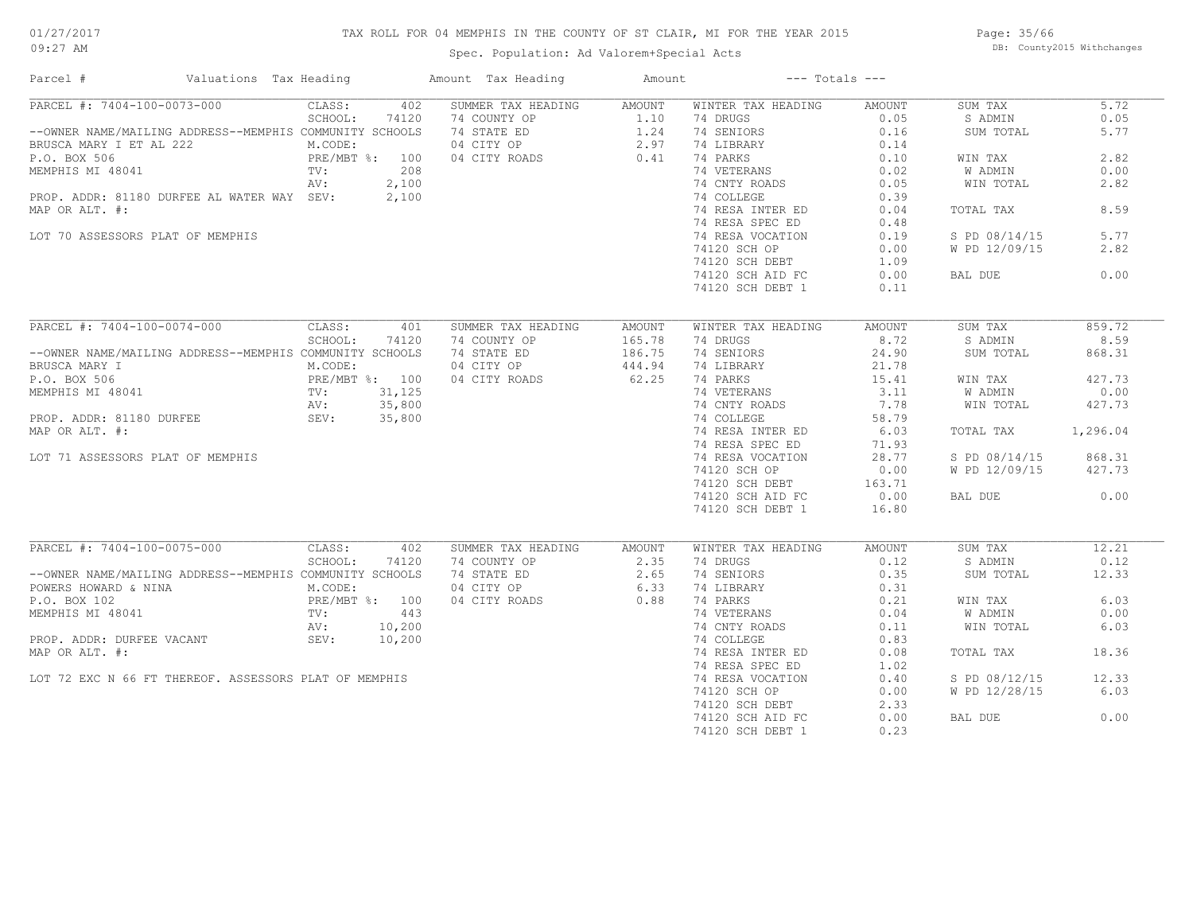TAX ROLL FOR 04 MEMPHIS IN THE COUNTY OF ST CLAIR, MI FOR THE YEAR 2015

Spec. Population: Ad Valorem+Special Acts

| Parcel # | Valuations | Tax Heading | Amount | Tax Heading | Amount | --- Totals --- | |
|---|---|---|---|---|---|---|---|
| PARCEL #: 7404-100-0073-000 | CLASS: 402 | SUMMER TAX HEADING | AMOUNT | WINTER TAX HEADING | AMOUNT | SUM TAX | 5.72 |
| | SCHOOL: 74120 | 74 COUNTY OP | 1.10 | 74 DRUGS | 0.05 | S ADMIN | 0.05 |
| --OWNER NAME/MAILING ADDRESS--MEMPHIS COMMUNITY SCHOOLS | | 74 STATE ED | 1.24 | 74 SENIORS | 0.16 | SUM TOTAL | 5.77 |
| BRUSCA MARY I ET AL 222 | M.CODE: | 04 CITY OP | 2.97 | 74 LIBRARY | 0.14 | | |
| P.O. BOX 506 | PRE/MBT %: 100 | 04 CITY ROADS | 0.41 | 74 PARKS | 0.10 | WIN TAX | 2.82 |
| MEMPHIS MI 48041 | TV: 208 | | | 74 VETERANS | 0.02 | W ADMIN | 0.00 |
| | AV: 2,100 | | | 74 CNTY ROADS | 0.05 | WIN TOTAL | 2.82 |
| PROP. ADDR: 81180 DURFEE AL WATER WAY | SEV: 2,100 | | | 74 COLLEGE | 0.39 | | |
| MAP OR ALT. #: | | | | 74 RESA INTER ED | 0.04 | TOTAL TAX | 8.59 |
| | | | | 74 RESA SPEC ED | 0.48 | | |
| LOT 70 ASSESSORS PLAT OF MEMPHIS | | | | 74 RESA VOCATION | 0.19 | S PD 08/14/15 | 5.77 |
| | | | | 74120 SCH OP | 0.00 | W PD 12/09/15 | 2.82 |
| | | | | 74120 SCH DEBT | 1.09 | | |
| | | | | 74120 SCH AID FC | 0.00 | BAL DUE | 0.00 |
| | | | | 74120 SCH DEBT 1 | 0.11 | | |

| Parcel # | Valuations | Tax Heading | Amount | Tax Heading | Amount | --- Totals --- | |
|---|---|---|---|---|---|---|---|
| PARCEL #: 7404-100-0074-000 | CLASS: 401 | SUMMER TAX HEADING | AMOUNT | WINTER TAX HEADING | AMOUNT | SUM TAX | 859.72 |
| | SCHOOL: 74120 | 74 COUNTY OP | 165.78 | 74 DRUGS | 8.72 | S ADMIN | 8.59 |
| --OWNER NAME/MAILING ADDRESS--MEMPHIS COMMUNITY SCHOOLS | | 74 STATE ED | 186.75 | 74 SENIORS | 24.90 | SUM TOTAL | 868.31 |
| BRUSCA MARY I | M.CODE: | 04 CITY OP | 444.94 | 74 LIBRARY | 21.78 | | |
| P.O. BOX 506 | PRE/MBT %: 100 | 04 CITY ROADS | 62.25 | 74 PARKS | 15.41 | WIN TAX | 427.73 |
| MEMPHIS MI 48041 | TV: 31,125 | | | 74 VETERANS | 3.11 | W ADMIN | 0.00 |
| | AV: 35,800 | | | 74 CNTY ROADS | 7.78 | WIN TOTAL | 427.73 |
| PROP. ADDR: 81180 DURFEE | SEV: 35,800 | | | 74 COLLEGE | 58.79 | | |
| MAP OR ALT. #: | | | | 74 RESA INTER ED | 6.03 | TOTAL TAX | 1,296.04 |
| | | | | 74 RESA SPEC ED | 71.93 | | |
| LOT 71 ASSESSORS PLAT OF MEMPHIS | | | | 74 RESA VOCATION | 28.77 | S PD 08/14/15 | 868.31 |
| | | | | 74120 SCH OP | 0.00 | W PD 12/09/15 | 427.73 |
| | | | | 74120 SCH DEBT | 163.71 | | |
| | | | | 74120 SCH AID FC | 0.00 | BAL DUE | 0.00 |
| | | | | 74120 SCH DEBT 1 | 16.80 | | |

| Parcel # | Valuations | Tax Heading | Amount | Tax Heading | Amount | --- Totals --- | |
|---|---|---|---|---|---|---|---|
| PARCEL #: 7404-100-0075-000 | CLASS: 402 | SUMMER TAX HEADING | AMOUNT | WINTER TAX HEADING | AMOUNT | SUM TAX | 12.21 |
| | SCHOOL: 74120 | 74 COUNTY OP | 2.35 | 74 DRUGS | 0.12 | S ADMIN | 0.12 |
| --OWNER NAME/MAILING ADDRESS--MEMPHIS COMMUNITY SCHOOLS | | 74 STATE ED | 2.65 | 74 SENIORS | 0.35 | SUM TOTAL | 12.33 |
| POWERS HOWARD & NINA | M.CODE: | 04 CITY OP | 6.33 | 74 LIBRARY | 0.31 | | |
| P.O. BOX 102 | PRE/MBT %: 100 | 04 CITY ROADS | 0.88 | 74 PARKS | 0.21 | WIN TAX | 6.03 |
| MEMPHIS MI 48041 | TV: 443 | | | 74 VETERANS | 0.04 | W ADMIN | 0.00 |
| | AV: 10,200 | | | 74 CNTY ROADS | 0.11 | WIN TOTAL | 6.03 |
| PROP. ADDR: DURFEE VACANT | SEV: 10,200 | | | 74 COLLEGE | 0.83 | | |
| MAP OR ALT. #: | | | | 74 RESA INTER ED | 0.08 | TOTAL TAX | 18.36 |
| | | | | 74 RESA SPEC ED | 1.02 | | |
| LOT 72 EXC N 66 FT THEREOF. ASSESSORS PLAT OF MEMPHIS | | | | 74 RESA VOCATION | 0.40 | S PD 08/12/15 | 12.33 |
| | | | | 74120 SCH OP | 0.00 | W PD 12/28/15 | 6.03 |
| | | | | 74120 SCH DEBT | 2.33 | | |
| | | | | 74120 SCH AID FC | 0.00 | BAL DUE | 0.00 |
| | | | | 74120 SCH DEBT 1 | 0.23 | | |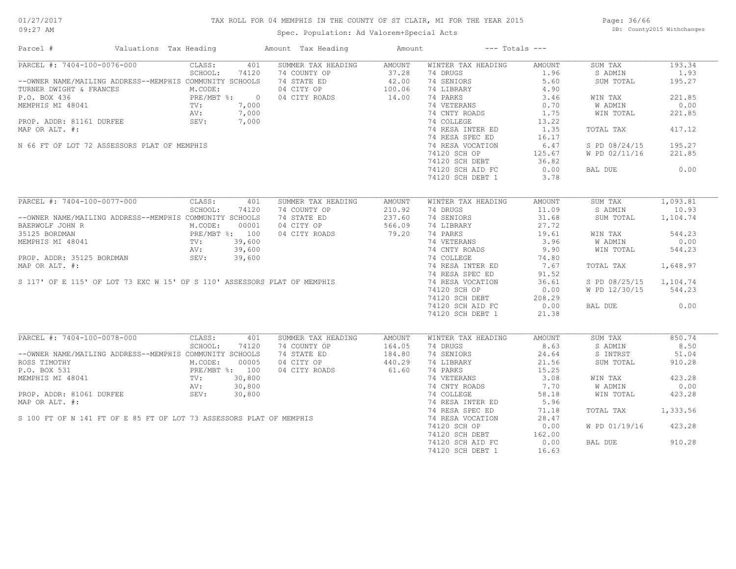# TAX ROLL FOR 04 MEMPHIS IN THE COUNTY OF ST CLAIR, MI FOR THE YEAR 2015

Spec. Population: Ad Valorem+Special Acts

| Parcel # | Valuations | Tax Heading | Amount | Tax Heading | Amount | --- Totals --- | |
|---|---|---|---|---|---|---|---|

## PARCEL #: 7404-100-0076-000

| | | | | | | | |
|---|---|---|---|---|---|---|---|
| CLASS: | 401 | SUMMER TAX HEADING | AMOUNT | WINTER TAX HEADING | AMOUNT | SUM TAX | 193.34 |
| SCHOOL: | 74120 | 74 COUNTY OP | 37.28 | 74 DRUGS | 1.96 | S ADMIN | 1.93 |
| M.CODE: | | 74 STATE ED | 42.00 | 74 SENIORS | 5.60 | SUM TOTAL | 195.27 |
| PRE/MBT %: | 0 | 04 CITY OP | 100.06 | 74 LIBRARY | 4.90 | | |
| TV: | 7,000 | 04 CITY ROADS | 14.00 | 74 PARKS | 3.46 | WIN TAX | 221.85 |
| AV: | 7,000 | | | 74 VETERANS | 0.70 | W ADMIN | 0.00 |
| SEV: | 7,000 | | | 74 CNTY ROADS | 1.75 | WIN TOTAL | 221.85 |
| | | | | 74 COLLEGE | 13.22 | | |
| | | | | 74 RESA INTER ED | 1.35 | TOTAL TAX | 417.12 |
| | | | | 74 RESA SPEC ED | 16.17 | | |
| | | | | 74 RESA VOCATION | 6.47 | S PD 08/24/15 | 195.27 |
| | | | | 74120 SCH OP | 125.67 | W PD 02/11/16 | 221.85 |
| | | | | 74120 SCH DEBT | 36.82 | | |
| | | | | 74120 SCH AID FC | 0.00 | BAL DUE | 0.00 |
| | | | | 74120 SCH DEBT 1 | 3.78 | | |

--OWNER NAME/MAILING ADDRESS--MEMPHIS COMMUNITY SCHOOLS
TURNER DWIGHT & FRANCES
P.O. BOX 436
MEMPHIS MI 48041

PROP. ADDR: 81161 DURFEE
MAP OR ALT. #:

N 66 FT OF LOT 72 ASSESSORS PLAT OF MEMPHIS

## PARCEL #: 7404-100-0077-000

| | | | | | | | |
|---|---|---|---|---|---|---|---|
| CLASS: | 401 | SUMMER TAX HEADING | AMOUNT | WINTER TAX HEADING | AMOUNT | SUM TAX | 1,093.81 |
| SCHOOL: | 74120 | 74 COUNTY OP | 210.92 | 74 DRUGS | 11.09 | S ADMIN | 10.93 |
| M.CODE: | 00001 | 74 STATE ED | 237.60 | 74 SENIORS | 31.68 | SUM TOTAL | 1,104.74 |
| PRE/MBT %: | 100 | 04 CITY OP | 566.09 | 74 LIBRARY | 27.72 | | |
| TV: | 39,600 | 04 CITY ROADS | 79.20 | 74 PARKS | 19.61 | WIN TAX | 544.23 |
| AV: | 39,600 | | | 74 VETERANS | 3.96 | W ADMIN | 0.00 |
| SEV: | 39,600 | | | 74 CNTY ROADS | 9.90 | WIN TOTAL | 544.23 |
| | | | | 74 COLLEGE | 74.80 | | |
| | | | | 74 RESA INTER ED | 7.67 | TOTAL TAX | 1,648.97 |
| | | | | 74 RESA SPEC ED | 91.52 | | |
| | | | | 74 RESA VOCATION | 36.61 | S PD 08/25/15 | 1,104.74 |
| | | | | 74120 SCH OP | 0.00 | W PD 12/30/15 | 544.23 |
| | | | | 74120 SCH DEBT | 208.29 | | |
| | | | | 74120 SCH AID FC | 0.00 | BAL DUE | 0.00 |
| | | | | 74120 SCH DEBT 1 | 21.38 | | |

--OWNER NAME/MAILING ADDRESS--MEMPHIS COMMUNITY SCHOOLS
BAERWOLF JOHN R
35125 BORDMAN
MEMPHIS MI 48041

PROP. ADDR: 35125 BORDMAN
MAP OR ALT. #:

S 117' OF E 115' OF LOT 73 EXC W 15' OF S 110' ASSESSORS PLAT OF MEMPHIS

## PARCEL #: 7404-100-0078-000

| | | | | | | | |
|---|---|---|---|---|---|---|---|
| CLASS: | 401 | SUMMER TAX HEADING | AMOUNT | WINTER TAX HEADING | AMOUNT | SUM TAX | 850.74 |
| SCHOOL: | 74120 | 74 COUNTY OP | 164.05 | 74 DRUGS | 8.63 | S ADMIN | 8.50 |
| M.CODE: | 00005 | 74 STATE ED | 184.80 | 74 SENIORS | 24.64 | S INTRST | 51.04 |
| PRE/MBT %: | 100 | 04 CITY OP | 440.29 | 74 LIBRARY | 21.56 | SUM TOTAL | 910.28 |
| TV: | 30,800 | 04 CITY ROADS | 61.60 | 74 PARKS | 15.25 | | |
| AV: | 30,800 | | | 74 VETERANS | 3.08 | WIN TAX | 423.28 |
| SEV: | 30,800 | | | 74 CNTY ROADS | 7.70 | W ADMIN | 0.00 |
| | | | | 74 COLLEGE | 58.18 | WIN TOTAL | 423.28 |
| | | | | 74 RESA INTER ED | 5.96 | | |
| | | | | 74 RESA SPEC ED | 71.18 | TOTAL TAX | 1,333.56 |
| | | | | 74 RESA VOCATION | 28.47 | | |
| | | | | 74120 SCH OP | 0.00 | W PD 01/19/16 | 423.28 |
| | | | | 74120 SCH DEBT | 162.00 | | |
| | | | | 74120 SCH AID FC | 0.00 | BAL DUE | 910.28 |
| | | | | 74120 SCH DEBT 1 | 16.63 | | |

--OWNER NAME/MAILING ADDRESS--MEMPHIS COMMUNITY SCHOOLS
ROSS TIMOTHY
P.O. BOX 531
MEMPHIS MI 48041

PROP. ADDR: 81061 DURFEE
MAP OR ALT. #:

S 100 FT OF N 141 FT OF E 85 FT OF LOT 73 ASSESSORS PLAT OF MEMPHIS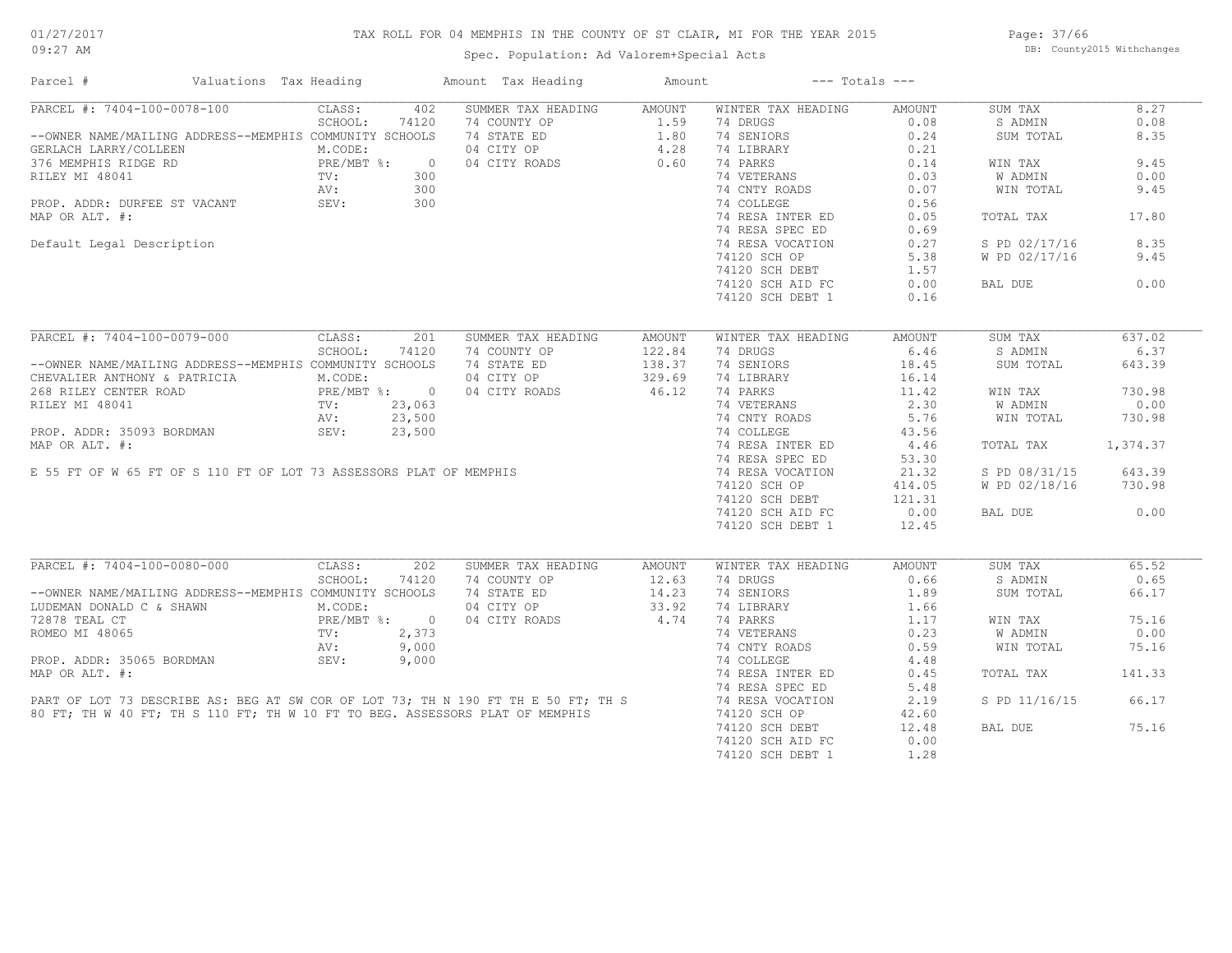# TAX ROLL FOR 04 MEMPHIS IN THE COUNTY OF ST CLAIR, MI FOR THE YEAR 2015

Spec. Population: Ad Valorem+Special Acts

01/27/2017 09:27 AM — DB: County2015 Withchanges

| Parcel # | Valuations Tax Heading | | Amount Tax Heading | Amount | --- Totals --- | | | |
|---|---|---|---|---|---|---|---|---|
| PARCEL #: 7404-100-0078-100 | CLASS: | 402 | SUMMER TAX HEADING | AMOUNT | WINTER TAX HEADING | AMOUNT | SUM TAX | 8.27 |
| | SCHOOL: | 74120 | 74 COUNTY OP | 1.59 | 74 DRUGS | 0.08 | S ADMIN | 0.08 |
| --OWNER NAME/MAILING ADDRESS--MEMPHIS COMMUNITY SCHOOLS | | | 74 STATE ED | 1.80 | 74 SENIORS | 0.24 | SUM TOTAL | 8.35 |
| GERLACH LARRY/COLLEEN | M.CODE: | | 04 CITY OP | 4.28 | 74 LIBRARY | 0.21 | | |
| 376 MEMPHIS RIDGE RD | PRE/MBT %: | 0 | 04 CITY ROADS | 0.60 | 74 PARKS | 0.14 | WIN TAX | 9.45 |
| RILEY MI 48041 | TV: | 300 | | | 74 VETERANS | 0.03 | W ADMIN | 0.00 |
| | AV: | 300 | | | 74 CNTY ROADS | 0.07 | WIN TOTAL | 9.45 |
| PROP. ADDR: DURFEE ST VACANT | SEV: | 300 | | | 74 COLLEGE | 0.56 | | |
| MAP OR ALT. #: | | | | | 74 RESA INTER ED | 0.05 | TOTAL TAX | 17.80 |
| | | | | | 74 RESA SPEC ED | 0.69 | | |
| Default Legal Description | | | | | 74 RESA VOCATION | 0.27 | S PD 02/17/16 | 8.35 |
| | | | | | 74120 SCH OP | 5.38 | W PD 02/17/16 | 9.45 |
| | | | | | 74120 SCH DEBT | 1.57 | | |
| | | | | | 74120 SCH AID FC | 0.00 | BAL DUE | 0.00 |
| | | | | | 74120 SCH DEBT 1 | 0.16 | | |

| Parcel # | Valuations Tax Heading | | Amount Tax Heading | Amount | --- Totals --- | | | |
|---|---|---|---|---|---|---|---|---|
| PARCEL #: 7404-100-0079-000 | CLASS: | 201 | SUMMER TAX HEADING | AMOUNT | WINTER TAX HEADING | AMOUNT | SUM TAX | 637.02 |
| | SCHOOL: | 74120 | 74 COUNTY OP | 122.84 | 74 DRUGS | 6.46 | S ADMIN | 6.37 |
| --OWNER NAME/MAILING ADDRESS--MEMPHIS COMMUNITY SCHOOLS | | | 74 STATE ED | 138.37 | 74 SENIORS | 18.45 | SUM TOTAL | 643.39 |
| CHEVALIER ANTHONY & PATRICIA | M.CODE: | | 04 CITY OP | 329.69 | 74 LIBRARY | 16.14 | | |
| 268 RILEY CENTER ROAD | PRE/MBT %: | 0 | 04 CITY ROADS | 46.12 | 74 PARKS | 11.42 | WIN TAX | 730.98 |
| RILEY MI 48041 | TV: | 23,063 | | | 74 VETERANS | 2.30 | W ADMIN | 0.00 |
| | AV: | 23,500 | | | 74 CNTY ROADS | 5.76 | WIN TOTAL | 730.98 |
| PROP. ADDR: 35093 BORDMAN | SEV: | 23,500 | | | 74 COLLEGE | 43.56 | | |
| MAP OR ALT. #: | | | | | 74 RESA INTER ED | 4.46 | TOTAL TAX | 1,374.37 |
| | | | | | 74 RESA SPEC ED | 53.30 | | |
| E 55 FT OF W 65 FT OF S 110 FT OF LOT 73 ASSESSORS PLAT OF MEMPHIS | | | | | 74 RESA VOCATION | 21.32 | S PD 08/31/15 | 643.39 |
| | | | | | 74120 SCH OP | 414.05 | W PD 02/18/16 | 730.98 |
| | | | | | 74120 SCH DEBT | 121.31 | | |
| | | | | | 74120 SCH AID FC | 0.00 | BAL DUE | 0.00 |
| | | | | | 74120 SCH DEBT 1 | 12.45 | | |

| Parcel # | Valuations Tax Heading | | Amount Tax Heading | Amount | --- Totals --- | | | |
|---|---|---|---|---|---|---|---|---|
| PARCEL #: 7404-100-0080-000 | CLASS: | 202 | SUMMER TAX HEADING | AMOUNT | WINTER TAX HEADING | AMOUNT | SUM TAX | 65.52 |
| | SCHOOL: | 74120 | 74 COUNTY OP | 12.63 | 74 DRUGS | 0.66 | S ADMIN | 0.65 |
| --OWNER NAME/MAILING ADDRESS--MEMPHIS COMMUNITY SCHOOLS | | | 74 STATE ED | 14.23 | 74 SENIORS | 1.89 | SUM TOTAL | 66.17 |
| LUDEMAN DONALD C & SHAWN | M.CODE: | | 04 CITY OP | 33.92 | 74 LIBRARY | 1.66 | | |
| 72878 TEAL CT | PRE/MBT %: | 0 | 04 CITY ROADS | 4.74 | 74 PARKS | 1.17 | WIN TAX | 75.16 |
| ROMEO MI 48065 | TV: | 2,373 | | | 74 VETERANS | 0.23 | W ADMIN | 0.00 |
| | AV: | 9,000 | | | 74 CNTY ROADS | 0.59 | WIN TOTAL | 75.16 |
| PROP. ADDR: 35065 BORDMAN | SEV: | 9,000 | | | 74 COLLEGE | 4.48 | | |
| MAP OR ALT. #: | | | | | 74 RESA INTER ED | 0.45 | TOTAL TAX | 141.33 |
| | | | | | 74 RESA SPEC ED | 5.48 | | |
| PART OF LOT 73 DESCRIBE AS: BEG AT SW COR OF LOT 73; TH N 190 FT TH E 50 FT; TH S 80 FT; TH W 40 FT; TH S 110 FT; TH W 10 FT TO BEG. ASSESSORS PLAT OF MEMPHIS | | | | | 74 RESA VOCATION | 2.19 | S PD 11/16/15 | 66.17 |
| | | | | | 74120 SCH OP | 42.60 | | |
| | | | | | 74120 SCH DEBT | 12.48 | BAL DUE | 75.16 |
| | | | | | 74120 SCH AID FC | 0.00 | | |
| | | | | | 74120 SCH DEBT 1 | 1.28 | | |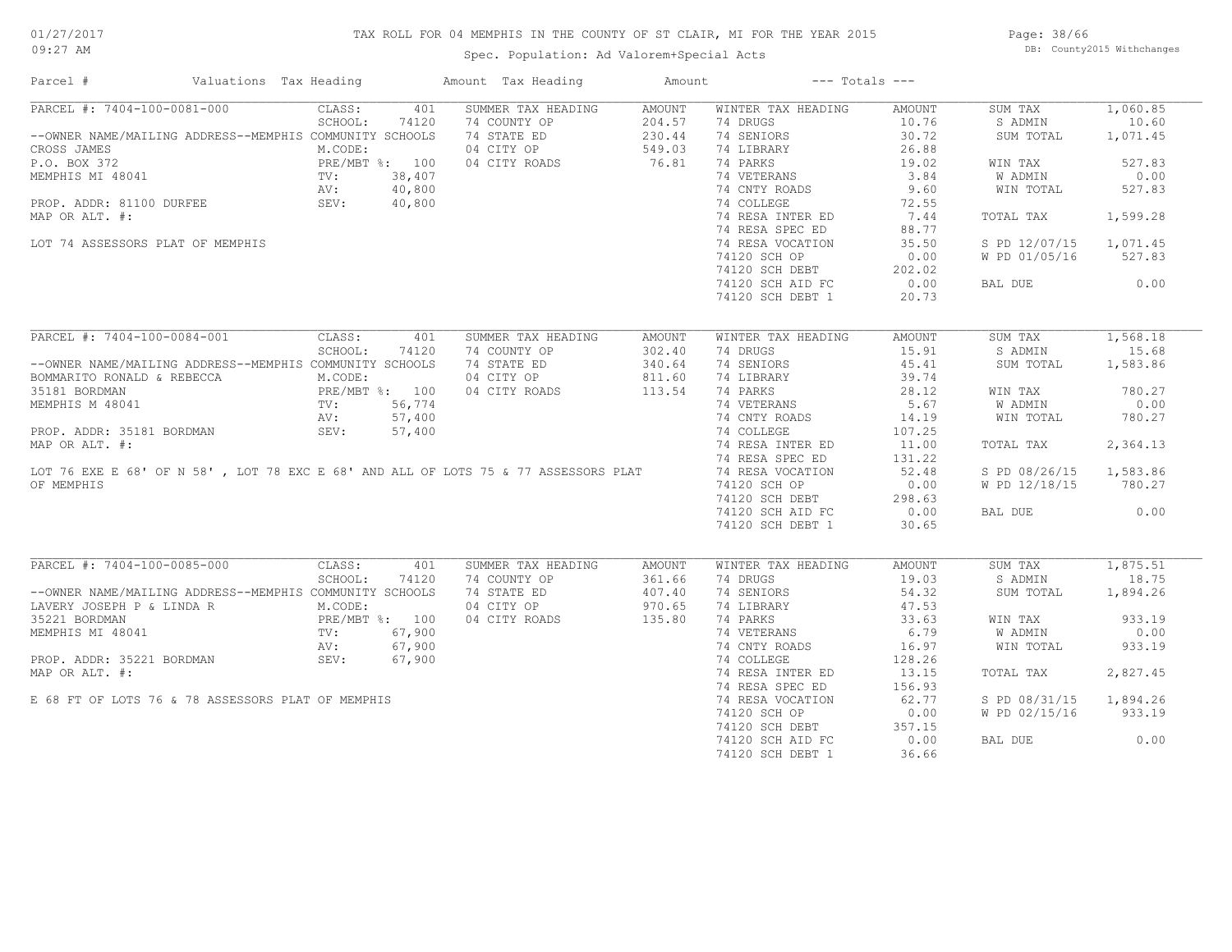# TAX ROLL FOR 04 MEMPHIS IN THE COUNTY OF ST CLAIR, MI FOR THE YEAR 2015

Spec. Population: Ad Valorem+Special Acts

01/27/2017 09:27 AM

DB: County2015 Withchanges

| Parcel # | Valuations | Tax Heading | Amount | Tax Heading | Amount | --- Totals --- | |
|---|---|---|---|---|---|---|---|
| **PARCEL #: 7404-100-0081-000** | CLASS: 401 | SUMMER TAX HEADING | AMOUNT | WINTER TAX HEADING | AMOUNT | SUM TAX | 1,060.85 |
| | SCHOOL: 74120 | 74 COUNTY OP | 204.57 | 74 DRUGS | 10.76 | S ADMIN | 10.60 |
| --OWNER NAME/MAILING ADDRESS--MEMPHIS COMMUNITY SCHOOLS | | 74 STATE ED | 230.44 | 74 SENIORS | 30.72 | SUM TOTAL | 1,071.45 |
| CROSS JAMES | M.CODE: | 04 CITY OP | 549.03 | 74 LIBRARY | 26.88 | | |
| P.O. BOX 372 | PRE/MBT %: 100 | 04 CITY ROADS | 76.81 | 74 PARKS | 19.02 | WIN TAX | 527.83 |
| MEMPHIS MI 48041 | TV: 38,407 | | | 74 VETERANS | 3.84 | W ADMIN | 0.00 |
| | AV: 40,800 | | | 74 CNTY ROADS | 9.60 | WIN TOTAL | 527.83 |
| PROP. ADDR: 81100 DURFEE | SEV: 40,800 | | | 74 COLLEGE | 72.55 | | |
| MAP OR ALT. #: | | | | 74 RESA INTER ED | 7.44 | TOTAL TAX | 1,599.28 |
| | | | | 74 RESA SPEC ED | 88.77 | | |
| LOT 74 ASSESSORS PLAT OF MEMPHIS | | | | 74 RESA VOCATION | 35.50 | S PD 12/07/15 | 1,071.45 |
| | | | | 74120 SCH OP | 0.00 | W PD 01/05/16 | 527.83 |
| | | | | 74120 SCH DEBT | 202.02 | | |
| | | | | 74120 SCH AID FC | 0.00 | BAL DUE | 0.00 |
| | | | | 74120 SCH DEBT 1 | 20.73 | | |
| **PARCEL #: 7404-100-0084-001** | CLASS: 401 | SUMMER TAX HEADING | AMOUNT | WINTER TAX HEADING | AMOUNT | SUM TAX | 1,568.18 |
| | SCHOOL: 74120 | 74 COUNTY OP | 302.40 | 74 DRUGS | 15.91 | S ADMIN | 15.68 |
| --OWNER NAME/MAILING ADDRESS--MEMPHIS COMMUNITY SCHOOLS | | 74 STATE ED | 340.64 | 74 SENIORS | 45.41 | SUM TOTAL | 1,583.86 |
| BOMMARITO RONALD & REBECCA | M.CODE: | 04 CITY OP | 811.60 | 74 LIBRARY | 39.74 | | |
| 35181 BORDMAN | PRE/MBT %: 100 | 04 CITY ROADS | 113.54 | 74 PARKS | 28.12 | WIN TAX | 780.27 |
| MEMPHIS M 48041 | TV: 56,774 | | | 74 VETERANS | 5.67 | W ADMIN | 0.00 |
| | AV: 57,400 | | | 74 CNTY ROADS | 14.19 | WIN TOTAL | 780.27 |
| PROP. ADDR: 35181 BORDMAN | SEV: 57,400 | | | 74 COLLEGE | 107.25 | | |
| MAP OR ALT. #: | | | | 74 RESA INTER ED | 11.00 | TOTAL TAX | 2,364.13 |
| | | | | 74 RESA SPEC ED | 131.22 | | |
| LOT 76 EXE E 68' OF N 58' , LOT 78 EXC E 68' AND ALL OF LOTS 75 & 77 ASSESSORS PLAT | | | | 74 RESA VOCATION | 52.48 | S PD 08/26/15 | 1,583.86 |
| OF MEMPHIS | | | | 74120 SCH OP | 0.00 | W PD 12/18/15 | 780.27 |
| | | | | 74120 SCH DEBT | 298.63 | | |
| | | | | 74120 SCH AID FC | 0.00 | BAL DUE | 0.00 |
| | | | | 74120 SCH DEBT 1 | 30.65 | | |
| **PARCEL #: 7404-100-0085-000** | CLASS: 401 | SUMMER TAX HEADING | AMOUNT | WINTER TAX HEADING | AMOUNT | SUM TAX | 1,875.51 |
| | SCHOOL: 74120 | 74 COUNTY OP | 361.66 | 74 DRUGS | 19.03 | S ADMIN | 18.75 |
| --OWNER NAME/MAILING ADDRESS--MEMPHIS COMMUNITY SCHOOLS | | 74 STATE ED | 407.40 | 74 SENIORS | 54.32 | SUM TOTAL | 1,894.26 |
| LAVERY JOSEPH P & LINDA R | M.CODE: | 04 CITY OP | 970.65 | 74 LIBRARY | 47.53 | | |
| 35221 BORDMAN | PRE/MBT %: 100 | 04 CITY ROADS | 135.80 | 74 PARKS | 33.63 | WIN TAX | 933.19 |
| MEMPHIS MI 48041 | TV: 67,900 | | | 74 VETERANS | 6.79 | W ADMIN | 0.00 |
| | AV: 67,900 | | | 74 CNTY ROADS | 16.97 | WIN TOTAL | 933.19 |
| PROP. ADDR: 35221 BORDMAN | SEV: 67,900 | | | 74 COLLEGE | 128.26 | | |
| MAP OR ALT. #: | | | | 74 RESA INTER ED | 13.15 | TOTAL TAX | 2,827.45 |
| | | | | 74 RESA SPEC ED | 156.93 | | |
| E 68 FT OF LOTS 76 & 78 ASSESSORS PLAT OF MEMPHIS | | | | 74 RESA VOCATION | 62.77 | S PD 08/31/15 | 1,894.26 |
| | | | | 74120 SCH OP | 0.00 | W PD 02/15/16 | 933.19 |
| | | | | 74120 SCH DEBT | 357.15 | | |
| | | | | 74120 SCH AID FC | 0.00 | BAL DUE | 0.00 |
| | | | | 74120 SCH DEBT 1 | 36.66 | | |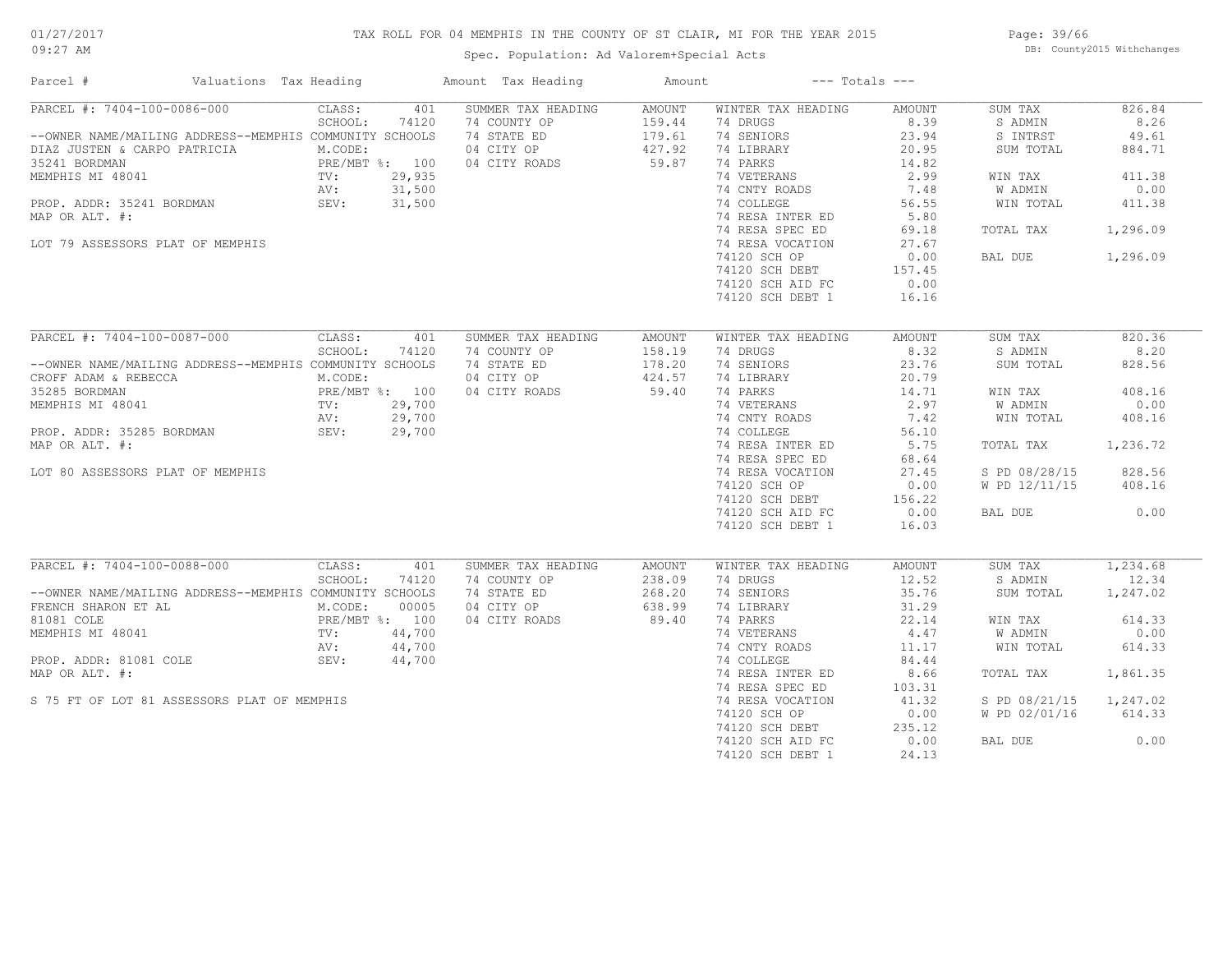# TAX ROLL FOR 04 MEMPHIS IN THE COUNTY OF ST CLAIR, MI FOR THE YEAR 2015

Spec. Population: Ad Valorem+Special Acts

01/27/2017
09:27 AM

DB: County2015 Withchanges

| Parcel # | Valuations | Tax Heading | Amount | Tax Heading | Amount | --- Totals --- | |
|---|---|---|---|---|---|---|---|
| PARCEL #: 7404-100-0086-000 | CLASS: 401 | SUMMER TAX HEADING | AMOUNT | WINTER TAX HEADING | AMOUNT | SUM TAX | 826.84 |
| | SCHOOL: 74120 | 74 COUNTY OP | 159.44 | 74 DRUGS | 8.39 | S ADMIN | 8.26 |
| --OWNER NAME/MAILING ADDRESS--MEMPHIS COMMUNITY SCHOOLS | | 74 STATE ED | 179.61 | 74 SENIORS | 23.94 | S INTRST | 49.61 |
| DIAZ JUSTEN & CARPO PATRICIA | M.CODE: | 04 CITY OP | 427.92 | 74 LIBRARY | 20.95 | SUM TOTAL | 884.71 |
| 35241 BORDMAN | PRE/MBT %: 100 | 04 CITY ROADS | 59.87 | 74 PARKS | 14.82 | | |
| MEMPHIS MI 48041 | TV: 29,935 | | | 74 VETERANS | 2.99 | WIN TAX | 411.38 |
| | AV: 31,500 | | | 74 CNTY ROADS | 7.48 | W ADMIN | 0.00 |
| PROP. ADDR: 35241 BORDMAN | SEV: 31,500 | | | 74 COLLEGE | 56.55 | WIN TOTAL | 411.38 |
| MAP OR ALT. #: | | | | 74 RESA INTER ED | 5.80 | | |
| | | | | 74 RESA SPEC ED | 69.18 | TOTAL TAX | 1,296.09 |
| LOT 79 ASSESSORS PLAT OF MEMPHIS | | | | 74 RESA VOCATION | 27.67 | | |
| | | | | 74120 SCH OP | 0.00 | BAL DUE | 1,296.09 |
| | | | | 74120 SCH DEBT | 157.45 | | |
| | | | | 74120 SCH AID FC | 0.00 | | |
| | | | | 74120 SCH DEBT 1 | 16.16 | | |
| PARCEL #: 7404-100-0087-000 | CLASS: 401 | SUMMER TAX HEADING | AMOUNT | WINTER TAX HEADING | AMOUNT | SUM TAX | 820.36 |
| | SCHOOL: 74120 | 74 COUNTY OP | 158.19 | 74 DRUGS | 8.32 | S ADMIN | 8.20 |
| --OWNER NAME/MAILING ADDRESS--MEMPHIS COMMUNITY SCHOOLS | | 74 STATE ED | 178.20 | 74 SENIORS | 23.76 | SUM TOTAL | 828.56 |
| CROFF ADAM & REBECCA | M.CODE: | 04 CITY OP | 424.57 | 74 LIBRARY | 20.79 | | |
| 35285 BORDMAN | PRE/MBT %: 100 | 04 CITY ROADS | 59.40 | 74 PARKS | 14.71 | WIN TAX | 408.16 |
| MEMPHIS MI 48041 | TV: 29,700 | | | 74 VETERANS | 2.97 | W ADMIN | 0.00 |
| | AV: 29,700 | | | 74 CNTY ROADS | 7.42 | WIN TOTAL | 408.16 |
| PROP. ADDR: 35285 BORDMAN | SEV: 29,700 | | | 74 COLLEGE | 56.10 | | |
| MAP OR ALT. #: | | | | 74 RESA INTER ED | 5.75 | TOTAL TAX | 1,236.72 |
| | | | | 74 RESA SPEC ED | 68.64 | | |
| LOT 80 ASSESSORS PLAT OF MEMPHIS | | | | 74 RESA VOCATION | 27.45 | S PD 08/28/15 | 828.56 |
| | | | | 74120 SCH OP | 0.00 | W PD 12/11/15 | 408.16 |
| | | | | 74120 SCH DEBT | 156.22 | | |
| | | | | 74120 SCH AID FC | 0.00 | BAL DUE | 0.00 |
| | | | | 74120 SCH DEBT 1 | 16.03 | | |
| PARCEL #: 7404-100-0088-000 | CLASS: 401 | SUMMER TAX HEADING | AMOUNT | WINTER TAX HEADING | AMOUNT | SUM TAX | 1,234.68 |
| | SCHOOL: 74120 | 74 COUNTY OP | 238.09 | 74 DRUGS | 12.52 | S ADMIN | 12.34 |
| --OWNER NAME/MAILING ADDRESS--MEMPHIS COMMUNITY SCHOOLS | | 74 STATE ED | 268.20 | 74 SENIORS | 35.76 | SUM TOTAL | 1,247.02 |
| FRENCH SHARON ET AL | M.CODE: 00005 | 04 CITY OP | 638.99 | 74 LIBRARY | 31.29 | | |
| 81081 COLE | PRE/MBT %: 100 | 04 CITY ROADS | 89.40 | 74 PARKS | 22.14 | WIN TAX | 614.33 |
| MEMPHIS MI 48041 | TV: 44,700 | | | 74 VETERANS | 4.47 | W ADMIN | 0.00 |
| | AV: 44,700 | | | 74 CNTY ROADS | 11.17 | WIN TOTAL | 614.33 |
| PROP. ADDR: 81081 COLE | SEV: 44,700 | | | 74 COLLEGE | 84.44 | | |
| MAP OR ALT. #: | | | | 74 RESA INTER ED | 8.66 | TOTAL TAX | 1,861.35 |
| | | | | 74 RESA SPEC ED | 103.31 | | |
| S 75 FT OF LOT 81 ASSESSORS PLAT OF MEMPHIS | | | | 74 RESA VOCATION | 41.32 | S PD 08/21/15 | 1,247.02 |
| | | | | 74120 SCH OP | 0.00 | W PD 02/01/16 | 614.33 |
| | | | | 74120 SCH DEBT | 235.12 | | |
| | | | | 74120 SCH AID FC | 0.00 | BAL DUE | 0.00 |
| | | | | 74120 SCH DEBT 1 | 24.13 | | |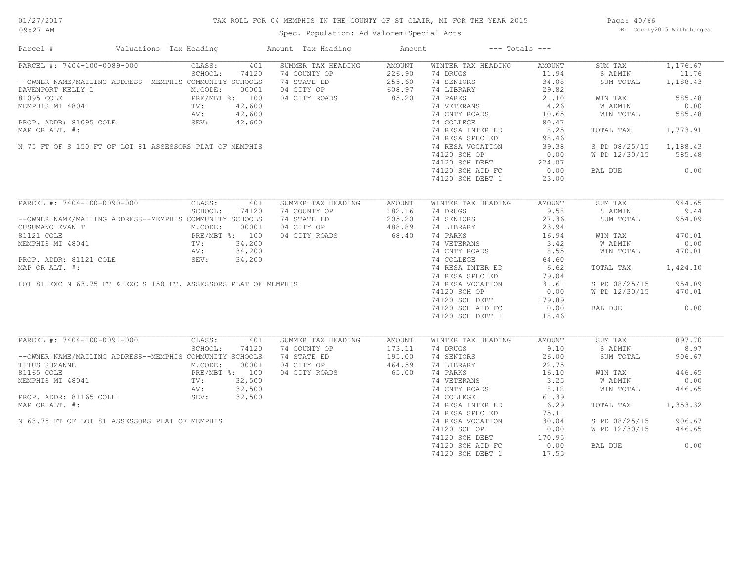# TAX ROLL FOR 04 MEMPHIS IN THE COUNTY OF ST CLAIR, MI FOR THE YEAR 2015

Spec. Population: Ad Valorem+Special Acts

01/27/2017 09:27 AM

DB: County2015 Withchanges

| Parcel # | Valuations | Tax Heading | Amount | Tax Heading | Amount | --- Totals --- | |
|---|---|---|---|---|---|---|---|
| PARCEL #: 7404-100-0089-000 | CLASS: 401 | SUMMER TAX HEADING | AMOUNT | WINTER TAX HEADING | AMOUNT | SUM TAX | 1,176.67 |
| | SCHOOL: 74120 | 74 COUNTY OP | 226.90 | 74 DRUGS | 11.94 | S ADMIN | 11.76 |
| --OWNER NAME/MAILING ADDRESS--MEMPHIS COMMUNITY SCHOOLS | | 74 STATE ED | 255.60 | 74 SENIORS | 34.08 | SUM TOTAL | 1,188.43 |
| DAVENPORT KELLY L | M.CODE: 00001 | 04 CITY OP | 608.97 | 74 LIBRARY | 29.82 | | |
| 81095 COLE | PRE/MBT %: 100 | 04 CITY ROADS | 85.20 | 74 PARKS | 21.10 | WIN TAX | 585.48 |
| MEMPHIS MI 48041 | TV: 42,600 | | | 74 VETERANS | 4.26 | W ADMIN | 0.00 |
| | AV: 42,600 | | | 74 CNTY ROADS | 10.65 | WIN TOTAL | 585.48 |
| PROP. ADDR: 81095 COLE | SEV: 42,600 | | | 74 COLLEGE | 80.47 | | |
| MAP OR ALT. #: | | | | 74 RESA INTER ED | 8.25 | TOTAL TAX | 1,773.91 |
| | | | | 74 RESA SPEC ED | 98.46 | | |
| N 75 FT OF S 150 FT OF LOT 81 ASSESSORS PLAT OF MEMPHIS | | | | 74 RESA VOCATION | 39.38 | S PD 08/25/15 | 1,188.43 |
| | | | | 74120 SCH OP | 0.00 | W PD 12/30/15 | 585.48 |
| | | | | 74120 SCH DEBT | 224.07 | | |
| | | | | 74120 SCH AID FC | 0.00 | BAL DUE | 0.00 |
| | | | | 74120 SCH DEBT 1 | 23.00 | | |
| PARCEL #: 7404-100-0090-000 | CLASS: 401 | SUMMER TAX HEADING | AMOUNT | WINTER TAX HEADING | AMOUNT | SUM TAX | 944.65 |
| | SCHOOL: 74120 | 74 COUNTY OP | 182.16 | 74 DRUGS | 9.58 | S ADMIN | 9.44 |
| --OWNER NAME/MAILING ADDRESS--MEMPHIS COMMUNITY SCHOOLS | | 74 STATE ED | 205.20 | 74 SENIORS | 27.36 | SUM TOTAL | 954.09 |
| CUSUMANO EVAN T | M.CODE: 00001 | 04 CITY OP | 488.89 | 74 LIBRARY | 23.94 | | |
| 81121 COLE | PRE/MBT %: 100 | 04 CITY ROADS | 68.40 | 74 PARKS | 16.94 | WIN TAX | 470.01 |
| MEMPHIS MI 48041 | TV: 34,200 | | | 74 VETERANS | 3.42 | W ADMIN | 0.00 |
| | AV: 34,200 | | | 74 CNTY ROADS | 8.55 | WIN TOTAL | 470.01 |
| PROP. ADDR: 81121 COLE | SEV: 34,200 | | | 74 COLLEGE | 64.60 | | |
| MAP OR ALT. #: | | | | 74 RESA INTER ED | 6.62 | TOTAL TAX | 1,424.10 |
| | | | | 74 RESA SPEC ED | 79.04 | | |
| LOT 81 EXC N 63.75 FT & EXC S 150 FT. ASSESSORS PLAT OF MEMPHIS | | | | 74 RESA VOCATION | 31.61 | S PD 08/25/15 | 954.09 |
| | | | | 74120 SCH OP | 0.00 | W PD 12/30/15 | 470.01 |
| | | | | 74120 SCH DEBT | 179.89 | | |
| | | | | 74120 SCH AID FC | 0.00 | BAL DUE | 0.00 |
| | | | | 74120 SCH DEBT 1 | 18.46 | | |
| PARCEL #: 7404-100-0091-000 | CLASS: 401 | SUMMER TAX HEADING | AMOUNT | WINTER TAX HEADING | AMOUNT | SUM TAX | 897.70 |
| | SCHOOL: 74120 | 74 COUNTY OP | 173.11 | 74 DRUGS | 9.10 | S ADMIN | 8.97 |
| --OWNER NAME/MAILING ADDRESS--MEMPHIS COMMUNITY SCHOOLS | | 74 STATE ED | 195.00 | 74 SENIORS | 26.00 | SUM TOTAL | 906.67 |
| TITUS SUZANNE | M.CODE: 00001 | 04 CITY OP | 464.59 | 74 LIBRARY | 22.75 | | |
| 81165 COLE | PRE/MBT %: 100 | 04 CITY ROADS | 65.00 | 74 PARKS | 16.10 | WIN TAX | 446.65 |
| MEMPHIS MI 48041 | TV: 32,500 | | | 74 VETERANS | 3.25 | W ADMIN | 0.00 |
| | AV: 32,500 | | | 74 CNTY ROADS | 8.12 | WIN TOTAL | 446.65 |
| PROP. ADDR: 81165 COLE | SEV: 32,500 | | | 74 COLLEGE | 61.39 | | |
| MAP OR ALT. #: | | | | 74 RESA INTER ED | 6.29 | TOTAL TAX | 1,353.32 |
| | | | | 74 RESA SPEC ED | 75.11 | | |
| N 63.75 FT OF LOT 81 ASSESSORS PLAT OF MEMPHIS | | | | 74 RESA VOCATION | 30.04 | S PD 08/25/15 | 906.67 |
| | | | | 74120 SCH OP | 0.00 | W PD 12/30/15 | 446.65 |
| | | | | 74120 SCH DEBT | 170.95 | | |
| | | | | 74120 SCH AID FC | 0.00 | BAL DUE | 0.00 |
| | | | | 74120 SCH DEBT 1 | 17.55 | | |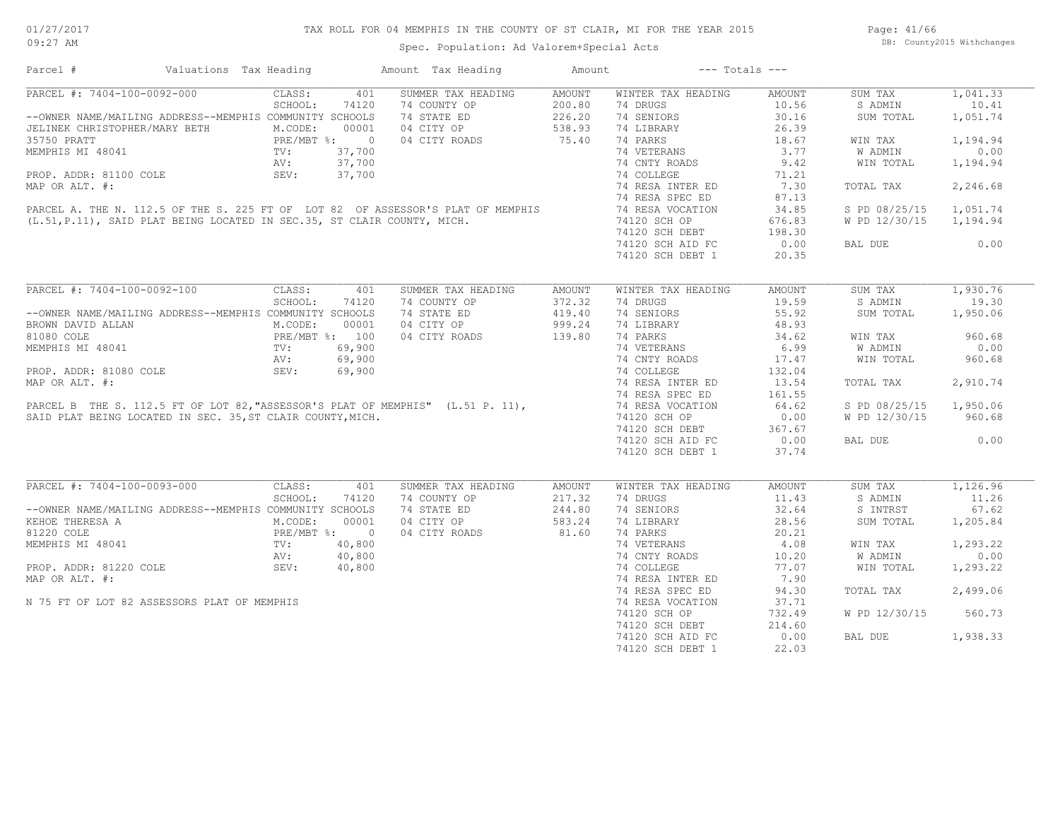# TAX ROLL FOR 04 MEMPHIS IN THE COUNTY OF ST CLAIR, MI FOR THE YEAR 2015

01/27/2017
09:27 AM

Spec. Population: Ad Valorem+Special Acts

DB: County2015 Withchanges

| Parcel # | Valuations | Tax Heading | Amount | Tax Heading | Amount | --- Totals --- |
|---|---|---|---|---|---|---|

## PARCEL #: 7404-100-0092-000

| | | | | | | | |
|---|---|---|---|---|---|---|---|
| PARCEL #: 7404-100-0092-000 | CLASS: 401 | SUMMER TAX HEADING | AMOUNT | WINTER TAX HEADING | AMOUNT | SUM TAX | 1,041.33 |
| | SCHOOL: 74120 | 74 COUNTY OP | 200.80 | 74 DRUGS | 10.56 | S ADMIN | 10.41 |
| --OWNER NAME/MAILING ADDRESS--MEMPHIS COMMUNITY SCHOOLS | | 74 STATE ED | 226.20 | 74 SENIORS | 30.16 | SUM TOTAL | 1,051.74 |
| JELINEK CHRISTOPHER/MARY BETH | M.CODE: 00001 | 04 CITY OP | 538.93 | 74 LIBRARY | 26.39 | | |
| 35750 PRATT | PRE/MBT %: 0 | 04 CITY ROADS | 75.40 | 74 PARKS | 18.67 | WIN TAX | 1,194.94 |
| MEMPHIS MI 48041 | TV: 37,700 | | | 74 VETERANS | 3.77 | W ADMIN | 0.00 |
| | AV: 37,700 | | | 74 CNTY ROADS | 9.42 | WIN TOTAL | 1,194.94 |
| PROP. ADDR: 81100 COLE | SEV: 37,700 | | | 74 COLLEGE | 71.21 | | |
| MAP OR ALT. #: | | | | 74 RESA INTER ED | 7.30 | TOTAL TAX | 2,246.68 |
| | | | | 74 RESA SPEC ED | 87.13 | | |
| | | | | 74 RESA VOCATION | 34.85 | S PD 08/25/15 | 1,051.74 |
| | | | | 74120 SCH OP | 676.83 | W PD 12/30/15 | 1,194.94 |
| | | | | 74120 SCH DEBT | 198.30 | | |
| | | | | 74120 SCH AID FC | 0.00 | BAL DUE | 0.00 |
| | | | | 74120 SCH DEBT 1 | 20.35 | | |

PARCEL A. THE N. 112.5 OF THE S. 225 FT OF LOT 82 OF ASSESSOR'S PLAT OF MEMPHIS (L.51,P.11), SAID PLAT BEING LOCATED IN SEC.35, ST CLAIR COUNTY, MICH.

## PARCEL #: 7404-100-0092-100

| | | | | | | | |
|---|---|---|---|---|---|---|---|
| PARCEL #: 7404-100-0092-100 | CLASS: 401 | SUMMER TAX HEADING | AMOUNT | WINTER TAX HEADING | AMOUNT | SUM TAX | 1,930.76 |
| | SCHOOL: 74120 | 74 COUNTY OP | 372.32 | 74 DRUGS | 19.59 | S ADMIN | 19.30 |
| --OWNER NAME/MAILING ADDRESS--MEMPHIS COMMUNITY SCHOOLS | | 74 STATE ED | 419.40 | 74 SENIORS | 55.92 | SUM TOTAL | 1,950.06 |
| BROWN DAVID ALLAN | M.CODE: 00001 | 04 CITY OP | 999.24 | 74 LIBRARY | 48.93 | | |
| 81080 COLE | PRE/MBT %: 100 | 04 CITY ROADS | 139.80 | 74 PARKS | 34.62 | WIN TAX | 960.68 |
| MEMPHIS MI 48041 | TV: 69,900 | | | 74 VETERANS | 6.99 | W ADMIN | 0.00 |
| | AV: 69,900 | | | 74 CNTY ROADS | 17.47 | WIN TOTAL | 960.68 |
| PROP. ADDR: 81080 COLE | SEV: 69,900 | | | 74 COLLEGE | 132.04 | | |
| MAP OR ALT. #: | | | | 74 RESA INTER ED | 13.54 | TOTAL TAX | 2,910.74 |
| | | | | 74 RESA SPEC ED | 161.55 | | |
| | | | | 74 RESA VOCATION | 64.62 | S PD 08/25/15 | 1,950.06 |
| | | | | 74120 SCH OP | 0.00 | W PD 12/30/15 | 960.68 |
| | | | | 74120 SCH DEBT | 367.67 | | |
| | | | | 74120 SCH AID FC | 0.00 | BAL DUE | 0.00 |
| | | | | 74120 SCH DEBT 1 | 37.74 | | |

PARCEL B THE S. 112.5 FT OF LOT 82,"ASSESSOR'S PLAT OF MEMPHIS" (L.51 P. 11), SAID PLAT BEING LOCATED IN SEC. 35,ST CLAIR COUNTY,MICH.

## PARCEL #: 7404-100-0093-000

| | | | | | | | |
|---|---|---|---|---|---|---|---|
| PARCEL #: 7404-100-0093-000 | CLASS: 401 | SUMMER TAX HEADING | AMOUNT | WINTER TAX HEADING | AMOUNT | SUM TAX | 1,126.96 |
| | SCHOOL: 74120 | 74 COUNTY OP | 217.32 | 74 DRUGS | 11.43 | S ADMIN | 11.26 |
| --OWNER NAME/MAILING ADDRESS--MEMPHIS COMMUNITY SCHOOLS | | 74 STATE ED | 244.80 | 74 SENIORS | 32.64 | S INTRST | 67.62 |
| KEHOE THERESA A | M.CODE: 00001 | 04 CITY OP | 583.24 | 74 LIBRARY | 28.56 | SUM TOTAL | 1,205.84 |
| 81220 COLE | PRE/MBT %: 0 | 04 CITY ROADS | 81.60 | 74 PARKS | 20.21 | | |
| MEMPHIS MI 48041 | TV: 40,800 | | | 74 VETERANS | 4.08 | WIN TAX | 1,293.22 |
| | AV: 40,800 | | | 74 CNTY ROADS | 10.20 | W ADMIN | 0.00 |
| PROP. ADDR: 81220 COLE | SEV: 40,800 | | | 74 COLLEGE | 77.07 | WIN TOTAL | 1,293.22 |
| MAP OR ALT. #: | | | | 74 RESA INTER ED | 7.90 | | |
| | | | | 74 RESA SPEC ED | 94.30 | TOTAL TAX | 2,499.06 |
| | | | | 74 RESA VOCATION | 37.71 | | |
| | | | | 74120 SCH OP | 732.49 | W PD 12/30/15 | 560.73 |
| | | | | 74120 SCH DEBT | 214.60 | | |
| | | | | 74120 SCH AID FC | 0.00 | BAL DUE | 1,938.33 |
| | | | | 74120 SCH DEBT 1 | 22.03 | | |

N 75 FT OF LOT 82 ASSESSORS PLAT OF MEMPHIS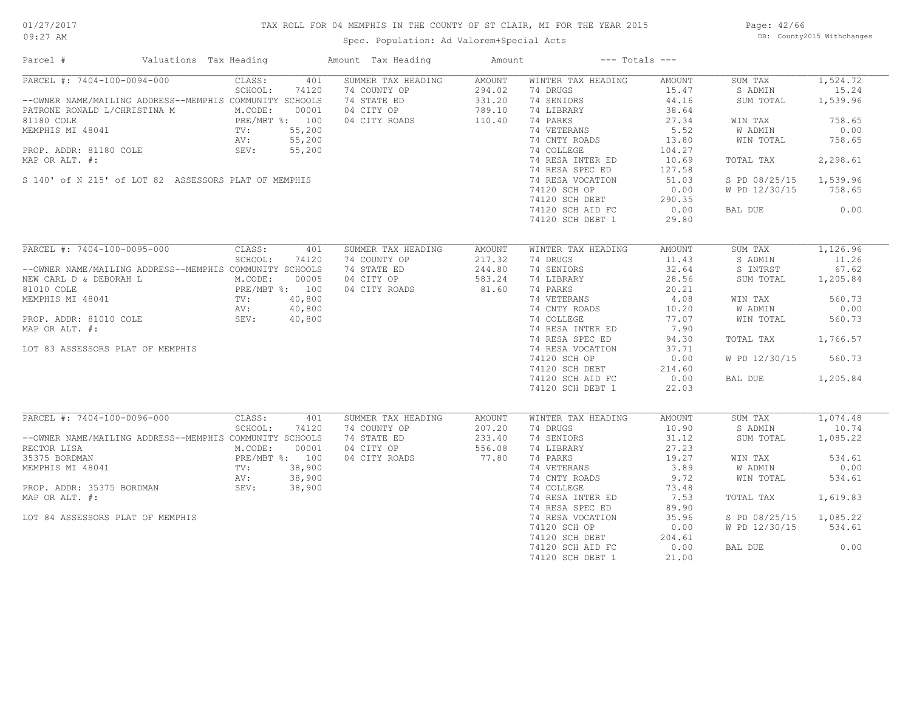# TAX ROLL FOR 04 MEMPHIS IN THE COUNTY OF ST CLAIR, MI FOR THE YEAR 2015

Spec. Population: Ad Valorem+Special Acts

01/27/2017 09:27 AM

DB: County2015 Withchanges

| Parcel # | Valuations | Tax Heading | Amount | Tax Heading | Amount | --- Totals --- | |
|---|---|---|---|---|---|---|---|
| PARCEL #: 7404-100-0094-000 | CLASS: 401 | SUMMER TAX HEADING | AMOUNT | WINTER TAX HEADING | AMOUNT | SUM TAX | 1,524.72 |
| | SCHOOL: 74120 | 74 COUNTY OP | 294.02 | 74 DRUGS | 15.47 | S ADMIN | 15.24 |
| --OWNER NAME/MAILING ADDRESS--MEMPHIS COMMUNITY SCHOOLS | | 74 STATE ED | 331.20 | 74 SENIORS | 44.16 | SUM TOTAL | 1,539.96 |
| PATRONE RONALD L/CHRISTINA M | M.CODE: 00001 | 04 CITY OP | 789.10 | 74 LIBRARY | 38.64 | | |
| 81180 COLE | PRE/MBT %: 100 | 04 CITY ROADS | 110.40 | 74 PARKS | 27.34 | WIN TAX | 758.65 |
| MEMPHIS MI 48041 | TV: 55,200 | | | 74 VETERANS | 5.52 | W ADMIN | 0.00 |
| | AV: 55,200 | | | 74 CNTY ROADS | 13.80 | WIN TOTAL | 758.65 |
| PROP. ADDR: 81180 COLE | SEV: 55,200 | | | 74 COLLEGE | 104.27 | | |
| MAP OR ALT. #: | | | | 74 RESA INTER ED | 10.69 | TOTAL TAX | 2,298.61 |
| | | | | 74 RESA SPEC ED | 127.58 | | |
| S 140' of N 215' of LOT 82 ASSESSORS PLAT OF MEMPHIS | | | | 74 RESA VOCATION | 51.03 | S PD 08/25/15 | 1,539.96 |
| | | | | 74120 SCH OP | 0.00 | W PD 12/30/15 | 758.65 |
| | | | | 74120 SCH DEBT | 290.35 | | |
| | | | | 74120 SCH AID FC | 0.00 | BAL DUE | 0.00 |
| | | | | 74120 SCH DEBT 1 | 29.80 | | |
| PARCEL #: 7404-100-0095-000 | CLASS: 401 | SUMMER TAX HEADING | AMOUNT | WINTER TAX HEADING | AMOUNT | SUM TAX | 1,126.96 |
| | SCHOOL: 74120 | 74 COUNTY OP | 217.32 | 74 DRUGS | 11.43 | S ADMIN | 11.26 |
| --OWNER NAME/MAILING ADDRESS--MEMPHIS COMMUNITY SCHOOLS | | 74 STATE ED | 244.80 | 74 SENIORS | 32.64 | S INTRST | 67.62 |
| NEW CARL D & DEBORAH L | M.CODE: 00005 | 04 CITY OP | 583.24 | 74 LIBRARY | 28.56 | SUM TOTAL | 1,205.84 |
| 81010 COLE | PRE/MBT %: 100 | 04 CITY ROADS | 81.60 | 74 PARKS | 20.21 | | |
| MEMPHIS MI 48041 | TV: 40,800 | | | 74 VETERANS | 4.08 | WIN TAX | 560.73 |
| | AV: 40,800 | | | 74 CNTY ROADS | 10.20 | W ADMIN | 0.00 |
| PROP. ADDR: 81010 COLE | SEV: 40,800 | | | 74 COLLEGE | 77.07 | WIN TOTAL | 560.73 |
| MAP OR ALT. #: | | | | 74 RESA INTER ED | 7.90 | | |
| | | | | 74 RESA SPEC ED | 94.30 | TOTAL TAX | 1,766.57 |
| LOT 83 ASSESSORS PLAT OF MEMPHIS | | | | 74 RESA VOCATION | 37.71 | | |
| | | | | 74120 SCH OP | 0.00 | W PD 12/30/15 | 560.73 |
| | | | | 74120 SCH DEBT | 214.60 | | |
| | | | | 74120 SCH AID FC | 0.00 | BAL DUE | 1,205.84 |
| | | | | 74120 SCH DEBT 1 | 22.03 | | |
| PARCEL #: 7404-100-0096-000 | CLASS: 401 | SUMMER TAX HEADING | AMOUNT | WINTER TAX HEADING | AMOUNT | SUM TAX | 1,074.48 |
| | SCHOOL: 74120 | 74 COUNTY OP | 207.20 | 74 DRUGS | 10.90 | S ADMIN | 10.74 |
| --OWNER NAME/MAILING ADDRESS--MEMPHIS COMMUNITY SCHOOLS | | 74 STATE ED | 233.40 | 74 SENIORS | 31.12 | SUM TOTAL | 1,085.22 |
| RECTOR LISA | M.CODE: 00001 | 04 CITY OP | 556.08 | 74 LIBRARY | 27.23 | | |
| 35375 BORDMAN | PRE/MBT %: 100 | 04 CITY ROADS | 77.80 | 74 PARKS | 19.27 | WIN TAX | 534.61 |
| MEMPHIS MI 48041 | TV: 38,900 | | | 74 VETERANS | 3.89 | W ADMIN | 0.00 |
| | AV: 38,900 | | | 74 CNTY ROADS | 9.72 | WIN TOTAL | 534.61 |
| PROP. ADDR: 35375 BORDMAN | SEV: 38,900 | | | 74 COLLEGE | 73.48 | | |
| MAP OR ALT. #: | | | | 74 RESA INTER ED | 7.53 | TOTAL TAX | 1,619.83 |
| | | | | 74 RESA SPEC ED | 89.90 | | |
| LOT 84 ASSESSORS PLAT OF MEMPHIS | | | | 74 RESA VOCATION | 35.96 | S PD 08/25/15 | 1,085.22 |
| | | | | 74120 SCH OP | 0.00 | W PD 12/30/15 | 534.61 |
| | | | | 74120 SCH DEBT | 204.61 | | |
| | | | | 74120 SCH AID FC | 0.00 | BAL DUE | 0.00 |
| | | | | 74120 SCH DEBT 1 | 21.00 | | |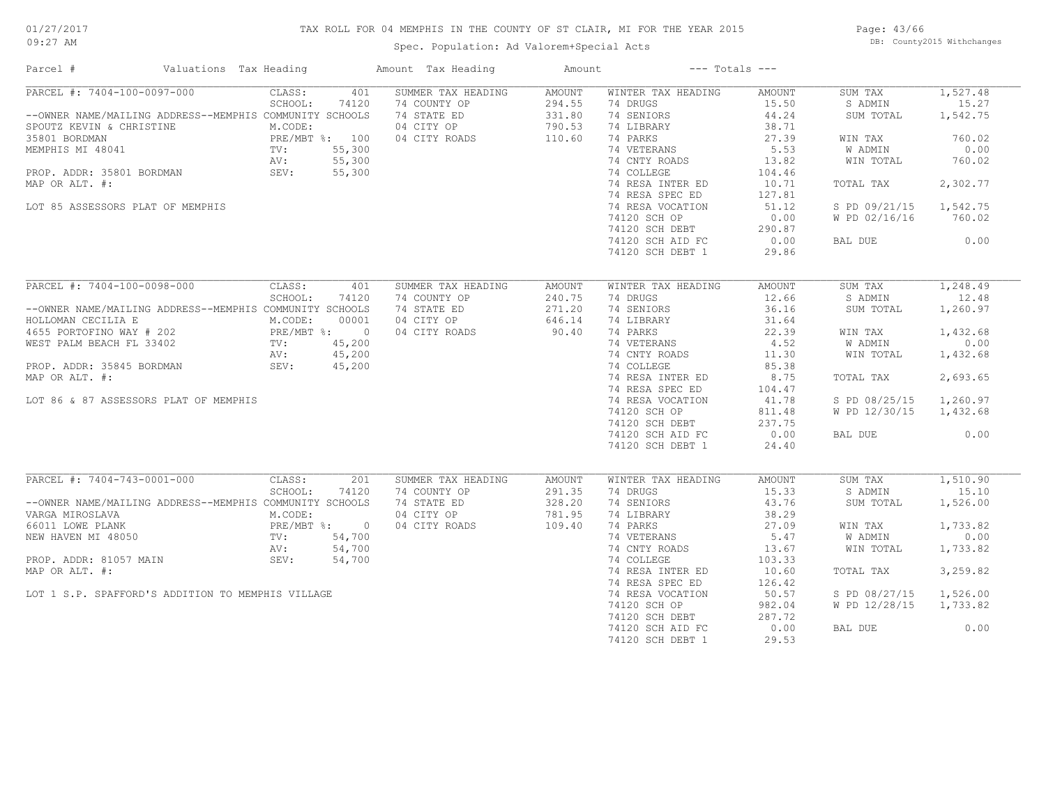# TAX ROLL FOR 04 MEMPHIS IN THE COUNTY OF ST CLAIR, MI FOR THE YEAR 2015

Spec. Population: Ad Valorem+Special Acts

DB: County2015 Withchanges

| Parcel # | Valuations | Tax Heading | Amount | Tax Heading | Amount | --- Totals --- | |
|---|---|---|---|---|---|---|---|

## PARCEL #: 7404-100-0097-000

| Parcel Info | Valuations | Summer Tax Heading | Amount | Winter Tax Heading | Amount | Totals | |
|---|---|---|---|---|---|---|---|
| PARCEL #: 7404-100-0097-000 | CLASS: 401 | SUMMER TAX HEADING | AMOUNT | WINTER TAX HEADING | AMOUNT | SUM TAX | 1,527.48 |
| --OWNER NAME/MAILING ADDRESS-- | SCHOOL: 74120 MEMPHIS COMMUNITY SCHOOLS | 74 COUNTY OP | 294.55 | 74 DRUGS | 15.50 | S ADMIN | 15.27 |
| SPOUTZ KEVIN & CHRISTINE | M.CODE: | 74 STATE ED | 331.80 | 74 SENIORS | 44.24 | SUM TOTAL | 1,542.75 |
| 35801 BORDMAN | PRE/MBT %: 100 | 04 CITY OP | 790.53 | 74 LIBRARY | 38.71 | | |
| MEMPHIS MI 48041 | TV: 55,300 | 04 CITY ROADS | 110.60 | 74 PARKS | 27.39 | WIN TAX | 760.02 |
| | AV: 55,300 | | | 74 VETERANS | 5.53 | W ADMIN | 0.00 |
| PROP. ADDR: 35801 BORDMAN | SEV: 55,300 | | | 74 CNTY ROADS | 13.82 | WIN TOTAL | 760.02 |
| MAP OR ALT. #: | | | | 74 COLLEGE | 104.46 | | |
| | | | | 74 RESA INTER ED | 10.71 | TOTAL TAX | 2,302.77 |
| LOT 85 ASSESSORS PLAT OF MEMPHIS | | | | 74 RESA SPEC ED | 127.81 | | |
| | | | | 74 RESA VOCATION | 51.12 | S PD 09/21/15 | 1,542.75 |
| | | | | 74120 SCH OP | 0.00 | W PD 02/16/16 | 760.02 |
| | | | | 74120 SCH DEBT | 290.87 | | |
| | | | | 74120 SCH AID FC | 0.00 | BAL DUE | 0.00 |
| | | | | 74120 SCH DEBT 1 | 29.86 | | |

## PARCEL #: 7404-100-0098-000

| Parcel Info | Valuations | Summer Tax Heading | Amount | Winter Tax Heading | Amount | Totals | |
|---|---|---|---|---|---|---|---|
| PARCEL #: 7404-100-0098-000 | CLASS: 401 | SUMMER TAX HEADING | AMOUNT | WINTER TAX HEADING | AMOUNT | SUM TAX | 1,248.49 |
| --OWNER NAME/MAILING ADDRESS-- | SCHOOL: 74120 MEMPHIS COMMUNITY SCHOOLS | 74 COUNTY OP | 240.75 | 74 DRUGS | 12.66 | S ADMIN | 12.48 |
| HOLLOMAN CECILIA E | M.CODE: 00001 | 74 STATE ED | 271.20 | 74 SENIORS | 36.16 | SUM TOTAL | 1,260.97 |
| 4655 PORTOFINO WAY # 202 | PRE/MBT %: 0 | 04 CITY OP | 646.14 | 74 LIBRARY | 31.64 | | |
| WEST PALM BEACH FL 33402 | TV: 45,200 | 04 CITY ROADS | 90.40 | 74 PARKS | 22.39 | WIN TAX | 1,432.68 |
| | AV: 45,200 | | | 74 VETERANS | 4.52 | W ADMIN | 0.00 |
| PROP. ADDR: 35845 BORDMAN | SEV: 45,200 | | | 74 CNTY ROADS | 11.30 | WIN TOTAL | 1,432.68 |
| MAP OR ALT. #: | | | | 74 COLLEGE | 85.38 | | |
| | | | | 74 RESA INTER ED | 8.75 | TOTAL TAX | 2,693.65 |
| LOT 86 & 87 ASSESSORS PLAT OF MEMPHIS | | | | 74 RESA SPEC ED | 104.47 | | |
| | | | | 74 RESA VOCATION | 41.78 | S PD 08/25/15 | 1,260.97 |
| | | | | 74120 SCH OP | 811.48 | W PD 12/30/15 | 1,432.68 |
| | | | | 74120 SCH DEBT | 237.75 | | |
| | | | | 74120 SCH AID FC | 0.00 | BAL DUE | 0.00 |
| | | | | 74120 SCH DEBT 1 | 24.40 | | |

## PARCEL #: 7404-743-0001-000

| Parcel Info | Valuations | Summer Tax Heading | Amount | Winter Tax Heading | Amount | Totals | |
|---|---|---|---|---|---|---|---|
| PARCEL #: 7404-743-0001-000 | CLASS: 201 | SUMMER TAX HEADING | AMOUNT | WINTER TAX HEADING | AMOUNT | SUM TAX | 1,510.90 |
| --OWNER NAME/MAILING ADDRESS-- | SCHOOL: 74120 MEMPHIS COMMUNITY SCHOOLS | 74 COUNTY OP | 291.35 | 74 DRUGS | 15.33 | S ADMIN | 15.10 |
| VARGA MIROSLAVA | M.CODE: | 74 STATE ED | 328.20 | 74 SENIORS | 43.76 | SUM TOTAL | 1,526.00 |
| 66011 LOWE PLANK | PRE/MBT %: 0 | 04 CITY OP | 781.95 | 74 LIBRARY | 38.29 | | |
| NEW HAVEN MI 48050 | TV: 54,700 | 04 CITY ROADS | 109.40 | 74 PARKS | 27.09 | WIN TAX | 1,733.82 |
| | AV: 54,700 | | | 74 VETERANS | 5.47 | W ADMIN | 0.00 |
| PROP. ADDR: 81057 MAIN | SEV: 54,700 | | | 74 CNTY ROADS | 13.67 | WIN TOTAL | 1,733.82 |
| MAP OR ALT. #: | | | | 74 COLLEGE | 103.33 | | |
| | | | | 74 RESA INTER ED | 10.60 | TOTAL TAX | 3,259.82 |
| LOT 1 S.P. SPAFFORD'S ADDITION TO MEMPHIS VILLAGE | | | | 74 RESA SPEC ED | 126.42 | | |
| | | | | 74 RESA VOCATION | 50.57 | S PD 08/27/15 | 1,526.00 |
| | | | | 74120 SCH OP | 982.04 | W PD 12/28/15 | 1,733.82 |
| | | | | 74120 SCH DEBT | 287.72 | | |
| | | | | 74120 SCH AID FC | 0.00 | BAL DUE | 0.00 |
| | | | | 74120 SCH DEBT 1 | 29.53 | | |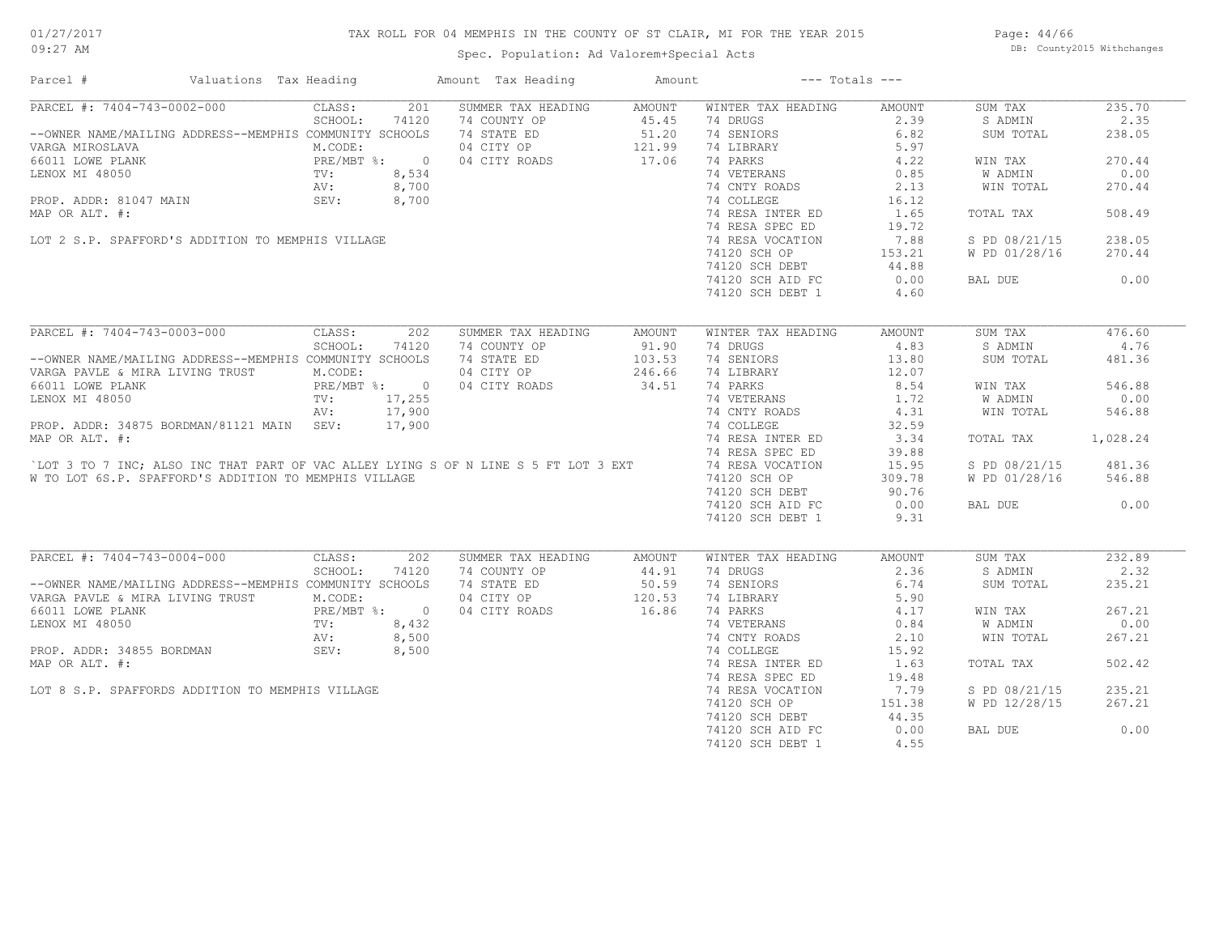# TAX ROLL FOR 04 MEMPHIS IN THE COUNTY OF ST CLAIR, MI FOR THE YEAR 2015

Spec. Population: Ad Valorem+Special Acts

DB: County2015 Withchanges

01/27/2017
09:27 AM

| Parcel # | Valuations | Tax Heading | Amount | Tax Heading | Amount | --- Totals --- | |
|---|---|---|---|---|---|---|---|

## PARCEL #: 7404-743-0002-000

| | | | | | | | |
|---|---|---|---|---|---|---|---|
| CLASS: | 201 | SUMMER TAX HEADING | AMOUNT | WINTER TAX HEADING | AMOUNT | SUM TAX | 235.70 |
| SCHOOL: | 74120 | 74 COUNTY OP | 45.45 | 74 DRUGS | 2.39 | S ADMIN | 2.35 |
| --OWNER NAME/MAILING ADDRESS--MEMPHIS COMMUNITY SCHOOLS | | 74 STATE ED | 51.20 | 74 SENIORS | 6.82 | SUM TOTAL | 238.05 |
| M.CODE: | | 04 CITY OP | 121.99 | 74 LIBRARY | 5.97 | | |
| PRE/MBT %: | 0 | 04 CITY ROADS | 17.06 | 74 PARKS | 4.22 | WIN TAX | 270.44 |
| TV: | 8,534 | | | 74 VETERANS | 0.85 | W ADMIN | 0.00 |
| AV: | 8,700 | | | 74 CNTY ROADS | 2.13 | WIN TOTAL | 270.44 |
| SEV: | 8,700 | | | 74 COLLEGE | 16.12 | | |
| | | | | 74 RESA INTER ED | 1.65 | TOTAL TAX | 508.49 |
| | | | | 74 RESA SPEC ED | 19.72 | | |
| | | | | 74 RESA VOCATION | 7.88 | S PD 08/21/15 | 238.05 |
| | | | | 74120 SCH OP | 153.21 | W PD 01/28/16 | 270.44 |
| | | | | 74120 SCH DEBT | 44.88 | | |
| | | | | 74120 SCH AID FC | 0.00 | BAL DUE | 0.00 |
| | | | | 74120 SCH DEBT 1 | 4.60 | | |

VARGA MIROSLAVA
66011 LOWE PLANK
LENOX MI 48050

PROP. ADDR: 81047 MAIN
MAP OR ALT. #:

LOT 2 S.P. SPAFFORD'S ADDITION TO MEMPHIS VILLAGE

## PARCEL #: 7404-743-0003-000

| | | | | | | | |
|---|---|---|---|---|---|---|---|
| CLASS: | 202 | SUMMER TAX HEADING | AMOUNT | WINTER TAX HEADING | AMOUNT | SUM TAX | 476.60 |
| SCHOOL: | 74120 | 74 COUNTY OP | 91.90 | 74 DRUGS | 4.83 | S ADMIN | 4.76 |
| --OWNER NAME/MAILING ADDRESS--MEMPHIS COMMUNITY SCHOOLS | | 74 STATE ED | 103.53 | 74 SENIORS | 13.80 | SUM TOTAL | 481.36 |
| M.CODE: | | 04 CITY OP | 246.66 | 74 LIBRARY | 12.07 | | |
| PRE/MBT %: | 0 | 04 CITY ROADS | 34.51 | 74 PARKS | 8.54 | WIN TAX | 546.88 |
| TV: | 17,255 | | | 74 VETERANS | 1.72 | W ADMIN | 0.00 |
| AV: | 17,900 | | | 74 CNTY ROADS | 4.31 | WIN TOTAL | 546.88 |
| SEV: | 17,900 | | | 74 COLLEGE | 32.59 | | |
| | | | | 74 RESA INTER ED | 3.34 | TOTAL TAX | 1,028.24 |
| | | | | 74 RESA SPEC ED | 39.88 | | |
| | | | | 74 RESA VOCATION | 15.95 | S PD 08/21/15 | 481.36 |
| | | | | 74120 SCH OP | 309.78 | W PD 01/28/16 | 546.88 |
| | | | | 74120 SCH DEBT | 90.76 | | |
| | | | | 74120 SCH AID FC | 0.00 | BAL DUE | 0.00 |
| | | | | 74120 SCH DEBT 1 | 9.31 | | |

VARGA PAVLE & MIRA LIVING TRUST
66011 LOWE PLANK
LENOX MI 48050

PROP. ADDR: 34875 BORDMAN/81121 MAIN
MAP OR ALT. #:

`LOT 3 TO 7 INC; ALSO INC THAT PART OF VAC ALLEY LYING S OF N LINE S 5 FT LOT 3 EXT W TO LOT 6S.P. SPAFFORD'S ADDITION TO MEMPHIS VILLAGE

## PARCEL #: 7404-743-0004-000

| | | | | | | | |
|---|---|---|---|---|---|---|---|
| CLASS: | 202 | SUMMER TAX HEADING | AMOUNT | WINTER TAX HEADING | AMOUNT | SUM TAX | 232.89 |
| SCHOOL: | 74120 | 74 COUNTY OP | 44.91 | 74 DRUGS | 2.36 | S ADMIN | 2.32 |
| --OWNER NAME/MAILING ADDRESS--MEMPHIS COMMUNITY SCHOOLS | | 74 STATE ED | 50.59 | 74 SENIORS | 6.74 | SUM TOTAL | 235.21 |
| M.CODE: | | 04 CITY OP | 120.53 | 74 LIBRARY | 5.90 | | |
| PRE/MBT %: | 0 | 04 CITY ROADS | 16.86 | 74 PARKS | 4.17 | WIN TAX | 267.21 |
| TV: | 8,432 | | | 74 VETERANS | 0.84 | W ADMIN | 0.00 |
| AV: | 8,500 | | | 74 CNTY ROADS | 2.10 | WIN TOTAL | 267.21 |
| SEV: | 8,500 | | | 74 COLLEGE | 15.92 | | |
| | | | | 74 RESA INTER ED | 1.63 | TOTAL TAX | 502.42 |
| | | | | 74 RESA SPEC ED | 19.48 | | |
| | | | | 74 RESA VOCATION | 7.79 | S PD 08/21/15 | 235.21 |
| | | | | 74120 SCH OP | 151.38 | W PD 12/28/15 | 267.21 |
| | | | | 74120 SCH DEBT | 44.35 | | |
| | | | | 74120 SCH AID FC | 0.00 | BAL DUE | 0.00 |
| | | | | 74120 SCH DEBT 1 | 4.55 | | |

VARGA PAVLE & MIRA LIVING TRUST
66011 LOWE PLANK
LENOX MI 48050

PROP. ADDR: 34855 BORDMAN
MAP OR ALT. #:

LOT 8 S.P. SPAFFORDS ADDITION TO MEMPHIS VILLAGE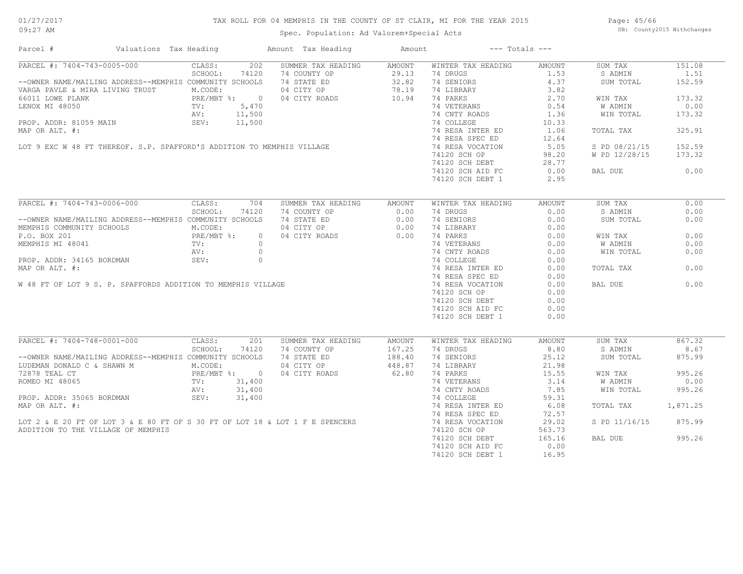# TAX ROLL FOR 04 MEMPHIS IN THE COUNTY OF ST CLAIR, MI FOR THE YEAR 2015

Spec. Population: Ad Valorem+Special Acts

DB: County2015 Withchanges

| Parcel # | Valuations | Tax Heading | Amount | Tax Heading | Amount | --- Totals --- | |
|---|---|---|---|---|---|---|---|

## PARCEL #: 7404-743-0005-000

| | | | | | | | |
|---|---|---|---|---|---|---|---|
| CLASS: | 202 | SUMMER TAX HEADING | AMOUNT | WINTER TAX HEADING | AMOUNT | SUM TAX | 151.08 |
| SCHOOL: | 74120 | 74 COUNTY OP | 29.13 | 74 DRUGS | 1.53 | S ADMIN | 1.51 |
| M.CODE: | | 74 STATE ED | 32.82 | 74 SENIORS | 4.37 | SUM TOTAL | 152.59 |
| PRE/MBT %: | 0 | 04 CITY OP | 78.19 | 74 LIBRARY | 3.82 | | |
| TV: | 5,470 | 04 CITY ROADS | 10.94 | 74 PARKS | 2.70 | WIN TAX | 173.32 |
| AV: | 11,500 | | | 74 VETERANS | 0.54 | W ADMIN | 0.00 |
| SEV: | 11,500 | | | 74 CNTY ROADS | 1.36 | WIN TOTAL | 173.32 |
| | | | | 74 COLLEGE | 10.33 | | |
| | | | | 74 RESA INTER ED | 1.06 | TOTAL TAX | 325.91 |
| | | | | 74 RESA SPEC ED | 12.64 | | |
| | | | | 74 RESA VOCATION | 5.05 | S PD 08/21/15 | 152.59 |
| | | | | 74120 SCH OP | 98.20 | W PD 12/28/15 | 173.32 |
| | | | | 74120 SCH DEBT | 28.77 | | |
| | | | | 74120 SCH AID FC | 0.00 | BAL DUE | 0.00 |
| | | | | 74120 SCH DEBT 1 | 2.95 | | |

--OWNER NAME/MAILING ADDRESS--MEMPHIS COMMUNITY SCHOOLS
VARGA PAVLE & MIRA LIVING TRUST
66011 LOWE PLANK
LENOX MI 48050

PROP. ADDR: 81059 MAIN
MAP OR ALT. #:

LOT 9 EXC W 48 FT THEREOF. S.P. SPAFFORD'S ADDITION TO MEMPHIS VILLAGE

## PARCEL #: 7404-743-0006-000

| | | | | | | | |
|---|---|---|---|---|---|---|---|
| CLASS: | 704 | SUMMER TAX HEADING | AMOUNT | WINTER TAX HEADING | AMOUNT | SUM TAX | 0.00 |
| SCHOOL: | 74120 | 74 COUNTY OP | 0.00 | 74 DRUGS | 0.00 | S ADMIN | 0.00 |
| M.CODE: | | 74 STATE ED | 0.00 | 74 SENIORS | 0.00 | SUM TOTAL | 0.00 |
| PRE/MBT %: | 0 | 04 CITY OP | 0.00 | 74 LIBRARY | 0.00 | | |
| TV: | 0 | 04 CITY ROADS | 0.00 | 74 PARKS | 0.00 | WIN TAX | 0.00 |
| AV: | 0 | | | 74 VETERANS | 0.00 | W ADMIN | 0.00 |
| SEV: | 0 | | | 74 CNTY ROADS | 0.00 | WIN TOTAL | 0.00 |
| | | | | 74 COLLEGE | 0.00 | | |
| | | | | 74 RESA INTER ED | 0.00 | TOTAL TAX | 0.00 |
| | | | | 74 RESA SPEC ED | 0.00 | | |
| | | | | 74 RESA VOCATION | 0.00 | BAL DUE | 0.00 |
| | | | | 74120 SCH OP | 0.00 | | |
| | | | | 74120 SCH DEBT | 0.00 | | |
| | | | | 74120 SCH AID FC | 0.00 | | |
| | | | | 74120 SCH DEBT 1 | 0.00 | | |

--OWNER NAME/MAILING ADDRESS--MEMPHIS COMMUNITY SCHOOLS
MEMPHIS COMMUNITY SCHOOLS
P.O. BOX 201
MEMPHIS MI 48041

PROP. ADDR: 34165 BORDMAN
MAP OR ALT. #:

W 48 FT OF LOT 9 S. P. SPAFFORDS ADDITION TO MEMPHIS VILLAGE

## PARCEL #: 7404-748-0001-000

| | | | | | | | |
|---|---|---|---|---|---|---|---|
| CLASS: | 201 | SUMMER TAX HEADING | AMOUNT | WINTER TAX HEADING | AMOUNT | SUM TAX | 867.32 |
| SCHOOL: | 74120 | 74 COUNTY OP | 167.25 | 74 DRUGS | 8.80 | S ADMIN | 8.67 |
| M.CODE: | | 74 STATE ED | 188.40 | 74 SENIORS | 25.12 | SUM TOTAL | 875.99 |
| PRE/MBT %: | 0 | 04 CITY OP | 448.87 | 74 LIBRARY | 21.98 | | |
| TV: | 31,400 | 04 CITY ROADS | 62.80 | 74 PARKS | 15.55 | WIN TAX | 995.26 |
| AV: | 31,400 | | | 74 VETERANS | 3.14 | W ADMIN | 0.00 |
| SEV: | 31,400 | | | 74 CNTY ROADS | 7.85 | WIN TOTAL | 995.26 |
| | | | | 74 COLLEGE | 59.31 | | |
| | | | | 74 RESA INTER ED | 6.08 | TOTAL TAX | 1,871.25 |
| | | | | 74 RESA SPEC ED | 72.57 | | |
| | | | | 74 RESA VOCATION | 29.02 | S PD 11/16/15 | 875.99 |
| | | | | 74120 SCH OP | 563.73 | | |
| | | | | 74120 SCH DEBT | 165.16 | BAL DUE | 995.26 |
| | | | | 74120 SCH AID FC | 0.00 | | |
| | | | | 74120 SCH DEBT 1 | 16.95 | | |

--OWNER NAME/MAILING ADDRESS--MEMPHIS COMMUNITY SCHOOLS
LUDEMAN DONALD C & SHAWN M
72878 TEAL CT
ROMEO MI 48065

PROP. ADDR: 35065 BORDMAN
MAP OR ALT. #:

LOT 2 & E 20 FT OF LOT 3 & E 80 FT OF S 30 FT OF LOT 18 & LOT 1 F E SPENCERS ADDITION TO THE VILLAGE OF MEMPHIS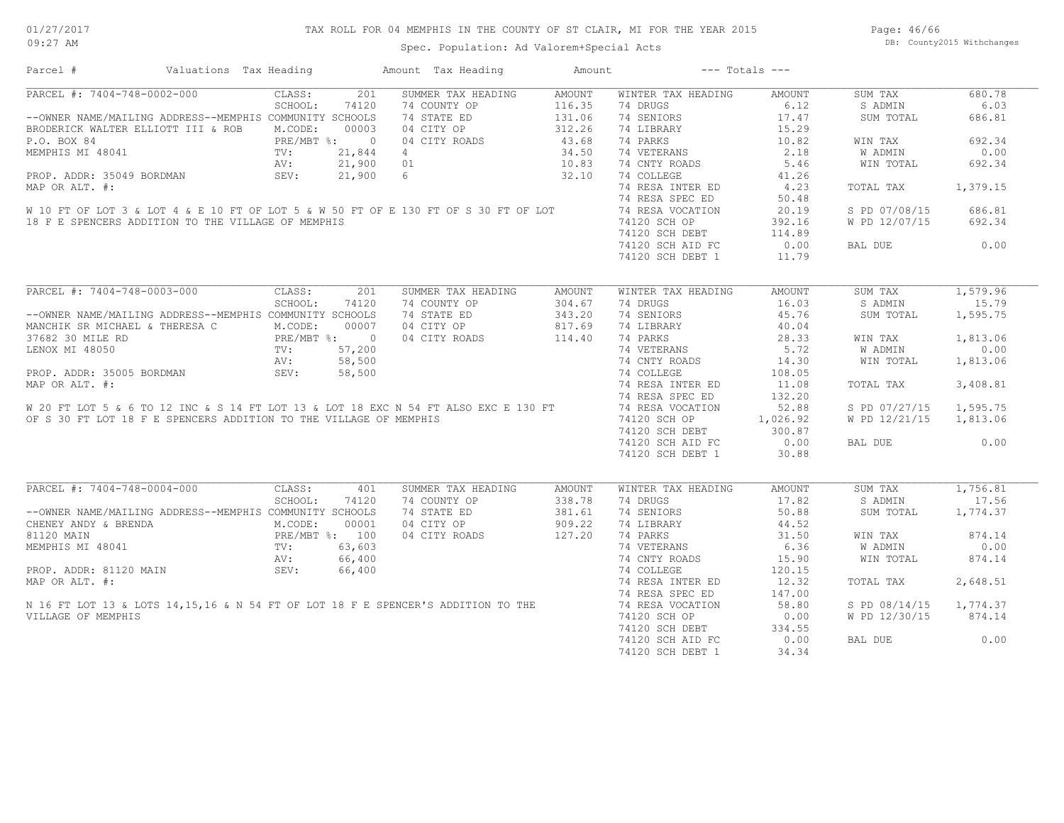# TAX ROLL FOR 04 MEMPHIS IN THE COUNTY OF ST CLAIR, MI FOR THE YEAR 2015

Spec. Population: Ad Valorem+Special Acts

| Parcel # | Valuations | Tax Heading | Amount | Tax Heading | Amount | --- Totals --- | |
|---|---|---|---|---|---|---|---|

## PARCEL #: 7404-748-0002-000

| | | | | | | | |
|---|---|---|---|---|---|---|---|
| CLASS: | 201 | SUMMER TAX HEADING | AMOUNT | WINTER TAX HEADING | AMOUNT | SUM TAX | 680.78 |
| SCHOOL: | 74120 | 74 COUNTY OP | 116.35 | 74 DRUGS | 6.12 | S ADMIN | 6.03 |
| | | 74 STATE ED | 131.06 | 74 SENIORS | 17.47 | SUM TOTAL | 686.81 |
| M.CODE: | 00003 | 04 CITY OP | 312.26 | 74 LIBRARY | 15.29 | | |
| PRE/MBT %: | 0 | 04 CITY ROADS | 43.68 | 74 PARKS | 10.82 | WIN TAX | 692.34 |
| TV: | 21,844 | 4 | 34.50 | 74 VETERANS | 2.18 | W ADMIN | 0.00 |
| AV: | 21,900 | 01 | 10.83 | 74 CNTY ROADS | 5.46 | WIN TOTAL | 692.34 |
| SEV: | 21,900 | 6 | 32.10 | 74 COLLEGE | 41.26 | | |
| | | | | 74 RESA INTER ED | 4.23 | TOTAL TAX | 1,379.15 |
| | | | | 74 RESA SPEC ED | 50.48 | | |
| | | | | 74 RESA VOCATION | 20.19 | S PD 07/08/15 | 686.81 |
| | | | | 74120 SCH OP | 392.16 | W PD 12/07/15 | 692.34 |
| | | | | 74120 SCH DEBT | 114.89 | | |
| | | | | 74120 SCH AID FC | 0.00 | BAL DUE | 0.00 |
| | | | | 74120 SCH DEBT 1 | 11.79 | | |

--OWNER NAME/MAILING ADDRESS--MEMPHIS COMMUNITY SCHOOLS
BRODERICK WALTER ELLIOTT III & ROB
P.O. BOX 84
MEMPHIS MI 48041

PROP. ADDR: 35049 BORDMAN
MAP OR ALT. #:

W 10 FT OF LOT 3 & LOT 4 & E 10 FT OF LOT 5 & W 50 FT OF E 130 FT OF S 30 FT OF LOT 18 F E SPENCERS ADDITION TO THE VILLAGE OF MEMPHIS

## PARCEL #: 7404-748-0003-000

| | | | | | | | |
|---|---|---|---|---|---|---|---|
| CLASS: | 201 | SUMMER TAX HEADING | AMOUNT | WINTER TAX HEADING | AMOUNT | SUM TAX | 1,579.96 |
| SCHOOL: | 74120 | 74 COUNTY OP | 304.67 | 74 DRUGS | 16.03 | S ADMIN | 15.79 |
| | | 74 STATE ED | 343.20 | 74 SENIORS | 45.76 | SUM TOTAL | 1,595.75 |
| M.CODE: | 00007 | 04 CITY OP | 817.69 | 74 LIBRARY | 40.04 | | |
| PRE/MBT %: | 0 | 04 CITY ROADS | 114.40 | 74 PARKS | 28.33 | WIN TAX | 1,813.06 |
| TV: | 57,200 | | | 74 VETERANS | 5.72 | W ADMIN | 0.00 |
| AV: | 58,500 | | | 74 CNTY ROADS | 14.30 | WIN TOTAL | 1,813.06 |
| SEV: | 58,500 | | | 74 COLLEGE | 108.05 | | |
| | | | | 74 RESA INTER ED | 11.08 | TOTAL TAX | 3,408.81 |
| | | | | 74 RESA SPEC ED | 132.20 | | |
| | | | | 74 RESA VOCATION | 52.88 | S PD 07/27/15 | 1,595.75 |
| | | | | 74120 SCH OP | 1,026.92 | W PD 12/21/15 | 1,813.06 |
| | | | | 74120 SCH DEBT | 300.87 | | |
| | | | | 74120 SCH AID FC | 0.00 | BAL DUE | 0.00 |
| | | | | 74120 SCH DEBT 1 | 30.88 | | |

--OWNER NAME/MAILING ADDRESS--MEMPHIS COMMUNITY SCHOOLS
MANCHIK SR MICHAEL & THERESA C
37682 30 MILE RD
LENOX MI 48050

PROP. ADDR: 35005 BORDMAN
MAP OR ALT. #:

W 20 FT LOT 5 & 6 TO 12 INC & S 14 FT LOT 13 & LOT 18 EXC N 54 FT ALSO EXC E 130 FT OF S 30 FT LOT 18 F E SPENCERS ADDITION TO THE VILLAGE OF MEMPHIS

## PARCEL #: 7404-748-0004-000

| | | | | | | | |
|---|---|---|---|---|---|---|---|
| CLASS: | 401 | SUMMER TAX HEADING | AMOUNT | WINTER TAX HEADING | AMOUNT | SUM TAX | 1,756.81 |
| SCHOOL: | 74120 | 74 COUNTY OP | 338.78 | 74 DRUGS | 17.82 | S ADMIN | 17.56 |
| | | 74 STATE ED | 381.61 | 74 SENIORS | 50.88 | SUM TOTAL | 1,774.37 |
| M.CODE: | 00001 | 04 CITY OP | 909.22 | 74 LIBRARY | 44.52 | | |
| PRE/MBT %: | 100 | 04 CITY ROADS | 127.20 | 74 PARKS | 31.50 | WIN TAX | 874.14 |
| TV: | 63,603 | | | 74 VETERANS | 6.36 | W ADMIN | 0.00 |
| AV: | 66,400 | | | 74 CNTY ROADS | 15.90 | WIN TOTAL | 874.14 |
| SEV: | 66,400 | | | 74 COLLEGE | 120.15 | | |
| | | | | 74 RESA INTER ED | 12.32 | TOTAL TAX | 2,648.51 |
| | | | | 74 RESA SPEC ED | 147.00 | | |
| | | | | 74 RESA VOCATION | 58.80 | S PD 08/14/15 | 1,774.37 |
| | | | | 74120 SCH OP | 0.00 | W PD 12/30/15 | 874.14 |
| | | | | 74120 SCH DEBT | 334.55 | | |
| | | | | 74120 SCH AID FC | 0.00 | BAL DUE | 0.00 |
| | | | | 74120 SCH DEBT 1 | 34.34 | | |

--OWNER NAME/MAILING ADDRESS--MEMPHIS COMMUNITY SCHOOLS
CHENEY ANDY & BRENDA
81120 MAIN
MEMPHIS MI 48041

PROP. ADDR: 81120 MAIN
MAP OR ALT. #:

N 16 FT LOT 13 & LOTS 14,15,16 & N 54 FT OF LOT 18 F E SPENCER'S ADDITION TO THE VILLAGE OF MEMPHIS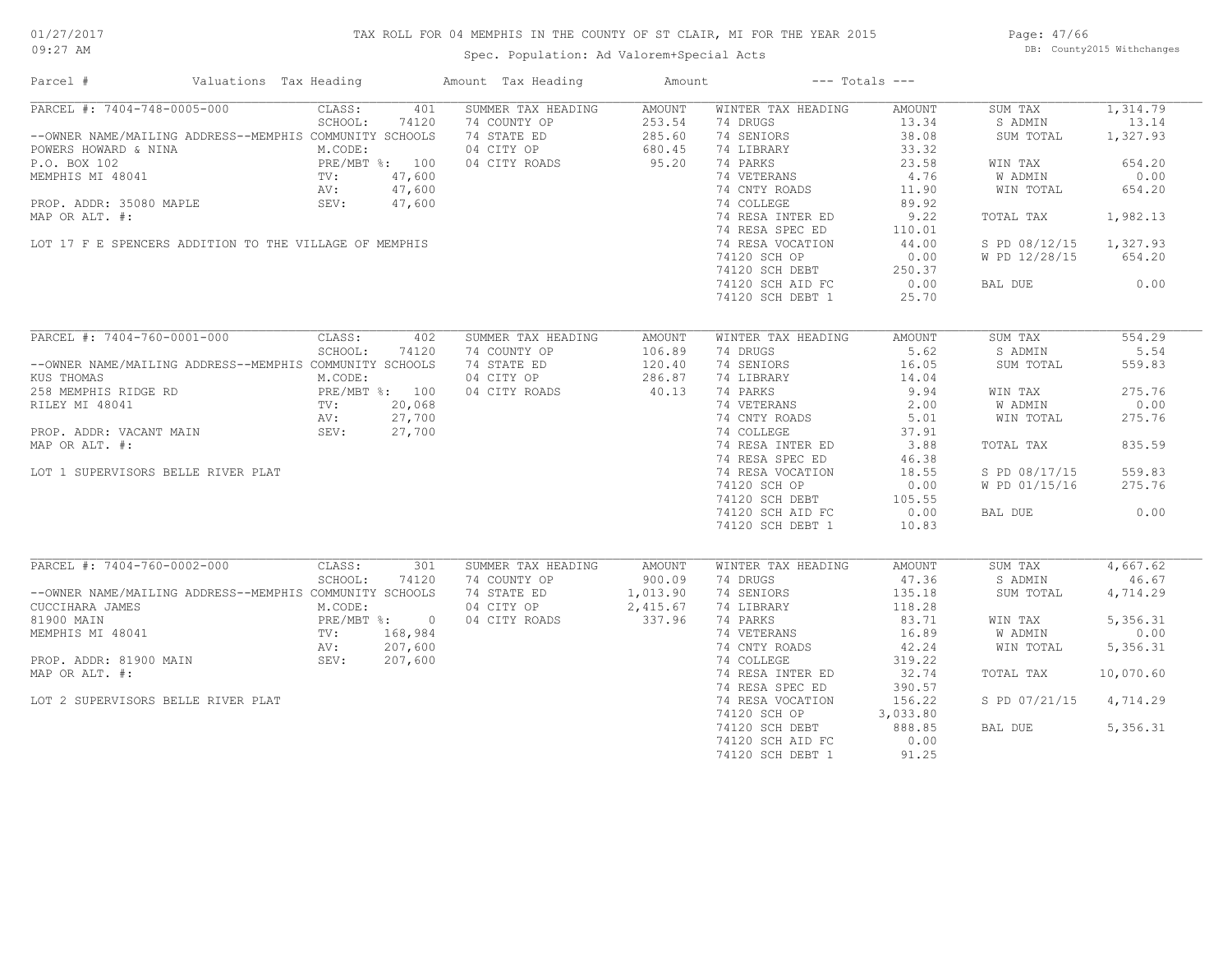# TAX ROLL FOR 04 MEMPHIS IN THE COUNTY OF ST CLAIR, MI FOR THE YEAR 2015

Spec. Population: Ad Valorem+Special Acts

DB: County2015 Withchanges

01/27/2017
09:27 AM

| Parcel # | Valuations | Tax Heading | Amount | Tax Heading | Amount | --- Totals --- | |
|---|---|---|---|---|---|---|---|
| PARCEL #: 7404-748-0005-000 | CLASS: 401 | SUMMER TAX HEADING | AMOUNT | WINTER TAX HEADING | AMOUNT | SUM TAX | 1,314.79 |
| | SCHOOL: 74120 | 74 COUNTY OP | 253.54 | 74 DRUGS | 13.34 | S ADMIN | 13.14 |
| --OWNER NAME/MAILING ADDRESS--MEMPHIS COMMUNITY SCHOOLS | | 74 STATE ED | 285.60 | 74 SENIORS | 38.08 | SUM TOTAL | 1,327.93 |
| POWERS HOWARD & NINA | M.CODE: | 04 CITY OP | 680.45 | 74 LIBRARY | 33.32 | | |
| P.O. BOX 102 | PRE/MBT %: 100 | 04 CITY ROADS | 95.20 | 74 PARKS | 23.58 | WIN TAX | 654.20 |
| MEMPHIS MI 48041 | TV: 47,600 | | | 74 VETERANS | 4.76 | W ADMIN | 0.00 |
| | AV: 47,600 | | | 74 CNTY ROADS | 11.90 | WIN TOTAL | 654.20 |
| PROP. ADDR: 35080 MAPLE | SEV: 47,600 | | | 74 COLLEGE | 89.92 | | |
| MAP OR ALT. #: | | | | 74 RESA INTER ED | 9.22 | TOTAL TAX | 1,982.13 |
| | | | | 74 RESA SPEC ED | 110.01 | | |
| LOT 17 F E SPENCERS ADDITION TO THE VILLAGE OF MEMPHIS | | | | 74 RESA VOCATION | 44.00 | S PD 08/12/15 | 1,327.93 |
| | | | | 74120 SCH OP | 0.00 | W PD 12/28/15 | 654.20 |
| | | | | 74120 SCH DEBT | 250.37 | | |
| | | | | 74120 SCH AID FC | 0.00 | BAL DUE | 0.00 |
| | | | | 74120 SCH DEBT 1 | 25.70 | | |
| PARCEL #: 7404-760-0001-000 | CLASS: 402 | SUMMER TAX HEADING | AMOUNT | WINTER TAX HEADING | AMOUNT | SUM TAX | 554.29 |
| | SCHOOL: 74120 | 74 COUNTY OP | 106.89 | 74 DRUGS | 5.62 | S ADMIN | 5.54 |
| --OWNER NAME/MAILING ADDRESS--MEMPHIS COMMUNITY SCHOOLS | | 74 STATE ED | 120.40 | 74 SENIORS | 16.05 | SUM TOTAL | 559.83 |
| KUS THOMAS | M.CODE: | 04 CITY OP | 286.87 | 74 LIBRARY | 14.04 | | |
| 258 MEMPHIS RIDGE RD | PRE/MBT %: 100 | 04 CITY ROADS | 40.13 | 74 PARKS | 9.94 | WIN TAX | 275.76 |
| RILEY MI 48041 | TV: 20,068 | | | 74 VETERANS | 2.00 | W ADMIN | 0.00 |
| | AV: 27,700 | | | 74 CNTY ROADS | 5.01 | WIN TOTAL | 275.76 |
| PROP. ADDR: VACANT MAIN | SEV: 27,700 | | | 74 COLLEGE | 37.91 | | |
| MAP OR ALT. #: | | | | 74 RESA INTER ED | 3.88 | TOTAL TAX | 835.59 |
| | | | | 74 RESA SPEC ED | 46.38 | | |
| LOT 1 SUPERVISORS BELLE RIVER PLAT | | | | 74 RESA VOCATION | 18.55 | S PD 08/17/15 | 559.83 |
| | | | | 74120 SCH OP | 0.00 | W PD 01/15/16 | 275.76 |
| | | | | 74120 SCH DEBT | 105.55 | | |
| | | | | 74120 SCH AID FC | 0.00 | BAL DUE | 0.00 |
| | | | | 74120 SCH DEBT 1 | 10.83 | | |
| PARCEL #: 7404-760-0002-000 | CLASS: 301 | SUMMER TAX HEADING | AMOUNT | WINTER TAX HEADING | AMOUNT | SUM TAX | 4,667.62 |
| | SCHOOL: 74120 | 74 COUNTY OP | 900.09 | 74 DRUGS | 47.36 | S ADMIN | 46.67 |
| --OWNER NAME/MAILING ADDRESS--MEMPHIS COMMUNITY SCHOOLS | | 74 STATE ED | 1,013.90 | 74 SENIORS | 135.18 | SUM TOTAL | 4,714.29 |
| CUCCIHARA JAMES | M.CODE: | 04 CITY OP | 2,415.67 | 74 LIBRARY | 118.28 | | |
| 81900 MAIN | PRE/MBT %: 0 | 04 CITY ROADS | 337.96 | 74 PARKS | 83.71 | WIN TAX | 5,356.31 |
| MEMPHIS MI 48041 | TV: 168,984 | | | 74 VETERANS | 16.89 | W ADMIN | 0.00 |
| | AV: 207,600 | | | 74 CNTY ROADS | 42.24 | WIN TOTAL | 5,356.31 |
| PROP. ADDR: 81900 MAIN | SEV: 207,600 | | | 74 COLLEGE | 319.22 | | |
| MAP OR ALT. #: | | | | 74 RESA INTER ED | 32.74 | TOTAL TAX | 10,070.60 |
| | | | | 74 RESA SPEC ED | 390.57 | | |
| LOT 2 SUPERVISORS BELLE RIVER PLAT | | | | 74 RESA VOCATION | 156.22 | S PD 07/21/15 | 4,714.29 |
| | | | | 74120 SCH OP | 3,033.80 | | |
| | | | | 74120 SCH DEBT | 888.85 | BAL DUE | 5,356.31 |
| | | | | 74120 SCH AID FC | 0.00 | | |
| | | | | 74120 SCH DEBT 1 | 91.25 | | |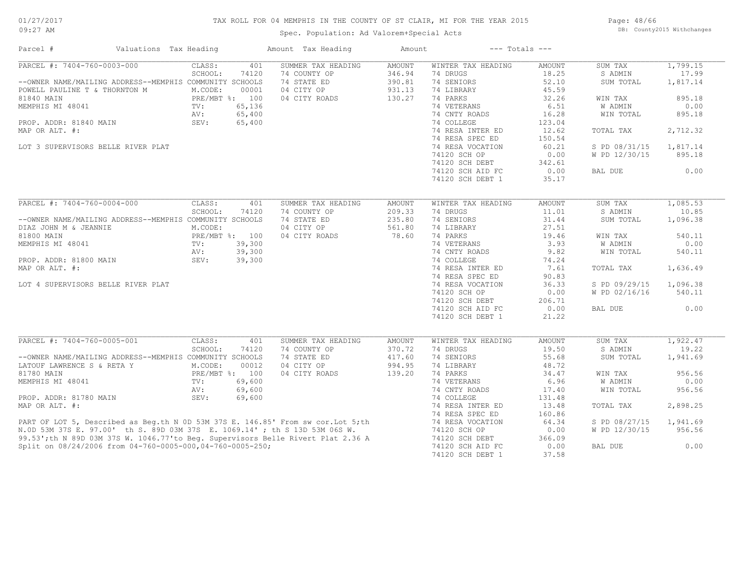# TAX ROLL FOR 04 MEMPHIS IN THE COUNTY OF ST CLAIR, MI FOR THE YEAR 2015

Spec. Population: Ad Valorem+Special Acts

01/27/2017
09:27 AM

DB: County2015 Withchanges

| Parcel # | Valuations | Tax Heading | Amount | Tax Heading | Amount | --- Totals --- | |
|---|---|---|---|---|---|---|---|

## PARCEL #: 7404-760-0003-000

| Parcel Info | Valuations | SUMMER TAX HEADING | AMOUNT | WINTER TAX HEADING | AMOUNT | Totals | |
|---|---|---|---|---|---|---|---|
| PARCEL #: 7404-760-0003-000 | CLASS: 401 | SUMMER TAX HEADING | AMOUNT | WINTER TAX HEADING | AMOUNT | SUM TAX | 1,799.15 |
| | SCHOOL: 74120 | 74 COUNTY OP | 346.94 | 74 DRUGS | 18.25 | S ADMIN | 17.99 |
| --OWNER NAME/MAILING ADDRESS--MEMPHIS COMMUNITY SCHOOLS | | 74 STATE ED | 390.81 | 74 SENIORS | 52.10 | SUM TOTAL | 1,817.14 |
| POWELL PAULINE T & THORNTON M | M.CODE: 00001 | 04 CITY OP | 931.13 | 74 LIBRARY | 45.59 | | |
| 81840 MAIN | PRE/MBT %: 100 | 04 CITY ROADS | 130.27 | 74 PARKS | 32.26 | WIN TAX | 895.18 |
| MEMPHIS MI 48041 | TV: 65,136 | | | 74 VETERANS | 6.51 | W ADMIN | 0.00 |
| | AV: 65,400 | | | 74 CNTY ROADS | 16.28 | WIN TOTAL | 895.18 |
| PROP. ADDR: 81840 MAIN | SEV: 65,400 | | | 74 COLLEGE | 123.04 | | |
| MAP OR ALT. #: | | | | 74 RESA INTER ED | 12.62 | TOTAL TAX | 2,712.32 |
| | | | | 74 RESA SPEC ED | 150.54 | | |
| LOT 3 SUPERVISORS BELLE RIVER PLAT | | | | 74 RESA VOCATION | 60.21 | S PD 08/31/15 | 1,817.14 |
| | | | | 74120 SCH OP | 0.00 | W PD 12/30/15 | 895.18 |
| | | | | 74120 SCH DEBT | 342.61 | | |
| | | | | 74120 SCH AID FC | 0.00 | BAL DUE | 0.00 |
| | | | | 74120 SCH DEBT 1 | 35.17 | | |

## PARCEL #: 7404-760-0004-000

| Parcel Info | Valuations | SUMMER TAX HEADING | AMOUNT | WINTER TAX HEADING | AMOUNT | Totals | |
|---|---|---|---|---|---|---|---|
| PARCEL #: 7404-760-0004-000 | CLASS: 401 | SUMMER TAX HEADING | AMOUNT | WINTER TAX HEADING | AMOUNT | SUM TAX | 1,085.53 |
| | SCHOOL: 74120 | 74 COUNTY OP | 209.33 | 74 DRUGS | 11.01 | S ADMIN | 10.85 |
| --OWNER NAME/MAILING ADDRESS--MEMPHIS COMMUNITY SCHOOLS | | 74 STATE ED | 235.80 | 74 SENIORS | 31.44 | SUM TOTAL | 1,096.38 |
| DIAZ JOHN M & JEANNIE | M.CODE: | 04 CITY OP | 561.80 | 74 LIBRARY | 27.51 | | |
| 81800 MAIN | PRE/MBT %: 100 | 04 CITY ROADS | 78.60 | 74 PARKS | 19.46 | WIN TAX | 540.11 |
| MEMPHIS MI 48041 | TV: 39,300 | | | 74 VETERANS | 3.93 | W ADMIN | 0.00 |
| | AV: 39,300 | | | 74 CNTY ROADS | 9.82 | WIN TOTAL | 540.11 |
| PROP. ADDR: 81800 MAIN | SEV: 39,300 | | | 74 COLLEGE | 74.24 | | |
| MAP OR ALT. #: | | | | 74 RESA INTER ED | 7.61 | TOTAL TAX | 1,636.49 |
| | | | | 74 RESA SPEC ED | 90.83 | | |
| LOT 4 SUPERVISORS BELLE RIVER PLAT | | | | 74 RESA VOCATION | 36.33 | S PD 09/29/15 | 1,096.38 |
| | | | | 74120 SCH OP | 0.00 | W PD 02/16/16 | 540.11 |
| | | | | 74120 SCH DEBT | 206.71 | | |
| | | | | 74120 SCH AID FC | 0.00 | BAL DUE | 0.00 |
| | | | | 74120 SCH DEBT 1 | 21.22 | | |

## PARCEL #: 7404-760-0005-001

| Parcel Info | Valuations | SUMMER TAX HEADING | AMOUNT | WINTER TAX HEADING | AMOUNT | Totals | |
|---|---|---|---|---|---|---|---|
| PARCEL #: 7404-760-0005-001 | CLASS: 401 | SUMMER TAX HEADING | AMOUNT | WINTER TAX HEADING | AMOUNT | SUM TAX | 1,922.47 |
| | SCHOOL: 74120 | 74 COUNTY OP | 370.72 | 74 DRUGS | 19.50 | S ADMIN | 19.22 |
| --OWNER NAME/MAILING ADDRESS--MEMPHIS COMMUNITY SCHOOLS | | 74 STATE ED | 417.60 | 74 SENIORS | 55.68 | SUM TOTAL | 1,941.69 |
| LATOUF LAWRENCE S & RETA Y | M.CODE: 00012 | 04 CITY OP | 994.95 | 74 LIBRARY | 48.72 | | |
| 81780 MAIN | PRE/MBT %: 100 | 04 CITY ROADS | 139.20 | 74 PARKS | 34.47 | WIN TAX | 956.56 |
| MEMPHIS MI 48041 | TV: 69,600 | | | 74 VETERANS | 6.96 | W ADMIN | 0.00 |
| | AV: 69,600 | | | 74 CNTY ROADS | 17.40 | WIN TOTAL | 956.56 |
| PROP. ADDR: 81780 MAIN | SEV: 69,600 | | | 74 COLLEGE | 131.48 | | |
| MAP OR ALT. #: | | | | 74 RESA INTER ED | 13.48 | TOTAL TAX | 2,898.25 |
| | | | | 74 RESA SPEC ED | 160.86 | | |
| | | | | 74 RESA VOCATION | 64.34 | S PD 08/27/15 | 1,941.69 |
| | | | | 74120 SCH OP | 0.00 | W PD 12/30/15 | 956.56 |
| | | | | 74120 SCH DEBT | 366.09 | | |
| | | | | 74120 SCH AID FC | 0.00 | BAL DUE | 0.00 |
| | | | | 74120 SCH DEBT 1 | 37.58 | | |

PART OF LOT 5, Described as Beg.th N 0D 53M 37S E. 146.85' From sw cor.Lot 5;th N.0D 53M 37S E. 97.00' th S. 89D 03M 37S E. 1069.14' ; th S 13D 53M 06S W. 99.53';th N 89D 03M 37S W. 1046.77'to Beg. Supervisors Belle Rivert Plat 2.36 A
Split on 08/24/2006 from 04-760-0005-000,04-760-0005-250;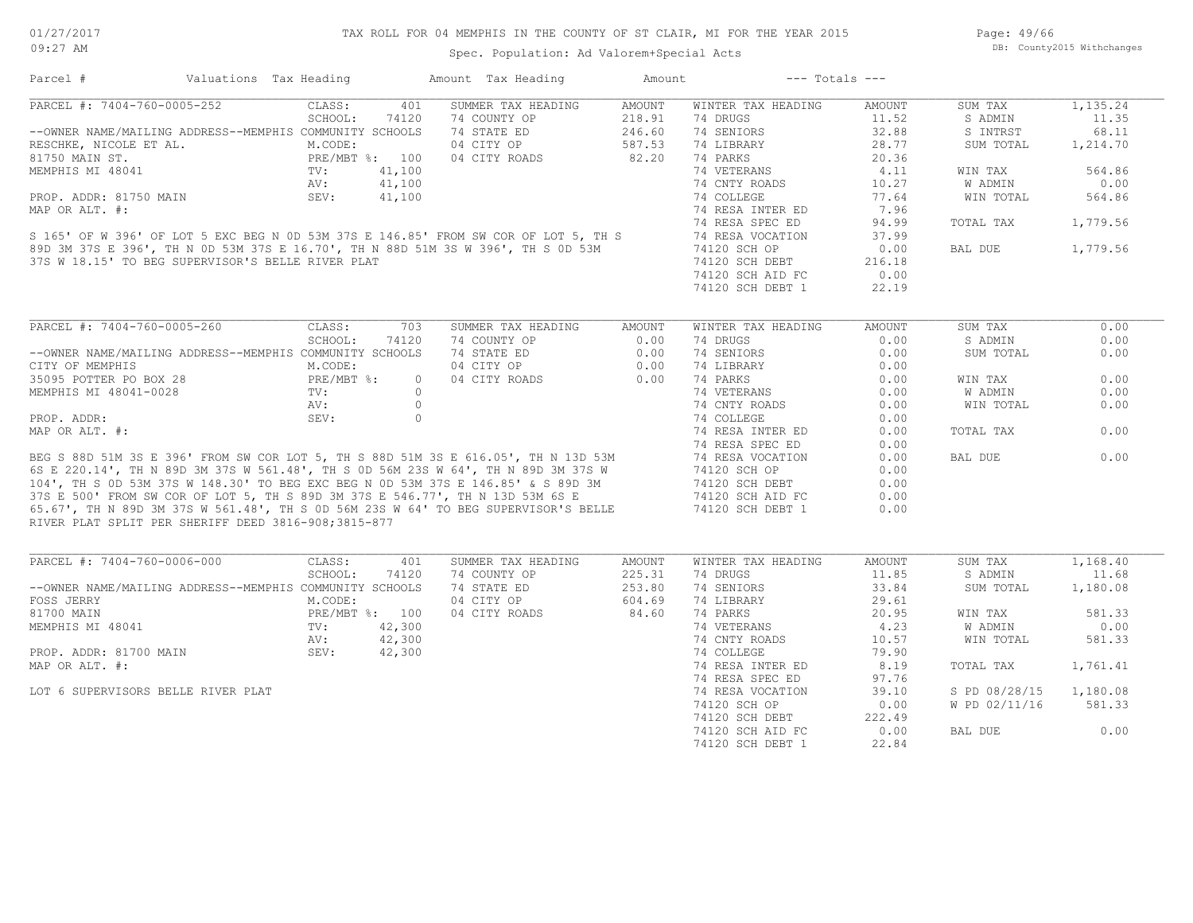# TAX ROLL FOR 04 MEMPHIS IN THE COUNTY OF ST CLAIR, MI FOR THE YEAR 2015

Spec. Population: Ad Valorem+Special Acts

| Parcel # | Valuations | Tax Heading | Amount | Tax Heading | Amount | --- Totals --- | |
|---|---|---|---|---|---|---|---|

---

**PARCEL #: 7404-760-0005-252**

--OWNER NAME/MAILING ADDRESS--MEMPHIS COMMUNITY SCHOOLS
RESCHKE, NICOLE ET AL.
81750 MAIN ST.
MEMPHIS MI 48041

PROP. ADDR: 81750 MAIN
MAP OR ALT. #:

S 165' OF W 396' OF LOT 5 EXC BEG N 0D 53M 37S E 146.85' FROM SW COR OF LOT 5, TH S 89D 3M 37S E 396', TH N 0D 53M 37S E 16.70', TH N 88D 51M 3S W 396', TH S 0D 53M 37S W 18.15' TO BEG SUPERVISOR'S BELLE RIVER PLAT

| Valuations | | Summer Tax Heading | Amount | Winter Tax Heading | Amount | Totals | |
|---|---|---|---|---|---|---|---|
| CLASS: | 401 | 74 COUNTY OP | 218.91 | 74 DRUGS | 11.52 | SUM TAX | 1,135.24 |
| SCHOOL: | 74120 | 74 STATE ED | 246.60 | 74 SENIORS | 32.88 | S ADMIN | 11.35 |
| M.CODE: | | 04 CITY OP | 587.53 | 74 LIBRARY | 28.77 | S INTRST | 68.11 |
| PRE/MBT %: | 100 | 04 CITY ROADS | 82.20 | 74 PARKS | 20.36 | SUM TOTAL | 1,214.70 |
| TV: | 41,100 | | | 74 VETERANS | 4.11 | WIN TAX | 564.86 |
| AV: | 41,100 | | | 74 CNTY ROADS | 10.27 | W ADMIN | 0.00 |
| SEV: | 41,100 | | | 74 COLLEGE | 77.64 | WIN TOTAL | 564.86 |
| | | | | 74 RESA INTER ED | 7.96 | | |
| | | | | 74 RESA SPEC ED | 94.99 | TOTAL TAX | 1,779.56 |
| | | | | 74 RESA VOCATION | 37.99 | | |
| | | | | 74120 SCH OP | 0.00 | BAL DUE | 1,779.56 |
| | | | | 74120 SCH DEBT | 216.18 | | |
| | | | | 74120 SCH AID FC | 0.00 | | |
| | | | | 74120 SCH DEBT 1 | 22.19 | | |

---

**PARCEL #: 7404-760-0005-260**

--OWNER NAME/MAILING ADDRESS--MEMPHIS COMMUNITY SCHOOLS
CITY OF MEMPHIS
35095 POTTER PO BOX 28
MEMPHIS MI 48041-0028

PROP. ADDR:
MAP OR ALT. #:

BEG S 88D 51M 3S E 396' FROM SW COR LOT 5, TH S 88D 51M 3S E 616.05', TH N 13D 53M 6S E 220.14', TH N 89D 3M 37S W 561.48', TH S 0D 56M 23S W 64', TH N 89D 3M 37S W 104', TH S 0D 53M 37S W 148.30' TO BEG EXC BEG N 0D 53M 37S E 146.85' & S 89D 3M 37S E 500' FROM SW COR OF LOT 5, TH S 89D 3M 37S E 546.77', TH N 13D 53M 6S E 65.67', TH N 89D 3M 37S W 561.48', TH S 0D 56M 23S W 64' TO BEG SUPERVISOR'S BELLE RIVER PLAT SPLIT PER SHERIFF DEED 3816-908;3815-877

| Valuations | | Summer Tax Heading | Amount | Winter Tax Heading | Amount | Totals | |
|---|---|---|---|---|---|---|---|
| CLASS: | 703 | 74 COUNTY OP | 0.00 | 74 DRUGS | 0.00 | SUM TAX | 0.00 |
| SCHOOL: | 74120 | 74 STATE ED | 0.00 | 74 SENIORS | 0.00 | S ADMIN | 0.00 |
| M.CODE: | | 04 CITY OP | 0.00 | 74 LIBRARY | 0.00 | SUM TOTAL | 0.00 |
| PRE/MBT %: | 0 | 04 CITY ROADS | 0.00 | 74 PARKS | 0.00 | WIN TAX | 0.00 |
| TV: | 0 | | | 74 VETERANS | 0.00 | W ADMIN | 0.00 |
| AV: | 0 | | | 74 CNTY ROADS | 0.00 | WIN TOTAL | 0.00 |
| SEV: | 0 | | | 74 COLLEGE | 0.00 | | |
| | | | | 74 RESA INTER ED | 0.00 | TOTAL TAX | 0.00 |
| | | | | 74 RESA SPEC ED | 0.00 | | |
| | | | | 74 RESA VOCATION | 0.00 | BAL DUE | 0.00 |
| | | | | 74120 SCH OP | 0.00 | | |
| | | | | 74120 SCH DEBT | 0.00 | | |
| | | | | 74120 SCH AID FC | 0.00 | | |
| | | | | 74120 SCH DEBT 1 | 0.00 | | |

---

**PARCEL #: 7404-760-0006-000**

--OWNER NAME/MAILING ADDRESS--MEMPHIS COMMUNITY SCHOOLS
FOSS JERRY
81700 MAIN
MEMPHIS MI 48041

PROP. ADDR: 81700 MAIN
MAP OR ALT. #:

LOT 6 SUPERVISORS BELLE RIVER PLAT

| Valuations | | Summer Tax Heading | Amount | Winter Tax Heading | Amount | Totals | |
|---|---|---|---|---|---|---|---|
| CLASS: | 401 | 74 COUNTY OP | 225.31 | 74 DRUGS | 11.85 | SUM TAX | 1,168.40 |
| SCHOOL: | 74120 | 74 STATE ED | 253.80 | 74 SENIORS | 33.84 | S ADMIN | 11.68 |
| M.CODE: | | 04 CITY OP | 604.69 | 74 LIBRARY | 29.61 | SUM TOTAL | 1,180.08 |
| PRE/MBT %: | 100 | 04 CITY ROADS | 84.60 | 74 PARKS | 20.95 | WIN TAX | 581.33 |
| TV: | 42,300 | | | 74 VETERANS | 4.23 | W ADMIN | 0.00 |
| AV: | 42,300 | | | 74 CNTY ROADS | 10.57 | WIN TOTAL | 581.33 |
| SEV: | 42,300 | | | 74 COLLEGE | 79.90 | | |
| | | | | 74 RESA INTER ED | 8.19 | TOTAL TAX | 1,761.41 |
| | | | | 74 RESA SPEC ED | 97.76 | | |
| | | | | 74 RESA VOCATION | 39.10 | S PD 08/28/15 | 1,180.08 |
| | | | | 74120 SCH OP | 0.00 | W PD 02/11/16 | 581.33 |
| | | | | 74120 SCH DEBT | 222.49 | | |
| | | | | 74120 SCH AID FC | 0.00 | BAL DUE | 0.00 |
| | | | | 74120 SCH DEBT 1 | 22.84 | | |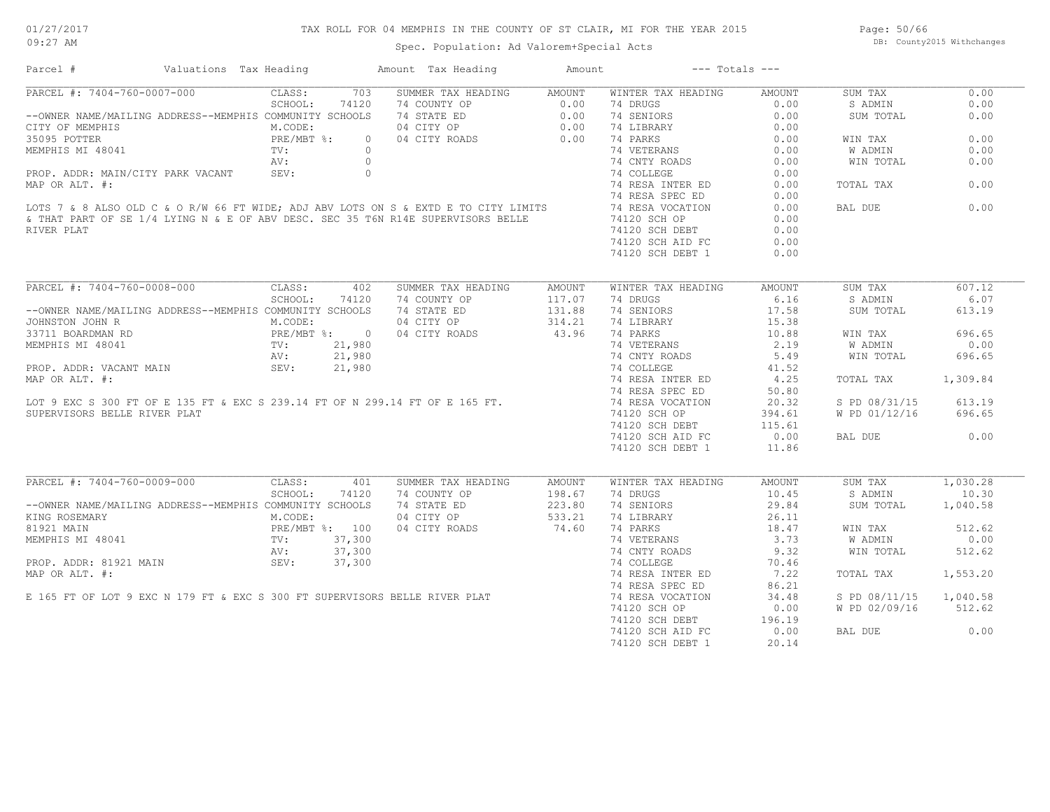# TAX ROLL FOR 04 MEMPHIS IN THE COUNTY OF ST CLAIR, MI FOR THE YEAR 2015

Spec. Population: Ad Valorem+Special Acts

01/27/2017 09:27 AM — DB: County2015 Withchanges

| Parcel # | Valuations | Tax Heading | Amount | Tax Heading | Amount | --- Totals --- | |
|---|---|---|---|---|---|---|---|

---

**PARCEL #: 7404-760-0007-000**

CLASS: 703 | SCHOOL: 74120 | M.CODE: | PRE/MBT %: 0 | TV: 0 | AV: 0 | SEV: 0

--OWNER NAME/MAILING ADDRESS--MEMPHIS COMMUNITY SCHOOLS
CITY OF MEMPHIS
35095 POTTER
MEMPHIS MI 48041

PROP. ADDR: MAIN/CITY PARK VACANT
MAP OR ALT. #:

LOTS 7 & 8 ALSO OLD C & O R/W 66 FT WIDE; ADJ ABV LOTS ON S & EXTD E TO CITY LIMITS & THAT PART OF SE 1/4 LYING N & E OF ABV DESC. SEC 35 T6N R14E SUPERVISORS BELLE RIVER PLAT

| SUMMER TAX HEADING | AMOUNT | WINTER TAX HEADING | AMOUNT | TOTALS | |
|---|---|---|---|---|---|
| 74 COUNTY OP | 0.00 | 74 DRUGS | 0.00 | SUM TAX | 0.00 |
| 74 STATE ED | 0.00 | 74 SENIORS | 0.00 | S ADMIN | 0.00 |
| 04 CITY OP | 0.00 | 74 LIBRARY | 0.00 | SUM TOTAL | 0.00 |
| 04 CITY ROADS | 0.00 | 74 PARKS | 0.00 | WIN TAX | 0.00 |
| | | 74 VETERANS | 0.00 | W ADMIN | 0.00 |
| | | 74 CNTY ROADS | 0.00 | WIN TOTAL | 0.00 |
| | | 74 COLLEGE | 0.00 | | |
| | | 74 RESA INTER ED | 0.00 | TOTAL TAX | 0.00 |
| | | 74 RESA SPEC ED | 0.00 | | |
| | | 74 RESA VOCATION | 0.00 | BAL DUE | 0.00 |
| | | 74120 SCH OP | 0.00 | | |
| | | 74120 SCH DEBT | 0.00 | | |
| | | 74120 SCH AID FC | 0.00 | | |
| | | 74120 SCH DEBT 1 | 0.00 | | |

---

**PARCEL #: 7404-760-0008-000**

CLASS: 402 | SCHOOL: 74120 | M.CODE: | PRE/MBT %: 0 | TV: 21,980 | AV: 21,980 | SEV: 21,980

--OWNER NAME/MAILING ADDRESS--MEMPHIS COMMUNITY SCHOOLS
JOHNSTON JOHN R
33711 BOARDMAN RD
MEMPHIS MI 48041

PROP. ADDR: VACANT MAIN
MAP OR ALT. #:

LOT 9 EXC S 300 FT OF E 135 FT & EXC S 239.14 FT OF N 299.14 FT OF E 165 FT. SUPERVISORS BELLE RIVER PLAT

| SUMMER TAX HEADING | AMOUNT | WINTER TAX HEADING | AMOUNT | TOTALS | |
|---|---|---|---|---|---|
| 74 COUNTY OP | 117.07 | 74 DRUGS | 6.16 | SUM TAX | 607.12 |
| 74 STATE ED | 131.88 | 74 SENIORS | 17.58 | S ADMIN | 6.07 |
| 04 CITY OP | 314.21 | 74 LIBRARY | 15.38 | SUM TOTAL | 613.19 |
| 04 CITY ROADS | 43.96 | 74 PARKS | 10.88 | WIN TAX | 696.65 |
| | | 74 VETERANS | 2.19 | W ADMIN | 0.00 |
| | | 74 CNTY ROADS | 5.49 | WIN TOTAL | 696.65 |
| | | 74 COLLEGE | 41.52 | | |
| | | 74 RESA INTER ED | 4.25 | TOTAL TAX | 1,309.84 |
| | | 74 RESA SPEC ED | 50.80 | | |
| | | 74 RESA VOCATION | 20.32 | S PD 08/31/15 | 613.19 |
| | | 74120 SCH OP | 394.61 | W PD 01/12/16 | 696.65 |
| | | 74120 SCH DEBT | 115.61 | | |
| | | 74120 SCH AID FC | 0.00 | BAL DUE | 0.00 |
| | | 74120 SCH DEBT 1 | 11.86 | | |

---

**PARCEL #: 7404-760-0009-000**

CLASS: 401 | SCHOOL: 74120 | M.CODE: | PRE/MBT %: 100 | TV: 37,300 | AV: 37,300 | SEV: 37,300

--OWNER NAME/MAILING ADDRESS--MEMPHIS COMMUNITY SCHOOLS
KING ROSEMARY
81921 MAIN
MEMPHIS MI 48041

PROP. ADDR: 81921 MAIN
MAP OR ALT. #:

E 165 FT OF LOT 9 EXC N 179 FT & EXC S 300 FT SUPERVISORS BELLE RIVER PLAT

| SUMMER TAX HEADING | AMOUNT | WINTER TAX HEADING | AMOUNT | TOTALS | |
|---|---|---|---|---|---|
| 74 COUNTY OP | 198.67 | 74 DRUGS | 10.45 | SUM TAX | 1,030.28 |
| 74 STATE ED | 223.80 | 74 SENIORS | 29.84 | S ADMIN | 10.30 |
| 04 CITY OP | 533.21 | 74 LIBRARY | 26.11 | SUM TOTAL | 1,040.58 |
| 04 CITY ROADS | 74.60 | 74 PARKS | 18.47 | WIN TAX | 512.62 |
| | | 74 VETERANS | 3.73 | W ADMIN | 0.00 |
| | | 74 CNTY ROADS | 9.32 | WIN TOTAL | 512.62 |
| | | 74 COLLEGE | 70.46 | | |
| | | 74 RESA INTER ED | 7.22 | TOTAL TAX | 1,553.20 |
| | | 74 RESA SPEC ED | 86.21 | | |
| | | 74 RESA VOCATION | 34.48 | S PD 08/11/15 | 1,040.58 |
| | | 74120 SCH OP | 0.00 | W PD 02/09/16 | 512.62 |
| | | 74120 SCH DEBT | 196.19 | | |
| | | 74120 SCH AID FC | 0.00 | BAL DUE | 0.00 |
| | | 74120 SCH DEBT 1 | 20.14 | | |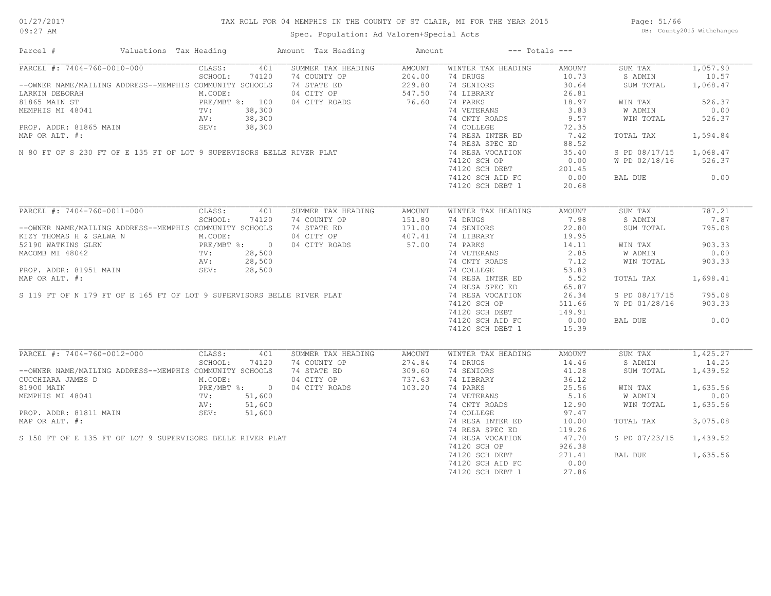# TAX ROLL FOR 04 MEMPHIS IN THE COUNTY OF ST CLAIR, MI FOR THE YEAR 2015

Spec. Population: Ad Valorem+Special Acts

01/27/2017 09:27 AM — DB: County2015 Withchanges

| Parcel # | Valuations | Tax Heading | Amount | Tax Heading | Amount | --- Totals --- | |
|---|---|---|---|---|---|---|---|

## PARCEL #: 7404-760-0010-000

| Field | Value | Summer Tax Heading | Amount | Winter Tax Heading | Amount | Totals | |
|---|---|---|---|---|---|---|---|
| CLASS: | 401 | 74 COUNTY OP | 204.00 | 74 DRUGS | 10.73 | SUM TAX | 1,057.90 |
| SCHOOL: | 74120 | 74 STATE ED | 229.80 | 74 SENIORS | 30.64 | S ADMIN | 10.57 |
| M.CODE: | | 04 CITY OP | 547.50 | 74 LIBRARY | 26.81 | SUM TOTAL | 1,068.47 |
| PRE/MBT %: | 100 | 04 CITY ROADS | 76.60 | 74 PARKS | 18.97 | WIN TAX | 526.37 |
| TV: | 38,300 | | | 74 VETERANS | 3.83 | W ADMIN | 0.00 |
| AV: | 38,300 | | | 74 CNTY ROADS | 9.57 | WIN TOTAL | 526.37 |
| SEV: | 38,300 | | | 74 COLLEGE | 72.35 | | |
| | | | | 74 RESA INTER ED | 7.42 | TOTAL TAX | 1,594.84 |
| | | | | 74 RESA SPEC ED | 88.52 | | |
| | | | | 74 RESA VOCATION | 35.40 | S PD 08/17/15 | 1,068.47 |
| | | | | 74120 SCH OP | 0.00 | W PD 02/18/16 | 526.37 |
| | | | | 74120 SCH DEBT | 201.45 | | |
| | | | | 74120 SCH AID FC | 0.00 | BAL DUE | 0.00 |
| | | | | 74120 SCH DEBT 1 | 20.68 | | |

--OWNER NAME/MAILING ADDRESS--MEMPHIS COMMUNITY SCHOOLS
LARKIN DEBORAH
81865 MAIN ST
MEMPHIS MI 48041

PROP. ADDR: 81865 MAIN
MAP OR ALT. #:

N 80 FT OF S 230 FT OF E 135 FT OF LOT 9 SUPERVISORS BELLE RIVER PLAT

## PARCEL #: 7404-760-0011-000

| Field | Value | Summer Tax Heading | Amount | Winter Tax Heading | Amount | Totals | |
|---|---|---|---|---|---|---|---|
| CLASS: | 401 | 74 COUNTY OP | 151.80 | 74 DRUGS | 7.98 | SUM TAX | 787.21 |
| SCHOOL: | 74120 | 74 STATE ED | 171.00 | 74 SENIORS | 22.80 | S ADMIN | 7.87 |
| M.CODE: | | 04 CITY OP | 407.41 | 74 LIBRARY | 19.95 | SUM TOTAL | 795.08 |
| PRE/MBT %: | 0 | 04 CITY ROADS | 57.00 | 74 PARKS | 14.11 | WIN TAX | 903.33 |
| TV: | 28,500 | | | 74 VETERANS | 2.85 | W ADMIN | 0.00 |
| AV: | 28,500 | | | 74 CNTY ROADS | 7.12 | WIN TOTAL | 903.33 |
| SEV: | 28,500 | | | 74 COLLEGE | 53.83 | | |
| | | | | 74 RESA INTER ED | 5.52 | TOTAL TAX | 1,698.41 |
| | | | | 74 RESA SPEC ED | 65.87 | | |
| | | | | 74 RESA VOCATION | 26.34 | S PD 08/17/15 | 795.08 |
| | | | | 74120 SCH OP | 511.66 | W PD 01/28/16 | 903.33 |
| | | | | 74120 SCH DEBT | 149.91 | | |
| | | | | 74120 SCH AID FC | 0.00 | BAL DUE | 0.00 |
| | | | | 74120 SCH DEBT 1 | 15.39 | | |

--OWNER NAME/MAILING ADDRESS--MEMPHIS COMMUNITY SCHOOLS
KIZY THOMAS H & SALWA N
52190 WATKINS GLEN
MACOMB MI 48042

PROP. ADDR: 81951 MAIN
MAP OR ALT. #:

S 119 FT OF N 179 FT OF E 165 FT OF LOT 9 SUPERVISORS BELLE RIVER PLAT

## PARCEL #: 7404-760-0012-000

| Field | Value | Summer Tax Heading | Amount | Winter Tax Heading | Amount | Totals | |
|---|---|---|---|---|---|---|---|
| CLASS: | 401 | 74 COUNTY OP | 274.84 | 74 DRUGS | 14.46 | SUM TAX | 1,425.27 |
| SCHOOL: | 74120 | 74 STATE ED | 309.60 | 74 SENIORS | 41.28 | S ADMIN | 14.25 |
| M.CODE: | | 04 CITY OP | 737.63 | 74 LIBRARY | 36.12 | SUM TOTAL | 1,439.52 |
| PRE/MBT %: | 0 | 04 CITY ROADS | 103.20 | 74 PARKS | 25.56 | WIN TAX | 1,635.56 |
| TV: | 51,600 | | | 74 VETERANS | 5.16 | W ADMIN | 0.00 |
| AV: | 51,600 | | | 74 CNTY ROADS | 12.90 | WIN TOTAL | 1,635.56 |
| SEV: | 51,600 | | | 74 COLLEGE | 97.47 | | |
| | | | | 74 RESA INTER ED | 10.00 | TOTAL TAX | 3,075.08 |
| | | | | 74 RESA SPEC ED | 119.26 | | |
| | | | | 74 RESA VOCATION | 47.70 | S PD 07/23/15 | 1,439.52 |
| | | | | 74120 SCH OP | 926.38 | | |
| | | | | 74120 SCH DEBT | 271.41 | BAL DUE | 1,635.56 |
| | | | | 74120 SCH AID FC | 0.00 | | |
| | | | | 74120 SCH DEBT 1 | 27.86 | | |

--OWNER NAME/MAILING ADDRESS--MEMPHIS COMMUNITY SCHOOLS
CUCCHIARA JAMES D
81900 MAIN
MEMPHIS MI 48041

PROP. ADDR: 81811 MAIN
MAP OR ALT. #:

S 150 FT OF E 135 FT OF LOT 9 SUPERVISORS BELLE RIVER PLAT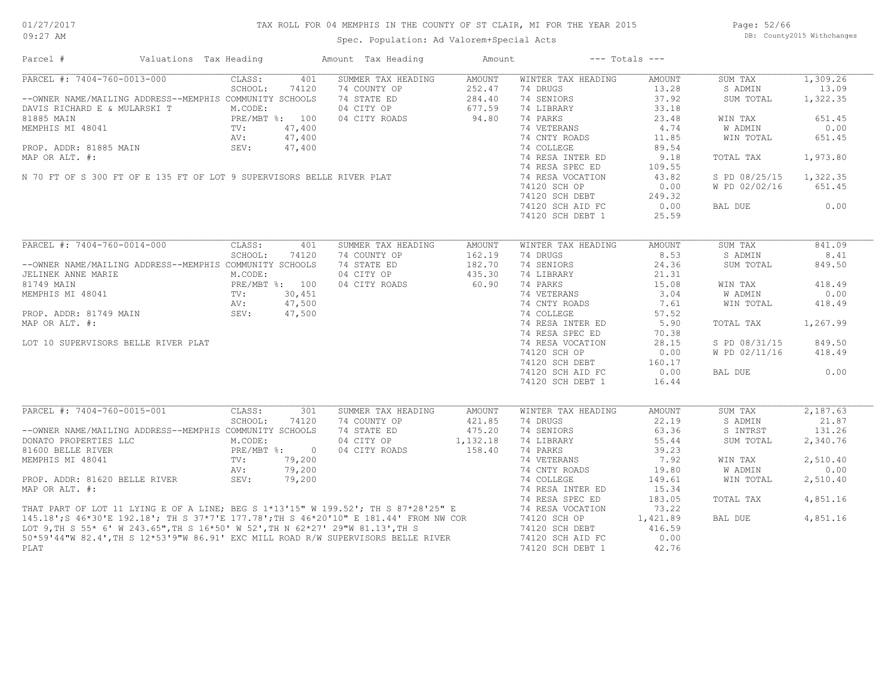# TAX ROLL FOR 04 MEMPHIS IN THE COUNTY OF ST CLAIR, MI FOR THE YEAR 2015

Spec. Population: Ad Valorem+Special Acts

DB: County2015 Withchanges

01/27/2017 09:27 AM

| Parcel # | Valuations | Tax Heading | Amount | Tax Heading | Amount | --- Totals --- | |
|---|---|---|---|---|---|---|---|

## PARCEL #: 7404-760-0013-000

| | | | | | | | |
|---|---|---|---|---|---|---|---|
| PARCEL #: 7404-760-0013-000 | CLASS: 401 | SUMMER TAX HEADING | AMOUNT | WINTER TAX HEADING | AMOUNT | SUM TAX | 1,309.26 |
| | SCHOOL: 74120 | 74 COUNTY OP | 252.47 | 74 DRUGS | 13.28 | S ADMIN | 13.09 |
| --OWNER NAME/MAILING ADDRESS--MEMPHIS COMMUNITY SCHOOLS | | 74 STATE ED | 284.40 | 74 SENIORS | 37.92 | SUM TOTAL | 1,322.35 |
| DAVIS RICHARD E & MULARSKI T | M.CODE: | 04 CITY OP | 677.59 | 74 LIBRARY | 33.18 | | |
| 81885 MAIN | PRE/MBT %: 100 | 04 CITY ROADS | 94.80 | 74 PARKS | 23.48 | WIN TAX | 651.45 |
| MEMPHIS MI 48041 | TV: 47,400 | | | 74 VETERANS | 4.74 | W ADMIN | 0.00 |
| | AV: 47,400 | | | 74 CNTY ROADS | 11.85 | WIN TOTAL | 651.45 |
| PROP. ADDR: 81885 MAIN | SEV: 47,400 | | | 74 COLLEGE | 89.54 | | |
| MAP OR ALT. #: | | | | 74 RESA INTER ED | 9.18 | TOTAL TAX | 1,973.80 |
| | | | | 74 RESA SPEC ED | 109.55 | | |
| N 70 FT OF S 300 FT OF E 135 FT OF LOT 9 SUPERVISORS BELLE RIVER PLAT | | | | 74 RESA VOCATION | 43.82 | S PD 08/25/15 | 1,322.35 |
| | | | | 74120 SCH OP | 0.00 | W PD 02/02/16 | 651.45 |
| | | | | 74120 SCH DEBT | 249.32 | | |
| | | | | 74120 SCH AID FC | 0.00 | BAL DUE | 0.00 |
| | | | | 74120 SCH DEBT 1 | 25.59 | | |

## PARCEL #: 7404-760-0014-000

| | | | | | | | |
|---|---|---|---|---|---|---|---|
| PARCEL #: 7404-760-0014-000 | CLASS: 401 | SUMMER TAX HEADING | AMOUNT | WINTER TAX HEADING | AMOUNT | SUM TAX | 841.09 |
| | SCHOOL: 74120 | 74 COUNTY OP | 162.19 | 74 DRUGS | 8.53 | S ADMIN | 8.41 |
| --OWNER NAME/MAILING ADDRESS--MEMPHIS COMMUNITY SCHOOLS | | 74 STATE ED | 182.70 | 74 SENIORS | 24.36 | SUM TOTAL | 849.50 |
| JELINEK ANNE MARIE | M.CODE: | 04 CITY OP | 435.30 | 74 LIBRARY | 21.31 | | |
| 81749 MAIN | PRE/MBT %: 100 | 04 CITY ROADS | 60.90 | 74 PARKS | 15.08 | WIN TAX | 418.49 |
| MEMPHIS MI 48041 | TV: 30,451 | | | 74 VETERANS | 3.04 | W ADMIN | 0.00 |
| | AV: 47,500 | | | 74 CNTY ROADS | 7.61 | WIN TOTAL | 418.49 |
| PROP. ADDR: 81749 MAIN | SEV: 47,500 | | | 74 COLLEGE | 57.52 | | |
| MAP OR ALT. #: | | | | 74 RESA INTER ED | 5.90 | TOTAL TAX | 1,267.99 |
| | | | | 74 RESA SPEC ED | 70.38 | | |
| LOT 10 SUPERVISORS BELLE RIVER PLAT | | | | 74 RESA VOCATION | 28.15 | S PD 08/31/15 | 849.50 |
| | | | | 74120 SCH OP | 0.00 | W PD 02/11/16 | 418.49 |
| | | | | 74120 SCH DEBT | 160.17 | | |
| | | | | 74120 SCH AID FC | 0.00 | BAL DUE | 0.00 |
| | | | | 74120 SCH DEBT 1 | 16.44 | | |

## PARCEL #: 7404-760-0015-001

| | | | | | | | |
|---|---|---|---|---|---|---|---|
| PARCEL #: 7404-760-0015-001 | CLASS: 301 | SUMMER TAX HEADING | AMOUNT | WINTER TAX HEADING | AMOUNT | SUM TAX | 2,187.63 |
| | SCHOOL: 74120 | 74 COUNTY OP | 421.85 | 74 DRUGS | 22.19 | S ADMIN | 21.87 |
| --OWNER NAME/MAILING ADDRESS--MEMPHIS COMMUNITY SCHOOLS | | 74 STATE ED | 475.20 | 74 SENIORS | 63.36 | S INTRST | 131.26 |
| DONATO PROPERTIES LLC | M.CODE: | 04 CITY OP | 1,132.18 | 74 LIBRARY | 55.44 | SUM TOTAL | 2,340.76 |
| 81600 BELLE RIVER | PRE/MBT %: 0 | 04 CITY ROADS | 158.40 | 74 PARKS | 39.23 | | |
| MEMPHIS MI 48041 | TV: 79,200 | | | 74 VETERANS | 7.92 | WIN TAX | 2,510.40 |
| | AV: 79,200 | | | 74 CNTY ROADS | 19.80 | W ADMIN | 0.00 |
| PROP. ADDR: 81620 BELLE RIVER | SEV: 79,200 | | | 74 COLLEGE | 149.61 | WIN TOTAL | 2,510.40 |
| MAP OR ALT. #: | | | | 74 RESA INTER ED | 15.34 | | |
| | | | | 74 RESA SPEC ED | 183.05 | TOTAL TAX | 4,851.16 |
| | | | | 74 RESA VOCATION | 73.22 | | |
| | | | | 74120 SCH OP | 1,421.89 | BAL DUE | 4,851.16 |
| | | | | 74120 SCH DEBT | 416.59 | | |
| | | | | 74120 SCH AID FC | 0.00 | | |
| | | | | 74120 SCH DEBT 1 | 42.76 | | |

THAT PART OF LOT 11 LYING E OF A LINE; BEG S 1*13'15" W 199.52'; TH S 87*28'25" E 145.18';S 46*30'E 192.18'; TH S 37*7'E 177.78';TH S 46*20'10" E 181.44' FROM NW COR LOT 9,TH S 55* 6' W 243.65",TH S 16*50' W 52',TH N 62*27' 29"W 81.13',TH S 50*59'44"W 82.4',TH S 12*53'9"W 86.91' EXC MILL ROAD R/W SUPERVISORS BELLE RIVER PLAT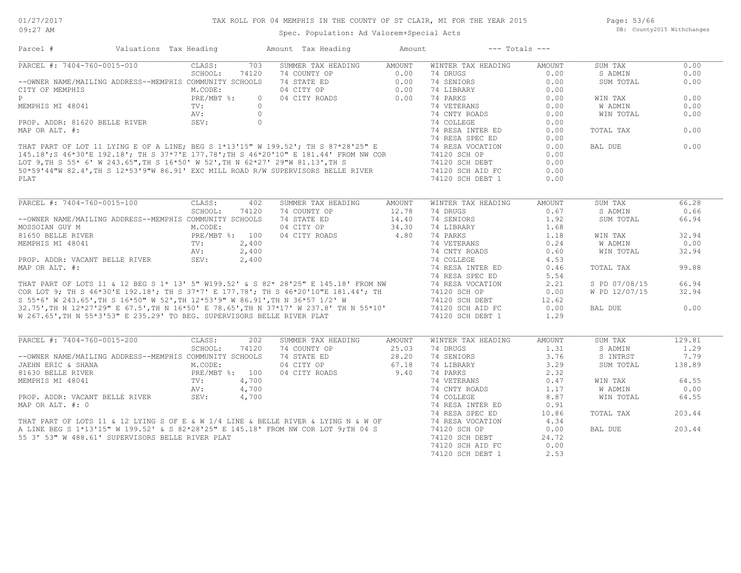# TAX ROLL FOR 04 MEMPHIS IN THE COUNTY OF ST CLAIR, MI FOR THE YEAR 2015

Spec. Population: Ad Valorem+Special Acts

| Parcel # | Valuations | Tax Heading | Amount | Tax Heading | Amount | --- Totals --- | |
|---|---|---|---|---|---|---|---|

## PARCEL #: 7404-760-0015-010

| Field | Value | Summer Tax Heading | Amount | Winter Tax Heading | Amount | Totals | |
|---|---|---|---|---|---|---|---|
| CLASS: | 703 | 74 COUNTY OP | 0.00 | 74 DRUGS | 0.00 | SUM TAX | 0.00 |
| SCHOOL: | 74120 | 74 STATE ED | 0.00 | 74 SENIORS | 0.00 | S ADMIN | 0.00 |
| M.CODE: | | 04 CITY OP | 0.00 | 74 LIBRARY | 0.00 | SUM TOTAL | 0.00 |
| PRE/MBT %: | 0 | 04 CITY ROADS | 0.00 | 74 PARKS | 0.00 | WIN TAX | 0.00 |
| TV: | 0 | | | 74 VETERANS | 0.00 | W ADMIN | 0.00 |
| AV: | 0 | | | 74 CNTY ROADS | 0.00 | WIN TOTAL | 0.00 |
| SEV: | 0 | | | 74 COLLEGE | 0.00 | TOTAL TAX | 0.00 |
| | | | | 74 RESA INTER ED | 0.00 | BAL DUE | 0.00 |
| | | | | 74 RESA SPEC ED | 0.00 | | |
| | | | | 74 RESA VOCATION | 0.00 | | |
| | | | | 74120 SCH OP | 0.00 | | |
| | | | | 74120 SCH DEBT | 0.00 | | |
| | | | | 74120 SCH AID FC | 0.00 | | |
| | | | | 74120 SCH DEBT 1 | 0.00 | | |

--OWNER NAME/MAILING ADDRESS--MEMPHIS COMMUNITY SCHOOLS
CITY OF MEMPHIS
P
MEMPHIS MI 48041

PROP. ADDR: 81620 BELLE RIVER
MAP OR ALT. #:

THAT PART OF LOT 11 LYING E OF A LINE; BEG S 1*13'15" W 199.52'; TH S 87*28'25" E 145.18';S 46*30'E 192.18'; TH S 37*7'E 177.78';TH S 46*20'10" E 181.44' FROM NW COR LOT 9,TH S 55* 6' W 243.65",TH S 16*50' W 52',TH N 62*27' 29"W 81.13',TH S 50*59'44"W 82.4',TH S 12*53'9"W 86.91' EXC MILL ROAD R/W SUPERVISORS BELLE RIVER PLAT

## PARCEL #: 7404-760-0015-100

| Field | Value | Summer Tax Heading | Amount | Winter Tax Heading | Amount | Totals | |
|---|---|---|---|---|---|---|---|
| CLASS: | 402 | 74 COUNTY OP | 12.78 | 74 DRUGS | 0.67 | SUM TAX | 66.28 |
| SCHOOL: | 74120 | 74 STATE ED | 14.40 | 74 SENIORS | 1.92 | S ADMIN | 0.66 |
| M.CODE: | | 04 CITY OP | 34.30 | 74 LIBRARY | 1.68 | SUM TOTAL | 66.94 |
| PRE/MBT %: | 100 | 04 CITY ROADS | 4.80 | 74 PARKS | 1.18 | WIN TAX | 32.94 |
| TV: | 2,400 | | | 74 VETERANS | 0.24 | W ADMIN | 0.00 |
| AV: | 2,400 | | | 74 CNTY ROADS | 0.60 | WIN TOTAL | 32.94 |
| SEV: | 2,400 | | | 74 COLLEGE | 4.53 | TOTAL TAX | 99.88 |
| | | | | 74 RESA INTER ED | 0.46 | S PD 07/08/15 | 66.94 |
| | | | | 74 RESA SPEC ED | 5.54 | W PD 12/07/15 | 32.94 |
| | | | | 74 RESA VOCATION | 2.21 | BAL DUE | 0.00 |
| | | | | 74120 SCH OP | 0.00 | | |
| | | | | 74120 SCH DEBT | 12.62 | | |
| | | | | 74120 SCH AID FC | 0.00 | | |
| | | | | 74120 SCH DEBT 1 | 1.29 | | |

--OWNER NAME/MAILING ADDRESS--MEMPHIS COMMUNITY SCHOOLS
MOSSOIAN GUY M
81650 BELLE RIVER
MEMPHIS MI 48041

PROP. ADDR: VACANT BELLE RIVER
MAP OR ALT. #:

THAT PART OF LOTS 11 & 12 BEG S 1* 13' 5" W199.52' & S 82* 28'25" E 145.18' FROM NW COR LOT 9; TH S 46*30'E 192.18'; TH S 37*7' E 177.78'; TH S 46*20'10"E 181.44'; TH S 55*6' W 243.65',TH S 16*50" W 52',TH 12*53'9" W 86.91',TH N 36*57 1/2' W 32.75',TH N 12*27'29" E 67.5',TH N 16*50' E 78.65',TH N 37*17' W 237.8' TH N 55*10' W 267.65',TH N 55*3'53" E 235.29' TO BEG. SUPERVISORS BELLE RIVER PLAT

## PARCEL #: 7404-760-0015-200

| Field | Value | Summer Tax Heading | Amount | Winter Tax Heading | Amount | Totals | |
|---|---|---|---|---|---|---|---|
| CLASS: | 202 | 74 COUNTY OP | 25.03 | 74 DRUGS | 1.31 | SUM TAX | 129.81 |
| SCHOOL: | 74120 | 74 STATE ED | 28.20 | 74 SENIORS | 3.76 | S ADMIN | 1.29 |
| M.CODE: | | 04 CITY OP | 67.18 | 74 LIBRARY | 3.29 | S INTRST | 7.79 |
| PRE/MBT %: | 100 | 04 CITY ROADS | 9.40 | 74 PARKS | 2.32 | SUM TOTAL | 138.89 |
| TV: | 4,700 | | | 74 VETERANS | 0.47 | WIN TAX | 64.55 |
| AV: | 4,700 | | | 74 CNTY ROADS | 1.17 | W ADMIN | 0.00 |
| SEV: | 4,700 | | | 74 COLLEGE | 8.87 | WIN TOTAL | 64.55 |
| | | | | 74 RESA INTER ED | 0.91 | TOTAL TAX | 203.44 |
| | | | | 74 RESA SPEC ED | 10.86 | BAL DUE | 203.44 |
| | | | | 74 RESA VOCATION | 4.34 | | |
| | | | | 74120 SCH OP | 0.00 | | |
| | | | | 74120 SCH DEBT | 24.72 | | |
| | | | | 74120 SCH AID FC | 0.00 | | |
| | | | | 74120 SCH DEBT 1 | 2.53 | | |

--OWNER NAME/MAILING ADDRESS--MEMPHIS COMMUNITY SCHOOLS
JAEHN ERIC & SHANA
81630 BELLE RIVER
MEMPHIS MI 48041

PROP. ADDR: VACANT BELLE RIVER
MAP OR ALT. #: 0

THAT PART OF LOTS 11 & 12 LYING S OF E & W 1/4 LINE & BELLE RIVER & LYING N & W OF A LINE BEG S 1*13'15" W 199.52' & S 82*28'25" E 145.18' FROM NW COR LOT 9;TH 04 S 55 3' 53" W 488.61' SUPERVISORS BELLE RIVER PLAT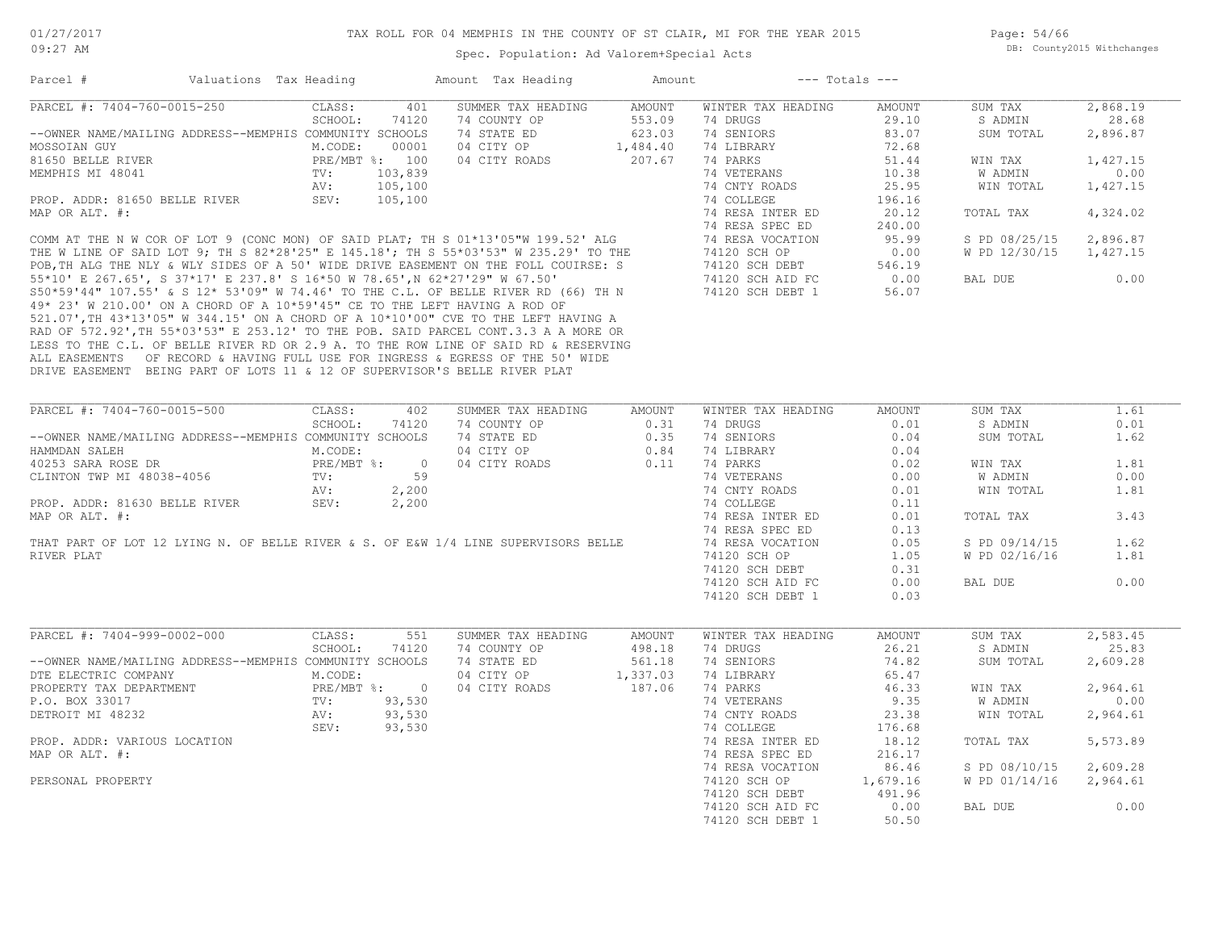# TAX ROLL FOR 04 MEMPHIS IN THE COUNTY OF ST CLAIR, MI FOR THE YEAR 2015

Spec. Population: Ad Valorem+Special Acts

01/27/2017 09:27 AM

DB: County2015 Withchanges

| Parcel # | Valuations | Tax Heading | Amount | Tax Heading | Amount | --- Totals --- | |
|---|---|---|---|---|---|---|---|

## PARCEL #: 7404-760-0015-250

| Field | Value | Summer Tax Heading | Amount | Winter Tax Heading | Amount | Totals | |
|---|---|---|---|---|---|---|---|
| CLASS: | 401 | 74 COUNTY OP | 553.09 | 74 DRUGS | 29.10 | SUM TAX | 2,868.19 |
| SCHOOL: | 74120 | 74 STATE ED | 623.03 | 74 SENIORS | 83.07 | S ADMIN | 28.68 |
| M.CODE: | 00001 | 04 CITY OP | 1,484.40 | 74 LIBRARY | 72.68 | SUM TOTAL | 2,896.87 |
| PRE/MBT %: | 100 | 04 CITY ROADS | 207.67 | 74 PARKS | 51.44 | WIN TAX | 1,427.15 |
| TV: | 103,839 | | | 74 VETERANS | 10.38 | W ADMIN | 0.00 |
| AV: | 105,100 | | | 74 CNTY ROADS | 25.95 | WIN TOTAL | 1,427.15 |
| SEV: | 105,100 | | | 74 COLLEGE | 196.16 | | |
| | | | | 74 RESA INTER ED | 20.12 | TOTAL TAX | 4,324.02 |
| | | | | 74 RESA SPEC ED | 240.00 | | |
| | | | | 74 RESA VOCATION | 95.99 | S PD 08/25/15 | 2,896.87 |
| | | | | 74120 SCH OP | 0.00 | W PD 12/30/15 | 1,427.15 |
| | | | | 74120 SCH DEBT | 546.19 | | |
| | | | | 74120 SCH AID FC | 0.00 | BAL DUE | 0.00 |
| | | | | 74120 SCH DEBT 1 | 56.07 | | |

--OWNER NAME/MAILING ADDRESS--MEMPHIS COMMUNITY SCHOOLS
MOSSOIAN GUY
81650 BELLE RIVER
MEMPHIS MI 48041

PROP. ADDR: 81650 BELLE RIVER
MAP OR ALT. #:

COMM AT THE N W COR OF LOT 9 (CONC MON) OF SAID PLAT; TH S 01*13'05"W 199.52' ALG THE W LINE OF SAID LOT 9; TH S 82*28'25" E 145.18'; TH S 55*03'53" W 235.29' TO THE POB,TH ALG THE NLY & WLY SIDES OF A 50' WIDE DRIVE EASEMENT ON THE FOLL COUIRSE: S 55*10' E 267.65', S 37*17' E 237.8' S 16*50 W 78.65',N 62*27'29" W 67.50' S50*59'44" 107.55' & S 12* 53'09" W 74.46' TO THE C.L. OF BELLE RIVER RD (66) TH N 49* 23' W 210.00' ON A CHORD OF A 10*59'45" CE TO THE LEFT HAVING A ROD OF 521.07',TH 43*13'05" W 344.15' ON A CHORD OF A 10*10'00" CVE TO THE LEFT HAVING A RAD OF 572.92',TH 55*03'53" E 253.12' TO THE POB. SAID PARCEL CONT.3.3 A A MORE OR LESS TO THE C.L. OF BELLE RIVER RD OR 2.9 A. TO THE ROW LINE OF SAID RD & RESERVING ALL EASEMENTS OF RECORD & HAVING FULL USE FOR INGRESS & EGRESS OF THE 50' WIDE DRIVE EASEMENT BEING PART OF LOTS 11 & 12 OF SUPERVISOR'S BELLE RIVER PLAT

## PARCEL #: 7404-760-0015-500

| Field | Value | Summer Tax Heading | Amount | Winter Tax Heading | Amount | Totals | |
|---|---|---|---|---|---|---|---|
| CLASS: | 402 | 74 COUNTY OP | 0.31 | 74 DRUGS | 0.01 | SUM TAX | 1.61 |
| SCHOOL: | 74120 | 74 STATE ED | 0.35 | 74 SENIORS | 0.04 | S ADMIN | 0.01 |
| M.CODE: | | 04 CITY OP | 0.84 | 74 LIBRARY | 0.04 | SUM TOTAL | 1.62 |
| PRE/MBT %: | 0 | 04 CITY ROADS | 0.11 | 74 PARKS | 0.02 | WIN TAX | 1.81 |
| TV: | 59 | | | 74 VETERANS | 0.00 | W ADMIN | 0.00 |
| AV: | 2,200 | | | 74 CNTY ROADS | 0.01 | WIN TOTAL | 1.81 |
| SEV: | 2,200 | | | 74 COLLEGE | 0.11 | | |
| | | | | 74 RESA INTER ED | 0.01 | TOTAL TAX | 3.43 |
| | | | | 74 RESA SPEC ED | 0.13 | | |
| | | | | 74 RESA VOCATION | 0.05 | S PD 09/14/15 | 1.62 |
| | | | | 74120 SCH OP | 1.05 | W PD 02/16/16 | 1.81 |
| | | | | 74120 SCH DEBT | 0.31 | | |
| | | | | 74120 SCH AID FC | 0.00 | BAL DUE | 0.00 |
| | | | | 74120 SCH DEBT 1 | 0.03 | | |

--OWNER NAME/MAILING ADDRESS--MEMPHIS COMMUNITY SCHOOLS
HAMMDAN SALEH
40253 SARA ROSE DR
CLINTON TWP MI 48038-4056

PROP. ADDR: 81630 BELLE RIVER
MAP OR ALT. #:

THAT PART OF LOT 12 LYING N. OF BELLE RIVER & S. OF E&W 1/4 LINE SUPERVISORS BELLE RIVER PLAT

## PARCEL #: 7404-999-0002-000

| Field | Value | Summer Tax Heading | Amount | Winter Tax Heading | Amount | Totals | |
|---|---|---|---|---|---|---|---|
| CLASS: | 551 | 74 COUNTY OP | 498.18 | 74 DRUGS | 26.21 | SUM TAX | 2,583.45 |
| SCHOOL: | 74120 | 74 STATE ED | 561.18 | 74 SENIORS | 74.82 | S ADMIN | 25.83 |
| M.CODE: | | 04 CITY OP | 1,337.03 | 74 LIBRARY | 65.47 | SUM TOTAL | 2,609.28 |
| PRE/MBT %: | 0 | 04 CITY ROADS | 187.06 | 74 PARKS | 46.33 | WIN TAX | 2,964.61 |
| TV: | 93,530 | | | 74 VETERANS | 9.35 | W ADMIN | 0.00 |
| AV: | 93,530 | | | 74 CNTY ROADS | 23.38 | WIN TOTAL | 2,964.61 |
| SEV: | 93,530 | | | 74 COLLEGE | 176.68 | | |
| | | | | 74 RESA INTER ED | 18.12 | TOTAL TAX | 5,573.89 |
| | | | | 74 RESA SPEC ED | 216.17 | | |
| | | | | 74 RESA VOCATION | 86.46 | S PD 08/10/15 | 2,609.28 |
| | | | | 74120 SCH OP | 1,679.16 | W PD 01/14/16 | 2,964.61 |
| | | | | 74120 SCH DEBT | 491.96 | | |
| | | | | 74120 SCH AID FC | 0.00 | BAL DUE | 0.00 |
| | | | | 74120 SCH DEBT 1 | 50.50 | | |

--OWNER NAME/MAILING ADDRESS--MEMPHIS COMMUNITY SCHOOLS
DTE ELECTRIC COMPANY
PROPERTY TAX DEPARTMENT
P.O. BOX 33017
DETROIT MI 48232

PROP. ADDR: VARIOUS LOCATION
MAP OR ALT. #:

PERSONAL PROPERTY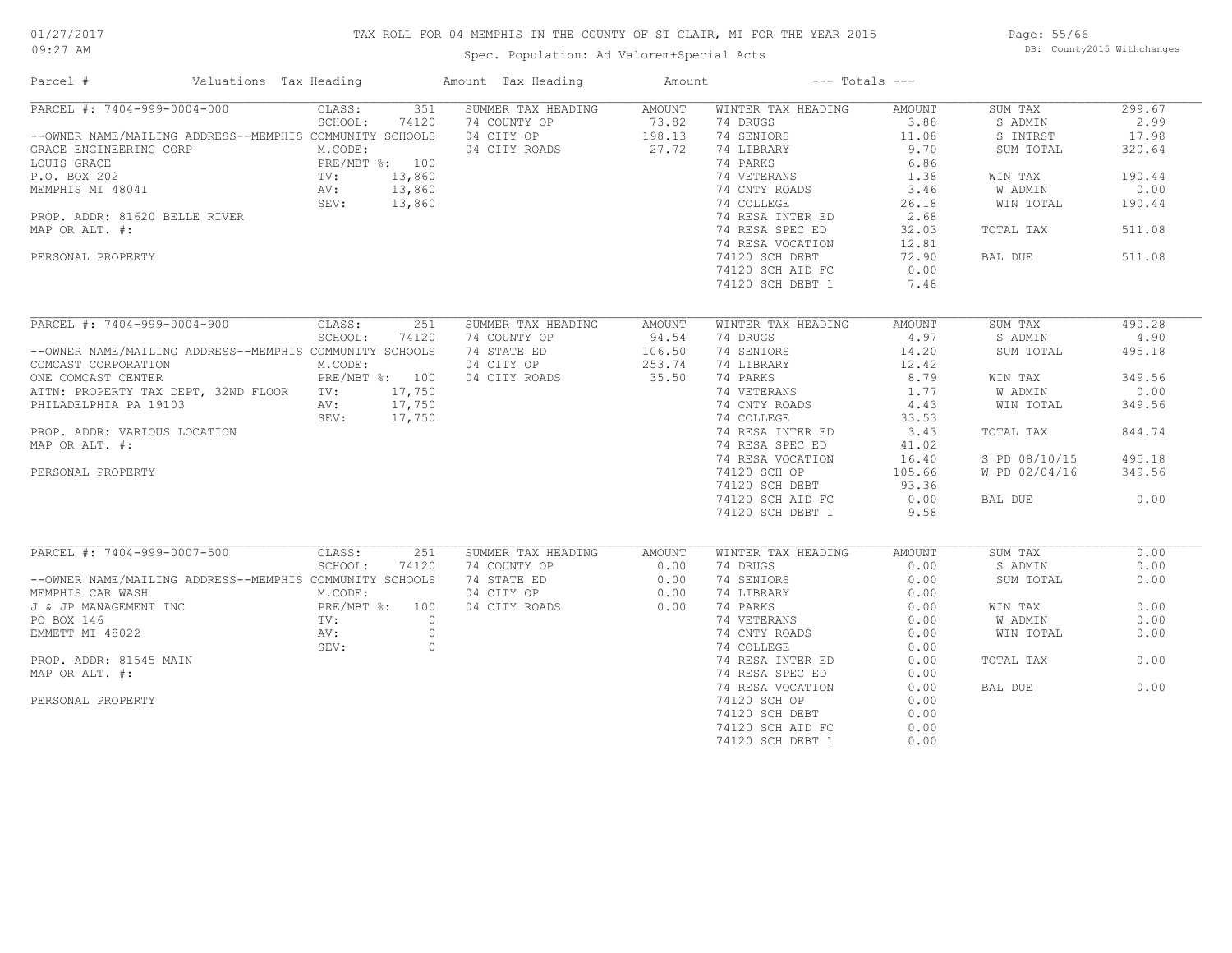01/27/2017
09:27 AM

# TAX ROLL FOR 04 MEMPHIS IN THE COUNTY OF ST CLAIR, MI FOR THE YEAR 2015

Spec. Population: Ad Valorem+Special Acts

DB: County2015 Withchanges

| Parcel # | Valuations | Tax Heading | Amount | Tax Heading | Amount | --- Totals --- | |
|---|---|---|---|---|---|---|---|

## PARCEL #: 7404-999-0004-000

| | | | | | | | |
|---|---|---|---|---|---|---|---|
| PARCEL #: 7404-999-0004-000 | CLASS: 351 | SUMMER TAX HEADING | AMOUNT | WINTER TAX HEADING | AMOUNT | SUM TAX | 299.67 |
| | SCHOOL: 74120 | 74 COUNTY OP | 73.82 | 74 DRUGS | 3.88 | S ADMIN | 2.99 |
| --OWNER NAME/MAILING ADDRESS--MEMPHIS COMMUNITY SCHOOLS | | 04 CITY OP | 198.13 | 74 SENIORS | 11.08 | S INTRST | 17.98 |
| GRACE ENGINEERING CORP | M.CODE: | 04 CITY ROADS | 27.72 | 74 LIBRARY | 9.70 | SUM TOTAL | 320.64 |
| LOUIS GRACE | PRE/MBT %: 100 | | | 74 PARKS | 6.86 | | |
| P.O. BOX 202 | TV: 13,860 | | | 74 VETERANS | 1.38 | WIN TAX | 190.44 |
| MEMPHIS MI 48041 | AV: 13,860 | | | 74 CNTY ROADS | 3.46 | W ADMIN | 0.00 |
| | SEV: 13,860 | | | 74 COLLEGE | 26.18 | WIN TOTAL | 190.44 |
| PROP. ADDR: 81620 BELLE RIVER | | | | 74 RESA INTER ED | 2.68 | | |
| MAP OR ALT. #: | | | | 74 RESA SPEC ED | 32.03 | TOTAL TAX | 511.08 |
| | | | | 74 RESA VOCATION | 12.81 | | |
| PERSONAL PROPERTY | | | | 74120 SCH DEBT | 72.90 | BAL DUE | 511.08 |
| | | | | 74120 SCH AID FC | 0.00 | | |
| | | | | 74120 SCH DEBT 1 | 7.48 | | |

## PARCEL #: 7404-999-0004-900

| | | | | | | | |
|---|---|---|---|---|---|---|---|
| PARCEL #: 7404-999-0004-900 | CLASS: 251 | SUMMER TAX HEADING | AMOUNT | WINTER TAX HEADING | AMOUNT | SUM TAX | 490.28 |
| | SCHOOL: 74120 | 74 COUNTY OP | 94.54 | 74 DRUGS | 4.97 | S ADMIN | 4.90 |
| --OWNER NAME/MAILING ADDRESS--MEMPHIS COMMUNITY SCHOOLS | | 74 STATE ED | 106.50 | 74 SENIORS | 14.20 | SUM TOTAL | 495.18 |
| COMCAST CORPORATION | M.CODE: | 04 CITY OP | 253.74 | 74 LIBRARY | 12.42 | | |
| ONE COMCAST CENTER | PRE/MBT %: 100 | 04 CITY ROADS | 35.50 | 74 PARKS | 8.79 | WIN TAX | 349.56 |
| ATTN: PROPERTY TAX DEPT, 32ND FLOOR | TV: 17,750 | | | 74 VETERANS | 1.77 | W ADMIN | 0.00 |
| PHILADELPHIA PA 19103 | AV: 17,750 | | | 74 CNTY ROADS | 4.43 | WIN TOTAL | 349.56 |
| | SEV: 17,750 | | | 74 COLLEGE | 33.53 | | |
| PROP. ADDR: VARIOUS LOCATION | | | | 74 RESA INTER ED | 3.43 | TOTAL TAX | 844.74 |
| MAP OR ALT. #: | | | | 74 RESA SPEC ED | 41.02 | | |
| | | | | 74 RESA VOCATION | 16.40 | S PD 08/10/15 | 495.18 |
| PERSONAL PROPERTY | | | | 74120 SCH OP | 105.66 | W PD 02/04/16 | 349.56 |
| | | | | 74120 SCH DEBT | 93.36 | | |
| | | | | 74120 SCH AID FC | 0.00 | BAL DUE | 0.00 |
| | | | | 74120 SCH DEBT 1 | 9.58 | | |

## PARCEL #: 7404-999-0007-500

| | | | | | | | |
|---|---|---|---|---|---|---|---|
| PARCEL #: 7404-999-0007-500 | CLASS: 251 | SUMMER TAX HEADING | AMOUNT | WINTER TAX HEADING | AMOUNT | SUM TAX | 0.00 |
| | SCHOOL: 74120 | 74 COUNTY OP | 0.00 | 74 DRUGS | 0.00 | S ADMIN | 0.00 |
| --OWNER NAME/MAILING ADDRESS--MEMPHIS COMMUNITY SCHOOLS | | 74 STATE ED | 0.00 | 74 SENIORS | 0.00 | SUM TOTAL | 0.00 |
| MEMPHIS CAR WASH | M.CODE: | 04 CITY OP | 0.00 | 74 LIBRARY | 0.00 | | |
| J & JP MANAGEMENT INC | PRE/MBT %: 100 | 04 CITY ROADS | 0.00 | 74 PARKS | 0.00 | WIN TAX | 0.00 |
| PO BOX 146 | TV: 0 | | | 74 VETERANS | 0.00 | W ADMIN | 0.00 |
| EMMETT MI 48022 | AV: 0 | | | 74 CNTY ROADS | 0.00 | WIN TOTAL | 0.00 |
| | SEV: 0 | | | 74 COLLEGE | 0.00 | | |
| PROP. ADDR: 81545 MAIN | | | | 74 RESA INTER ED | 0.00 | TOTAL TAX | 0.00 |
| MAP OR ALT. #: | | | | 74 RESA SPEC ED | 0.00 | | |
| | | | | 74 RESA VOCATION | 0.00 | BAL DUE | 0.00 |
| PERSONAL PROPERTY | | | | 74120 SCH OP | 0.00 | | |
| | | | | 74120 SCH DEBT | 0.00 | | |
| | | | | 74120 SCH AID FC | 0.00 | | |
| | | | | 74120 SCH DEBT 1 | 0.00 | | |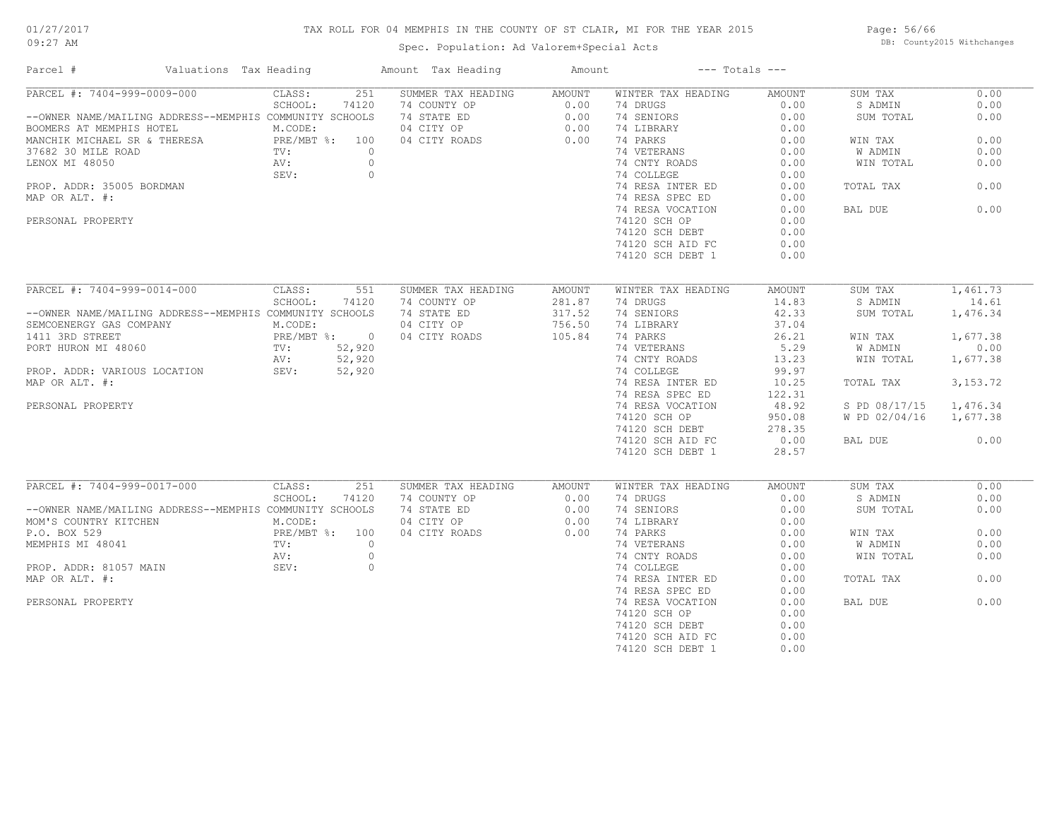# TAX ROLL FOR 04 MEMPHIS IN THE COUNTY OF ST CLAIR, MI FOR THE YEAR 2015

Spec. Population: Ad Valorem+Special Acts

DB: County2015 Withchanges

01/27/2017
09:27 AM

| Parcel # | Valuations | Tax Heading | Amount | Tax Heading | Amount | --- Totals --- | |
|---|---|---|---|---|---|---|---|

## PARCEL #: 7404-999-0009-000

--OWNER NAME/MAILING ADDRESS--MEMPHIS COMMUNITY SCHOOLS
BOOMERS AT MEMPHIS HOTEL
MANCHIK MICHAEL SR & THERESA
37682 30 MILE ROAD
LENOX MI 48050

PROP. ADDR: 35005 BORDMAN
MAP OR ALT. #:

PERSONAL PROPERTY

| Valuations | | Summer Tax Heading | Amount | Winter Tax Heading | Amount | Totals | |
|---|---|---|---|---|---|---|---|
| CLASS: | 251 | 74 COUNTY OP | 0.00 | 74 DRUGS | 0.00 | SUM TAX | 0.00 |
| SCHOOL: | 74120 | 74 STATE ED | 0.00 | 74 SENIORS | 0.00 | S ADMIN | 0.00 |
| M.CODE: | | 04 CITY OP | 0.00 | 74 LIBRARY | 0.00 | SUM TOTAL | 0.00 |
| PRE/MBT %: | 100 | 04 CITY ROADS | 0.00 | 74 PARKS | 0.00 | WIN TAX | 0.00 |
| TV: | 0 | | | 74 VETERANS | 0.00 | W ADMIN | 0.00 |
| AV: | 0 | | | 74 CNTY ROADS | 0.00 | WIN TOTAL | 0.00 |
| SEV: | 0 | | | 74 COLLEGE | 0.00 | | |
| | | | | 74 RESA INTER ED | 0.00 | TOTAL TAX | 0.00 |
| | | | | 74 RESA SPEC ED | 0.00 | | |
| | | | | 74 RESA VOCATION | 0.00 | BAL DUE | 0.00 |
| | | | | 74120 SCH OP | 0.00 | | |
| | | | | 74120 SCH DEBT | 0.00 | | |
| | | | | 74120 SCH AID FC | 0.00 | | |
| | | | | 74120 SCH DEBT 1 | 0.00 | | |

## PARCEL #: 7404-999-0014-000

--OWNER NAME/MAILING ADDRESS--MEMPHIS COMMUNITY SCHOOLS
SEMCOENERGY GAS COMPANY
1411 3RD STREET
PORT HURON MI 48060

PROP. ADDR: VARIOUS LOCATION
MAP OR ALT. #:

PERSONAL PROPERTY

| Valuations | | Summer Tax Heading | Amount | Winter Tax Heading | Amount | Totals | |
|---|---|---|---|---|---|---|---|
| CLASS: | 551 | 74 COUNTY OP | 281.87 | 74 DRUGS | 14.83 | SUM TAX | 1,461.73 |
| SCHOOL: | 74120 | 74 STATE ED | 317.52 | 74 SENIORS | 42.33 | S ADMIN | 14.61 |
| M.CODE: | | 04 CITY OP | 756.50 | 74 LIBRARY | 37.04 | SUM TOTAL | 1,476.34 |
| PRE/MBT %: | 0 | 04 CITY ROADS | 105.84 | 74 PARKS | 26.21 | WIN TAX | 1,677.38 |
| TV: | 52,920 | | | 74 VETERANS | 5.29 | W ADMIN | 0.00 |
| AV: | 52,920 | | | 74 CNTY ROADS | 13.23 | WIN TOTAL | 1,677.38 |
| SEV: | 52,920 | | | 74 COLLEGE | 99.97 | | |
| | | | | 74 RESA INTER ED | 10.25 | TOTAL TAX | 3,153.72 |
| | | | | 74 RESA SPEC ED | 122.31 | | |
| | | | | 74 RESA VOCATION | 48.92 | S PD 08/17/15 | 1,476.34 |
| | | | | 74120 SCH OP | 950.08 | W PD 02/04/16 | 1,677.38 |
| | | | | 74120 SCH DEBT | 278.35 | | |
| | | | | 74120 SCH AID FC | 0.00 | BAL DUE | 0.00 |
| | | | | 74120 SCH DEBT 1 | 28.57 | | |

## PARCEL #: 7404-999-0017-000

--OWNER NAME/MAILING ADDRESS--MEMPHIS COMMUNITY SCHOOLS
MOM'S COUNTRY KITCHEN
P.O. BOX 529
MEMPHIS MI 48041

PROP. ADDR: 81057 MAIN
MAP OR ALT. #:

PERSONAL PROPERTY

| Valuations | | Summer Tax Heading | Amount | Winter Tax Heading | Amount | Totals | |
|---|---|---|---|---|---|---|---|
| CLASS: | 251 | 74 COUNTY OP | 0.00 | 74 DRUGS | 0.00 | SUM TAX | 0.00 |
| SCHOOL: | 74120 | 74 STATE ED | 0.00 | 74 SENIORS | 0.00 | S ADMIN | 0.00 |
| M.CODE: | | 04 CITY OP | 0.00 | 74 LIBRARY | 0.00 | SUM TOTAL | 0.00 |
| PRE/MBT %: | 100 | 04 CITY ROADS | 0.00 | 74 PARKS | 0.00 | WIN TAX | 0.00 |
| TV: | 0 | | | 74 VETERANS | 0.00 | W ADMIN | 0.00 |
| AV: | 0 | | | 74 CNTY ROADS | 0.00 | WIN TOTAL | 0.00 |
| SEV: | 0 | | | 74 COLLEGE | 0.00 | | |
| | | | | 74 RESA INTER ED | 0.00 | TOTAL TAX | 0.00 |
| | | | | 74 RESA SPEC ED | 0.00 | | |
| | | | | 74 RESA VOCATION | 0.00 | BAL DUE | 0.00 |
| | | | | 74120 SCH OP | 0.00 | | |
| | | | | 74120 SCH DEBT | 0.00 | | |
| | | | | 74120 SCH AID FC | 0.00 | | |
| | | | | 74120 SCH DEBT 1 | 0.00 | | |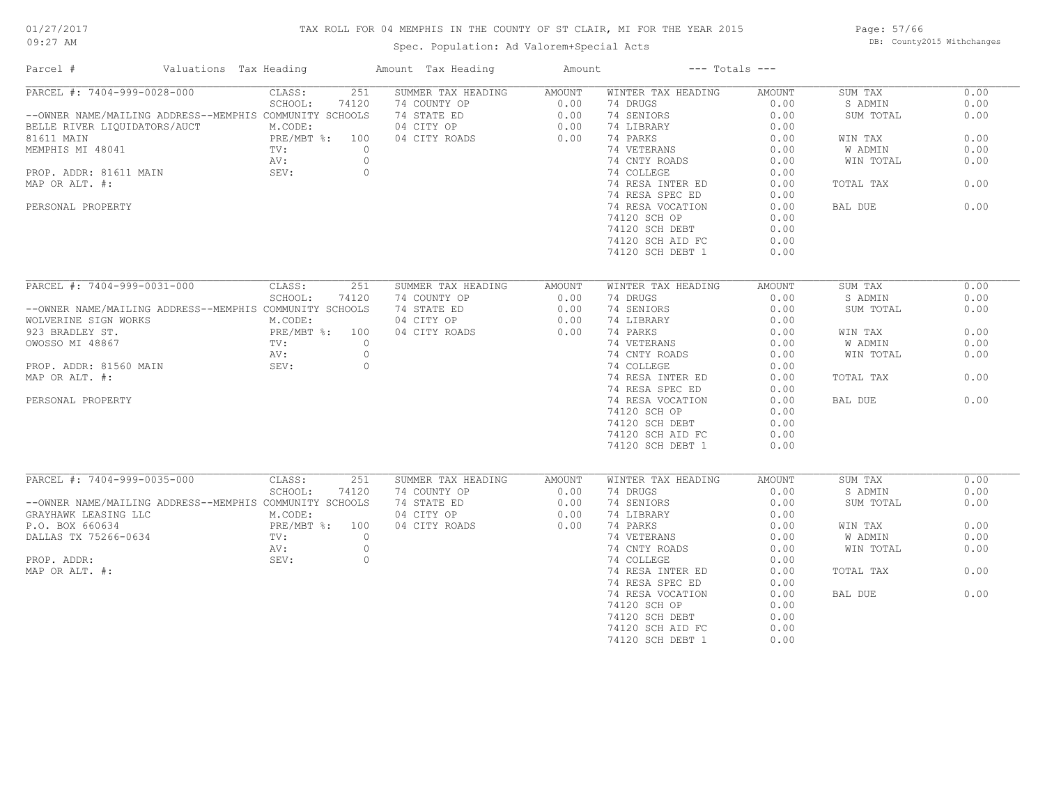# TAX ROLL FOR 04 MEMPHIS IN THE COUNTY OF ST CLAIR, MI FOR THE YEAR 2015

Spec. Population: Ad Valorem+Special Acts

01/27/2017 09:27 AM — DB: County2015 Withchanges

| Parcel # | Valuations | Tax Heading | Amount | Tax Heading | Amount | --- Totals --- | |
|---|---|---|---|---|---|---|---|
| PARCEL #: 7404-999-0028-000 | CLASS: 251 | SUMMER TAX HEADING | AMOUNT | WINTER TAX HEADING | AMOUNT | SUM TAX | 0.00 |
| | SCHOOL: 74120 | 74 COUNTY OP | 0.00 | 74 DRUGS | 0.00 | S ADMIN | 0.00 |
| --OWNER NAME/MAILING ADDRESS--MEMPHIS COMMUNITY SCHOOLS | | 74 STATE ED | 0.00 | 74 SENIORS | 0.00 | SUM TOTAL | 0.00 |
| BELLE RIVER LIQUIDATORS/AUCT | M.CODE: | 04 CITY OP | 0.00 | 74 LIBRARY | 0.00 | | |
| 81611 MAIN | PRE/MBT %: 100 | 04 CITY ROADS | 0.00 | 74 PARKS | 0.00 | WIN TAX | 0.00 |
| MEMPHIS MI 48041 | TV: 0 | | | 74 VETERANS | 0.00 | W ADMIN | 0.00 |
| | AV: 0 | | | 74 CNTY ROADS | 0.00 | WIN TOTAL | 0.00 |
| PROP. ADDR: 81611 MAIN | SEV: 0 | | | 74 COLLEGE | 0.00 | | |
| MAP OR ALT. #: | | | | 74 RESA INTER ED | 0.00 | TOTAL TAX | 0.00 |
| | | | | 74 RESA SPEC ED | 0.00 | | |
| PERSONAL PROPERTY | | | | 74 RESA VOCATION | 0.00 | BAL DUE | 0.00 |
| | | | | 74120 SCH OP | 0.00 | | |
| | | | | 74120 SCH DEBT | 0.00 | | |
| | | | | 74120 SCH AID FC | 0.00 | | |
| | | | | 74120 SCH DEBT 1 | 0.00 | | |
| PARCEL #: 7404-999-0031-000 | CLASS: 251 | SUMMER TAX HEADING | AMOUNT | WINTER TAX HEADING | AMOUNT | SUM TAX | 0.00 |
| | SCHOOL: 74120 | 74 COUNTY OP | 0.00 | 74 DRUGS | 0.00 | S ADMIN | 0.00 |
| --OWNER NAME/MAILING ADDRESS--MEMPHIS COMMUNITY SCHOOLS | | 74 STATE ED | 0.00 | 74 SENIORS | 0.00 | SUM TOTAL | 0.00 |
| WOLVERINE SIGN WORKS | M.CODE: | 04 CITY OP | 0.00 | 74 LIBRARY | 0.00 | | |
| 923 BRADLEY ST. | PRE/MBT %: 100 | 04 CITY ROADS | 0.00 | 74 PARKS | 0.00 | WIN TAX | 0.00 |
| OWOSSO MI 48867 | TV: 0 | | | 74 VETERANS | 0.00 | W ADMIN | 0.00 |
| | AV: 0 | | | 74 CNTY ROADS | 0.00 | WIN TOTAL | 0.00 |
| PROP. ADDR: 81560 MAIN | SEV: 0 | | | 74 COLLEGE | 0.00 | | |
| MAP OR ALT. #: | | | | 74 RESA INTER ED | 0.00 | TOTAL TAX | 0.00 |
| | | | | 74 RESA SPEC ED | 0.00 | | |
| PERSONAL PROPERTY | | | | 74 RESA VOCATION | 0.00 | BAL DUE | 0.00 |
| | | | | 74120 SCH OP | 0.00 | | |
| | | | | 74120 SCH DEBT | 0.00 | | |
| | | | | 74120 SCH AID FC | 0.00 | | |
| | | | | 74120 SCH DEBT 1 | 0.00 | | |
| PARCEL #: 7404-999-0035-000 | CLASS: 251 | SUMMER TAX HEADING | AMOUNT | WINTER TAX HEADING | AMOUNT | SUM TAX | 0.00 |
| | SCHOOL: 74120 | 74 COUNTY OP | 0.00 | 74 DRUGS | 0.00 | S ADMIN | 0.00 |
| --OWNER NAME/MAILING ADDRESS--MEMPHIS COMMUNITY SCHOOLS | | 74 STATE ED | 0.00 | 74 SENIORS | 0.00 | SUM TOTAL | 0.00 |
| GRAYHAWK LEASING LLC | M.CODE: | 04 CITY OP | 0.00 | 74 LIBRARY | 0.00 | | |
| P.O. BOX 660634 | PRE/MBT %: 100 | 04 CITY ROADS | 0.00 | 74 PARKS | 0.00 | WIN TAX | 0.00 |
| DALLAS TX 75266-0634 | TV: 0 | | | 74 VETERANS | 0.00 | W ADMIN | 0.00 |
| | AV: 0 | | | 74 CNTY ROADS | 0.00 | WIN TOTAL | 0.00 |
| PROP. ADDR: | SEV: 0 | | | 74 COLLEGE | 0.00 | | |
| MAP OR ALT. #: | | | | 74 RESA INTER ED | 0.00 | TOTAL TAX | 0.00 |
| | | | | 74 RESA SPEC ED | 0.00 | | |
| | | | | 74 RESA VOCATION | 0.00 | BAL DUE | 0.00 |
| | | | | 74120 SCH OP | 0.00 | | |
| | | | | 74120 SCH DEBT | 0.00 | | |
| | | | | 74120 SCH AID FC | 0.00 | | |
| | | | | 74120 SCH DEBT 1 | 0.00 | | |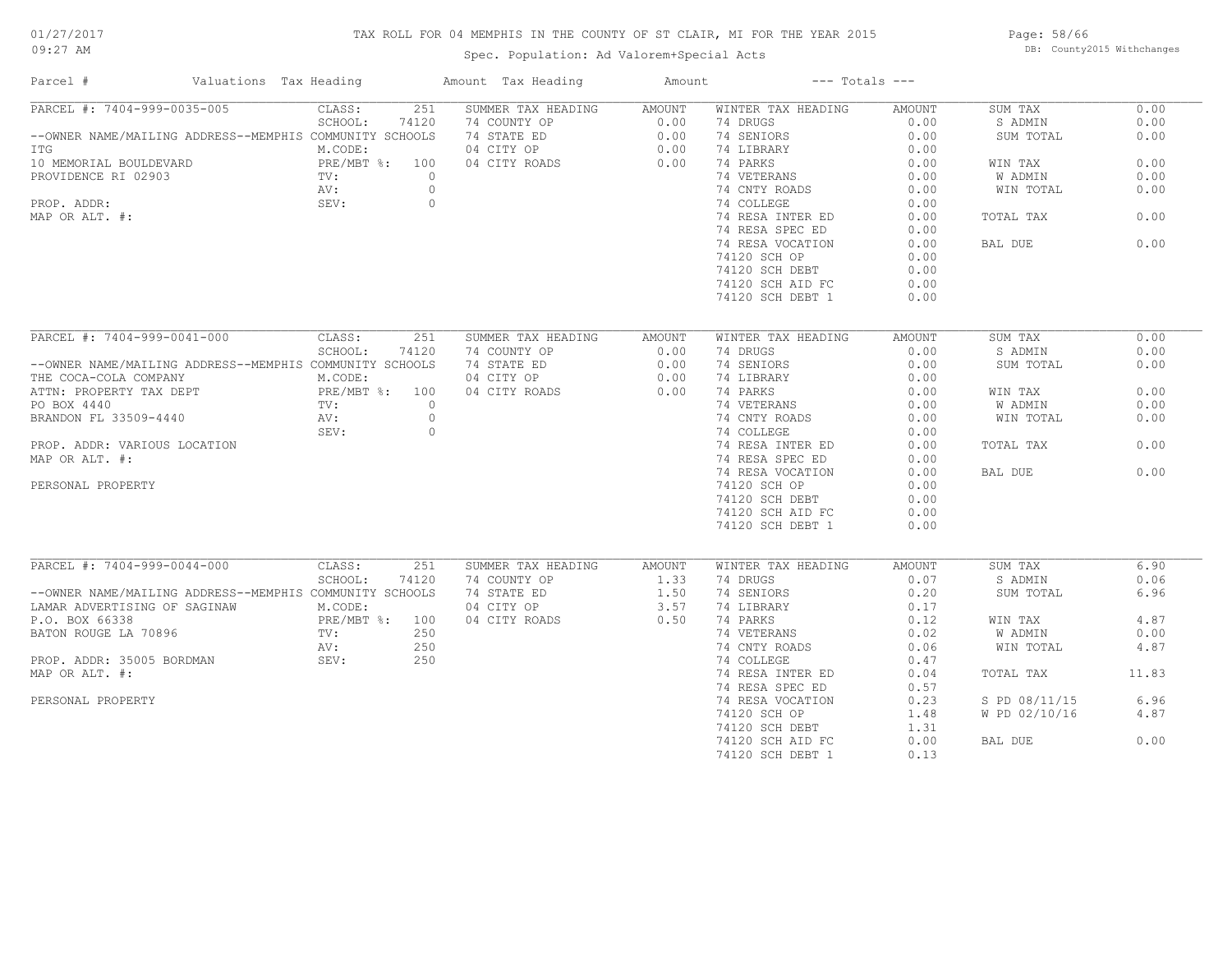# TAX ROLL FOR 04 MEMPHIS IN THE COUNTY OF ST CLAIR, MI FOR THE YEAR 2015

01/27/2017
09:27 AM

Spec. Population: Ad Valorem+Special Acts

DB: County2015 Withchanges

| Parcel # | Valuations | Tax Heading | Amount | Tax Heading | Amount | --- Totals --- | |
|---|---|---|---|---|---|---|---|
| PARCEL #: 7404-999-0035-005 | CLASS: 251 | SUMMER TAX HEADING | AMOUNT | WINTER TAX HEADING | AMOUNT | SUM TAX | 0.00 |
| | SCHOOL: 74120 | 74 COUNTY OP | 0.00 | 74 DRUGS | 0.00 | S ADMIN | 0.00 |
| --OWNER NAME/MAILING ADDRESS--MEMPHIS COMMUNITY SCHOOLS | | 74 STATE ED | 0.00 | 74 SENIORS | 0.00 | SUM TOTAL | 0.00 |
| ITG | M.CODE: | 04 CITY OP | 0.00 | 74 LIBRARY | 0.00 | | |
| 10 MEMORIAL BOULDEVARD | PRE/MBT %: 100 | 04 CITY ROADS | 0.00 | 74 PARKS | 0.00 | WIN TAX | 0.00 |
| PROVIDENCE RI 02903 | TV: 0 | | | 74 VETERANS | 0.00 | W ADMIN | 0.00 |
| | AV: 0 | | | 74 CNTY ROADS | 0.00 | WIN TOTAL | 0.00 |
| PROP. ADDR: | SEV: 0 | | | 74 COLLEGE | 0.00 | | |
| MAP OR ALT. #: | | | | 74 RESA INTER ED | 0.00 | TOTAL TAX | 0.00 |
| | | | | 74 RESA SPEC ED | 0.00 | | |
| | | | | 74 RESA VOCATION | 0.00 | BAL DUE | 0.00 |
| | | | | 74120 SCH OP | 0.00 | | |
| | | | | 74120 SCH DEBT | 0.00 | | |
| | | | | 74120 SCH AID FC | 0.00 | | |
| | | | | 74120 SCH DEBT 1 | 0.00 | | |

| Parcel # | Valuations | Tax Heading | Amount | Tax Heading | Amount | --- Totals --- | |
|---|---|---|---|---|---|---|---|
| PARCEL #: 7404-999-0041-000 | CLASS: 251 | SUMMER TAX HEADING | AMOUNT | WINTER TAX HEADING | AMOUNT | SUM TAX | 0.00 |
| | SCHOOL: 74120 | 74 COUNTY OP | 0.00 | 74 DRUGS | 0.00 | S ADMIN | 0.00 |
| --OWNER NAME/MAILING ADDRESS--MEMPHIS COMMUNITY SCHOOLS | | 74 STATE ED | 0.00 | 74 SENIORS | 0.00 | SUM TOTAL | 0.00 |
| THE COCA-COLA COMPANY | M.CODE: | 04 CITY OP | 0.00 | 74 LIBRARY | 0.00 | | |
| ATTN: PROPERTY TAX DEPT | PRE/MBT %: 100 | 04 CITY ROADS | 0.00 | 74 PARKS | 0.00 | WIN TAX | 0.00 |
| PO BOX 4440 | TV: 0 | | | 74 VETERANS | 0.00 | W ADMIN | 0.00 |
| BRANDON FL 33509-4440 | AV: 0 | | | 74 CNTY ROADS | 0.00 | WIN TOTAL | 0.00 |
| | SEV: 0 | | | 74 COLLEGE | 0.00 | | |
| PROP. ADDR: VARIOUS LOCATION | | | | 74 RESA INTER ED | 0.00 | TOTAL TAX | 0.00 |
| MAP OR ALT. #: | | | | 74 RESA SPEC ED | 0.00 | | |
| | | | | 74 RESA VOCATION | 0.00 | BAL DUE | 0.00 |
| PERSONAL PROPERTY | | | | 74120 SCH OP | 0.00 | | |
| | | | | 74120 SCH DEBT | 0.00 | | |
| | | | | 74120 SCH AID FC | 0.00 | | |
| | | | | 74120 SCH DEBT 1 | 0.00 | | |

| Parcel # | Valuations | Tax Heading | Amount | Tax Heading | Amount | --- Totals --- | |
|---|---|---|---|---|---|---|---|
| PARCEL #: 7404-999-0044-000 | CLASS: 251 | SUMMER TAX HEADING | AMOUNT | WINTER TAX HEADING | AMOUNT | SUM TAX | 6.90 |
| | SCHOOL: 74120 | 74 COUNTY OP | 1.33 | 74 DRUGS | 0.07 | S ADMIN | 0.06 |
| --OWNER NAME/MAILING ADDRESS--MEMPHIS COMMUNITY SCHOOLS | | 74 STATE ED | 1.50 | 74 SENIORS | 0.20 | SUM TOTAL | 6.96 |
| LAMAR ADVERTISING OF SAGINAW | M.CODE: | 04 CITY OP | 3.57 | 74 LIBRARY | 0.17 | | |
| P.O. BOX 66338 | PRE/MBT %: 100 | 04 CITY ROADS | 0.50 | 74 PARKS | 0.12 | WIN TAX | 4.87 |
| BATON ROUGE LA 70896 | TV: 250 | | | 74 VETERANS | 0.02 | W ADMIN | 0.00 |
| | AV: 250 | | | 74 CNTY ROADS | 0.06 | WIN TOTAL | 4.87 |
| PROP. ADDR: 35005 BORDMAN | SEV: 250 | | | 74 COLLEGE | 0.47 | | |
| MAP OR ALT. #: | | | | 74 RESA INTER ED | 0.04 | TOTAL TAX | 11.83 |
| | | | | 74 RESA SPEC ED | 0.57 | | |
| PERSONAL PROPERTY | | | | 74 RESA VOCATION | 0.23 | S PD 08/11/15 | 6.96 |
| | | | | 74120 SCH OP | 1.48 | W PD 02/10/16 | 4.87 |
| | | | | 74120 SCH DEBT | 1.31 | | |
| | | | | 74120 SCH AID FC | 0.00 | BAL DUE | 0.00 |
| | | | | 74120 SCH DEBT 1 | 0.13 | | |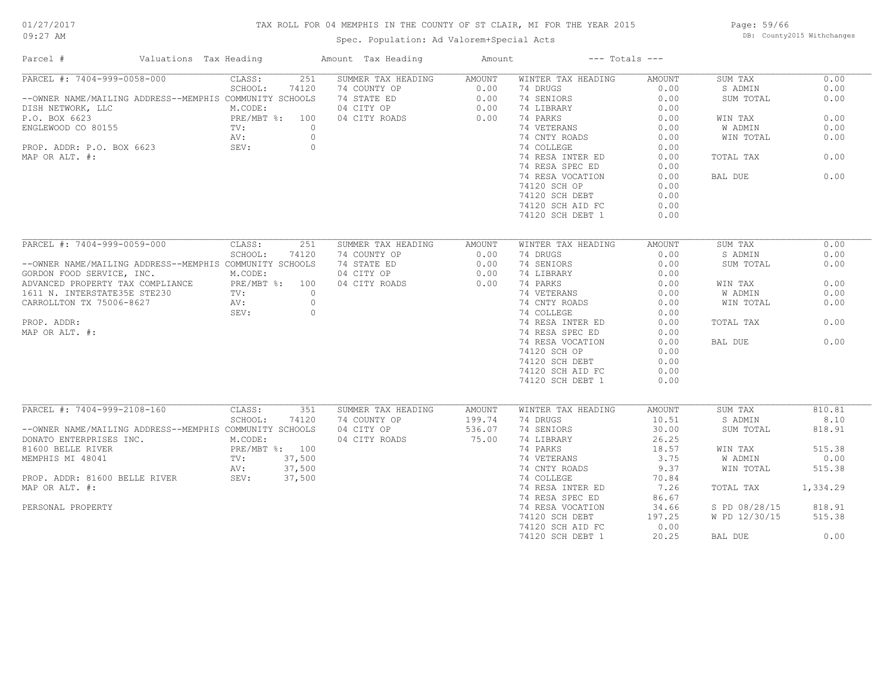# TAX ROLL FOR 04 MEMPHIS IN THE COUNTY OF ST CLAIR, MI FOR THE YEAR 2015

Spec. Population: Ad Valorem+Special Acts

01/27/2017 09:27 AM — DB: County2015 Withchanges

| Parcel # | Valuations | Tax Heading | Amount | Tax Heading | Amount | --- Totals --- | |
|---|---|---|---|---|---|---|---|
| PARCEL #: 7404-999-0058-000 | CLASS: 251 | SUMMER TAX HEADING | AMOUNT | WINTER TAX HEADING | AMOUNT | SUM TAX | 0.00 |
| | SCHOOL: 74120 | 74 COUNTY OP | 0.00 | 74 DRUGS | 0.00 | S ADMIN | 0.00 |
| --OWNER NAME/MAILING ADDRESS--MEMPHIS COMMUNITY SCHOOLS | | 74 STATE ED | 0.00 | 74 SENIORS | 0.00 | SUM TOTAL | 0.00 |
| DISH NETWORK, LLC | M.CODE: | 04 CITY OP | 0.00 | 74 LIBRARY | 0.00 | | |
| P.O. BOX 6623 | PRE/MBT %: 100 | 04 CITY ROADS | 0.00 | 74 PARKS | 0.00 | WIN TAX | 0.00 |
| ENGLEWOOD CO 80155 | TV: 0 | | | 74 VETERANS | 0.00 | W ADMIN | 0.00 |
| | AV: 0 | | | 74 CNTY ROADS | 0.00 | WIN TOTAL | 0.00 |
| PROP. ADDR: P.O. BOX 6623 | SEV: 0 | | | 74 COLLEGE | 0.00 | | |
| MAP OR ALT. #: | | | | 74 RESA INTER ED | 0.00 | TOTAL TAX | 0.00 |
| | | | | 74 RESA SPEC ED | 0.00 | | |
| | | | | 74 RESA VOCATION | 0.00 | BAL DUE | 0.00 |
| | | | | 74120 SCH OP | 0.00 | | |
| | | | | 74120 SCH DEBT | 0.00 | | |
| | | | | 74120 SCH AID FC | 0.00 | | |
| | | | | 74120 SCH DEBT 1 | 0.00 | | |
| PARCEL #: 7404-999-0059-000 | CLASS: 251 | SUMMER TAX HEADING | AMOUNT | WINTER TAX HEADING | AMOUNT | SUM TAX | 0.00 |
| | SCHOOL: 74120 | 74 COUNTY OP | 0.00 | 74 DRUGS | 0.00 | S ADMIN | 0.00 |
| --OWNER NAME/MAILING ADDRESS--MEMPHIS COMMUNITY SCHOOLS | | 74 STATE ED | 0.00 | 74 SENIORS | 0.00 | SUM TOTAL | 0.00 |
| GORDON FOOD SERVICE, INC. | M.CODE: | 04 CITY OP | 0.00 | 74 LIBRARY | 0.00 | | |
| ADVANCED PROPERTY TAX COMPLIANCE | PRE/MBT %: 100 | 04 CITY ROADS | 0.00 | 74 PARKS | 0.00 | WIN TAX | 0.00 |
| 1611 N. INTERSTATE35E STE230 | TV: 0 | | | 74 VETERANS | 0.00 | W ADMIN | 0.00 |
| CARROLLTON TX 75006-8627 | AV: 0 | | | 74 CNTY ROADS | 0.00 | WIN TOTAL | 0.00 |
| | SEV: 0 | | | 74 COLLEGE | 0.00 | | |
| PROP. ADDR: | | | | 74 RESA INTER ED | 0.00 | TOTAL TAX | 0.00 |
| MAP OR ALT. #: | | | | 74 RESA SPEC ED | 0.00 | | |
| | | | | 74 RESA VOCATION | 0.00 | BAL DUE | 0.00 |
| | | | | 74120 SCH OP | 0.00 | | |
| | | | | 74120 SCH DEBT | 0.00 | | |
| | | | | 74120 SCH AID FC | 0.00 | | |
| | | | | 74120 SCH DEBT 1 | 0.00 | | |
| PARCEL #: 7404-999-2108-160 | CLASS: 351 | SUMMER TAX HEADING | AMOUNT | WINTER TAX HEADING | AMOUNT | SUM TAX | 810.81 |
| | SCHOOL: 74120 | 74 COUNTY OP | 199.74 | 74 DRUGS | 10.51 | S ADMIN | 8.10 |
| --OWNER NAME/MAILING ADDRESS--MEMPHIS COMMUNITY SCHOOLS | | 04 CITY OP | 536.07 | 74 SENIORS | 30.00 | SUM TOTAL | 818.91 |
| DONATO ENTERPRISES INC. | M.CODE: | 04 CITY ROADS | 75.00 | 74 LIBRARY | 26.25 | | |
| 81600 BELLE RIVER | PRE/MBT %: 100 | | | 74 PARKS | 18.57 | WIN TAX | 515.38 |
| MEMPHIS MI 48041 | TV: 37,500 | | | 74 VETERANS | 3.75 | W ADMIN | 0.00 |
| | AV: 37,500 | | | 74 CNTY ROADS | 9.37 | WIN TOTAL | 515.38 |
| PROP. ADDR: 81600 BELLE RIVER | SEV: 37,500 | | | 74 COLLEGE | 70.84 | | |
| MAP OR ALT. #: | | | | 74 RESA INTER ED | 7.26 | TOTAL TAX | 1,334.29 |
| | | | | 74 RESA SPEC ED | 86.67 | | |
| PERSONAL PROPERTY | | | | 74 RESA VOCATION | 34.66 | S PD 08/28/15 | 818.91 |
| | | | | 74120 SCH DEBT | 197.25 | W PD 12/30/15 | 515.38 |
| | | | | 74120 SCH AID FC | 0.00 | | |
| | | | | 74120 SCH DEBT 1 | 20.25 | BAL DUE | 0.00 |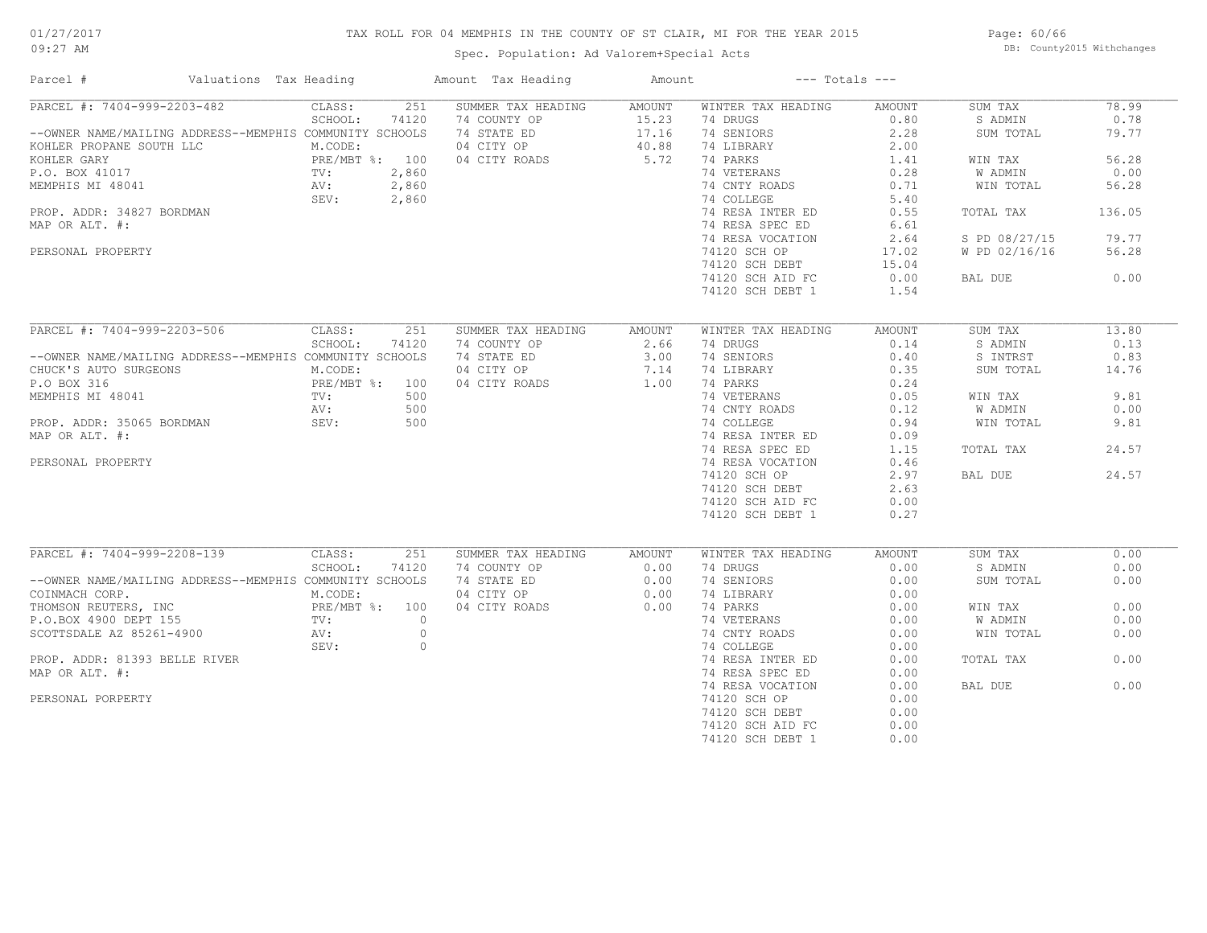# TAX ROLL FOR 04 MEMPHIS IN THE COUNTY OF ST CLAIR, MI FOR THE YEAR 2015

Spec. Population: Ad Valorem+Special Acts

01/27/2017 09:27 AM — DB: County2015 Withchanges

| Parcel # | Valuations | Tax Heading | Amount | Tax Heading | Amount | --- Totals --- | |
|---|---|---|---|---|---|---|---|

## PARCEL #: 7404-999-2203-482

--OWNER NAME/MAILING ADDRESS--
KOHLER PROPANE SOUTH LLC
KOHLER GARY
P.O. BOX 41017
MEMPHIS MI 48041

PROP. ADDR: 34827 BORDMAN
MAP OR ALT. #:

PERSONAL PROPERTY

| Valuations | | Summer Tax Heading | Amount | Winter Tax Heading | Amount | Totals | |
|---|---|---|---|---|---|---|---|
| CLASS: | 251 | 74 COUNTY OP | 15.23 | 74 DRUGS | 0.80 | SUM TAX | 78.99 |
| SCHOOL: | 74120 | 74 STATE ED | 17.16 | 74 SENIORS | 2.28 | S ADMIN | 0.78 |
| MEMPHIS COMMUNITY SCHOOLS | | 04 CITY OP | 40.88 | 74 LIBRARY | 2.00 | SUM TOTAL | 79.77 |
| M.CODE: | | 04 CITY ROADS | 5.72 | 74 PARKS | 1.41 | | |
| PRE/MBT %: | 100 | | | 74 VETERANS | 0.28 | WIN TAX | 56.28 |
| TV: | 2,860 | | | 74 CNTY ROADS | 0.71 | W ADMIN | 0.00 |
| AV: | 2,860 | | | 74 COLLEGE | 5.40 | WIN TOTAL | 56.28 |
| SEV: | 2,860 | | | 74 RESA INTER ED | 0.55 | | |
| | | | | 74 RESA SPEC ED | 6.61 | TOTAL TAX | 136.05 |
| | | | | 74 RESA VOCATION | 2.64 | | |
| | | | | 74120 SCH OP | 17.02 | S PD 08/27/15 | 79.77 |
| | | | | 74120 SCH DEBT | 15.04 | W PD 02/16/16 | 56.28 |
| | | | | 74120 SCH AID FC | 0.00 | | |
| | | | | 74120 SCH DEBT 1 | 1.54 | BAL DUE | 0.00 |

## PARCEL #: 7404-999-2203-506

--OWNER NAME/MAILING ADDRESS--
CHUCK'S AUTO SURGEONS
P.O BOX 316
MEMPHIS MI 48041

PROP. ADDR: 35065 BORDMAN
MAP OR ALT. #:

PERSONAL PROPERTY

| Valuations | | Summer Tax Heading | Amount | Winter Tax Heading | Amount | Totals | |
|---|---|---|---|---|---|---|---|
| CLASS: | 251 | 74 COUNTY OP | 2.66 | 74 DRUGS | 0.14 | SUM TAX | 13.80 |
| SCHOOL: | 74120 | 74 STATE ED | 3.00 | 74 SENIORS | 0.40 | S ADMIN | 0.13 |
| MEMPHIS COMMUNITY SCHOOLS | | 04 CITY OP | 7.14 | 74 LIBRARY | 0.35 | S INTRST | 0.83 |
| M.CODE: | | 04 CITY ROADS | 1.00 | 74 PARKS | 0.24 | SUM TOTAL | 14.76 |
| PRE/MBT %: | 100 | | | 74 VETERANS | 0.05 | | |
| TV: | 500 | | | 74 CNTY ROADS | 0.12 | WIN TAX | 9.81 |
| AV: | 500 | | | 74 COLLEGE | 0.94 | W ADMIN | 0.00 |
| SEV: | 500 | | | 74 RESA INTER ED | 0.09 | WIN TOTAL | 9.81 |
| | | | | 74 RESA SPEC ED | 1.15 | | |
| | | | | 74 RESA VOCATION | 0.46 | TOTAL TAX | 24.57 |
| | | | | 74120 SCH OP | 2.97 | | |
| | | | | 74120 SCH DEBT | 2.63 | BAL DUE | 24.57 |
| | | | | 74120 SCH AID FC | 0.00 | | |
| | | | | 74120 SCH DEBT 1 | 0.27 | | |

## PARCEL #: 7404-999-2208-139

--OWNER NAME/MAILING ADDRESS--
COINMACH CORP.
THOMSON REUTERS, INC
P.O.BOX 4900 DEPT 155
SCOTTSDALE AZ 85261-4900

PROP. ADDR: 81393 BELLE RIVER
MAP OR ALT. #:

PERSONAL PORPERTY

| Valuations | | Summer Tax Heading | Amount | Winter Tax Heading | Amount | Totals | |
|---|---|---|---|---|---|---|---|
| CLASS: | 251 | 74 COUNTY OP | 0.00 | 74 DRUGS | 0.00 | SUM TAX | 0.00 |
| SCHOOL: | 74120 | 74 STATE ED | 0.00 | 74 SENIORS | 0.00 | S ADMIN | 0.00 |
| MEMPHIS COMMUNITY SCHOOLS | | 04 CITY OP | 0.00 | 74 LIBRARY | 0.00 | SUM TOTAL | 0.00 |
| M.CODE: | | 04 CITY ROADS | 0.00 | 74 PARKS | 0.00 | | |
| PRE/MBT %: | 100 | | | 74 VETERANS | 0.00 | WIN TAX | 0.00 |
| TV: | 0 | | | 74 CNTY ROADS | 0.00 | W ADMIN | 0.00 |
| AV: | 0 | | | 74 COLLEGE | 0.00 | WIN TOTAL | 0.00 |
| SEV: | 0 | | | 74 RESA INTER ED | 0.00 | | |
| | | | | 74 RESA SPEC ED | 0.00 | TOTAL TAX | 0.00 |
| | | | | 74 RESA VOCATION | 0.00 | | |
| | | | | 74120 SCH OP | 0.00 | BAL DUE | 0.00 |
| | | | | 74120 SCH DEBT | 0.00 | | |
| | | | | 74120 SCH AID FC | 0.00 | | |
| | | | | 74120 SCH DEBT 1 | 0.00 | | |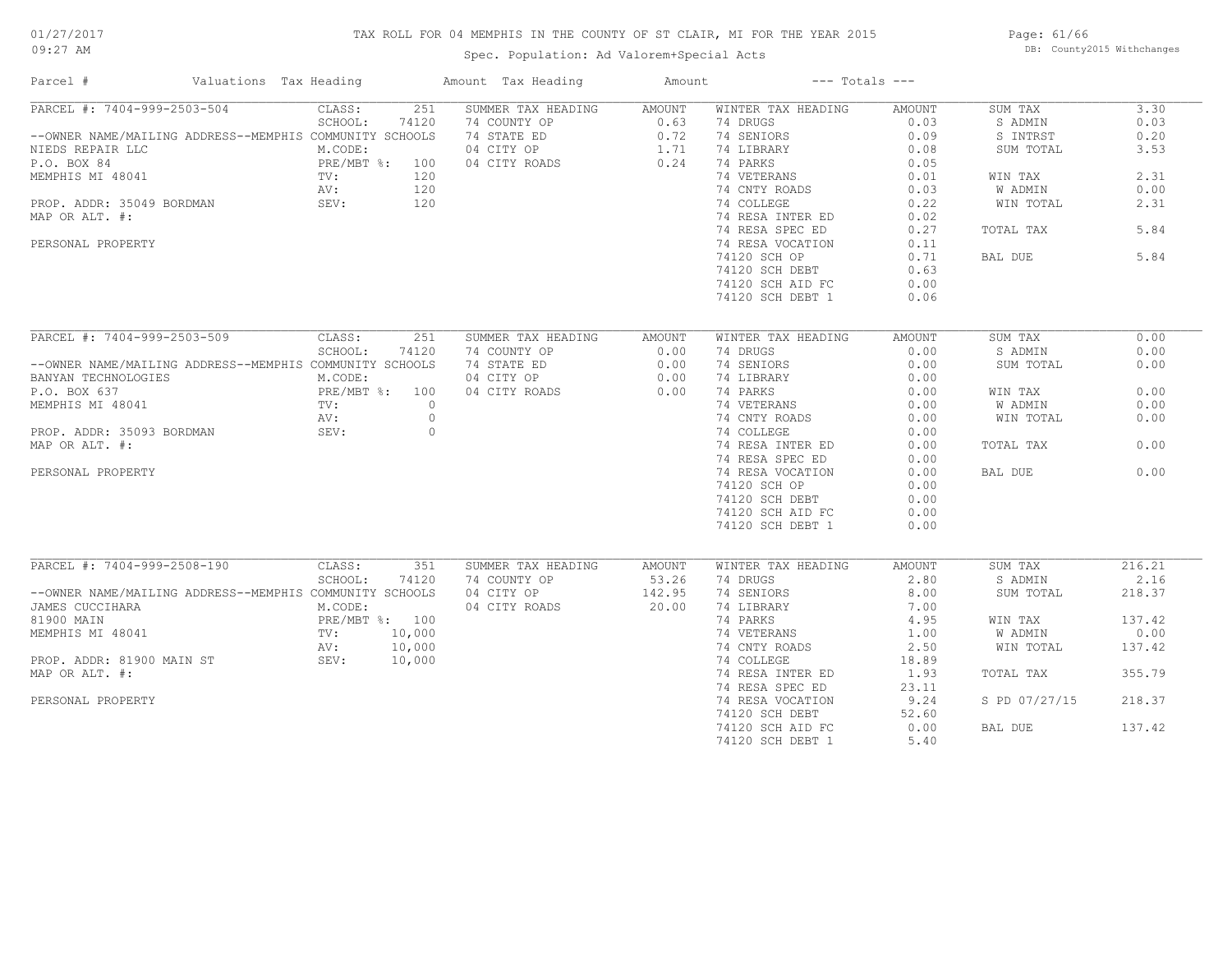TAX ROLL FOR 04 MEMPHIS IN THE COUNTY OF ST CLAIR, MI FOR THE YEAR 2015

Spec. Population: Ad Valorem+Special Acts

DB: County2015 Withchanges

01/27/2017 09:27 AM

| Parcel # | Valuations | Tax Heading | Amount | Tax Heading | Amount | --- Totals --- | |
|---|---|---|---|---|---|---|---|

## PARCEL #: 7404-999-2503-504

| Parcel Info | Valuations | | Summer Tax Heading | Amount | Winter Tax Heading | Amount | Totals | |
|---|---|---|---|---|---|---|---|---|
| --OWNER NAME/MAILING ADDRESS--MEMPHIS COMMUNITY SCHOOLS | CLASS: | 251 | 74 COUNTY OP | 0.63 | 74 DRUGS | 0.03 | SUM TAX | 3.30 |
| NIEDS REPAIR LLC | SCHOOL: | 74120 | 74 STATE ED | 0.72 | 74 SENIORS | 0.09 | S ADMIN | 0.03 |
| P.O. BOX 84 | M.CODE: | | 04 CITY OP | 1.71 | 74 LIBRARY | 0.08 | S INTRST | 0.20 |
| MEMPHIS MI 48041 | PRE/MBT %: | 100 | 04 CITY ROADS | 0.24 | 74 PARKS | 0.05 | SUM TOTAL | 3.53 |
| PROP. ADDR: 35049 BORDMAN | TV: | 120 | | | 74 VETERANS | 0.01 | WIN TAX | 2.31 |
| MAP OR ALT. #: | AV: | 120 | | | 74 CNTY ROADS | 0.03 | W ADMIN | 0.00 |
| PERSONAL PROPERTY | SEV: | 120 | | | 74 COLLEGE | 0.22 | WIN TOTAL | 2.31 |
| | | | | | 74 RESA INTER ED | 0.02 | | |
| | | | | | 74 RESA SPEC ED | 0.27 | TOTAL TAX | 5.84 |
| | | | | | 74 RESA VOCATION | 0.11 | | |
| | | | | | 74120 SCH OP | 0.71 | BAL DUE | 5.84 |
| | | | | | 74120 SCH DEBT | 0.63 | | |
| | | | | | 74120 SCH AID FC | 0.00 | | |
| | | | | | 74120 SCH DEBT 1 | 0.06 | | |

## PARCEL #: 7404-999-2503-509

| Parcel Info | Valuations | | Summer Tax Heading | Amount | Winter Tax Heading | Amount | Totals | |
|---|---|---|---|---|---|---|---|---|
| --OWNER NAME/MAILING ADDRESS--MEMPHIS COMMUNITY SCHOOLS | CLASS: | 251 | 74 COUNTY OP | 0.00 | 74 DRUGS | 0.00 | SUM TAX | 0.00 |
| BANYAN TECHNOLOGIES | SCHOOL: | 74120 | 74 STATE ED | 0.00 | 74 SENIORS | 0.00 | S ADMIN | 0.00 |
| P.O. BOX 637 | M.CODE: | | 04 CITY OP | 0.00 | 74 LIBRARY | 0.00 | SUM TOTAL | 0.00 |
| MEMPHIS MI 48041 | PRE/MBT %: | 100 | 04 CITY ROADS | 0.00 | 74 PARKS | 0.00 | WIN TAX | 0.00 |
| PROP. ADDR: 35093 BORDMAN | TV: | 0 | | | 74 VETERANS | 0.00 | W ADMIN | 0.00 |
| MAP OR ALT. #: | AV: | 0 | | | 74 CNTY ROADS | 0.00 | WIN TOTAL | 0.00 |
| PERSONAL PROPERTY | SEV: | 0 | | | 74 COLLEGE | 0.00 | | |
| | | | | | 74 RESA INTER ED | 0.00 | TOTAL TAX | 0.00 |
| | | | | | 74 RESA SPEC ED | 0.00 | | |
| | | | | | 74 RESA VOCATION | 0.00 | BAL DUE | 0.00 |
| | | | | | 74120 SCH OP | 0.00 | | |
| | | | | | 74120 SCH DEBT | 0.00 | | |
| | | | | | 74120 SCH AID FC | 0.00 | | |
| | | | | | 74120 SCH DEBT 1 | 0.00 | | |

## PARCEL #: 7404-999-2508-190

| Parcel Info | Valuations | | Summer Tax Heading | Amount | Winter Tax Heading | Amount | Totals | |
|---|---|---|---|---|---|---|---|---|
| --OWNER NAME/MAILING ADDRESS--MEMPHIS COMMUNITY SCHOOLS | CLASS: | 351 | 74 COUNTY OP | 53.26 | 74 DRUGS | 2.80 | SUM TAX | 216.21 |
| JAMES CUCCIHARA | SCHOOL: | 74120 | 04 CITY OP | 142.95 | 74 SENIORS | 8.00 | S ADMIN | 2.16 |
| 81900 MAIN | M.CODE: | | 04 CITY ROADS | 20.00 | 74 LIBRARY | 7.00 | SUM TOTAL | 218.37 |
| MEMPHIS MI 48041 | PRE/MBT %: | 100 | | | 74 PARKS | 4.95 | WIN TAX | 137.42 |
| PROP. ADDR: 81900 MAIN ST | TV: | 10,000 | | | 74 VETERANS | 1.00 | W ADMIN | 0.00 |
| MAP OR ALT. #: | AV: | 10,000 | | | 74 CNTY ROADS | 2.50 | WIN TOTAL | 137.42 |
| PERSONAL PROPERTY | SEV: | 10,000 | | | 74 COLLEGE | 18.89 | | |
| | | | | | 74 RESA INTER ED | 1.93 | TOTAL TAX | 355.79 |
| | | | | | 74 RESA SPEC ED | 23.11 | | |
| | | | | | 74 RESA VOCATION | 9.24 | S PD 07/27/15 | 218.37 |
| | | | | | 74120 SCH DEBT | 52.60 | | |
| | | | | | 74120 SCH AID FC | 0.00 | BAL DUE | 137.42 |
| | | | | | 74120 SCH DEBT 1 | 5.40 | | |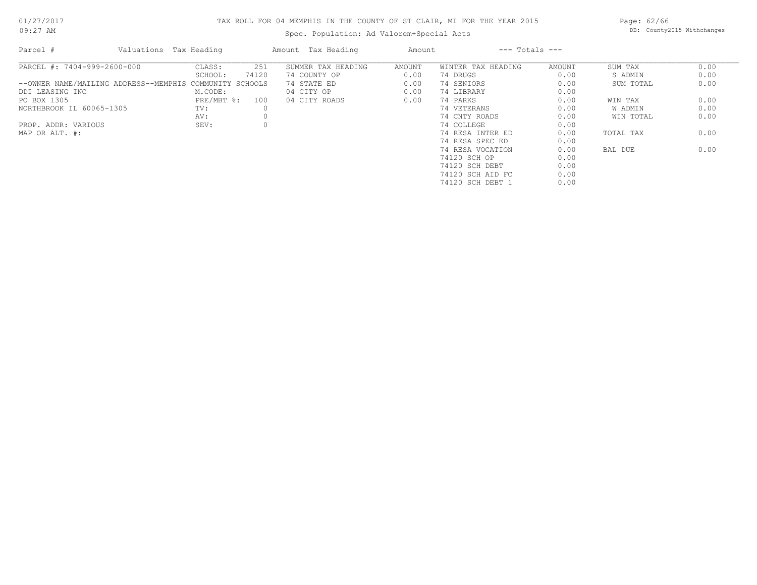# TAX ROLL FOR 04 MEMPHIS IN THE COUNTY OF ST CLAIR, MI FOR THE YEAR 2015

Spec. Population: Ad Valorem+Special Acts

DB: County2015 Withchanges

01/27/2017
09:27 AM

| Parcel # | Valuations | Tax Heading | Amount | Tax Heading | Amount | --- Totals --- | |
|---|---|---|---|---|---|---|---|
| PARCEL #: 7404-999-2600-000 | CLASS: 251 | SUMMER TAX HEADING | AMOUNT | WINTER TAX HEADING | AMOUNT | SUM TAX | 0.00 |
| | SCHOOL: 74120 | 74 COUNTY OP | 0.00 | 74 DRUGS | 0.00 | S ADMIN | 0.00 |
| --OWNER NAME/MAILING ADDRESS--MEMPHIS COMMUNITY SCHOOLS | | 74 STATE ED | 0.00 | 74 SENIORS | 0.00 | SUM TOTAL | 0.00 |
| DDI LEASING INC | M.CODE: | 04 CITY OP | 0.00 | 74 LIBRARY | 0.00 | | |
| PO BOX 1305 | PRE/MBT %: 100 | 04 CITY ROADS | 0.00 | 74 PARKS | 0.00 | WIN TAX | 0.00 |
| NORTHBROOK IL 60065-1305 | TV: 0 | | | 74 VETERANS | 0.00 | W ADMIN | 0.00 |
| | AV: 0 | | | 74 CNTY ROADS | 0.00 | WIN TOTAL | 0.00 |
| PROP. ADDR: VARIOUS | SEV: 0 | | | 74 COLLEGE | 0.00 | | |
| MAP OR ALT. #: | | | | 74 RESA INTER ED | 0.00 | TOTAL TAX | 0.00 |
| | | | | 74 RESA SPEC ED | 0.00 | | |
| | | | | 74 RESA VOCATION | 0.00 | BAL DUE | 0.00 |
| | | | | 74120 SCH OP | 0.00 | | |
| | | | | 74120 SCH DEBT | 0.00 | | |
| | | | | 74120 SCH AID FC | 0.00 | | |
| | | | | 74120 SCH DEBT 1 | 0.00 | | |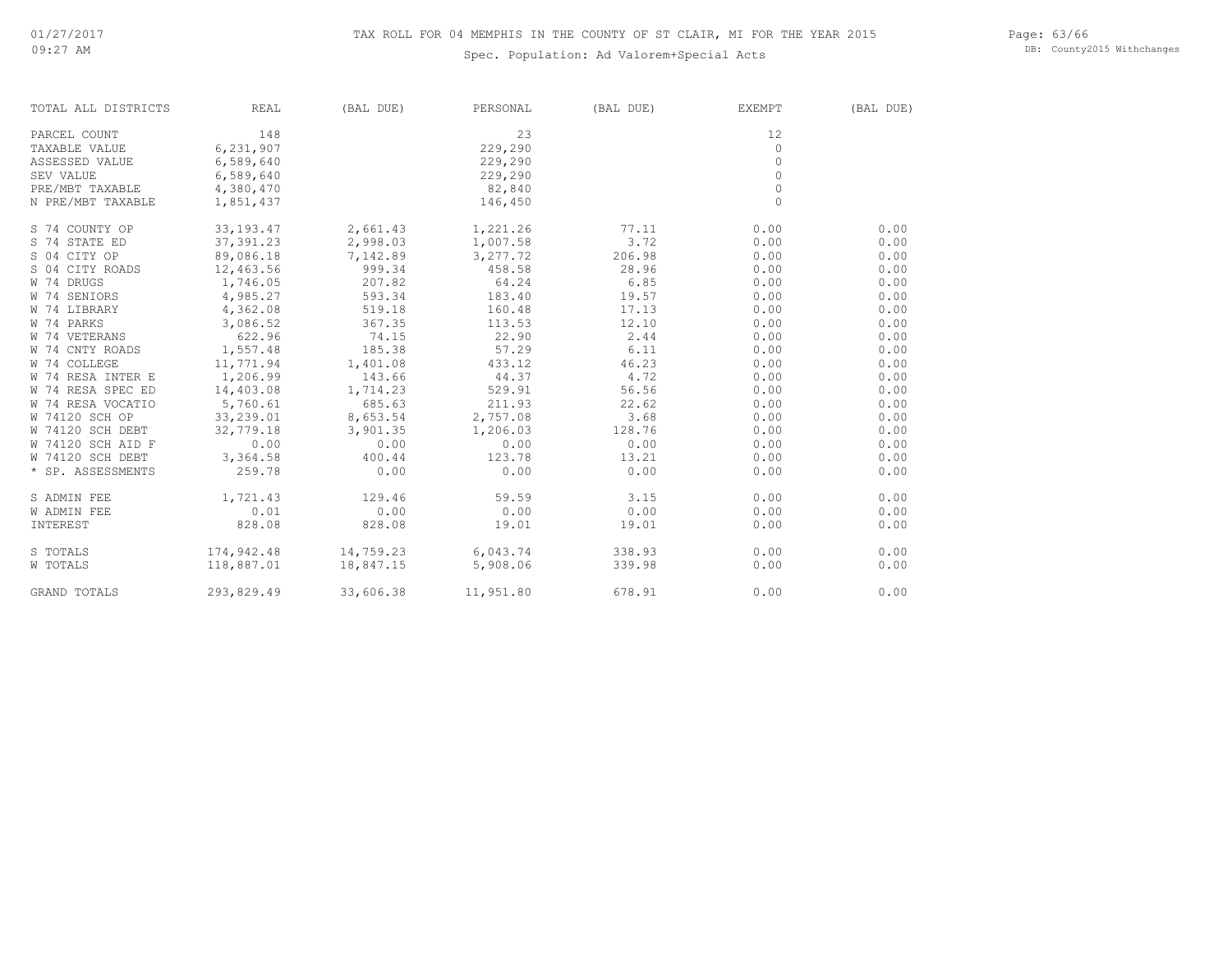# TAX ROLL FOR 04 MEMPHIS IN THE COUNTY OF ST CLAIR, MI FOR THE YEAR 2015

Spec. Population: Ad Valorem+Special Acts

| TOTAL ALL DISTRICTS | REAL | (BAL DUE) | PERSONAL | (BAL DUE) | EXEMPT | (BAL DUE) |
|---|---|---|---|---|---|---|
| PARCEL COUNT | 148 | | 23 | | 12 | |
| TAXABLE VALUE | 6,231,907 | | 229,290 | | 0 | |
| ASSESSED VALUE | 6,589,640 | | 229,290 | | 0 | |
| SEV VALUE | 6,589,640 | | 229,290 | | 0 | |
| PRE/MBT TAXABLE | 4,380,470 | | 82,840 | | 0 | |
| N PRE/MBT TAXABLE | 1,851,437 | | 146,450 | | 0 | |
| S 74 COUNTY OP | 33,193.47 | 2,661.43 | 1,221.26 | 77.11 | 0.00 | 0.00 |
| S 74 STATE ED | 37,391.23 | 2,998.03 | 1,007.58 | 3.72 | 0.00 | 0.00 |
| S 04 CITY OP | 89,086.18 | 7,142.89 | 3,277.72 | 206.98 | 0.00 | 0.00 |
| S 04 CITY ROADS | 12,463.56 | 999.34 | 458.58 | 28.96 | 0.00 | 0.00 |
| W 74 DRUGS | 1,746.05 | 207.82 | 64.24 | 6.85 | 0.00 | 0.00 |
| W 74 SENIORS | 4,985.27 | 593.34 | 183.40 | 19.57 | 0.00 | 0.00 |
| W 74 LIBRARY | 4,362.08 | 519.18 | 160.48 | 17.13 | 0.00 | 0.00 |
| W 74 PARKS | 3,086.52 | 367.35 | 113.53 | 12.10 | 0.00 | 0.00 |
| W 74 VETERANS | 622.96 | 74.15 | 22.90 | 2.44 | 0.00 | 0.00 |
| W 74 CNTY ROADS | 1,557.48 | 185.38 | 57.29 | 6.11 | 0.00 | 0.00 |
| W 74 COLLEGE | 11,771.94 | 1,401.08 | 433.12 | 46.23 | 0.00 | 0.00 |
| W 74 RESA INTER E | 1,206.99 | 143.66 | 44.37 | 4.72 | 0.00 | 0.00 |
| W 74 RESA SPEC ED | 14,403.08 | 1,714.23 | 529.91 | 56.56 | 0.00 | 0.00 |
| W 74 RESA VOCATIO | 5,760.61 | 685.63 | 211.93 | 22.62 | 0.00 | 0.00 |
| W 74120 SCH OP | 33,239.01 | 8,653.54 | 2,757.08 | 3.68 | 0.00 | 0.00 |
| W 74120 SCH DEBT | 32,779.18 | 3,901.35 | 1,206.03 | 128.76 | 0.00 | 0.00 |
| W 74120 SCH AID F | 0.00 | 0.00 | 0.00 | 0.00 | 0.00 | 0.00 |
| W 74120 SCH DEBT | 3,364.58 | 400.44 | 123.78 | 13.21 | 0.00 | 0.00 |
| * SP. ASSESSMENTS | 259.78 | 0.00 | 0.00 | 0.00 | 0.00 | 0.00 |
| S ADMIN FEE | 1,721.43 | 129.46 | 59.59 | 3.15 | 0.00 | 0.00 |
| W ADMIN FEE | 0.01 | 0.00 | 0.00 | 0.00 | 0.00 | 0.00 |
| INTEREST | 828.08 | 828.08 | 19.01 | 19.01 | 0.00 | 0.00 |
| S TOTALS | 174,942.48 | 14,759.23 | 6,043.74 | 338.93 | 0.00 | 0.00 |
| W TOTALS | 118,887.01 | 18,847.15 | 5,908.06 | 339.98 | 0.00 | 0.00 |
| GRAND TOTALS | 293,829.49 | 33,606.38 | 11,951.80 | 678.91 | 0.00 | 0.00 |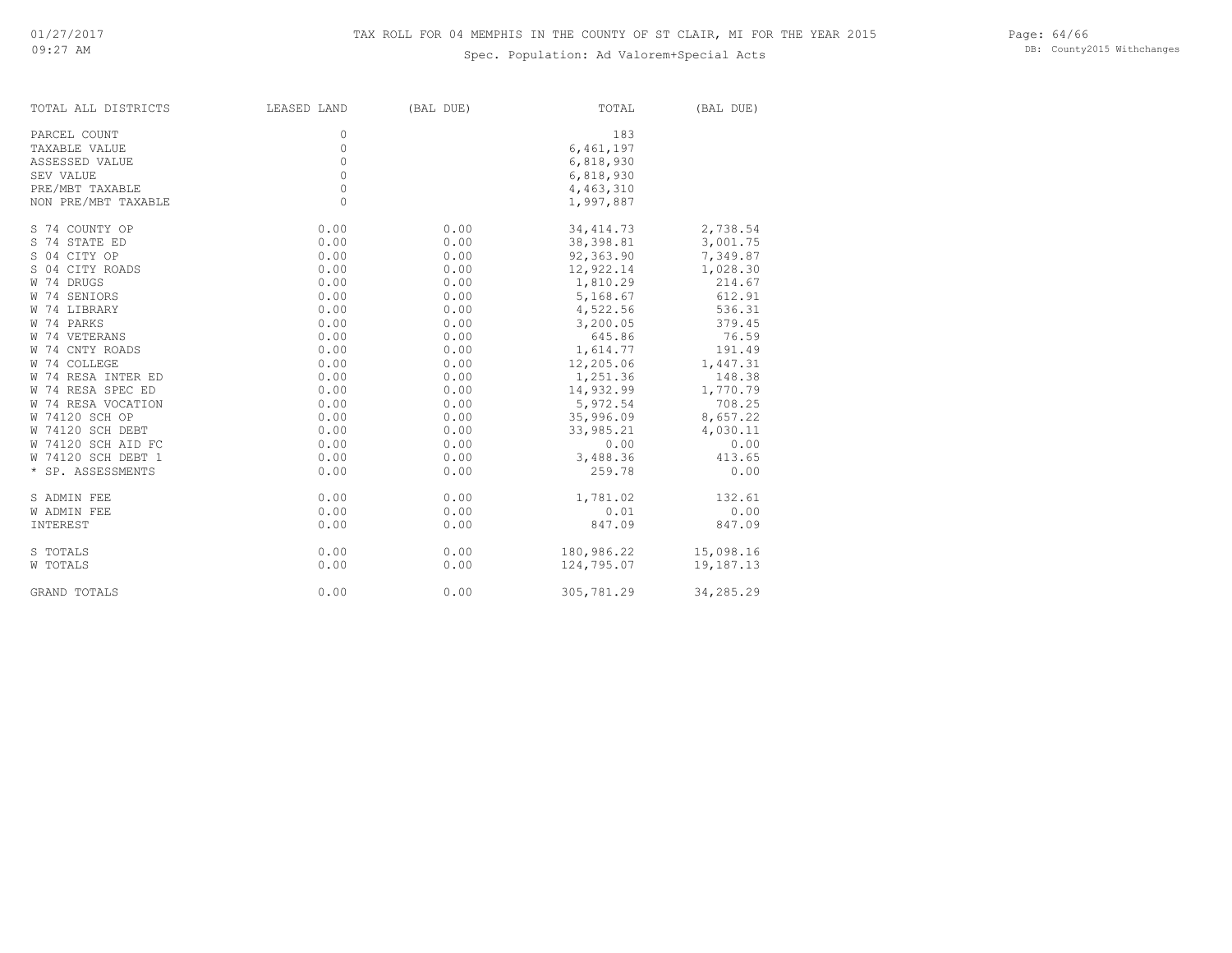# TAX ROLL FOR 04 MEMPHIS IN THE COUNTY OF ST CLAIR, MI FOR THE YEAR 2015

Spec. Population: Ad Valorem+Special Acts

| TOTAL ALL DISTRICTS | LEASED LAND | (BAL DUE) | TOTAL | (BAL DUE) |
|---|---|---|---|---|
| PARCEL COUNT | 0 | | 183 | |
| TAXABLE VALUE | 0 | | 6,461,197 | |
| ASSESSED VALUE | 0 | | 6,818,930 | |
| SEV VALUE | 0 | | 6,818,930 | |
| PRE/MBT TAXABLE | 0 | | 4,463,310 | |
| NON PRE/MBT TAXABLE | 0 | | 1,997,887 | |
| S 74 COUNTY OP | 0.00 | 0.00 | 34,414.73 | 2,738.54 |
| S 74 STATE ED | 0.00 | 0.00 | 38,398.81 | 3,001.75 |
| S 04 CITY OP | 0.00 | 0.00 | 92,363.90 | 7,349.87 |
| S 04 CITY ROADS | 0.00 | 0.00 | 12,922.14 | 1,028.30 |
| W 74 DRUGS | 0.00 | 0.00 | 1,810.29 | 214.67 |
| W 74 SENIORS | 0.00 | 0.00 | 5,168.67 | 612.91 |
| W 74 LIBRARY | 0.00 | 0.00 | 4,522.56 | 536.31 |
| W 74 PARKS | 0.00 | 0.00 | 3,200.05 | 379.45 |
| W 74 VETERANS | 0.00 | 0.00 | 645.86 | 76.59 |
| W 74 CNTY ROADS | 0.00 | 0.00 | 1,614.77 | 191.49 |
| W 74 COLLEGE | 0.00 | 0.00 | 12,205.06 | 1,447.31 |
| W 74 RESA INTER ED | 0.00 | 0.00 | 1,251.36 | 148.38 |
| W 74 RESA SPEC ED | 0.00 | 0.00 | 14,932.99 | 1,770.79 |
| W 74 RESA VOCATION | 0.00 | 0.00 | 5,972.54 | 708.25 |
| W 74120 SCH OP | 0.00 | 0.00 | 35,996.09 | 8,657.22 |
| W 74120 SCH DEBT | 0.00 | 0.00 | 33,985.21 | 4,030.11 |
| W 74120 SCH AID FC | 0.00 | 0.00 | 0.00 | 0.00 |
| W 74120 SCH DEBT 1 | 0.00 | 0.00 | 3,488.36 | 413.65 |
| * SP. ASSESSMENTS | 0.00 | 0.00 | 259.78 | 0.00 |
| S ADMIN FEE | 0.00 | 0.00 | 1,781.02 | 132.61 |
| W ADMIN FEE | 0.00 | 0.00 | 0.01 | 0.00 |
| INTEREST | 0.00 | 0.00 | 847.09 | 847.09 |
| S TOTALS | 0.00 | 0.00 | 180,986.22 | 15,098.16 |
| W TOTALS | 0.00 | 0.00 | 124,795.07 | 19,187.13 |
| GRAND TOTALS | 0.00 | 0.00 | 305,781.29 | 34,285.29 |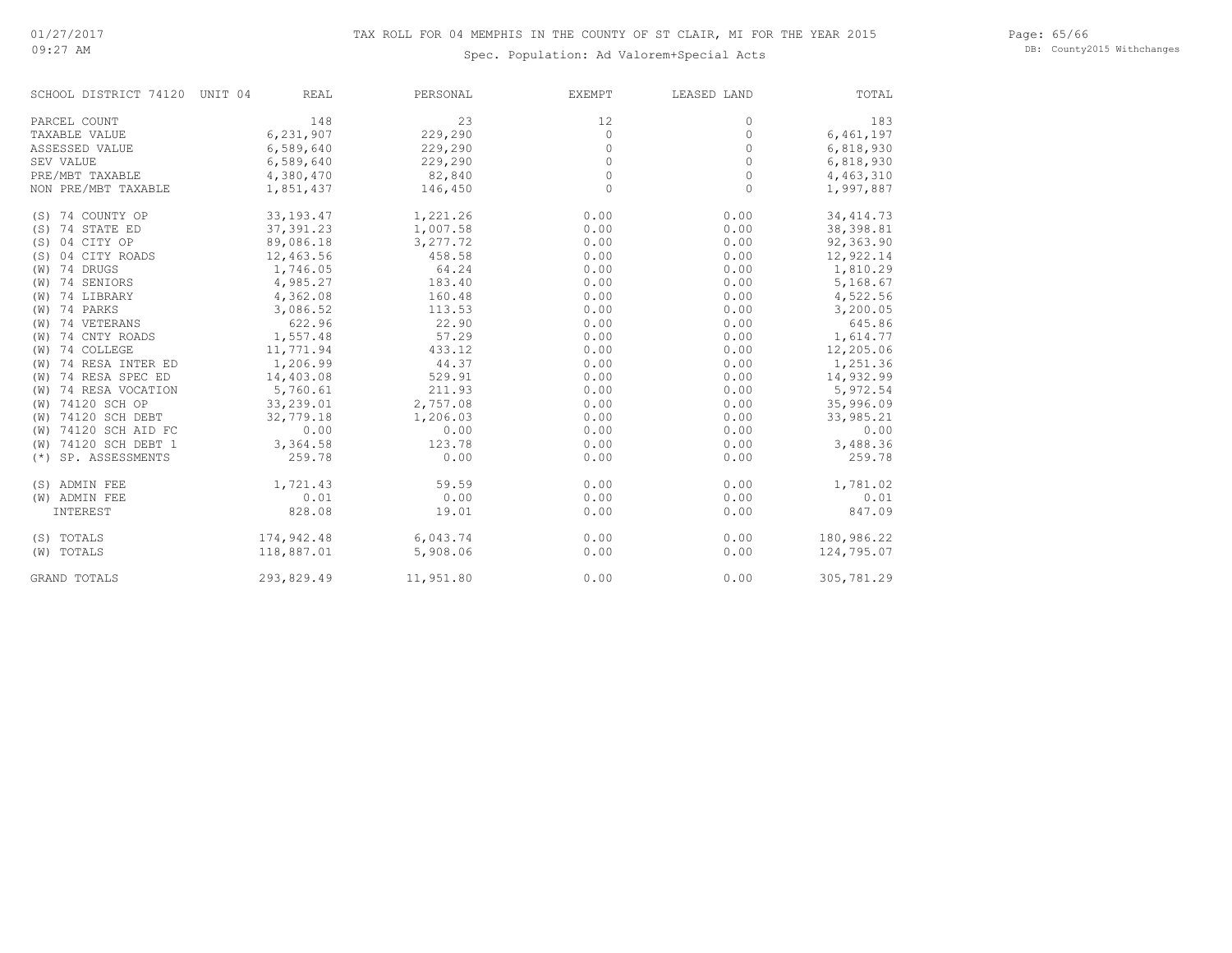# TAX ROLL FOR 04 MEMPHIS IN THE COUNTY OF ST CLAIR, MI FOR THE YEAR 2015

Spec. Population: Ad Valorem+Special Acts

| SCHOOL DISTRICT 74120 UNIT 04 | REAL | PERSONAL | EXEMPT | LEASED LAND | TOTAL |
|---|---|---|---|---|---|
| PARCEL COUNT | 148 | 23 | 12 | 0 | 183 |
| TAXABLE VALUE | 6,231,907 | 229,290 | 0 | 0 | 6,461,197 |
| ASSESSED VALUE | 6,589,640 | 229,290 | 0 | 0 | 6,818,930 |
| SEV VALUE | 6,589,640 | 229,290 | 0 | 0 | 6,818,930 |
| PRE/MBT TAXABLE | 4,380,470 | 82,840 | 0 | 0 | 4,463,310 |
| NON PRE/MBT TAXABLE | 1,851,437 | 146,450 | 0 | 0 | 1,997,887 |
| (S) 74 COUNTY OP | 33,193.47 | 1,221.26 | 0.00 | 0.00 | 34,414.73 |
| (S) 74 STATE ED | 37,391.23 | 1,007.58 | 0.00 | 0.00 | 38,398.81 |
| (S) 04 CITY OP | 89,086.18 | 3,277.72 | 0.00 | 0.00 | 92,363.90 |
| (S) 04 CITY ROADS | 12,463.56 | 458.58 | 0.00 | 0.00 | 12,922.14 |
| (W) 74 DRUGS | 1,746.05 | 64.24 | 0.00 | 0.00 | 1,810.29 |
| (W) 74 SENIORS | 4,985.27 | 183.40 | 0.00 | 0.00 | 5,168.67 |
| (W) 74 LIBRARY | 4,362.08 | 160.48 | 0.00 | 0.00 | 4,522.56 |
| (W) 74 PARKS | 3,086.52 | 113.53 | 0.00 | 0.00 | 3,200.05 |
| (W) 74 VETERANS | 622.96 | 22.90 | 0.00 | 0.00 | 645.86 |
| (W) 74 CNTY ROADS | 1,557.48 | 57.29 | 0.00 | 0.00 | 1,614.77 |
| (W) 74 COLLEGE | 11,771.94 | 433.12 | 0.00 | 0.00 | 12,205.06 |
| (W) 74 RESA INTER ED | 1,206.99 | 44.37 | 0.00 | 0.00 | 1,251.36 |
| (W) 74 RESA SPEC ED | 14,403.08 | 529.91 | 0.00 | 0.00 | 14,932.99 |
| (W) 74 RESA VOCATION | 5,760.61 | 211.93 | 0.00 | 0.00 | 5,972.54 |
| (W) 74120 SCH OP | 33,239.01 | 2,757.08 | 0.00 | 0.00 | 35,996.09 |
| (W) 74120 SCH DEBT | 32,779.18 | 1,206.03 | 0.00 | 0.00 | 33,985.21 |
| (W) 74120 SCH AID FC | 0.00 | 0.00 | 0.00 | 0.00 | 0.00 |
| (W) 74120 SCH DEBT 1 | 3,364.58 | 123.78 | 0.00 | 0.00 | 3,488.36 |
| (*) SP. ASSESSMENTS | 259.78 | 0.00 | 0.00 | 0.00 | 259.78 |
| (S) ADMIN FEE | 1,721.43 | 59.59 | 0.00 | 0.00 | 1,781.02 |
| (W) ADMIN FEE | 0.01 | 0.00 | 0.00 | 0.00 | 0.01 |
| INTEREST | 828.08 | 19.01 | 0.00 | 0.00 | 847.09 |
| (S) TOTALS | 174,942.48 | 6,043.74 | 0.00 | 0.00 | 180,986.22 |
| (W) TOTALS | 118,887.01 | 5,908.06 | 0.00 | 0.00 | 124,795.07 |
| GRAND TOTALS | 293,829.49 | 11,951.80 | 0.00 | 0.00 | 305,781.29 |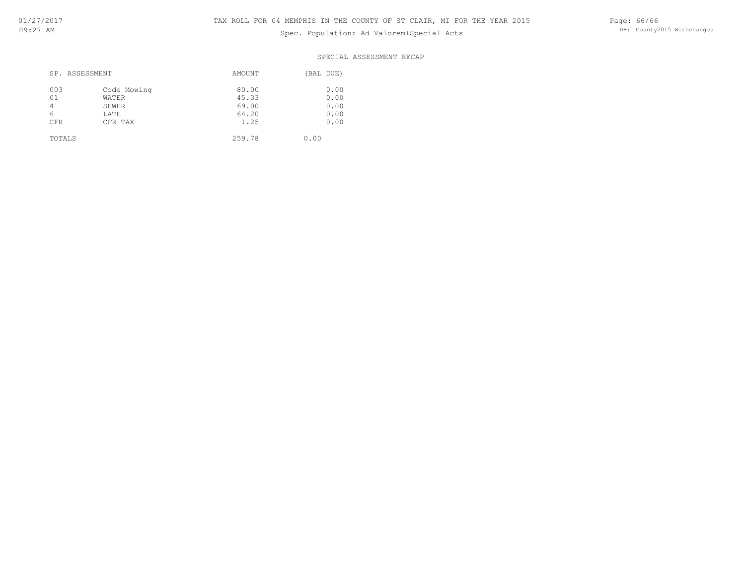# TAX ROLL FOR 04 MEMPHIS IN THE COUNTY OF ST CLAIR, MI FOR THE YEAR 2015

Spec. Population: Ad Valorem+Special Acts

## SPECIAL ASSESSMENT RECAP

| SP. ASSESSMENT | | AMOUNT | (BAL DUE) |
|---|---|---|---|
| 003 | Code Mowing | 80.00 | 0.00 |
| 01 | WATER | 45.33 | 0.00 |
| 4 | SEWER | 69.00 | 0.00 |
| 6 | LATE | 64.20 | 0.00 |
| CFR | CFR TAX | 1.25 | 0.00 |
| TOTALS | | 259.78 | 0.00 |